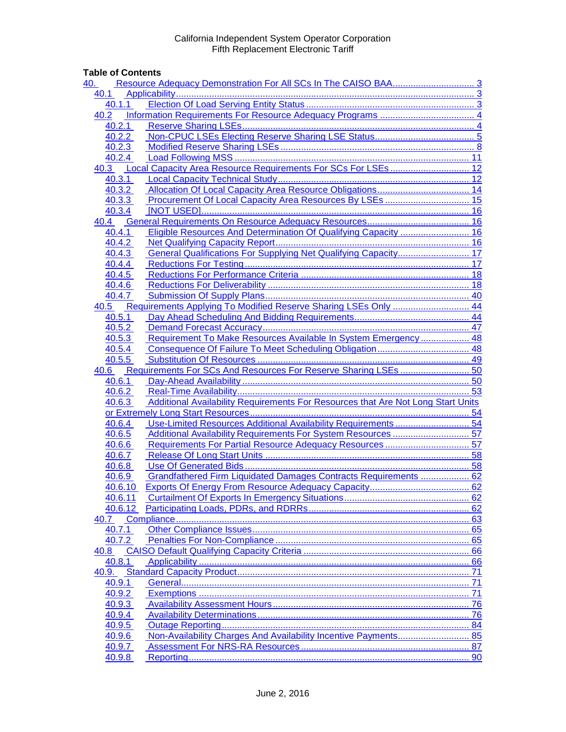California Independent System Operator Corporation
Fifth Replacement Electronic Tariff

**Table of Contents**

- 40. Resource Adequacy Demonstration For All SCs In The CAISO BAA ..... 3
  - 40.1 Applicability ..... 3
    - 40.1.1 Election Of Load Serving Entity Status ..... 3
  - 40.2 Information Requirements For Resource Adequacy Programs ..... 4
    - 40.2.1 Reserve Sharing LSEs ..... 4
    - 40.2.2 Non-CPUC LSEs Electing Reserve Sharing LSE Status ..... 5
    - 40.2.3 Modified Reserve Sharing LSEs ..... 8
    - 40.2.4 Load Following MSS ..... 11
  - 40.3 Local Capacity Area Resource Requirements For SCs For LSEs ..... 12
    - 40.3.1 Local Capacity Technical Study ..... 12
    - 40.3.2 Allocation Of Local Capacity Area Resource Obligations ..... 14
    - 40.3.3 Procurement Of Local Capacity Area Resources By LSEs ..... 15
    - 40.3.4 [NOT USED] ..... 16
  - 40.4 General Requirements On Resource Adequacy Resources ..... 16
    - 40.4.1 Eligible Resources And Determination Of Qualifying Capacity ..... 16
    - 40.4.2 Net Qualifying Capacity Report ..... 16
    - 40.4.3 General Qualifications For Supplying Net Qualifying Capacity ..... 17
    - 40.4.4 Reductions For Testing ..... 17
    - 40.4.5 Reductions For Performance Criteria ..... 18
    - 40.4.6 Reductions For Deliverability ..... 18
    - 40.4.7 Submission Of Supply Plans ..... 40
  - 40.5 Requirements Applying To Modified Reserve Sharing LSEs Only ..... 44
    - 40.5.1 Day Ahead Scheduling And Bidding Requirements ..... 44
    - 40.5.2 Demand Forecast Accuracy ..... 47
    - 40.5.3 Requirement To Make Resources Available In System Emergency ..... 48
    - 40.5.4 Consequence Of Failure To Meet Scheduling Obligation ..... 48
    - 40.5.5 Substitution Of Resources ..... 49
  - 40.6 Requirements For SCs And Resources For Reserve Sharing LSEs ..... 50
    - 40.6.1 Day-Ahead Availability ..... 50
    - 40.6.2 Real-Time Availability ..... 53
    - 40.6.3 Additional Availability Requirements For Resources that Are Not Long Start Units or Extremely Long Start Resources ..... 54
    - 40.6.4 Use-Limited Resources Additional Availability Requirements ..... 54
    - 40.6.5 Additional Availability Requirements For System Resources ..... 57
    - 40.6.6 Requirements For Partial Resource Adequacy Resources ..... 57
    - 40.6.7 Release Of Long Start Units ..... 58
    - 40.6.8 Use Of Generated Bids ..... 58
    - 40.6.9 Grandfathered Firm Liquidated Damages Contracts Requirements ..... 62
    - 40.6.10 Exports Of Energy From Resource Adequacy Capacity ..... 62
    - 40.6.11 Curtailment Of Exports In Emergency Situations ..... 62
    - 40.6.12 Participating Loads, PDRs, and RDRRs ..... 62
  - 40.7 Compliance ..... 63
    - 40.7.1 Other Compliance Issues ..... 65
    - 40.7.2 Penalties For Non-Compliance ..... 65
  - 40.8 CAISO Default Qualifying Capacity Criteria ..... 66
    - 40.8.1 Applicability ..... 66
  - 40.9. Standard Capacity Product ..... 71
    - 40.9.1 General ..... 71
    - 40.9.2 Exemptions ..... 71
    - 40.9.3 Availability Assessment Hours ..... 76
    - 40.9.4 Availability Determinations ..... 76
    - 40.9.5 Outage Reporting ..... 84
    - 40.9.6 Non-Availability Charges And Availability Incentive Payments ..... 85
    - 40.9.7 Assessment For NRS-RA Resources ..... 87
    - 40.9.8 Reporting ..... 90

June 2, 2016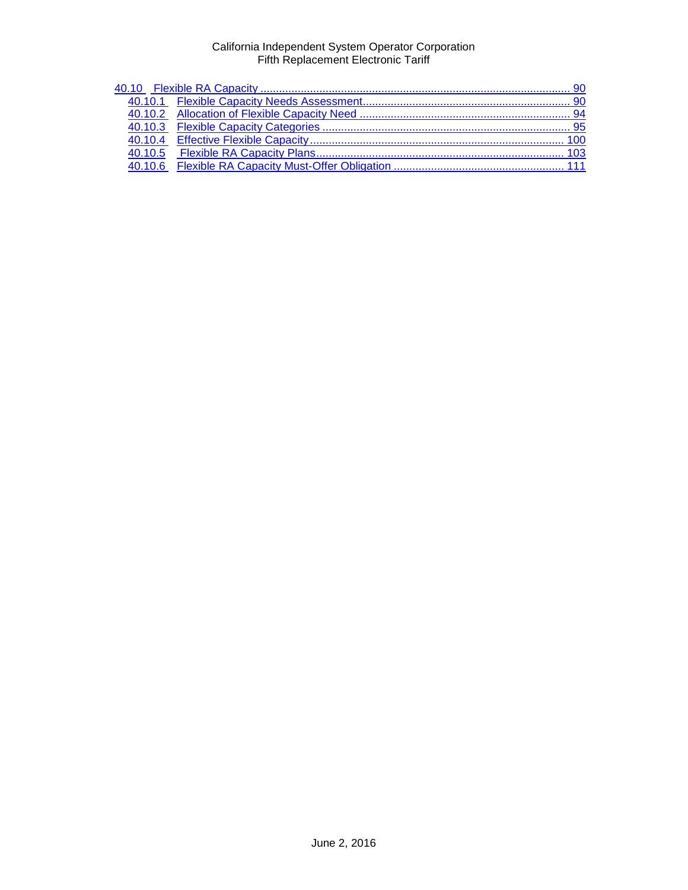[40.10 Flexible RA Capacity .................................................................................................... 90](#)
[40.10.1 Flexible Capacity Needs Assessment................................................................... 90](#)
[40.10.2 Allocation of Flexible Capacity Need .................................................................... 94](#)
[40.10.3 Flexible Capacity Categories ................................................................................ 95](#)
[40.10.4 Effective Flexible Capacity................................................................................. 100](#)
[40.10.5 Flexible RA Capacity Plans................................................................................ 103](#)
[40.10.6 Flexible RA Capacity Must-Offer Obligation ...................................................... 111](#)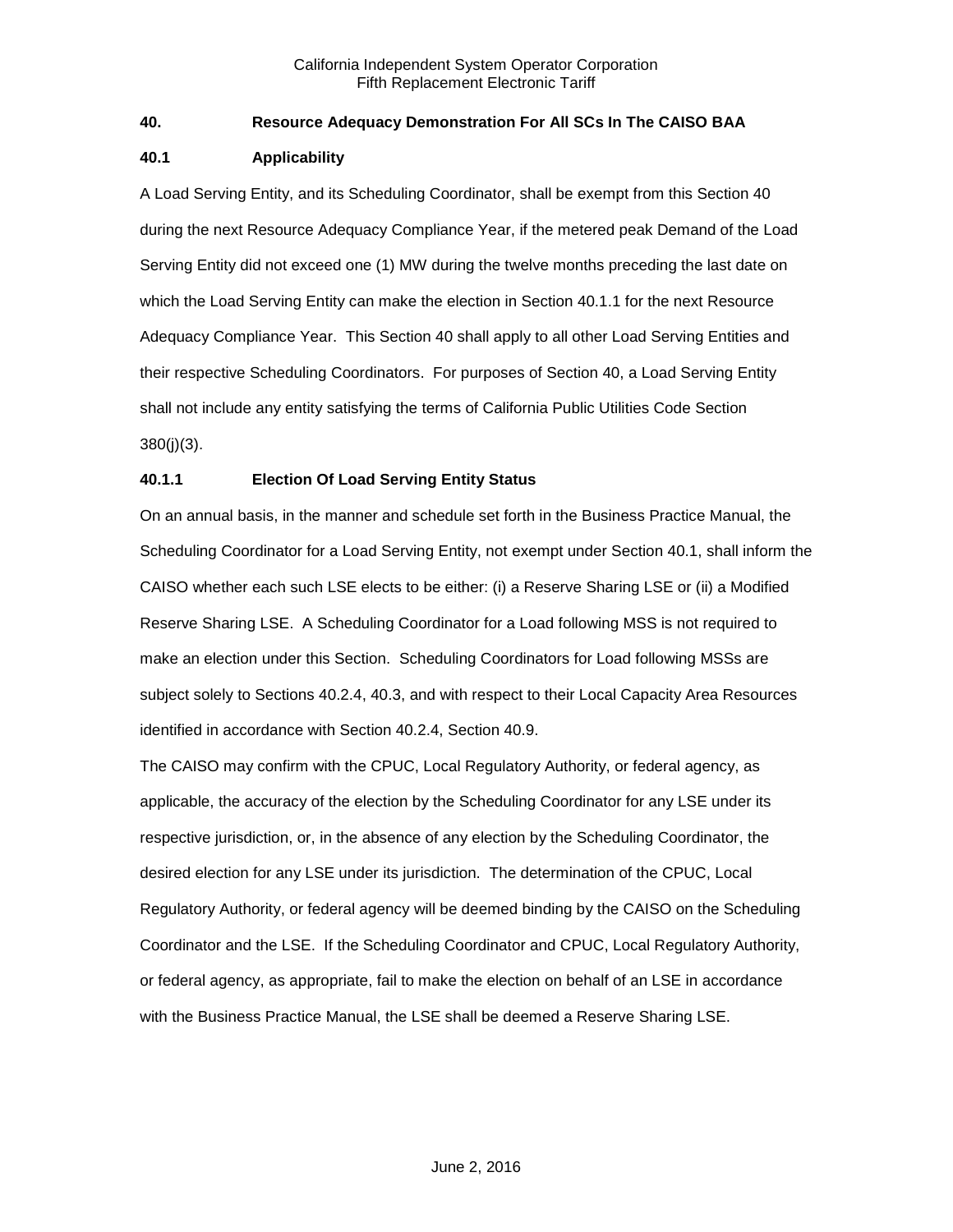## 40. Resource Adequacy Demonstration For All SCs In The CAISO BAA

### 40.1 Applicability

A Load Serving Entity, and its Scheduling Coordinator, shall be exempt from this Section 40 during the next Resource Adequacy Compliance Year, if the metered peak Demand of the Load Serving Entity did not exceed one (1) MW during the twelve months preceding the last date on which the Load Serving Entity can make the election in Section 40.1.1 for the next Resource Adequacy Compliance Year. This Section 40 shall apply to all other Load Serving Entities and their respective Scheduling Coordinators. For purposes of Section 40, a Load Serving Entity shall not include any entity satisfying the terms of California Public Utilities Code Section 380(j)(3).

#### 40.1.1 Election Of Load Serving Entity Status

On an annual basis, in the manner and schedule set forth in the Business Practice Manual, the Scheduling Coordinator for a Load Serving Entity, not exempt under Section 40.1, shall inform the CAISO whether each such LSE elects to be either: (i) a Reserve Sharing LSE or (ii) a Modified Reserve Sharing LSE. A Scheduling Coordinator for a Load following MSS is not required to make an election under this Section. Scheduling Coordinators for Load following MSSs are subject solely to Sections 40.2.4, 40.3, and with respect to their Local Capacity Area Resources identified in accordance with Section 40.2.4, Section 40.9.

The CAISO may confirm with the CPUC, Local Regulatory Authority, or federal agency, as applicable, the accuracy of the election by the Scheduling Coordinator for any LSE under its respective jurisdiction, or, in the absence of any election by the Scheduling Coordinator, the desired election for any LSE under its jurisdiction. The determination of the CPUC, Local Regulatory Authority, or federal agency will be deemed binding by the CAISO on the Scheduling Coordinator and the LSE. If the Scheduling Coordinator and CPUC, Local Regulatory Authority, or federal agency, as appropriate, fail to make the election on behalf of an LSE in accordance with the Business Practice Manual, the LSE shall be deemed a Reserve Sharing LSE.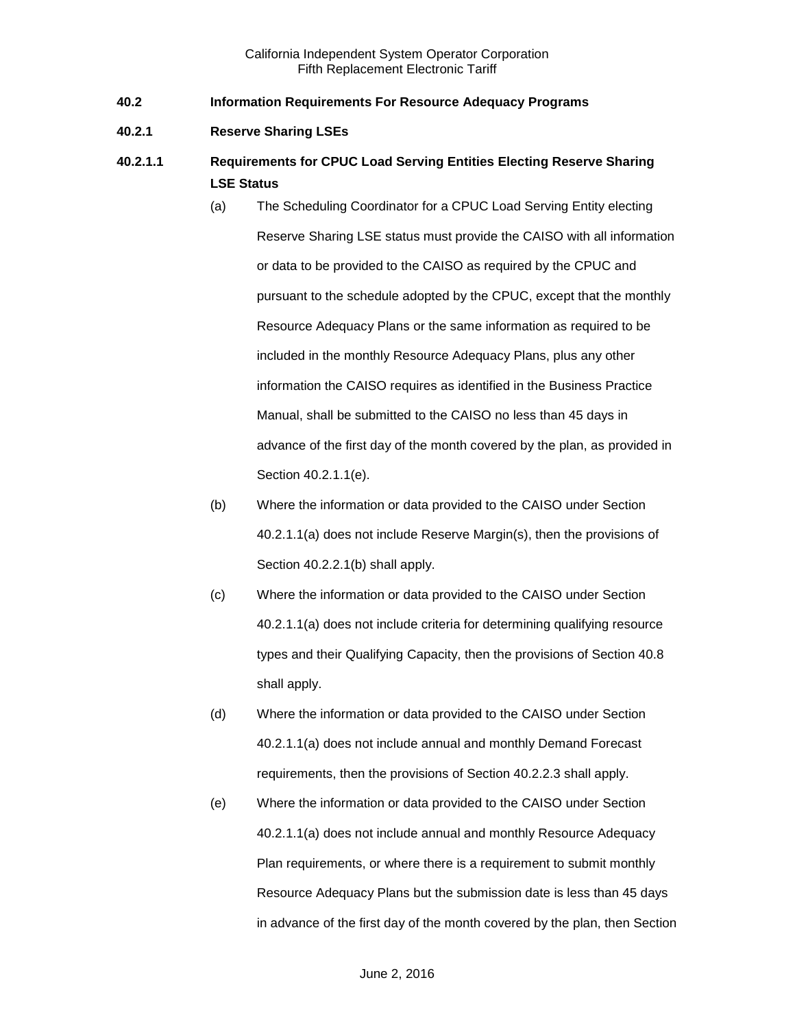## 40.2 Information Requirements For Resource Adequacy Programs

### 40.2.1 Reserve Sharing LSEs

#### 40.2.1.1 Requirements for CPUC Load Serving Entities Electing Reserve Sharing LSE Status

(a) The Scheduling Coordinator for a CPUC Load Serving Entity electing Reserve Sharing LSE status must provide the CAISO with all information or data to be provided to the CAISO as required by the CPUC and pursuant to the schedule adopted by the CPUC, except that the monthly Resource Adequacy Plans or the same information as required to be included in the monthly Resource Adequacy Plans, plus any other information the CAISO requires as identified in the Business Practice Manual, shall be submitted to the CAISO no less than 45 days in advance of the first day of the month covered by the plan, as provided in Section 40.2.1.1(e).

(b) Where the information or data provided to the CAISO under Section 40.2.1.1(a) does not include Reserve Margin(s), then the provisions of Section 40.2.2.1(b) shall apply.

(c) Where the information or data provided to the CAISO under Section 40.2.1.1(a) does not include criteria for determining qualifying resource types and their Qualifying Capacity, then the provisions of Section 40.8 shall apply.

(d) Where the information or data provided to the CAISO under Section 40.2.1.1(a) does not include annual and monthly Demand Forecast requirements, then the provisions of Section 40.2.2.3 shall apply.

(e) Where the information or data provided to the CAISO under Section 40.2.1.1(a) does not include annual and monthly Resource Adequacy Plan requirements, or where there is a requirement to submit monthly Resource Adequacy Plans but the submission date is less than 45 days in advance of the first day of the month covered by the plan, then Section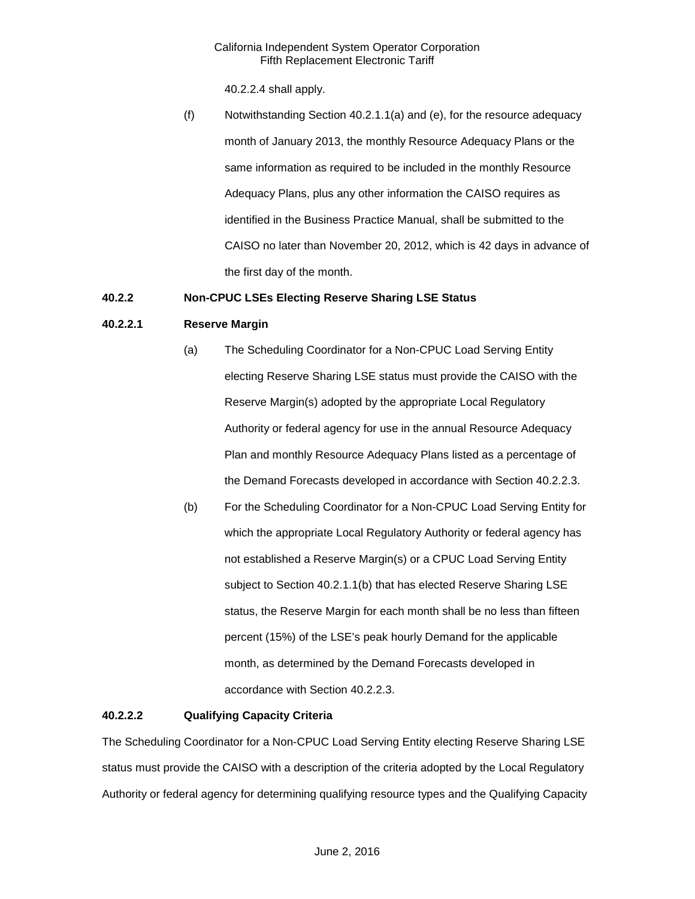40.2.2.4 shall apply.

(f) Notwithstanding Section 40.2.1.1(a) and (e), for the resource adequacy month of January 2013, the monthly Resource Adequacy Plans or the same information as required to be included in the monthly Resource Adequacy Plans, plus any other information the CAISO requires as identified in the Business Practice Manual, shall be submitted to the CAISO no later than November 20, 2012, which is 42 days in advance of the first day of the month.

**40.2.2 Non-CPUC LSEs Electing Reserve Sharing LSE Status**

**40.2.2.1 Reserve Margin**

(a) The Scheduling Coordinator for a Non-CPUC Load Serving Entity electing Reserve Sharing LSE status must provide the CAISO with the Reserve Margin(s) adopted by the appropriate Local Regulatory Authority or federal agency for use in the annual Resource Adequacy Plan and monthly Resource Adequacy Plans listed as a percentage of the Demand Forecasts developed in accordance with Section 40.2.2.3.

(b) For the Scheduling Coordinator for a Non-CPUC Load Serving Entity for which the appropriate Local Regulatory Authority or federal agency has not established a Reserve Margin(s) or a CPUC Load Serving Entity subject to Section 40.2.1.1(b) that has elected Reserve Sharing LSE status, the Reserve Margin for each month shall be no less than fifteen percent (15%) of the LSE's peak hourly Demand for the applicable month, as determined by the Demand Forecasts developed in accordance with Section 40.2.2.3.

**40.2.2.2 Qualifying Capacity Criteria**

The Scheduling Coordinator for a Non-CPUC Load Serving Entity electing Reserve Sharing LSE status must provide the CAISO with a description of the criteria adopted by the Local Regulatory Authority or federal agency for determining qualifying resource types and the Qualifying Capacity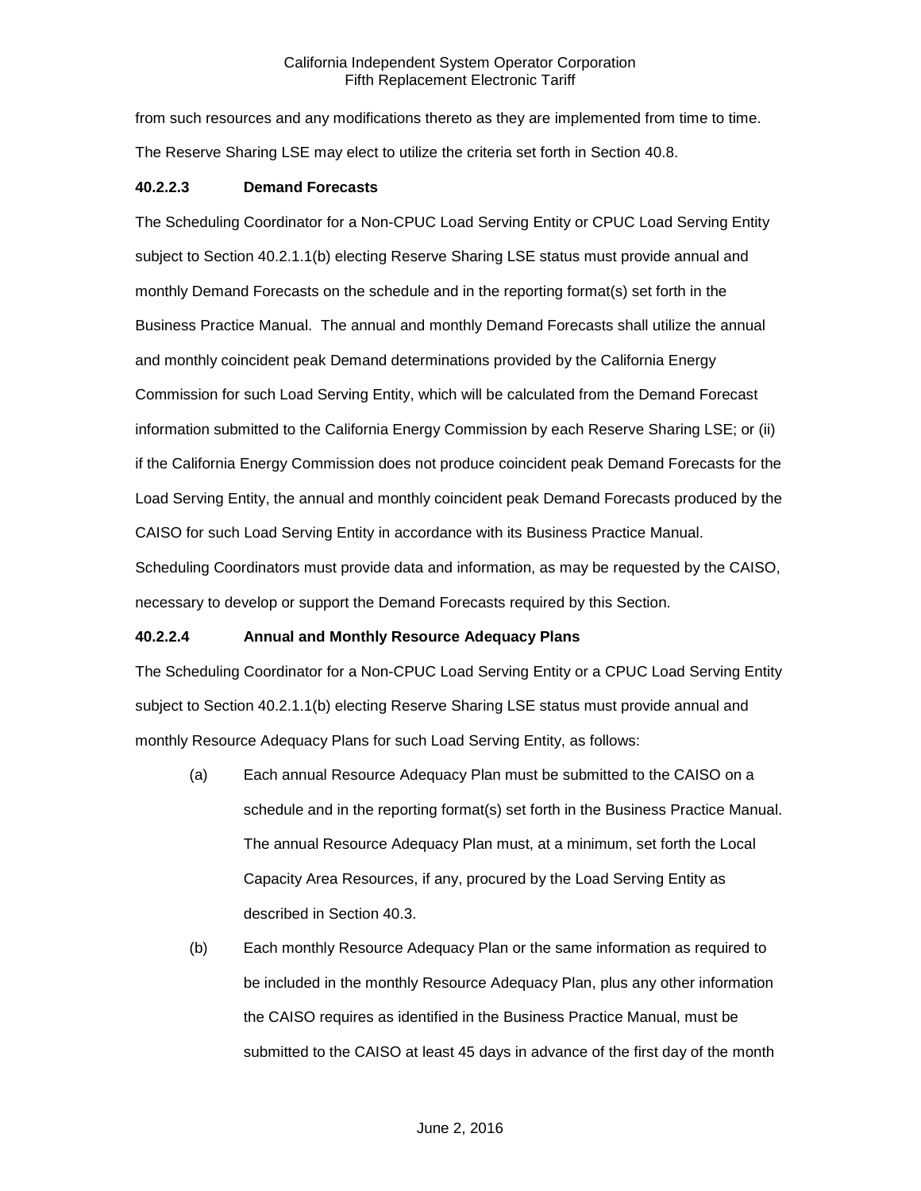from such resources and any modifications thereto as they are implemented from time to time. The Reserve Sharing LSE may elect to utilize the criteria set forth in Section 40.8.

**40.2.2.3 Demand Forecasts**

The Scheduling Coordinator for a Non-CPUC Load Serving Entity or CPUC Load Serving Entity subject to Section 40.2.1.1(b) electing Reserve Sharing LSE status must provide annual and monthly Demand Forecasts on the schedule and in the reporting format(s) set forth in the Business Practice Manual. The annual and monthly Demand Forecasts shall utilize the annual and monthly coincident peak Demand determinations provided by the California Energy Commission for such Load Serving Entity, which will be calculated from the Demand Forecast information submitted to the California Energy Commission by each Reserve Sharing LSE; or (ii) if the California Energy Commission does not produce coincident peak Demand Forecasts for the Load Serving Entity, the annual and monthly coincident peak Demand Forecasts produced by the CAISO for such Load Serving Entity in accordance with its Business Practice Manual. Scheduling Coordinators must provide data and information, as may be requested by the CAISO, necessary to develop or support the Demand Forecasts required by this Section.

**40.2.2.4 Annual and Monthly Resource Adequacy Plans**

The Scheduling Coordinator for a Non-CPUC Load Serving Entity or a CPUC Load Serving Entity subject to Section 40.2.1.1(b) electing Reserve Sharing LSE status must provide annual and monthly Resource Adequacy Plans for such Load Serving Entity, as follows:

(a) Each annual Resource Adequacy Plan must be submitted to the CAISO on a schedule and in the reporting format(s) set forth in the Business Practice Manual. The annual Resource Adequacy Plan must, at a minimum, set forth the Local Capacity Area Resources, if any, procured by the Load Serving Entity as described in Section 40.3.

(b) Each monthly Resource Adequacy Plan or the same information as required to be included in the monthly Resource Adequacy Plan, plus any other information the CAISO requires as identified in the Business Practice Manual, must be submitted to the CAISO at least 45 days in advance of the first day of the month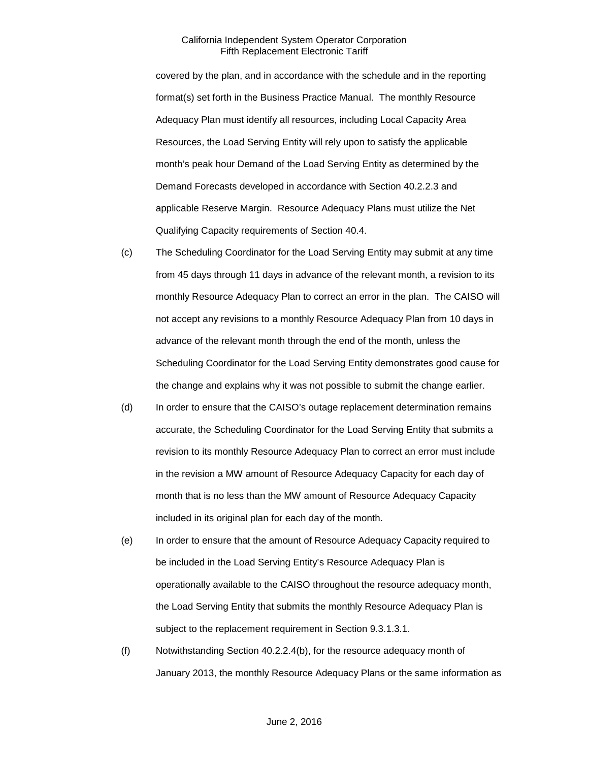covered by the plan, and in accordance with the schedule and in the reporting format(s) set forth in the Business Practice Manual. The monthly Resource Adequacy Plan must identify all resources, including Local Capacity Area Resources, the Load Serving Entity will rely upon to satisfy the applicable month's peak hour Demand of the Load Serving Entity as determined by the Demand Forecasts developed in accordance with Section 40.2.2.3 and applicable Reserve Margin. Resource Adequacy Plans must utilize the Net Qualifying Capacity requirements of Section 40.4.

(c) The Scheduling Coordinator for the Load Serving Entity may submit at any time from 45 days through 11 days in advance of the relevant month, a revision to its monthly Resource Adequacy Plan to correct an error in the plan. The CAISO will not accept any revisions to a monthly Resource Adequacy Plan from 10 days in advance of the relevant month through the end of the month, unless the Scheduling Coordinator for the Load Serving Entity demonstrates good cause for the change and explains why it was not possible to submit the change earlier.

(d) In order to ensure that the CAISO's outage replacement determination remains accurate, the Scheduling Coordinator for the Load Serving Entity that submits a revision to its monthly Resource Adequacy Plan to correct an error must include in the revision a MW amount of Resource Adequacy Capacity for each day of month that is no less than the MW amount of Resource Adequacy Capacity included in its original plan for each day of the month.

(e) In order to ensure that the amount of Resource Adequacy Capacity required to be included in the Load Serving Entity's Resource Adequacy Plan is operationally available to the CAISO throughout the resource adequacy month, the Load Serving Entity that submits the monthly Resource Adequacy Plan is subject to the replacement requirement in Section 9.3.1.3.1.

(f) Notwithstanding Section 40.2.2.4(b), for the resource adequacy month of January 2013, the monthly Resource Adequacy Plans or the same information as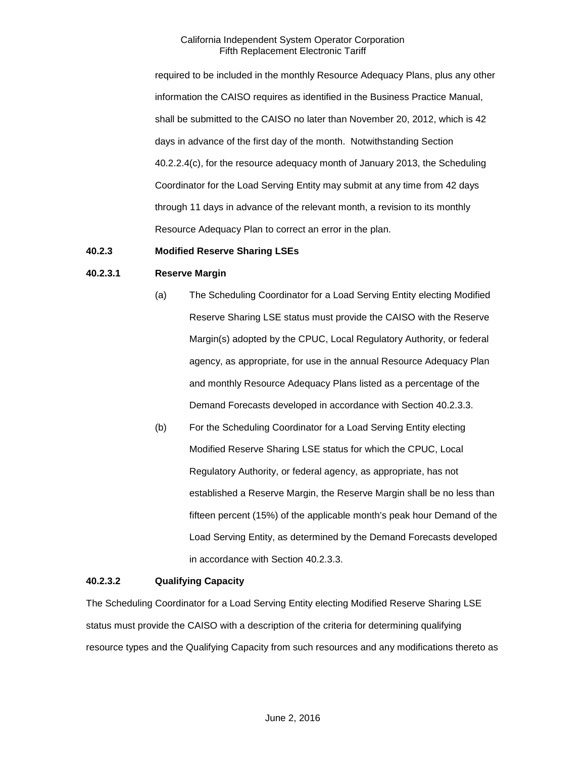required to be included in the monthly Resource Adequacy Plans, plus any other information the CAISO requires as identified in the Business Practice Manual, shall be submitted to the CAISO no later than November 20, 2012, which is 42 days in advance of the first day of the month. Notwithstanding Section 40.2.2.4(c), for the resource adequacy month of January 2013, the Scheduling Coordinator for the Load Serving Entity may submit at any time from 42 days through 11 days in advance of the relevant month, a revision to its monthly Resource Adequacy Plan to correct an error in the plan.

**40.2.3 Modified Reserve Sharing LSEs**

**40.2.3.1 Reserve Margin**

(a) The Scheduling Coordinator for a Load Serving Entity electing Modified Reserve Sharing LSE status must provide the CAISO with the Reserve Margin(s) adopted by the CPUC, Local Regulatory Authority, or federal agency, as appropriate, for use in the annual Resource Adequacy Plan and monthly Resource Adequacy Plans listed as a percentage of the Demand Forecasts developed in accordance with Section 40.2.3.3.

(b) For the Scheduling Coordinator for a Load Serving Entity electing Modified Reserve Sharing LSE status for which the CPUC, Local Regulatory Authority, or federal agency, as appropriate, has not established a Reserve Margin, the Reserve Margin shall be no less than fifteen percent (15%) of the applicable month's peak hour Demand of the Load Serving Entity, as determined by the Demand Forecasts developed in accordance with Section 40.2.3.3.

**40.2.3.2 Qualifying Capacity**

The Scheduling Coordinator for a Load Serving Entity electing Modified Reserve Sharing LSE status must provide the CAISO with a description of the criteria for determining qualifying resource types and the Qualifying Capacity from such resources and any modifications thereto as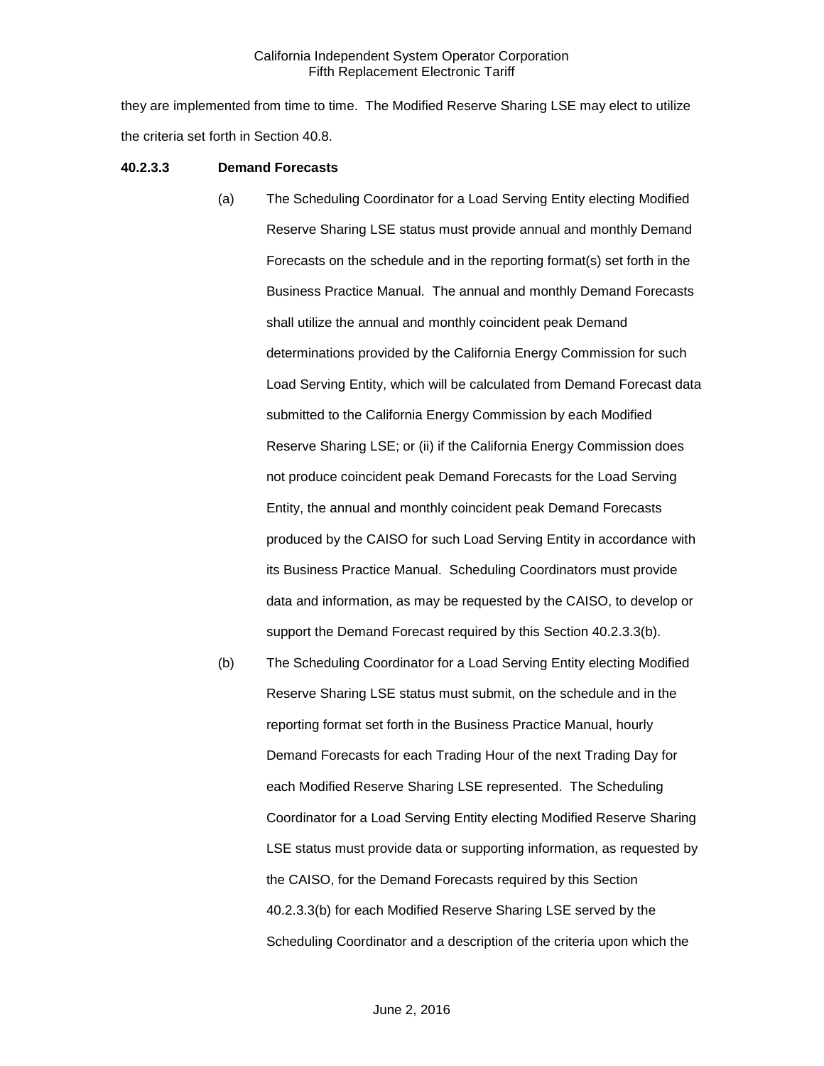they are implemented from time to time. The Modified Reserve Sharing LSE may elect to utilize the criteria set forth in Section 40.8.

**40.2.3.3 Demand Forecasts**

(a) The Scheduling Coordinator for a Load Serving Entity electing Modified Reserve Sharing LSE status must provide annual and monthly Demand Forecasts on the schedule and in the reporting format(s) set forth in the Business Practice Manual. The annual and monthly Demand Forecasts shall utilize the annual and monthly coincident peak Demand determinations provided by the California Energy Commission for such Load Serving Entity, which will be calculated from Demand Forecast data submitted to the California Energy Commission by each Modified Reserve Sharing LSE; or (ii) if the California Energy Commission does not produce coincident peak Demand Forecasts for the Load Serving Entity, the annual and monthly coincident peak Demand Forecasts produced by the CAISO for such Load Serving Entity in accordance with its Business Practice Manual. Scheduling Coordinators must provide data and information, as may be requested by the CAISO, to develop or support the Demand Forecast required by this Section 40.2.3.3(b).

(b) The Scheduling Coordinator for a Load Serving Entity electing Modified Reserve Sharing LSE status must submit, on the schedule and in the reporting format set forth in the Business Practice Manual, hourly Demand Forecasts for each Trading Hour of the next Trading Day for each Modified Reserve Sharing LSE represented. The Scheduling Coordinator for a Load Serving Entity electing Modified Reserve Sharing LSE status must provide data or supporting information, as requested by the CAISO, for the Demand Forecasts required by this Section 40.2.3.3(b) for each Modified Reserve Sharing LSE served by the Scheduling Coordinator and a description of the criteria upon which the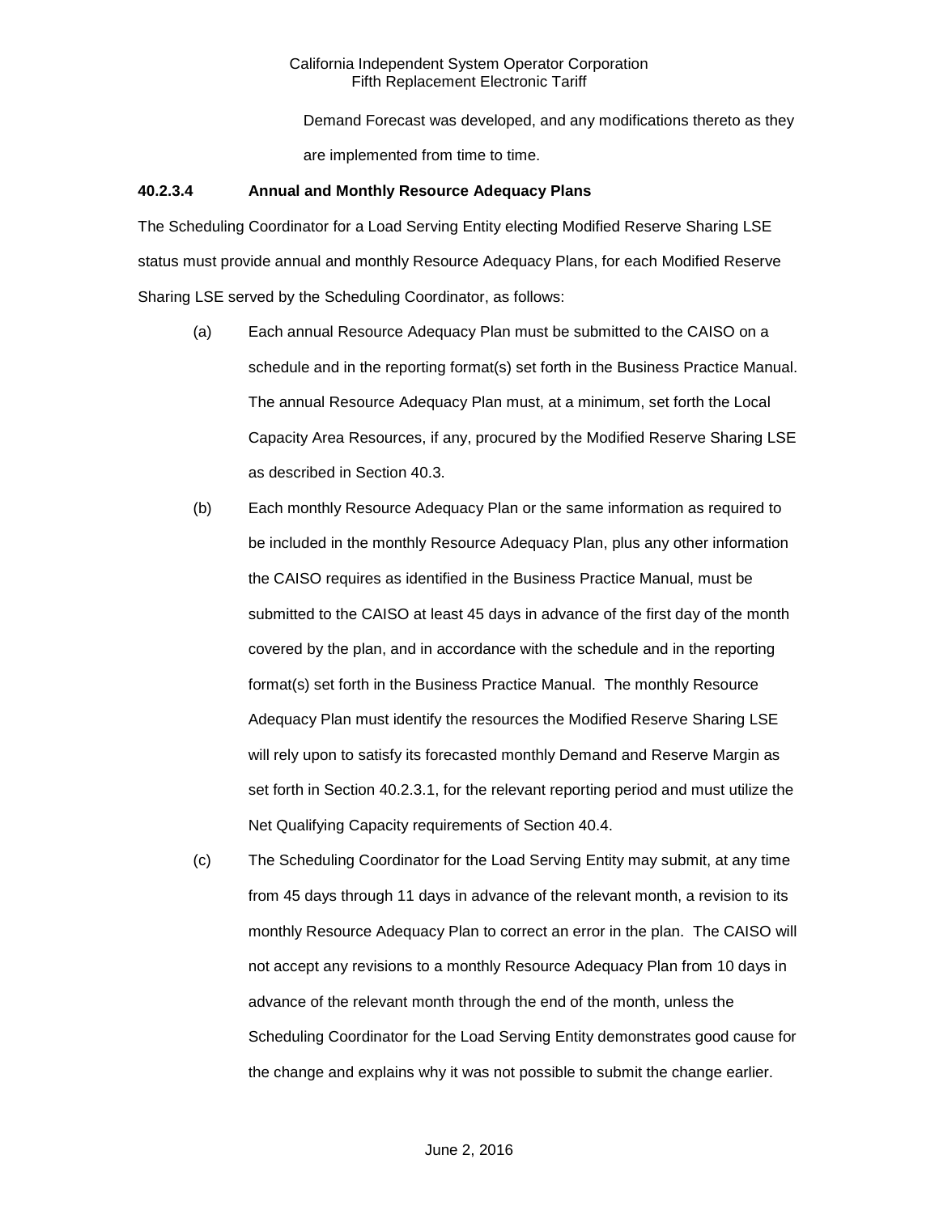Demand Forecast was developed, and any modifications thereto as they are implemented from time to time.

**40.2.3.4 Annual and Monthly Resource Adequacy Plans**

The Scheduling Coordinator for a Load Serving Entity electing Modified Reserve Sharing LSE status must provide annual and monthly Resource Adequacy Plans, for each Modified Reserve Sharing LSE served by the Scheduling Coordinator, as follows:

(a) Each annual Resource Adequacy Plan must be submitted to the CAISO on a schedule and in the reporting format(s) set forth in the Business Practice Manual. The annual Resource Adequacy Plan must, at a minimum, set forth the Local Capacity Area Resources, if any, procured by the Modified Reserve Sharing LSE as described in Section 40.3.

(b) Each monthly Resource Adequacy Plan or the same information as required to be included in the monthly Resource Adequacy Plan, plus any other information the CAISO requires as identified in the Business Practice Manual, must be submitted to the CAISO at least 45 days in advance of the first day of the month covered by the plan, and in accordance with the schedule and in the reporting format(s) set forth in the Business Practice Manual. The monthly Resource Adequacy Plan must identify the resources the Modified Reserve Sharing LSE will rely upon to satisfy its forecasted monthly Demand and Reserve Margin as set forth in Section 40.2.3.1, for the relevant reporting period and must utilize the Net Qualifying Capacity requirements of Section 40.4.

(c) The Scheduling Coordinator for the Load Serving Entity may submit, at any time from 45 days through 11 days in advance of the relevant month, a revision to its monthly Resource Adequacy Plan to correct an error in the plan. The CAISO will not accept any revisions to a monthly Resource Adequacy Plan from 10 days in advance of the relevant month through the end of the month, unless the Scheduling Coordinator for the Load Serving Entity demonstrates good cause for the change and explains why it was not possible to submit the change earlier.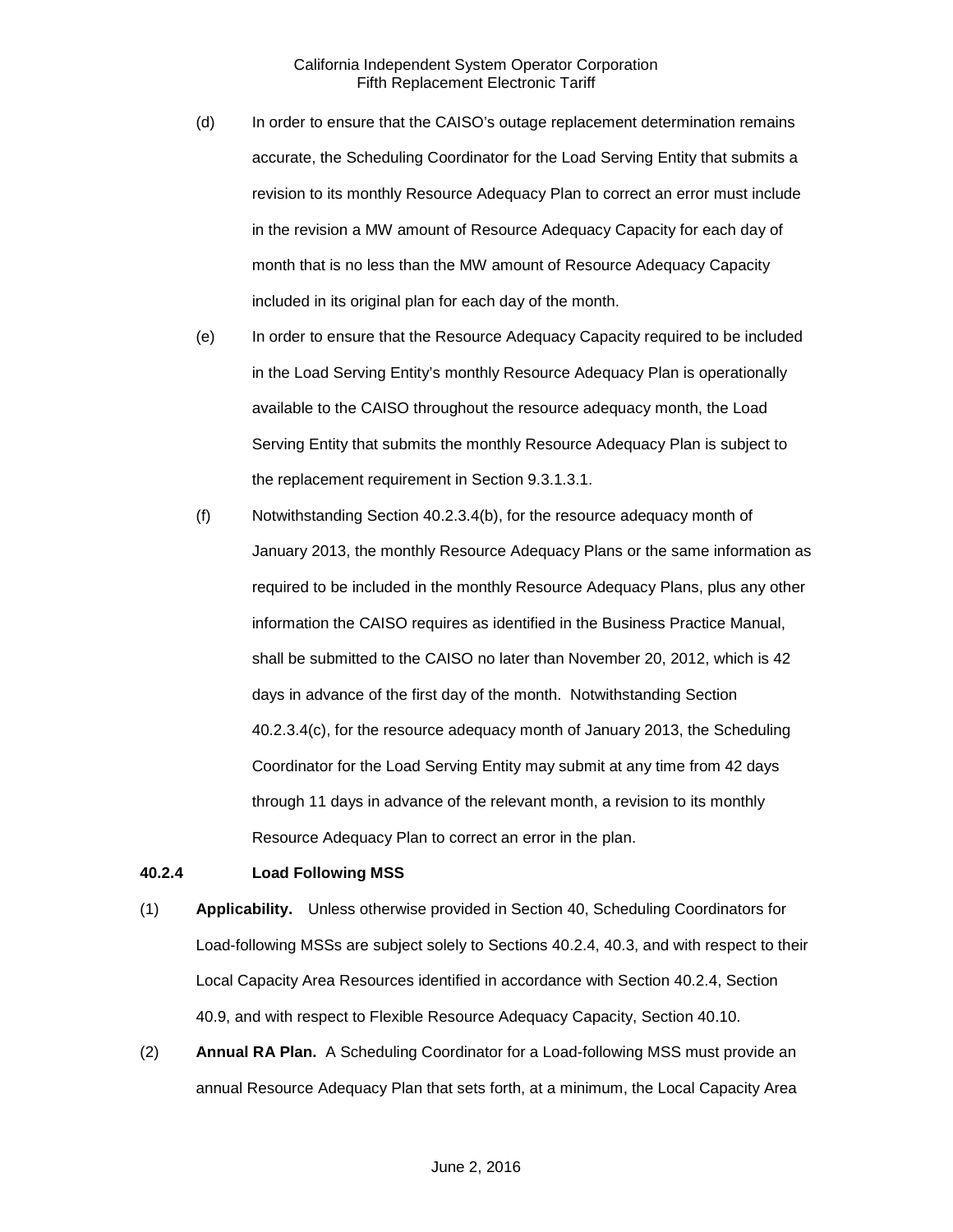(d) In order to ensure that the CAISO's outage replacement determination remains accurate, the Scheduling Coordinator for the Load Serving Entity that submits a revision to its monthly Resource Adequacy Plan to correct an error must include in the revision a MW amount of Resource Adequacy Capacity for each day of month that is no less than the MW amount of Resource Adequacy Capacity included in its original plan for each day of the month.

(e) In order to ensure that the Resource Adequacy Capacity required to be included in the Load Serving Entity's monthly Resource Adequacy Plan is operationally available to the CAISO throughout the resource adequacy month, the Load Serving Entity that submits the monthly Resource Adequacy Plan is subject to the replacement requirement in Section 9.3.1.3.1.

(f) Notwithstanding Section 40.2.3.4(b), for the resource adequacy month of January 2013, the monthly Resource Adequacy Plans or the same information as required to be included in the monthly Resource Adequacy Plans, plus any other information the CAISO requires as identified in the Business Practice Manual, shall be submitted to the CAISO no later than November 20, 2012, which is 42 days in advance of the first day of the month. Notwithstanding Section 40.2.3.4(c), for the resource adequacy month of January 2013, the Scheduling Coordinator for the Load Serving Entity may submit at any time from 42 days through 11 days in advance of the relevant month, a revision to its monthly Resource Adequacy Plan to correct an error in the plan.

### 40.2.4 Load Following MSS

(1) **Applicability.** Unless otherwise provided in Section 40, Scheduling Coordinators for Load-following MSSs are subject solely to Sections 40.2.4, 40.3, and with respect to their Local Capacity Area Resources identified in accordance with Section 40.2.4, Section 40.9, and with respect to Flexible Resource Adequacy Capacity, Section 40.10.

(2) **Annual RA Plan.** A Scheduling Coordinator for a Load-following MSS must provide an annual Resource Adequacy Plan that sets forth, at a minimum, the Local Capacity Area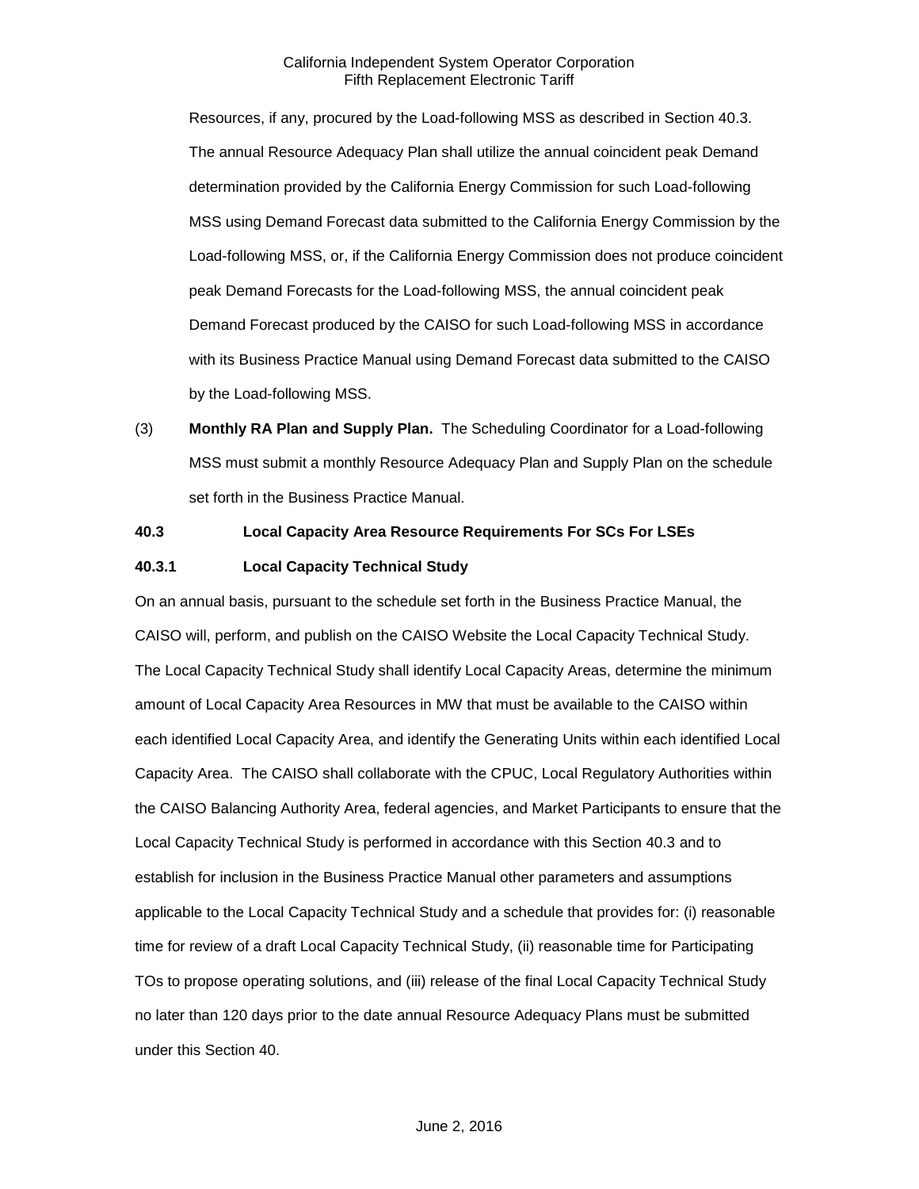Resources, if any, procured by the Load-following MSS as described in Section 40.3. The annual Resource Adequacy Plan shall utilize the annual coincident peak Demand determination provided by the California Energy Commission for such Load-following MSS using Demand Forecast data submitted to the California Energy Commission by the Load-following MSS, or, if the California Energy Commission does not produce coincident peak Demand Forecasts for the Load-following MSS, the annual coincident peak Demand Forecast produced by the CAISO for such Load-following MSS in accordance with its Business Practice Manual using Demand Forecast data submitted to the CAISO by the Load-following MSS.

(3) **Monthly RA Plan and Supply Plan.** The Scheduling Coordinator for a Load-following MSS must submit a monthly Resource Adequacy Plan and Supply Plan on the schedule set forth in the Business Practice Manual.

**40.3 Local Capacity Area Resource Requirements For SCs For LSEs**

**40.3.1 Local Capacity Technical Study**

On an annual basis, pursuant to the schedule set forth in the Business Practice Manual, the CAISO will, perform, and publish on the CAISO Website the Local Capacity Technical Study. The Local Capacity Technical Study shall identify Local Capacity Areas, determine the minimum amount of Local Capacity Area Resources in MW that must be available to the CAISO within each identified Local Capacity Area, and identify the Generating Units within each identified Local Capacity Area. The CAISO shall collaborate with the CPUC, Local Regulatory Authorities within the CAISO Balancing Authority Area, federal agencies, and Market Participants to ensure that the Local Capacity Technical Study is performed in accordance with this Section 40.3 and to establish for inclusion in the Business Practice Manual other parameters and assumptions applicable to the Local Capacity Technical Study and a schedule that provides for: (i) reasonable time for review of a draft Local Capacity Technical Study, (ii) reasonable time for Participating TOs to propose operating solutions, and (iii) release of the final Local Capacity Technical Study no later than 120 days prior to the date annual Resource Adequacy Plans must be submitted under this Section 40.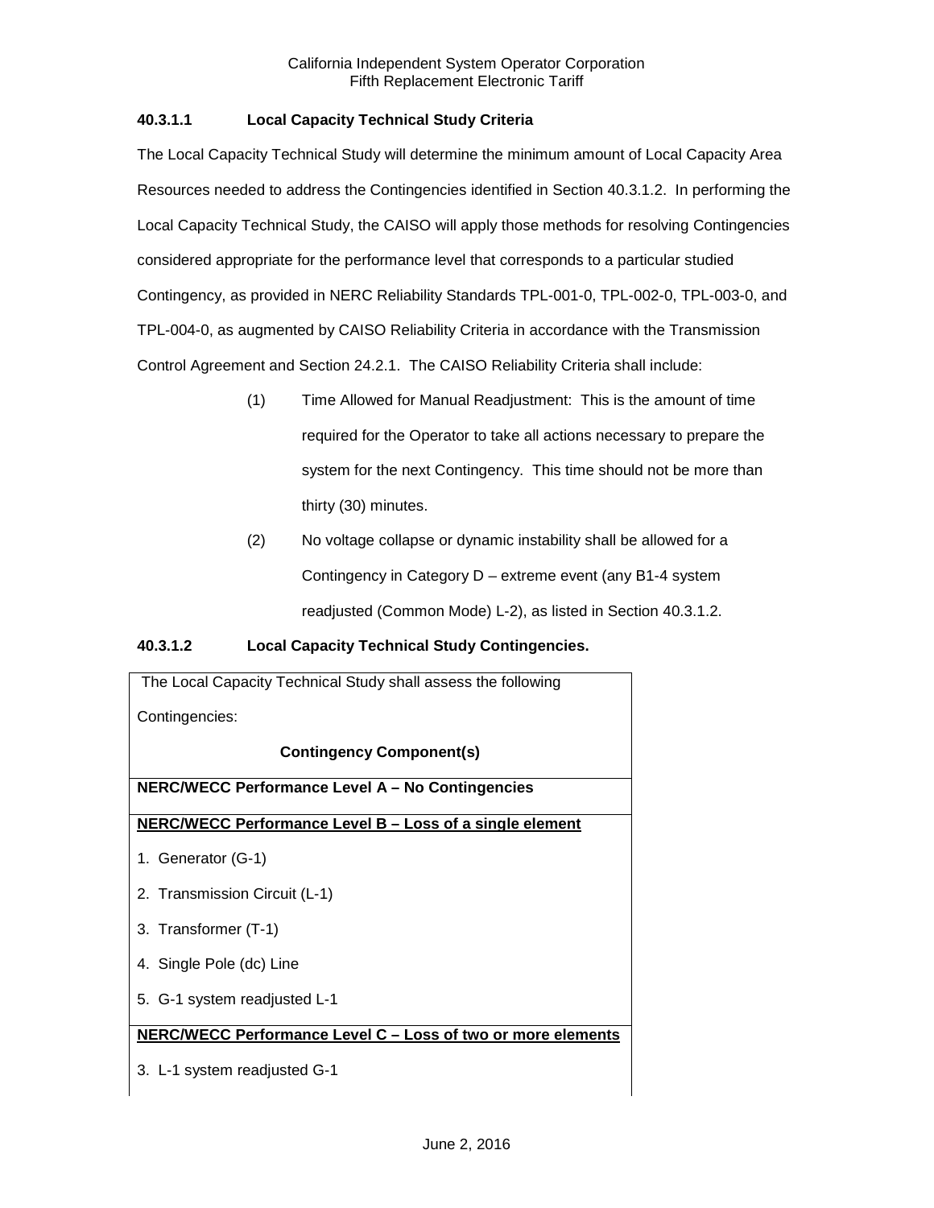### 40.3.1.1 Local Capacity Technical Study Criteria

The Local Capacity Technical Study will determine the minimum amount of Local Capacity Area Resources needed to address the Contingencies identified in Section 40.3.1.2. In performing the Local Capacity Technical Study, the CAISO will apply those methods for resolving Contingencies considered appropriate for the performance level that corresponds to a particular studied Contingency, as provided in NERC Reliability Standards TPL-001-0, TPL-002-0, TPL-003-0, and TPL-004-0, as augmented by CAISO Reliability Criteria in accordance with the Transmission Control Agreement and Section 24.2.1. The CAISO Reliability Criteria shall include:

(1) Time Allowed for Manual Readjustment: This is the amount of time required for the Operator to take all actions necessary to prepare the system for the next Contingency. This time should not be more than thirty (30) minutes.

(2) No voltage collapse or dynamic instability shall be allowed for a Contingency in Category D – extreme event (any B1-4 system readjusted (Common Mode) L-2), as listed in Section 40.3.1.2.

### 40.3.1.2 Local Capacity Technical Study Contingencies.

| The Local Capacity Technical Study shall assess the following Contingencies:<br><br>**Contingency Component(s)** |
|---|
| **NERC/WECC Performance Level A – No Contingencies** |
| **NERC/WECC Performance Level B – Loss of a single element**<br><br>1. Generator (G-1)<br>2. Transmission Circuit (L-1)<br>3. Transformer (T-1)<br>4. Single Pole (dc) Line<br>5. G-1 system readjusted L-1 |
| **NERC/WECC Performance Level C – Loss of two or more elements**<br><br>3. L-1 system readjusted G-1 |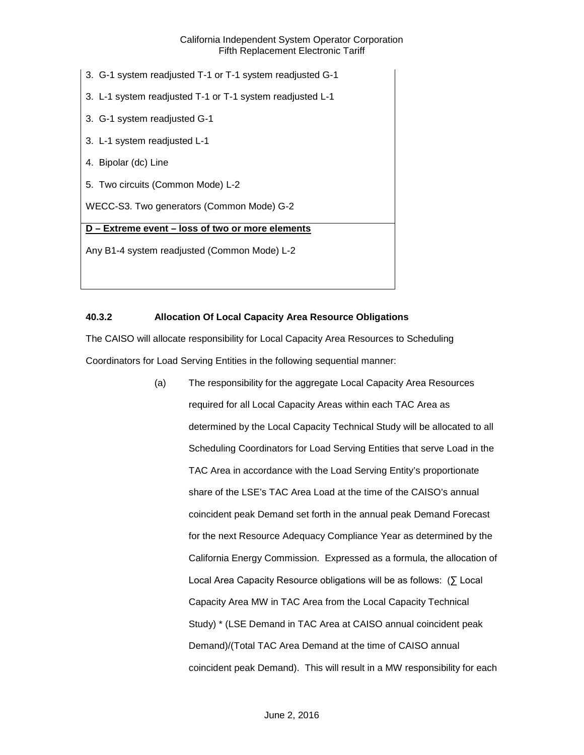| |
|---|
| 3. G-1 system readjusted T-1 or T-1 system readjusted G-1 |
| 3. L-1 system readjusted T-1 or T-1 system readjusted L-1 |
| 3. G-1 system readjusted G-1 |
| 3. L-1 system readjusted L-1 |
| 4. Bipolar (dc) Line |
| 5. Two circuits (Common Mode) L-2 |
| WECC-S3. Two generators (Common Mode) G-2 |
| **D – Extreme event – loss of two or more elements** |
| Any B1-4 system readjusted (Common Mode) L-2 |

### 40.3.2 Allocation Of Local Capacity Area Resource Obligations

The CAISO will allocate responsibility for Local Capacity Area Resources to Scheduling Coordinators for Load Serving Entities in the following sequential manner:

(a) The responsibility for the aggregate Local Capacity Area Resources required for all Local Capacity Areas within each TAC Area as determined by the Local Capacity Technical Study will be allocated to all Scheduling Coordinators for Load Serving Entities that serve Load in the TAC Area in accordance with the Load Serving Entity's proportionate share of the LSE's TAC Area Load at the time of the CAISO's annual coincident peak Demand set forth in the annual peak Demand Forecast for the next Resource Adequacy Compliance Year as determined by the California Energy Commission. Expressed as a formula, the allocation of Local Area Capacity Resource obligations will be as follows: (∑ Local Capacity Area MW in TAC Area from the Local Capacity Technical Study) * (LSE Demand in TAC Area at CAISO annual coincident peak Demand)/(Total TAC Area Demand at the time of CAISO annual coincident peak Demand). This will result in a MW responsibility for each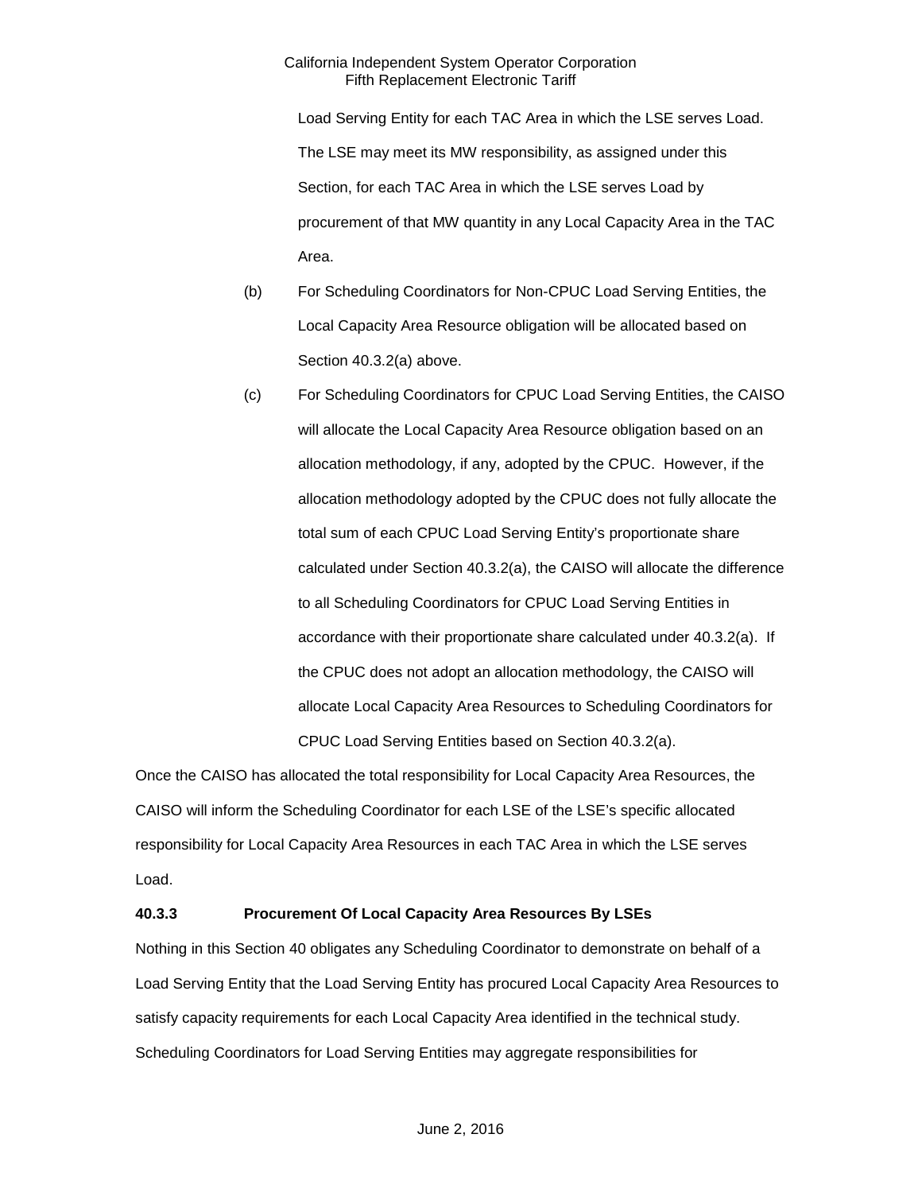Load Serving Entity for each TAC Area in which the LSE serves Load. The LSE may meet its MW responsibility, as assigned under this Section, for each TAC Area in which the LSE serves Load by procurement of that MW quantity in any Local Capacity Area in the TAC Area.

(b) For Scheduling Coordinators for Non-CPUC Load Serving Entities, the Local Capacity Area Resource obligation will be allocated based on Section 40.3.2(a) above.

(c) For Scheduling Coordinators for CPUC Load Serving Entities, the CAISO will allocate the Local Capacity Area Resource obligation based on an allocation methodology, if any, adopted by the CPUC. However, if the allocation methodology adopted by the CPUC does not fully allocate the total sum of each CPUC Load Serving Entity's proportionate share calculated under Section 40.3.2(a), the CAISO will allocate the difference to all Scheduling Coordinators for CPUC Load Serving Entities in accordance with their proportionate share calculated under 40.3.2(a). If the CPUC does not adopt an allocation methodology, the CAISO will allocate Local Capacity Area Resources to Scheduling Coordinators for CPUC Load Serving Entities based on Section 40.3.2(a).

Once the CAISO has allocated the total responsibility for Local Capacity Area Resources, the CAISO will inform the Scheduling Coordinator for each LSE of the LSE's specific allocated responsibility for Local Capacity Area Resources in each TAC Area in which the LSE serves Load.

**40.3.3 Procurement Of Local Capacity Area Resources By LSEs**

Nothing in this Section 40 obligates any Scheduling Coordinator to demonstrate on behalf of a Load Serving Entity that the Load Serving Entity has procured Local Capacity Area Resources to satisfy capacity requirements for each Local Capacity Area identified in the technical study. Scheduling Coordinators for Load Serving Entities may aggregate responsibilities for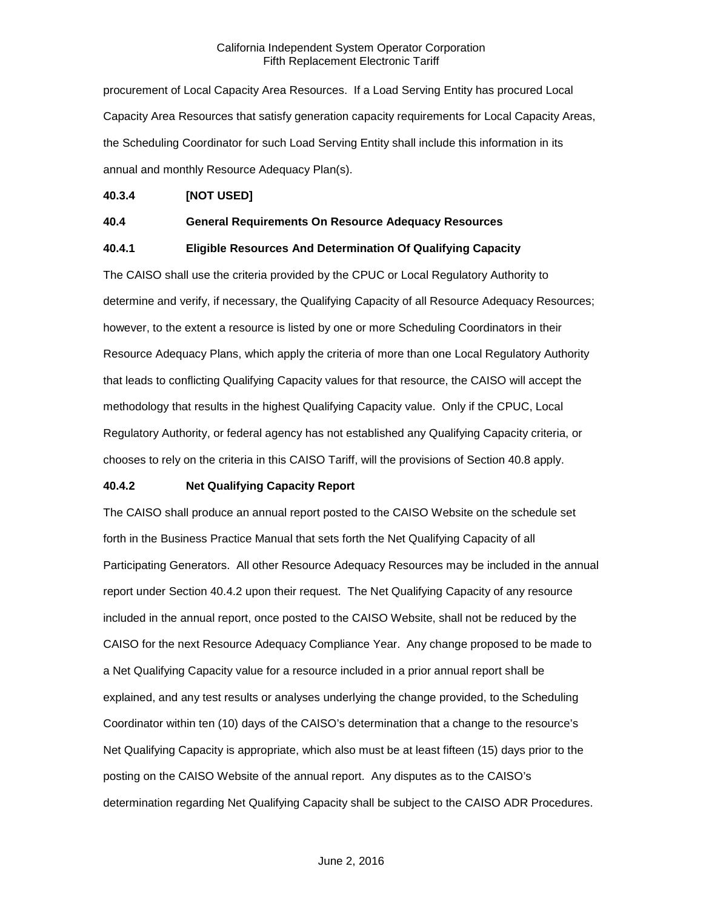procurement of Local Capacity Area Resources. If a Load Serving Entity has procured Local Capacity Area Resources that satisfy generation capacity requirements for Local Capacity Areas, the Scheduling Coordinator for such Load Serving Entity shall include this information in its annual and monthly Resource Adequacy Plan(s).

**40.3.4 [NOT USED]**

**40.4 General Requirements On Resource Adequacy Resources**

**40.4.1 Eligible Resources And Determination Of Qualifying Capacity**

The CAISO shall use the criteria provided by the CPUC or Local Regulatory Authority to determine and verify, if necessary, the Qualifying Capacity of all Resource Adequacy Resources; however, to the extent a resource is listed by one or more Scheduling Coordinators in their Resource Adequacy Plans, which apply the criteria of more than one Local Regulatory Authority that leads to conflicting Qualifying Capacity values for that resource, the CAISO will accept the methodology that results in the highest Qualifying Capacity value. Only if the CPUC, Local Regulatory Authority, or federal agency has not established any Qualifying Capacity criteria, or chooses to rely on the criteria in this CAISO Tariff, will the provisions of Section 40.8 apply.

**40.4.2 Net Qualifying Capacity Report**

The CAISO shall produce an annual report posted to the CAISO Website on the schedule set forth in the Business Practice Manual that sets forth the Net Qualifying Capacity of all Participating Generators. All other Resource Adequacy Resources may be included in the annual report under Section 40.4.2 upon their request. The Net Qualifying Capacity of any resource included in the annual report, once posted to the CAISO Website, shall not be reduced by the CAISO for the next Resource Adequacy Compliance Year. Any change proposed to be made to a Net Qualifying Capacity value for a resource included in a prior annual report shall be explained, and any test results or analyses underlying the change provided, to the Scheduling Coordinator within ten (10) days of the CAISO's determination that a change to the resource's Net Qualifying Capacity is appropriate, which also must be at least fifteen (15) days prior to the posting on the CAISO Website of the annual report. Any disputes as to the CAISO's determination regarding Net Qualifying Capacity shall be subject to the CAISO ADR Procedures.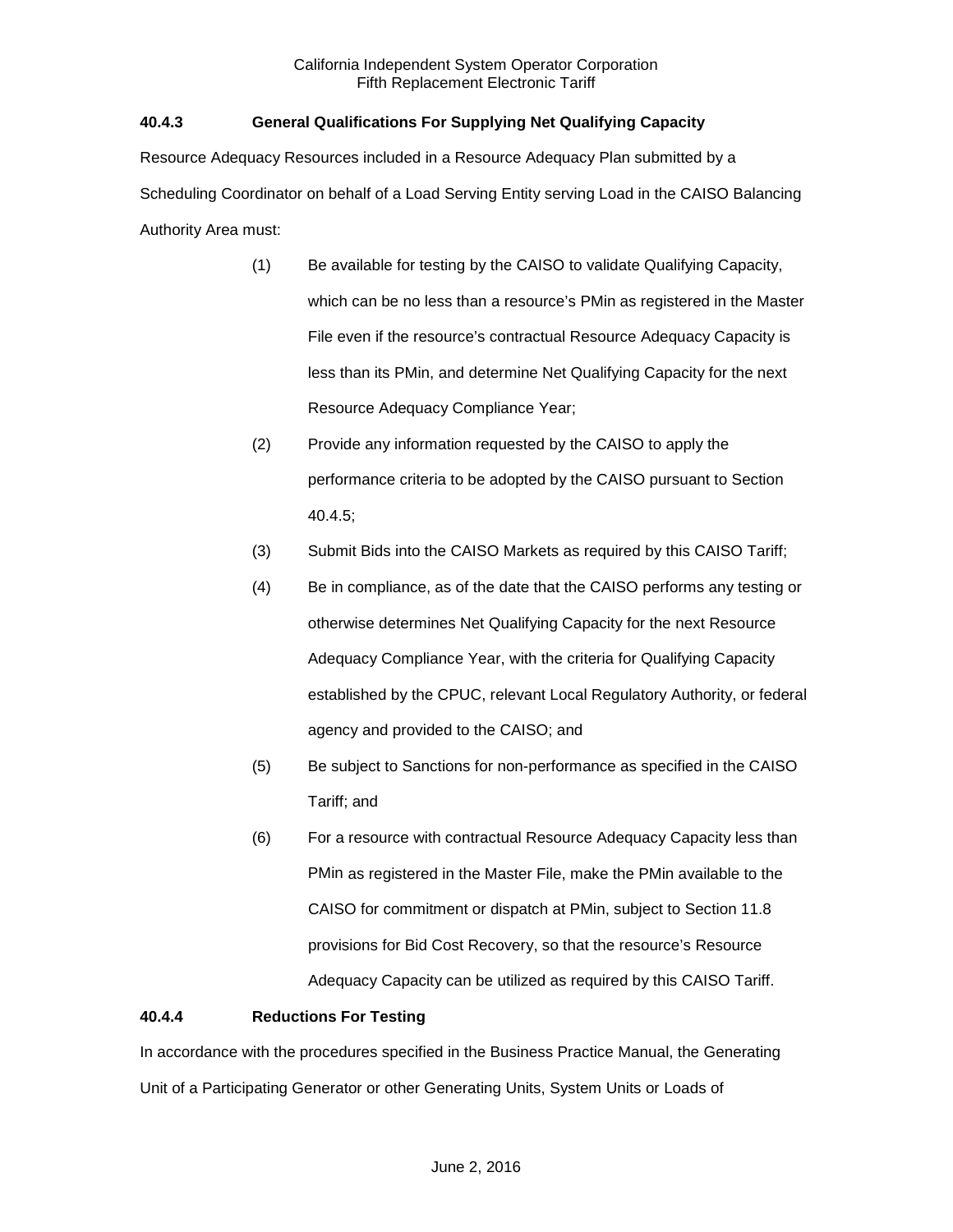### 40.4.3 General Qualifications For Supplying Net Qualifying Capacity

Resource Adequacy Resources included in a Resource Adequacy Plan submitted by a Scheduling Coordinator on behalf of a Load Serving Entity serving Load in the CAISO Balancing Authority Area must:

(1) Be available for testing by the CAISO to validate Qualifying Capacity, which can be no less than a resource's PMin as registered in the Master File even if the resource's contractual Resource Adequacy Capacity is less than its PMin, and determine Net Qualifying Capacity for the next Resource Adequacy Compliance Year;

(2) Provide any information requested by the CAISO to apply the performance criteria to be adopted by the CAISO pursuant to Section 40.4.5;

(3) Submit Bids into the CAISO Markets as required by this CAISO Tariff;

(4) Be in compliance, as of the date that the CAISO performs any testing or otherwise determines Net Qualifying Capacity for the next Resource Adequacy Compliance Year, with the criteria for Qualifying Capacity established by the CPUC, relevant Local Regulatory Authority, or federal agency and provided to the CAISO; and

(5) Be subject to Sanctions for non-performance as specified in the CAISO Tariff; and

(6) For a resource with contractual Resource Adequacy Capacity less than PMin as registered in the Master File, make the PMin available to the CAISO for commitment or dispatch at PMin, subject to Section 11.8 provisions for Bid Cost Recovery, so that the resource's Resource Adequacy Capacity can be utilized as required by this CAISO Tariff.

### 40.4.4 Reductions For Testing

In accordance with the procedures specified in the Business Practice Manual, the Generating Unit of a Participating Generator or other Generating Units, System Units or Loads of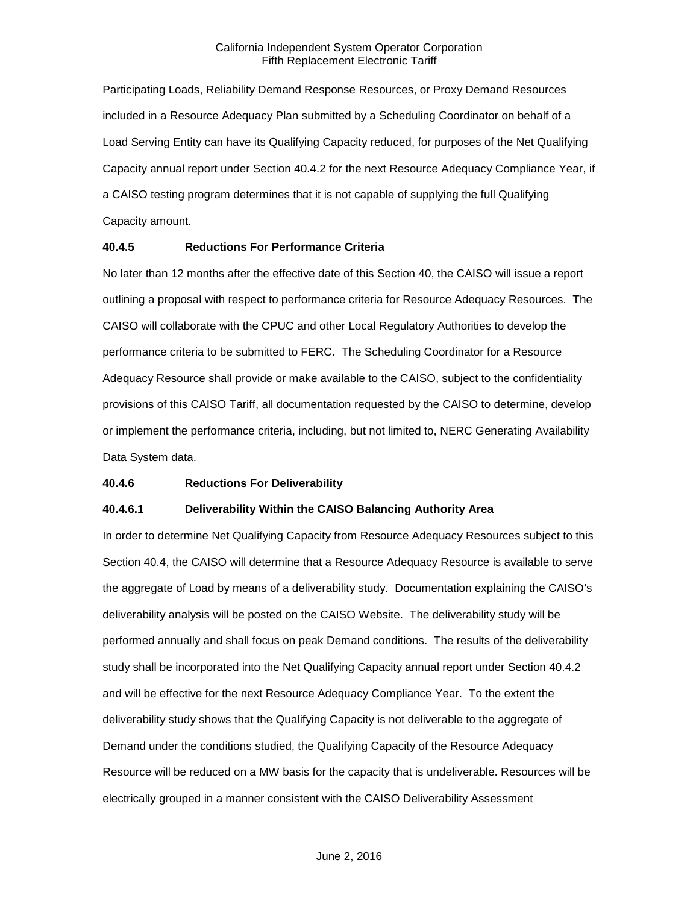Participating Loads, Reliability Demand Response Resources, or Proxy Demand Resources included in a Resource Adequacy Plan submitted by a Scheduling Coordinator on behalf of a Load Serving Entity can have its Qualifying Capacity reduced, for purposes of the Net Qualifying Capacity annual report under Section 40.4.2 for the next Resource Adequacy Compliance Year, if a CAISO testing program determines that it is not capable of supplying the full Qualifying Capacity amount.

**40.4.5 Reductions For Performance Criteria**

No later than 12 months after the effective date of this Section 40, the CAISO will issue a report outlining a proposal with respect to performance criteria for Resource Adequacy Resources. The CAISO will collaborate with the CPUC and other Local Regulatory Authorities to develop the performance criteria to be submitted to FERC. The Scheduling Coordinator for a Resource Adequacy Resource shall provide or make available to the CAISO, subject to the confidentiality provisions of this CAISO Tariff, all documentation requested by the CAISO to determine, develop or implement the performance criteria, including, but not limited to, NERC Generating Availability Data System data.

**40.4.6 Reductions For Deliverability**

**40.4.6.1 Deliverability Within the CAISO Balancing Authority Area**

In order to determine Net Qualifying Capacity from Resource Adequacy Resources subject to this Section 40.4, the CAISO will determine that a Resource Adequacy Resource is available to serve the aggregate of Load by means of a deliverability study. Documentation explaining the CAISO's deliverability analysis will be posted on the CAISO Website. The deliverability study will be performed annually and shall focus on peak Demand conditions. The results of the deliverability study shall be incorporated into the Net Qualifying Capacity annual report under Section 40.4.2 and will be effective for the next Resource Adequacy Compliance Year. To the extent the deliverability study shows that the Qualifying Capacity is not deliverable to the aggregate of Demand under the conditions studied, the Qualifying Capacity of the Resource Adequacy Resource will be reduced on a MW basis for the capacity that is undeliverable. Resources will be electrically grouped in a manner consistent with the CAISO Deliverability Assessment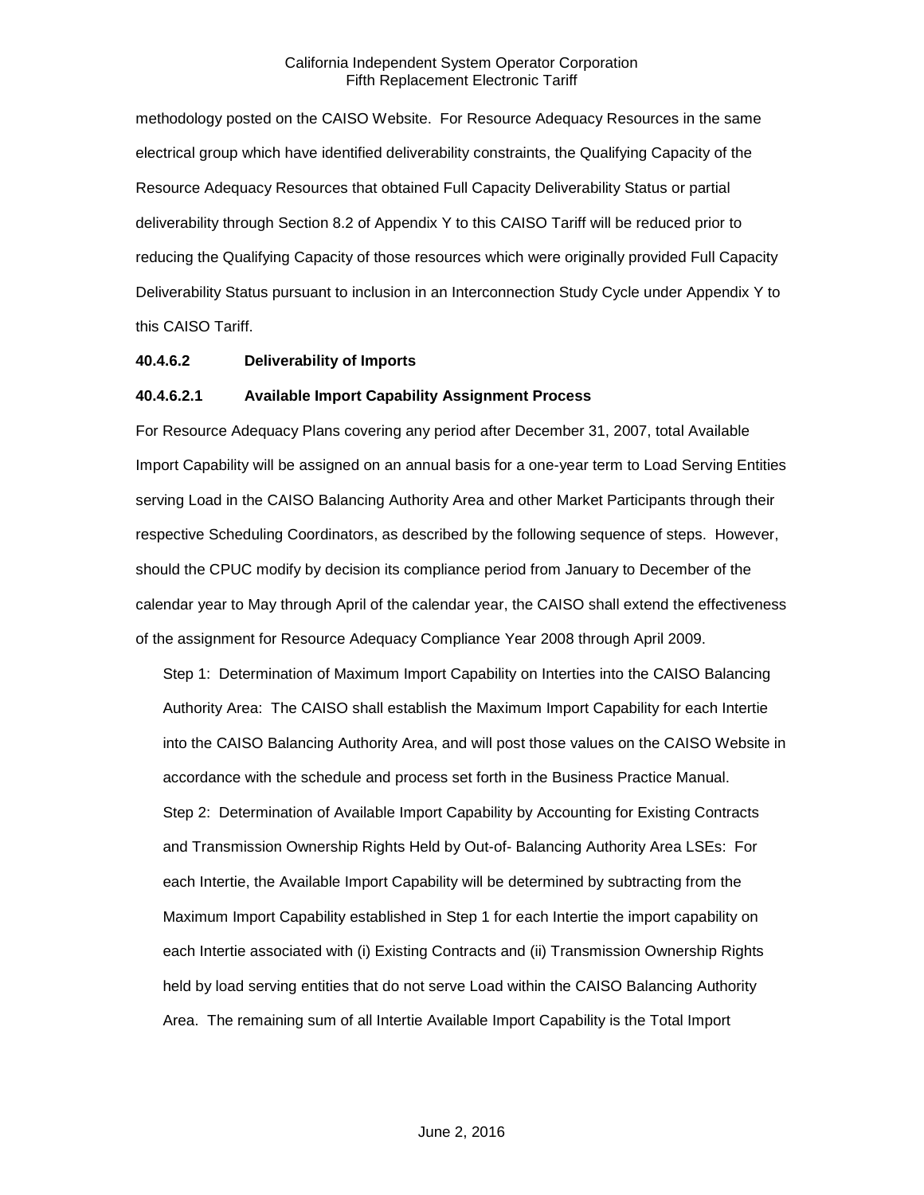methodology posted on the CAISO Website. For Resource Adequacy Resources in the same electrical group which have identified deliverability constraints, the Qualifying Capacity of the Resource Adequacy Resources that obtained Full Capacity Deliverability Status or partial deliverability through Section 8.2 of Appendix Y to this CAISO Tariff will be reduced prior to reducing the Qualifying Capacity of those resources which were originally provided Full Capacity Deliverability Status pursuant to inclusion in an Interconnection Study Cycle under Appendix Y to this CAISO Tariff.

**40.4.6.2 Deliverability of Imports**

**40.4.6.2.1 Available Import Capability Assignment Process**

For Resource Adequacy Plans covering any period after December 31, 2007, total Available Import Capability will be assigned on an annual basis for a one-year term to Load Serving Entities serving Load in the CAISO Balancing Authority Area and other Market Participants through their respective Scheduling Coordinators, as described by the following sequence of steps. However, should the CPUC modify by decision its compliance period from January to December of the calendar year to May through April of the calendar year, the CAISO shall extend the effectiveness of the assignment for Resource Adequacy Compliance Year 2008 through April 2009.

Step 1: Determination of Maximum Import Capability on Interties into the CAISO Balancing Authority Area: The CAISO shall establish the Maximum Import Capability for each Intertie into the CAISO Balancing Authority Area, and will post those values on the CAISO Website in accordance with the schedule and process set forth in the Business Practice Manual.

Step 2: Determination of Available Import Capability by Accounting for Existing Contracts and Transmission Ownership Rights Held by Out-of- Balancing Authority Area LSEs: For each Intertie, the Available Import Capability will be determined by subtracting from the Maximum Import Capability established in Step 1 for each Intertie the import capability on each Intertie associated with (i) Existing Contracts and (ii) Transmission Ownership Rights held by load serving entities that do not serve Load within the CAISO Balancing Authority Area. The remaining sum of all Intertie Available Import Capability is the Total Import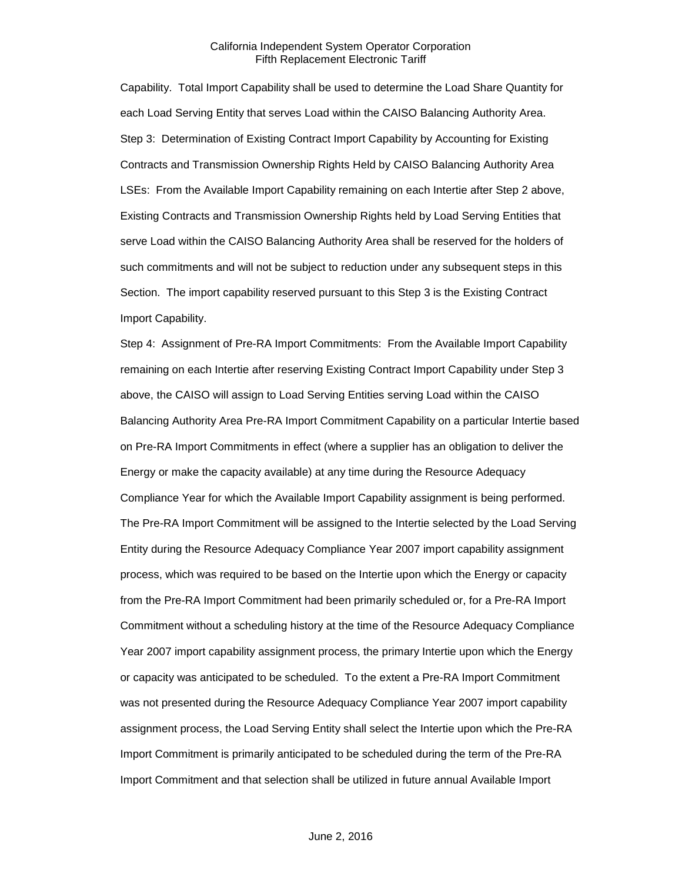Capability. Total Import Capability shall be used to determine the Load Share Quantity for each Load Serving Entity that serves Load within the CAISO Balancing Authority Area.

Step 3: Determination of Existing Contract Import Capability by Accounting for Existing Contracts and Transmission Ownership Rights Held by CAISO Balancing Authority Area LSEs: From the Available Import Capability remaining on each Intertie after Step 2 above, Existing Contracts and Transmission Ownership Rights held by Load Serving Entities that serve Load within the CAISO Balancing Authority Area shall be reserved for the holders of such commitments and will not be subject to reduction under any subsequent steps in this Section. The import capability reserved pursuant to this Step 3 is the Existing Contract Import Capability.

Step 4: Assignment of Pre-RA Import Commitments: From the Available Import Capability remaining on each Intertie after reserving Existing Contract Import Capability under Step 3 above, the CAISO will assign to Load Serving Entities serving Load within the CAISO Balancing Authority Area Pre-RA Import Commitment Capability on a particular Intertie based on Pre-RA Import Commitments in effect (where a supplier has an obligation to deliver the Energy or make the capacity available) at any time during the Resource Adequacy Compliance Year for which the Available Import Capability assignment is being performed. The Pre-RA Import Commitment will be assigned to the Intertie selected by the Load Serving Entity during the Resource Adequacy Compliance Year 2007 import capability assignment process, which was required to be based on the Intertie upon which the Energy or capacity from the Pre-RA Import Commitment had been primarily scheduled or, for a Pre-RA Import Commitment without a scheduling history at the time of the Resource Adequacy Compliance Year 2007 import capability assignment process, the primary Intertie upon which the Energy or capacity was anticipated to be scheduled. To the extent a Pre-RA Import Commitment was not presented during the Resource Adequacy Compliance Year 2007 import capability assignment process, the Load Serving Entity shall select the Intertie upon which the Pre-RA Import Commitment is primarily anticipated to be scheduled during the term of the Pre-RA Import Commitment and that selection shall be utilized in future annual Available Import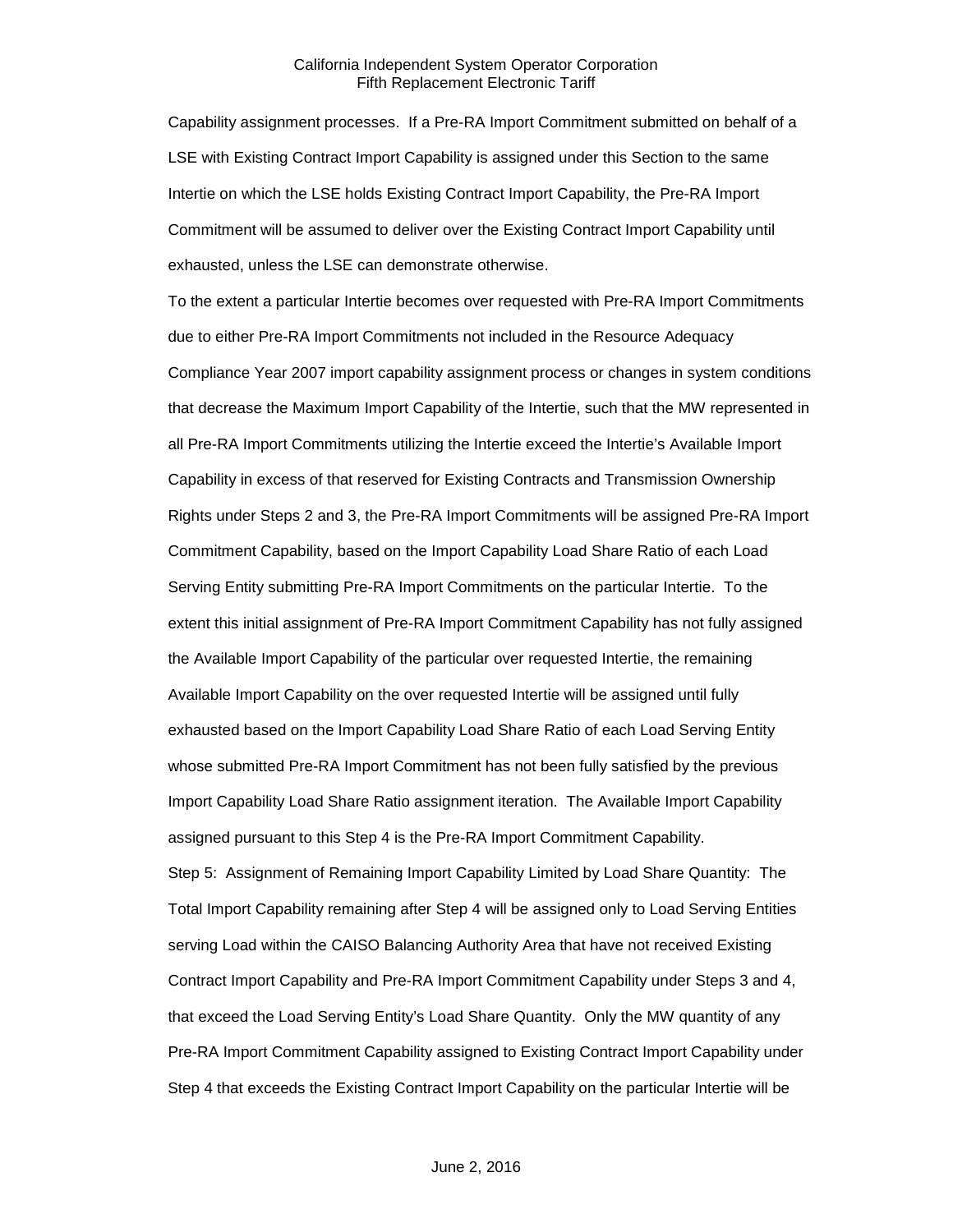Capability assignment processes. If a Pre-RA Import Commitment submitted on behalf of a LSE with Existing Contract Import Capability is assigned under this Section to the same Intertie on which the LSE holds Existing Contract Import Capability, the Pre-RA Import Commitment will be assumed to deliver over the Existing Contract Import Capability until exhausted, unless the LSE can demonstrate otherwise.

To the extent a particular Intertie becomes over requested with Pre-RA Import Commitments due to either Pre-RA Import Commitments not included in the Resource Adequacy Compliance Year 2007 import capability assignment process or changes in system conditions that decrease the Maximum Import Capability of the Intertie, such that the MW represented in all Pre-RA Import Commitments utilizing the Intertie exceed the Intertie's Available Import Capability in excess of that reserved for Existing Contracts and Transmission Ownership Rights under Steps 2 and 3, the Pre-RA Import Commitments will be assigned Pre-RA Import Commitment Capability, based on the Import Capability Load Share Ratio of each Load Serving Entity submitting Pre-RA Import Commitments on the particular Intertie. To the extent this initial assignment of Pre-RA Import Commitment Capability has not fully assigned the Available Import Capability of the particular over requested Intertie, the remaining Available Import Capability on the over requested Intertie will be assigned until fully exhausted based on the Import Capability Load Share Ratio of each Load Serving Entity whose submitted Pre-RA Import Commitment has not been fully satisfied by the previous Import Capability Load Share Ratio assignment iteration. The Available Import Capability assigned pursuant to this Step 4 is the Pre-RA Import Commitment Capability.

Step 5: Assignment of Remaining Import Capability Limited by Load Share Quantity: The Total Import Capability remaining after Step 4 will be assigned only to Load Serving Entities serving Load within the CAISO Balancing Authority Area that have not received Existing Contract Import Capability and Pre-RA Import Commitment Capability under Steps 3 and 4, that exceed the Load Serving Entity's Load Share Quantity. Only the MW quantity of any Pre-RA Import Commitment Capability assigned to Existing Contract Import Capability under Step 4 that exceeds the Existing Contract Import Capability on the particular Intertie will be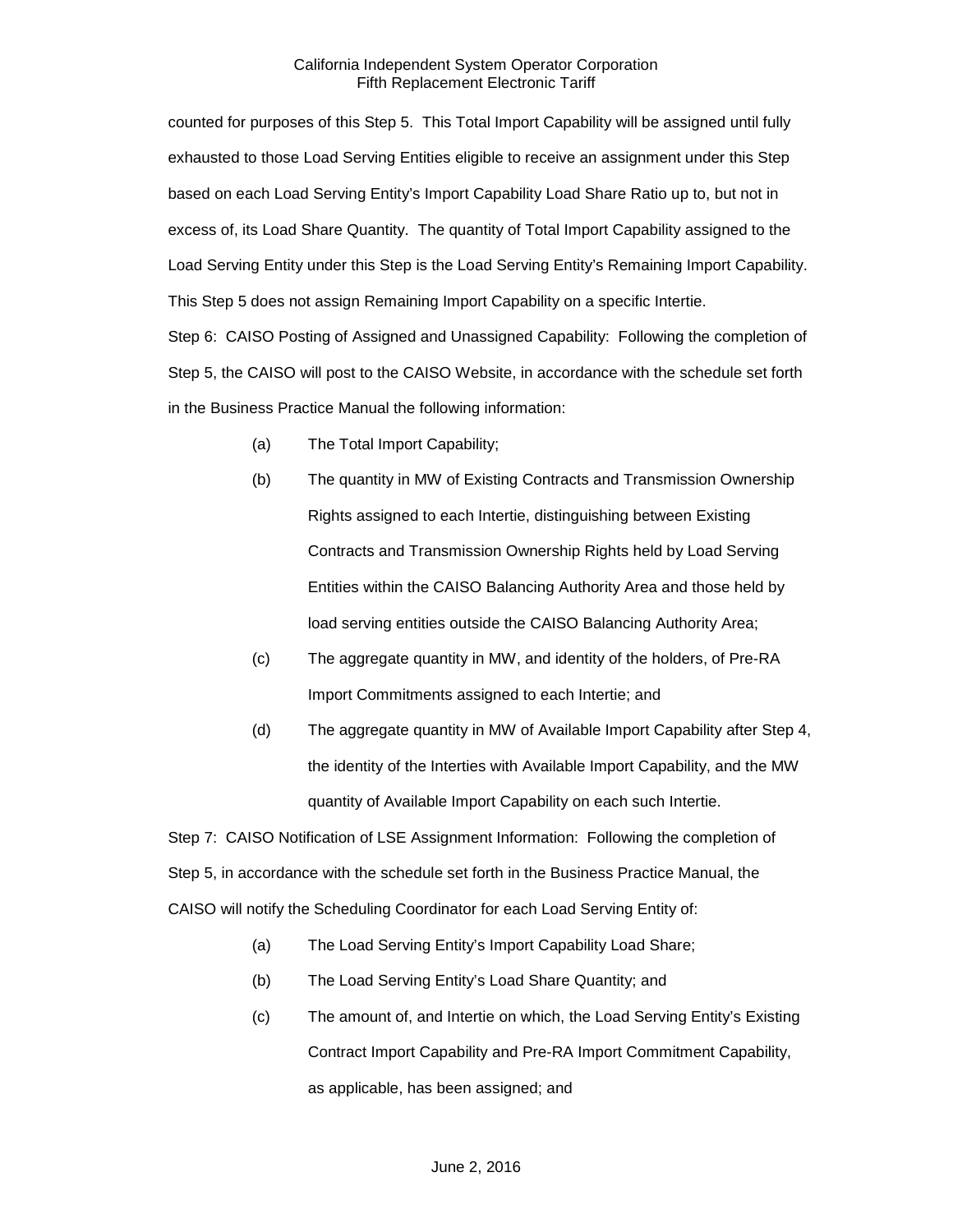counted for purposes of this Step 5. This Total Import Capability will be assigned until fully exhausted to those Load Serving Entities eligible to receive an assignment under this Step based on each Load Serving Entity's Import Capability Load Share Ratio up to, but not in excess of, its Load Share Quantity. The quantity of Total Import Capability assigned to the Load Serving Entity under this Step is the Load Serving Entity's Remaining Import Capability. This Step 5 does not assign Remaining Import Capability on a specific Intertie.

Step 6: CAISO Posting of Assigned and Unassigned Capability: Following the completion of Step 5, the CAISO will post to the CAISO Website, in accordance with the schedule set forth in the Business Practice Manual the following information:

(a) The Total Import Capability;

(b) The quantity in MW of Existing Contracts and Transmission Ownership Rights assigned to each Intertie, distinguishing between Existing Contracts and Transmission Ownership Rights held by Load Serving Entities within the CAISO Balancing Authority Area and those held by load serving entities outside the CAISO Balancing Authority Area;

(c) The aggregate quantity in MW, and identity of the holders, of Pre-RA Import Commitments assigned to each Intertie; and

(d) The aggregate quantity in MW of Available Import Capability after Step 4, the identity of the Interties with Available Import Capability, and the MW quantity of Available Import Capability on each such Intertie.

Step 7: CAISO Notification of LSE Assignment Information: Following the completion of Step 5, in accordance with the schedule set forth in the Business Practice Manual, the CAISO will notify the Scheduling Coordinator for each Load Serving Entity of:

(a) The Load Serving Entity's Import Capability Load Share;

(b) The Load Serving Entity's Load Share Quantity; and

(c) The amount of, and Intertie on which, the Load Serving Entity's Existing Contract Import Capability and Pre-RA Import Commitment Capability, as applicable, has been assigned; and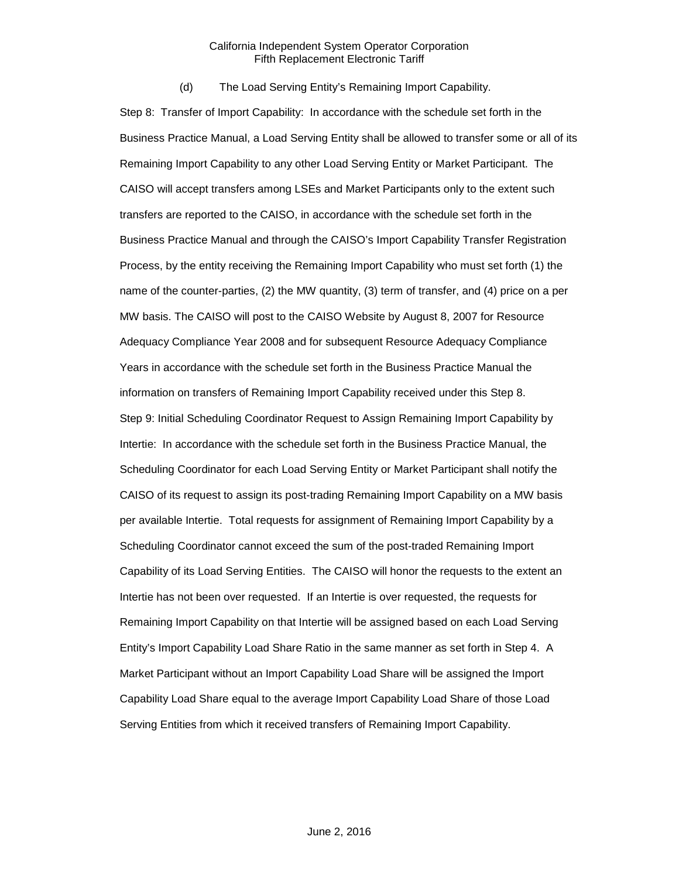(d) The Load Serving Entity's Remaining Import Capability.

Step 8: Transfer of Import Capability: In accordance with the schedule set forth in the Business Practice Manual, a Load Serving Entity shall be allowed to transfer some or all of its Remaining Import Capability to any other Load Serving Entity or Market Participant. The CAISO will accept transfers among LSEs and Market Participants only to the extent such transfers are reported to the CAISO, in accordance with the schedule set forth in the Business Practice Manual and through the CAISO's Import Capability Transfer Registration Process, by the entity receiving the Remaining Import Capability who must set forth (1) the name of the counter-parties, (2) the MW quantity, (3) term of transfer, and (4) price on a per MW basis. The CAISO will post to the CAISO Website by August 8, 2007 for Resource Adequacy Compliance Year 2008 and for subsequent Resource Adequacy Compliance Years in accordance with the schedule set forth in the Business Practice Manual the information on transfers of Remaining Import Capability received under this Step 8.

Step 9: Initial Scheduling Coordinator Request to Assign Remaining Import Capability by Intertie: In accordance with the schedule set forth in the Business Practice Manual, the Scheduling Coordinator for each Load Serving Entity or Market Participant shall notify the CAISO of its request to assign its post-trading Remaining Import Capability on a MW basis per available Intertie. Total requests for assignment of Remaining Import Capability by a Scheduling Coordinator cannot exceed the sum of the post-traded Remaining Import Capability of its Load Serving Entities. The CAISO will honor the requests to the extent an Intertie has not been over requested. If an Intertie is over requested, the requests for Remaining Import Capability on that Intertie will be assigned based on each Load Serving Entity's Import Capability Load Share Ratio in the same manner as set forth in Step 4. A Market Participant without an Import Capability Load Share will be assigned the Import Capability Load Share equal to the average Import Capability Load Share of those Load Serving Entities from which it received transfers of Remaining Import Capability.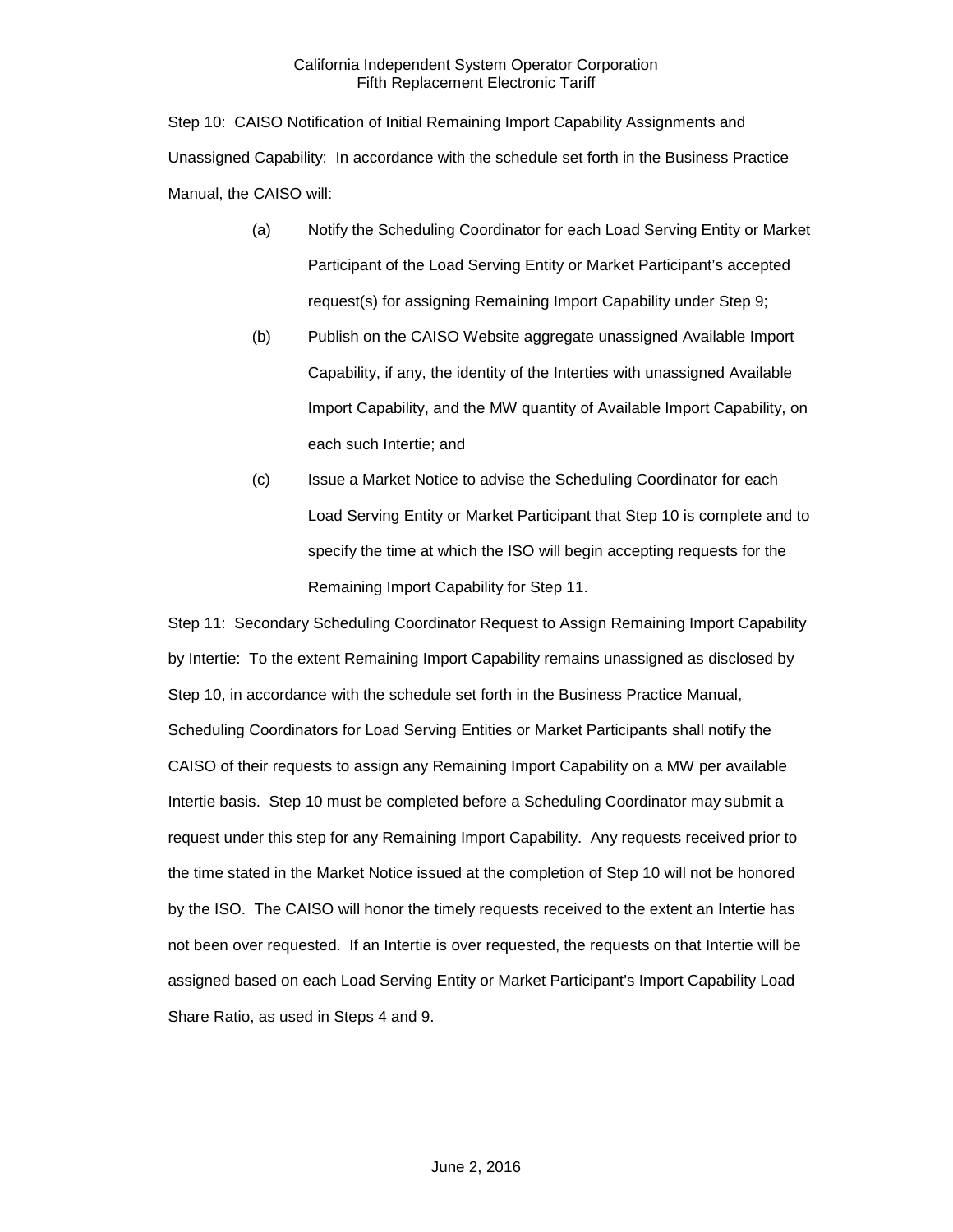Step 10: CAISO Notification of Initial Remaining Import Capability Assignments and Unassigned Capability: In accordance with the schedule set forth in the Business Practice Manual, the CAISO will:

(a) Notify the Scheduling Coordinator for each Load Serving Entity or Market Participant of the Load Serving Entity or Market Participant's accepted request(s) for assigning Remaining Import Capability under Step 9;

(b) Publish on the CAISO Website aggregate unassigned Available Import Capability, if any, the identity of the Interties with unassigned Available Import Capability, and the MW quantity of Available Import Capability, on each such Intertie; and

(c) Issue a Market Notice to advise the Scheduling Coordinator for each Load Serving Entity or Market Participant that Step 10 is complete and to specify the time at which the ISO will begin accepting requests for the Remaining Import Capability for Step 11.

Step 11: Secondary Scheduling Coordinator Request to Assign Remaining Import Capability by Intertie: To the extent Remaining Import Capability remains unassigned as disclosed by Step 10, in accordance with the schedule set forth in the Business Practice Manual, Scheduling Coordinators for Load Serving Entities or Market Participants shall notify the CAISO of their requests to assign any Remaining Import Capability on a MW per available Intertie basis. Step 10 must be completed before a Scheduling Coordinator may submit a request under this step for any Remaining Import Capability. Any requests received prior to the time stated in the Market Notice issued at the completion of Step 10 will not be honored by the ISO. The CAISO will honor the timely requests received to the extent an Intertie has not been over requested. If an Intertie is over requested, the requests on that Intertie will be assigned based on each Load Serving Entity or Market Participant's Import Capability Load Share Ratio, as used in Steps 4 and 9.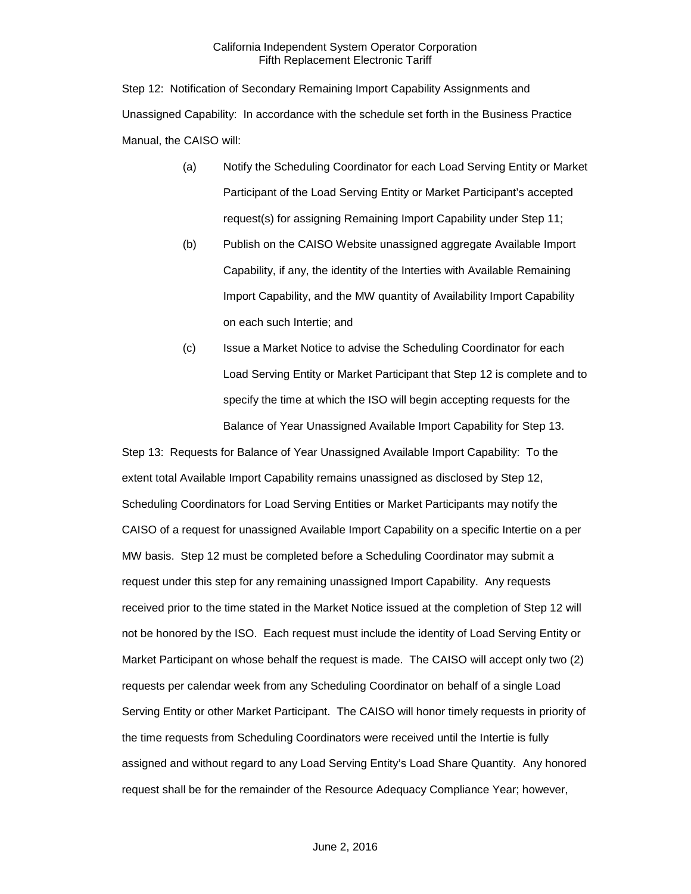Step 12: Notification of Secondary Remaining Import Capability Assignments and Unassigned Capability: In accordance with the schedule set forth in the Business Practice Manual, the CAISO will:

(a) Notify the Scheduling Coordinator for each Load Serving Entity or Market Participant of the Load Serving Entity or Market Participant's accepted request(s) for assigning Remaining Import Capability under Step 11;

(b) Publish on the CAISO Website unassigned aggregate Available Import Capability, if any, the identity of the Interties with Available Remaining Import Capability, and the MW quantity of Availability Import Capability on each such Intertie; and

(c) Issue a Market Notice to advise the Scheduling Coordinator for each Load Serving Entity or Market Participant that Step 12 is complete and to specify the time at which the ISO will begin accepting requests for the Balance of Year Unassigned Available Import Capability for Step 13.

Step 13: Requests for Balance of Year Unassigned Available Import Capability: To the extent total Available Import Capability remains unassigned as disclosed by Step 12, Scheduling Coordinators for Load Serving Entities or Market Participants may notify the CAISO of a request for unassigned Available Import Capability on a specific Intertie on a per MW basis. Step 12 must be completed before a Scheduling Coordinator may submit a request under this step for any remaining unassigned Import Capability. Any requests received prior to the time stated in the Market Notice issued at the completion of Step 12 will not be honored by the ISO. Each request must include the identity of Load Serving Entity or Market Participant on whose behalf the request is made. The CAISO will accept only two (2) requests per calendar week from any Scheduling Coordinator on behalf of a single Load Serving Entity or other Market Participant. The CAISO will honor timely requests in priority of the time requests from Scheduling Coordinators were received until the Intertie is fully assigned and without regard to any Load Serving Entity's Load Share Quantity. Any honored request shall be for the remainder of the Resource Adequacy Compliance Year; however,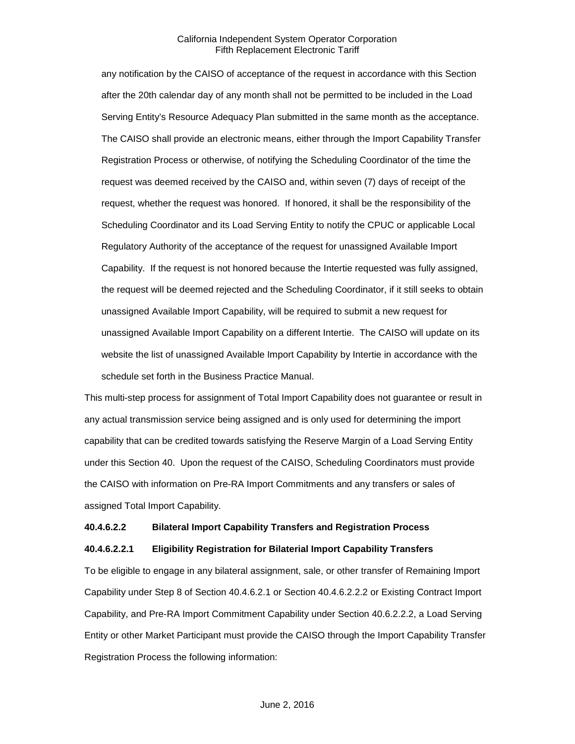any notification by the CAISO of acceptance of the request in accordance with this Section after the 20th calendar day of any month shall not be permitted to be included in the Load Serving Entity's Resource Adequacy Plan submitted in the same month as the acceptance. The CAISO shall provide an electronic means, either through the Import Capability Transfer Registration Process or otherwise, of notifying the Scheduling Coordinator of the time the request was deemed received by the CAISO and, within seven (7) days of receipt of the request, whether the request was honored. If honored, it shall be the responsibility of the Scheduling Coordinator and its Load Serving Entity to notify the CPUC or applicable Local Regulatory Authority of the acceptance of the request for unassigned Available Import Capability. If the request is not honored because the Intertie requested was fully assigned, the request will be deemed rejected and the Scheduling Coordinator, if it still seeks to obtain unassigned Available Import Capability, will be required to submit a new request for unassigned Available Import Capability on a different Intertie. The CAISO will update on its website the list of unassigned Available Import Capability by Intertie in accordance with the schedule set forth in the Business Practice Manual.

This multi-step process for assignment of Total Import Capability does not guarantee or result in any actual transmission service being assigned and is only used for determining the import capability that can be credited towards satisfying the Reserve Margin of a Load Serving Entity under this Section 40. Upon the request of the CAISO, Scheduling Coordinators must provide the CAISO with information on Pre-RA Import Commitments and any transfers or sales of assigned Total Import Capability.

**40.4.6.2.2 Bilateral Import Capability Transfers and Registration Process**

**40.4.6.2.2.1 Eligibility Registration for Bilaterial Import Capability Transfers**

To be eligible to engage in any bilateral assignment, sale, or other transfer of Remaining Import Capability under Step 8 of Section 40.4.6.2.1 or Section 40.4.6.2.2.2 or Existing Contract Import Capability, and Pre-RA Import Commitment Capability under Section 40.6.2.2.2, a Load Serving Entity or other Market Participant must provide the CAISO through the Import Capability Transfer Registration Process the following information: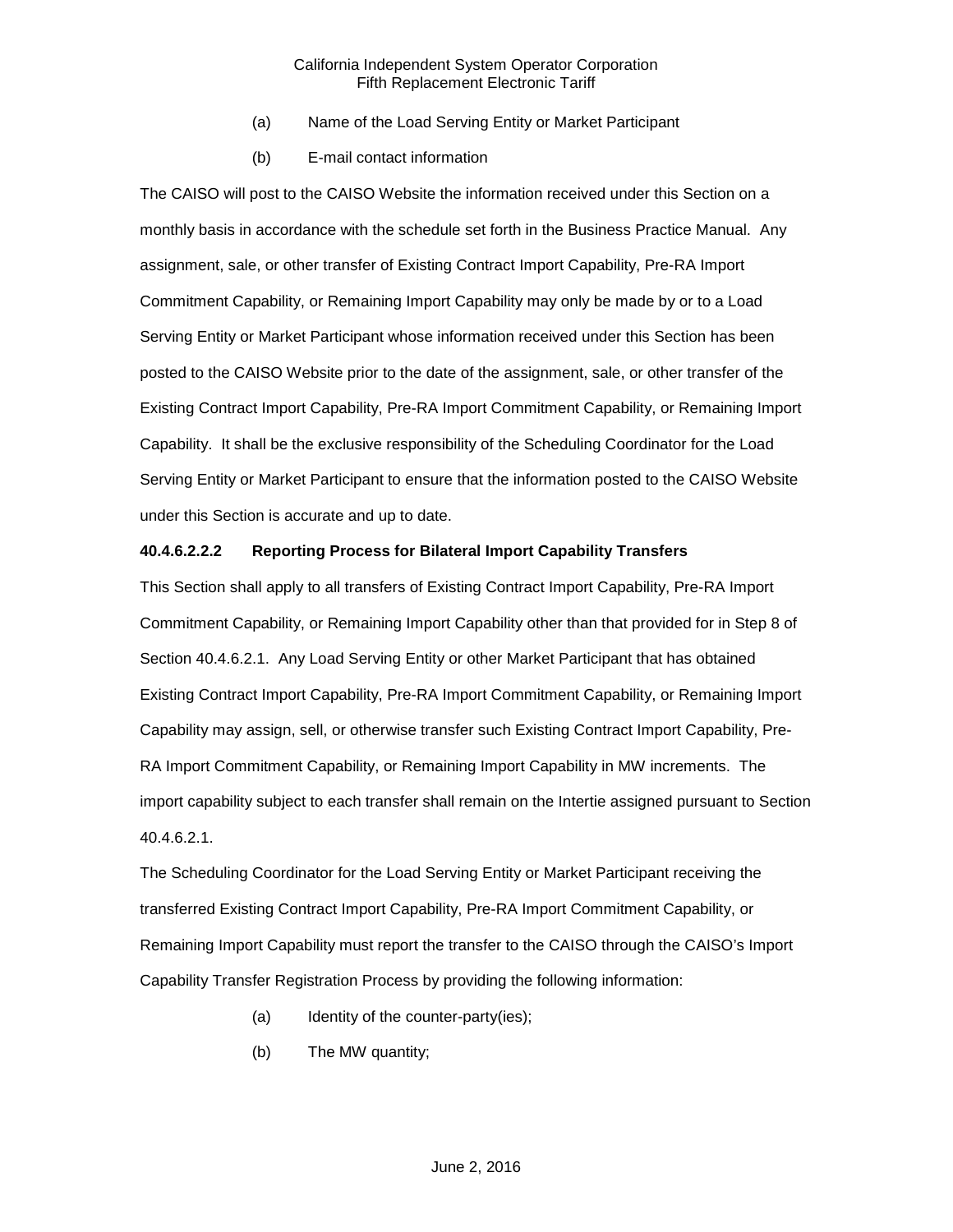(a) Name of the Load Serving Entity or Market Participant

(b) E-mail contact information

The CAISO will post to the CAISO Website the information received under this Section on a monthly basis in accordance with the schedule set forth in the Business Practice Manual. Any assignment, sale, or other transfer of Existing Contract Import Capability, Pre-RA Import Commitment Capability, or Remaining Import Capability may only be made by or to a Load Serving Entity or Market Participant whose information received under this Section has been posted to the CAISO Website prior to the date of the assignment, sale, or other transfer of the Existing Contract Import Capability, Pre-RA Import Commitment Capability, or Remaining Import Capability. It shall be the exclusive responsibility of the Scheduling Coordinator for the Load Serving Entity or Market Participant to ensure that the information posted to the CAISO Website under this Section is accurate and up to date.

**40.4.6.2.2.2 Reporting Process for Bilateral Import Capability Transfers**

This Section shall apply to all transfers of Existing Contract Import Capability, Pre-RA Import Commitment Capability, or Remaining Import Capability other than that provided for in Step 8 of Section 40.4.6.2.1. Any Load Serving Entity or other Market Participant that has obtained Existing Contract Import Capability, Pre-RA Import Commitment Capability, or Remaining Import Capability may assign, sell, or otherwise transfer such Existing Contract Import Capability, Pre-RA Import Commitment Capability, or Remaining Import Capability in MW increments. The import capability subject to each transfer shall remain on the Intertie assigned pursuant to Section 40.4.6.2.1.

The Scheduling Coordinator for the Load Serving Entity or Market Participant receiving the transferred Existing Contract Import Capability, Pre-RA Import Commitment Capability, or Remaining Import Capability must report the transfer to the CAISO through the CAISO's Import Capability Transfer Registration Process by providing the following information:

(a) Identity of the counter-party(ies);

(b) The MW quantity;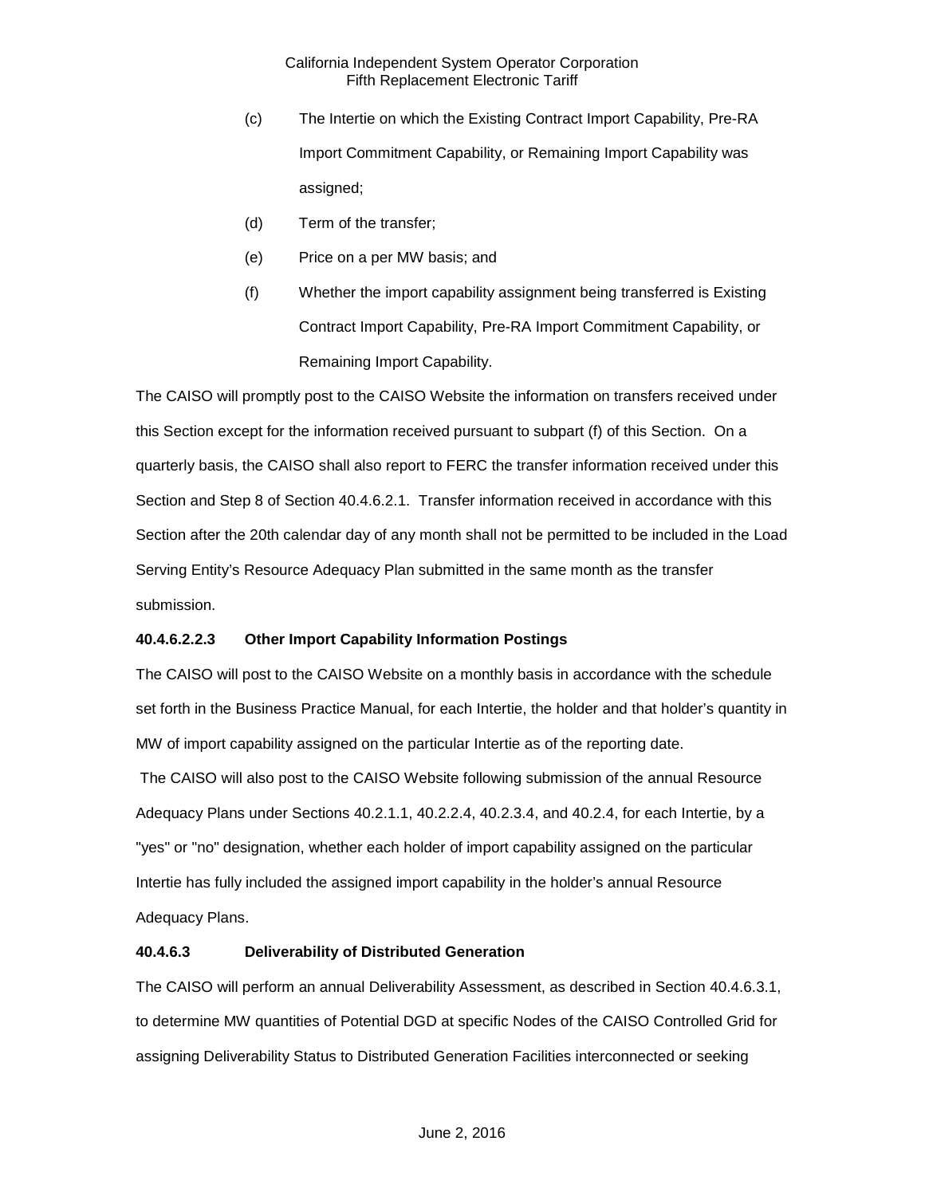(c) The Intertie on which the Existing Contract Import Capability, Pre-RA Import Commitment Capability, or Remaining Import Capability was assigned;

(d) Term of the transfer;

(e) Price on a per MW basis; and

(f) Whether the import capability assignment being transferred is Existing Contract Import Capability, Pre-RA Import Commitment Capability, or Remaining Import Capability.

The CAISO will promptly post to the CAISO Website the information on transfers received under this Section except for the information received pursuant to subpart (f) of this Section. On a quarterly basis, the CAISO shall also report to FERC the transfer information received under this Section and Step 8 of Section 40.4.6.2.1. Transfer information received in accordance with this Section after the 20th calendar day of any month shall not be permitted to be included in the Load Serving Entity's Resource Adequacy Plan submitted in the same month as the transfer submission.

**40.4.6.2.2.3 Other Import Capability Information Postings**

The CAISO will post to the CAISO Website on a monthly basis in accordance with the schedule set forth in the Business Practice Manual, for each Intertie, the holder and that holder's quantity in MW of import capability assigned on the particular Intertie as of the reporting date.

The CAISO will also post to the CAISO Website following submission of the annual Resource Adequacy Plans under Sections 40.2.1.1, 40.2.2.4, 40.2.3.4, and 40.2.4, for each Intertie, by a "yes" or "no" designation, whether each holder of import capability assigned on the particular Intertie has fully included the assigned import capability in the holder's annual Resource Adequacy Plans.

**40.4.6.3 Deliverability of Distributed Generation**

The CAISO will perform an annual Deliverability Assessment, as described in Section 40.4.6.3.1, to determine MW quantities of Potential DGD at specific Nodes of the CAISO Controlled Grid for assigning Deliverability Status to Distributed Generation Facilities interconnected or seeking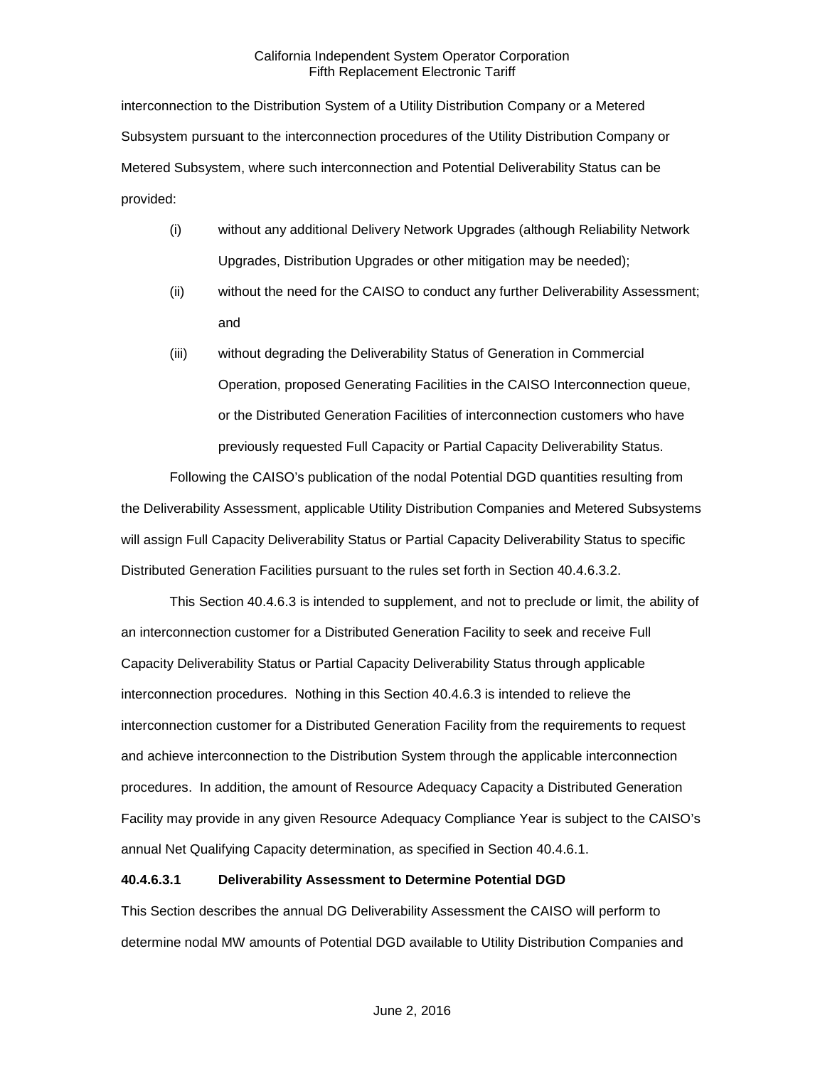interconnection to the Distribution System of a Utility Distribution Company or a Metered Subsystem pursuant to the interconnection procedures of the Utility Distribution Company or Metered Subsystem, where such interconnection and Potential Deliverability Status can be provided:

(i) without any additional Delivery Network Upgrades (although Reliability Network Upgrades, Distribution Upgrades or other mitigation may be needed);

(ii) without the need for the CAISO to conduct any further Deliverability Assessment; and

(iii) without degrading the Deliverability Status of Generation in Commercial Operation, proposed Generating Facilities in the CAISO Interconnection queue, or the Distributed Generation Facilities of interconnection customers who have previously requested Full Capacity or Partial Capacity Deliverability Status.

Following the CAISO's publication of the nodal Potential DGD quantities resulting from the Deliverability Assessment, applicable Utility Distribution Companies and Metered Subsystems will assign Full Capacity Deliverability Status or Partial Capacity Deliverability Status to specific Distributed Generation Facilities pursuant to the rules set forth in Section 40.4.6.3.2.

This Section 40.4.6.3 is intended to supplement, and not to preclude or limit, the ability of an interconnection customer for a Distributed Generation Facility to seek and receive Full Capacity Deliverability Status or Partial Capacity Deliverability Status through applicable interconnection procedures. Nothing in this Section 40.4.6.3 is intended to relieve the interconnection customer for a Distributed Generation Facility from the requirements to request and achieve interconnection to the Distribution System through the applicable interconnection procedures. In addition, the amount of Resource Adequacy Capacity a Distributed Generation Facility may provide in any given Resource Adequacy Compliance Year is subject to the CAISO's annual Net Qualifying Capacity determination, as specified in Section 40.4.6.1.

**40.4.6.3.1 Deliverability Assessment to Determine Potential DGD**

This Section describes the annual DG Deliverability Assessment the CAISO will perform to determine nodal MW amounts of Potential DGD available to Utility Distribution Companies and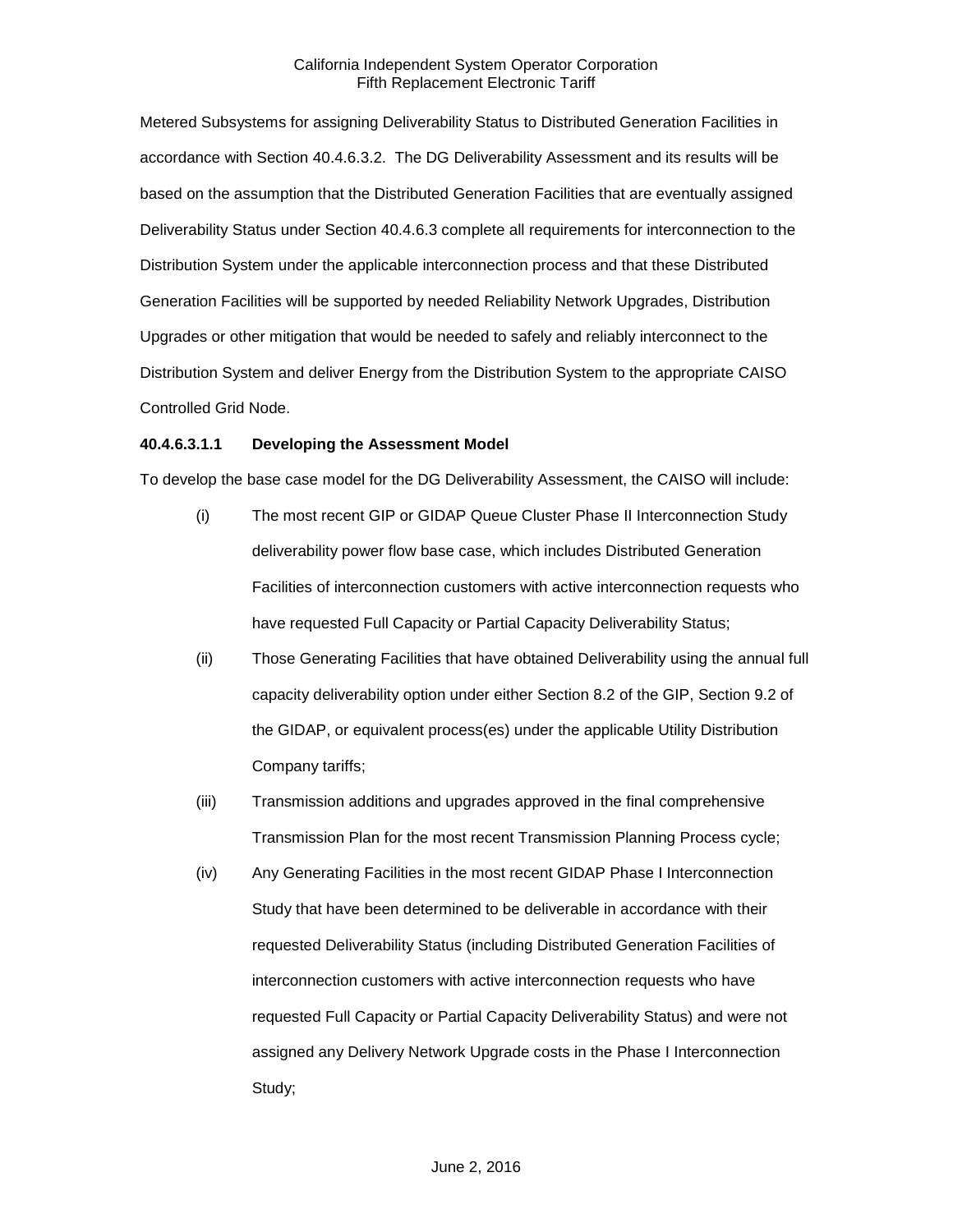Metered Subsystems for assigning Deliverability Status to Distributed Generation Facilities in accordance with Section 40.4.6.3.2. The DG Deliverability Assessment and its results will be based on the assumption that the Distributed Generation Facilities that are eventually assigned Deliverability Status under Section 40.4.6.3 complete all requirements for interconnection to the Distribution System under the applicable interconnection process and that these Distributed Generation Facilities will be supported by needed Reliability Network Upgrades, Distribution Upgrades or other mitigation that would be needed to safely and reliably interconnect to the Distribution System and deliver Energy from the Distribution System to the appropriate CAISO Controlled Grid Node.

**40.4.6.3.1.1 Developing the Assessment Model**

To develop the base case model for the DG Deliverability Assessment, the CAISO will include:

(i) The most recent GIP or GIDAP Queue Cluster Phase II Interconnection Study deliverability power flow base case, which includes Distributed Generation Facilities of interconnection customers with active interconnection requests who have requested Full Capacity or Partial Capacity Deliverability Status;

(ii) Those Generating Facilities that have obtained Deliverability using the annual full capacity deliverability option under either Section 8.2 of the GIP, Section 9.2 of the GIDAP, or equivalent process(es) under the applicable Utility Distribution Company tariffs;

(iii) Transmission additions and upgrades approved in the final comprehensive Transmission Plan for the most recent Transmission Planning Process cycle;

(iv) Any Generating Facilities in the most recent GIDAP Phase I Interconnection Study that have been determined to be deliverable in accordance with their requested Deliverability Status (including Distributed Generation Facilities of interconnection customers with active interconnection requests who have requested Full Capacity or Partial Capacity Deliverability Status) and were not assigned any Delivery Network Upgrade costs in the Phase I Interconnection Study;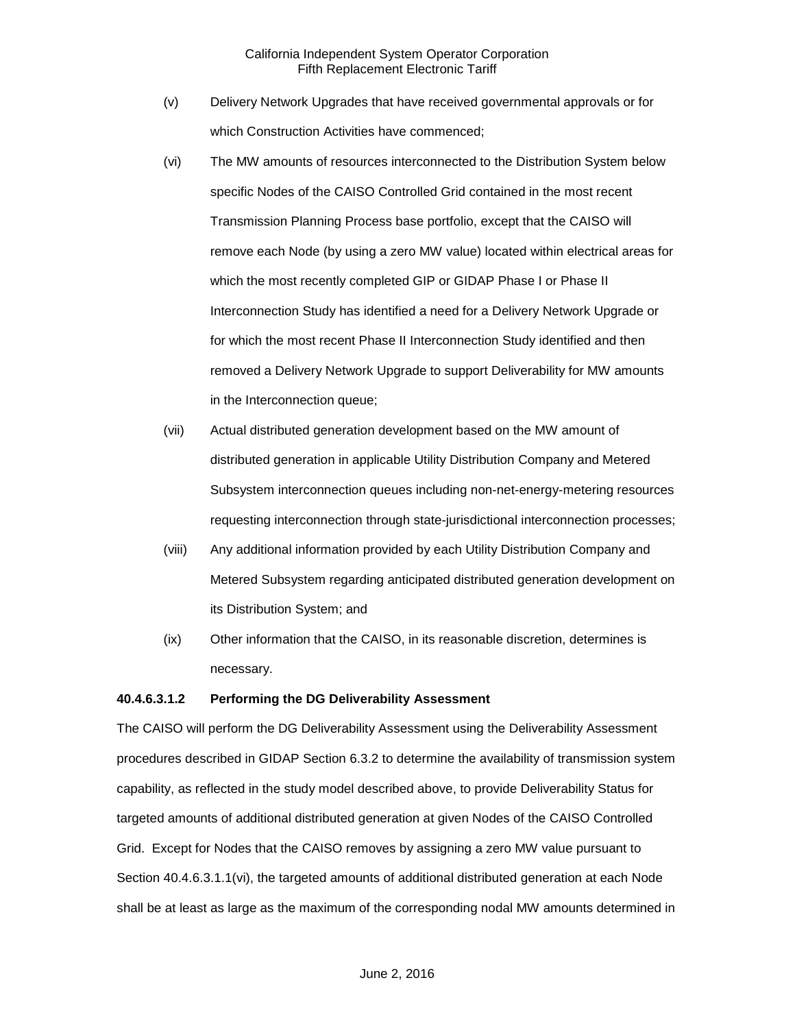(v) Delivery Network Upgrades that have received governmental approvals or for which Construction Activities have commenced;

(vi) The MW amounts of resources interconnected to the Distribution System below specific Nodes of the CAISO Controlled Grid contained in the most recent Transmission Planning Process base portfolio, except that the CAISO will remove each Node (by using a zero MW value) located within electrical areas for which the most recently completed GIP or GIDAP Phase I or Phase II Interconnection Study has identified a need for a Delivery Network Upgrade or for which the most recent Phase II Interconnection Study identified and then removed a Delivery Network Upgrade to support Deliverability for MW amounts in the Interconnection queue;

(vii) Actual distributed generation development based on the MW amount of distributed generation in applicable Utility Distribution Company and Metered Subsystem interconnection queues including non-net-energy-metering resources requesting interconnection through state-jurisdictional interconnection processes;

(viii) Any additional information provided by each Utility Distribution Company and Metered Subsystem regarding anticipated distributed generation development on its Distribution System; and

(ix) Other information that the CAISO, in its reasonable discretion, determines is necessary.

**40.4.6.3.1.2 Performing the DG Deliverability Assessment**

The CAISO will perform the DG Deliverability Assessment using the Deliverability Assessment procedures described in GIDAP Section 6.3.2 to determine the availability of transmission system capability, as reflected in the study model described above, to provide Deliverability Status for targeted amounts of additional distributed generation at given Nodes of the CAISO Controlled Grid. Except for Nodes that the CAISO removes by assigning a zero MW value pursuant to Section 40.4.6.3.1.1(vi), the targeted amounts of additional distributed generation at each Node shall be at least as large as the maximum of the corresponding nodal MW amounts determined in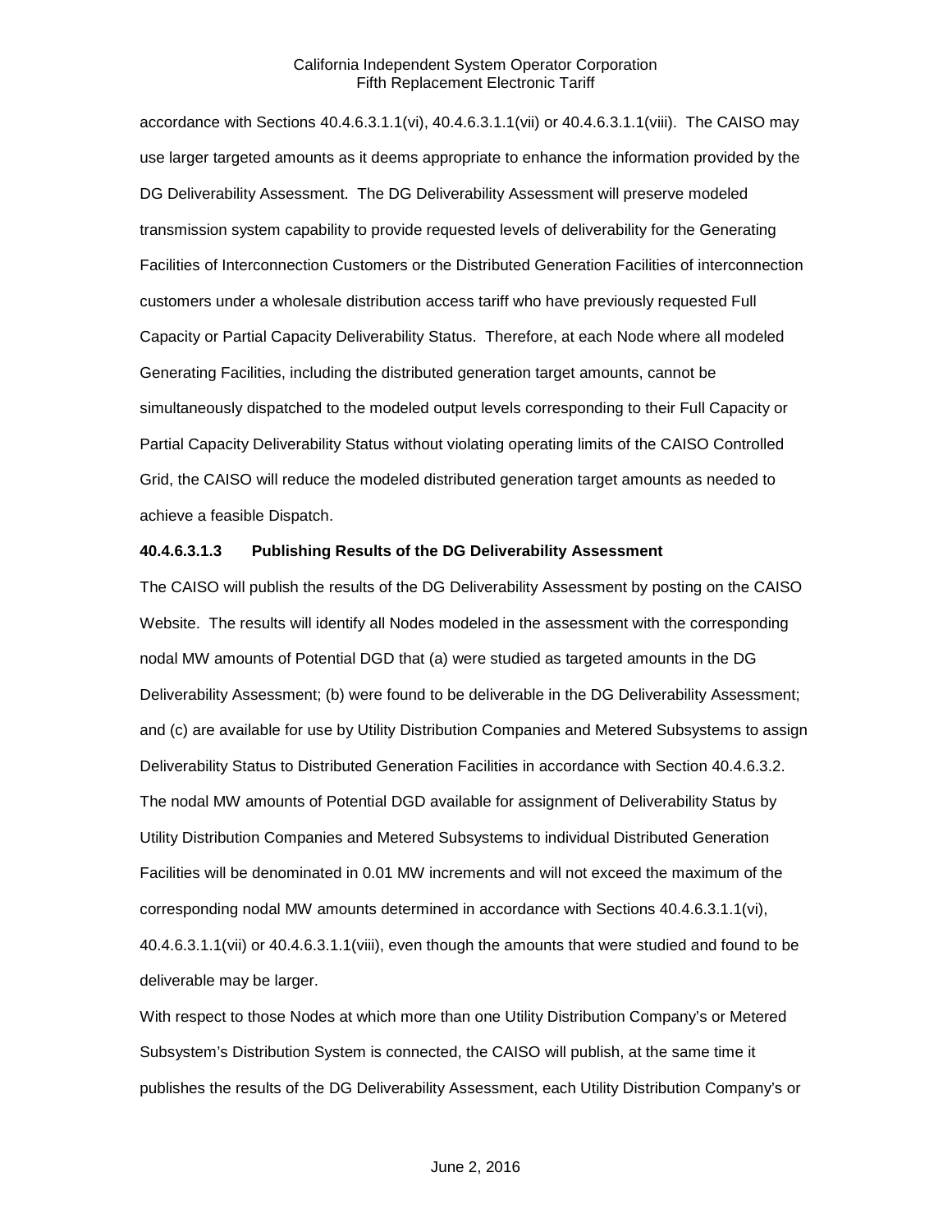accordance with Sections 40.4.6.3.1.1(vi), 40.4.6.3.1.1(vii) or 40.4.6.3.1.1(viii). The CAISO may use larger targeted amounts as it deems appropriate to enhance the information provided by the DG Deliverability Assessment. The DG Deliverability Assessment will preserve modeled transmission system capability to provide requested levels of deliverability for the Generating Facilities of Interconnection Customers or the Distributed Generation Facilities of interconnection customers under a wholesale distribution access tariff who have previously requested Full Capacity or Partial Capacity Deliverability Status. Therefore, at each Node where all modeled Generating Facilities, including the distributed generation target amounts, cannot be simultaneously dispatched to the modeled output levels corresponding to their Full Capacity or Partial Capacity Deliverability Status without violating operating limits of the CAISO Controlled Grid, the CAISO will reduce the modeled distributed generation target amounts as needed to achieve a feasible Dispatch.

**40.4.6.3.1.3 Publishing Results of the DG Deliverability Assessment**

The CAISO will publish the results of the DG Deliverability Assessment by posting on the CAISO Website. The results will identify all Nodes modeled in the assessment with the corresponding nodal MW amounts of Potential DGD that (a) were studied as targeted amounts in the DG Deliverability Assessment; (b) were found to be deliverable in the DG Deliverability Assessment; and (c) are available for use by Utility Distribution Companies and Metered Subsystems to assign Deliverability Status to Distributed Generation Facilities in accordance with Section 40.4.6.3.2. The nodal MW amounts of Potential DGD available for assignment of Deliverability Status by Utility Distribution Companies and Metered Subsystems to individual Distributed Generation Facilities will be denominated in 0.01 MW increments and will not exceed the maximum of the corresponding nodal MW amounts determined in accordance with Sections 40.4.6.3.1.1(vi), 40.4.6.3.1.1(vii) or 40.4.6.3.1.1(viii), even though the amounts that were studied and found to be deliverable may be larger.

With respect to those Nodes at which more than one Utility Distribution Company's or Metered Subsystem's Distribution System is connected, the CAISO will publish, at the same time it publishes the results of the DG Deliverability Assessment, each Utility Distribution Company's or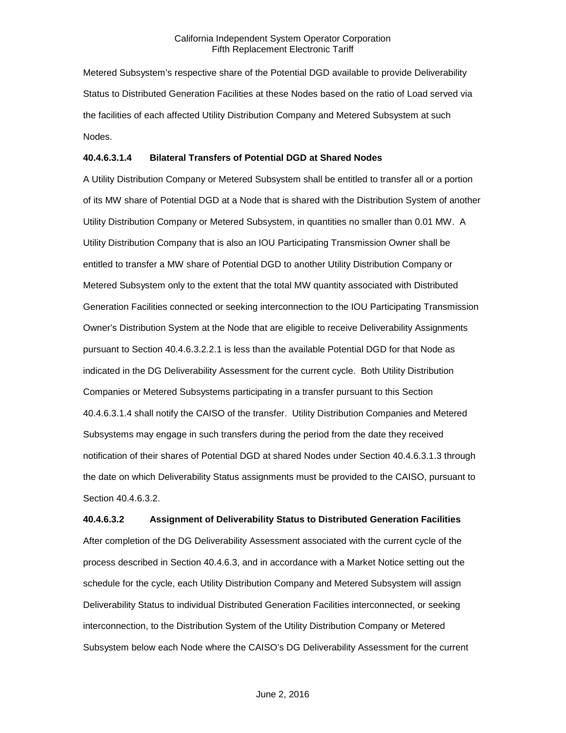Metered Subsystem's respective share of the Potential DGD available to provide Deliverability Status to Distributed Generation Facilities at these Nodes based on the ratio of Load served via the facilities of each affected Utility Distribution Company and Metered Subsystem at such Nodes.

**40.4.6.3.1.4 Bilateral Transfers of Potential DGD at Shared Nodes**

A Utility Distribution Company or Metered Subsystem shall be entitled to transfer all or a portion of its MW share of Potential DGD at a Node that is shared with the Distribution System of another Utility Distribution Company or Metered Subsystem, in quantities no smaller than 0.01 MW. A Utility Distribution Company that is also an IOU Participating Transmission Owner shall be entitled to transfer a MW share of Potential DGD to another Utility Distribution Company or Metered Subsystem only to the extent that the total MW quantity associated with Distributed Generation Facilities connected or seeking interconnection to the IOU Participating Transmission Owner's Distribution System at the Node that are eligible to receive Deliverability Assignments pursuant to Section 40.4.6.3.2.2.1 is less than the available Potential DGD for that Node as indicated in the DG Deliverability Assessment for the current cycle. Both Utility Distribution Companies or Metered Subsystems participating in a transfer pursuant to this Section 40.4.6.3.1.4 shall notify the CAISO of the transfer. Utility Distribution Companies and Metered Subsystems may engage in such transfers during the period from the date they received notification of their shares of Potential DGD at shared Nodes under Section 40.4.6.3.1.3 through the date on which Deliverability Status assignments must be provided to the CAISO, pursuant to Section 40.4.6.3.2.

**40.4.6.3.2 Assignment of Deliverability Status to Distributed Generation Facilities**

After completion of the DG Deliverability Assessment associated with the current cycle of the process described in Section 40.4.6.3, and in accordance with a Market Notice setting out the schedule for the cycle, each Utility Distribution Company and Metered Subsystem will assign Deliverability Status to individual Distributed Generation Facilities interconnected, or seeking interconnection, to the Distribution System of the Utility Distribution Company or Metered Subsystem below each Node where the CAISO's DG Deliverability Assessment for the current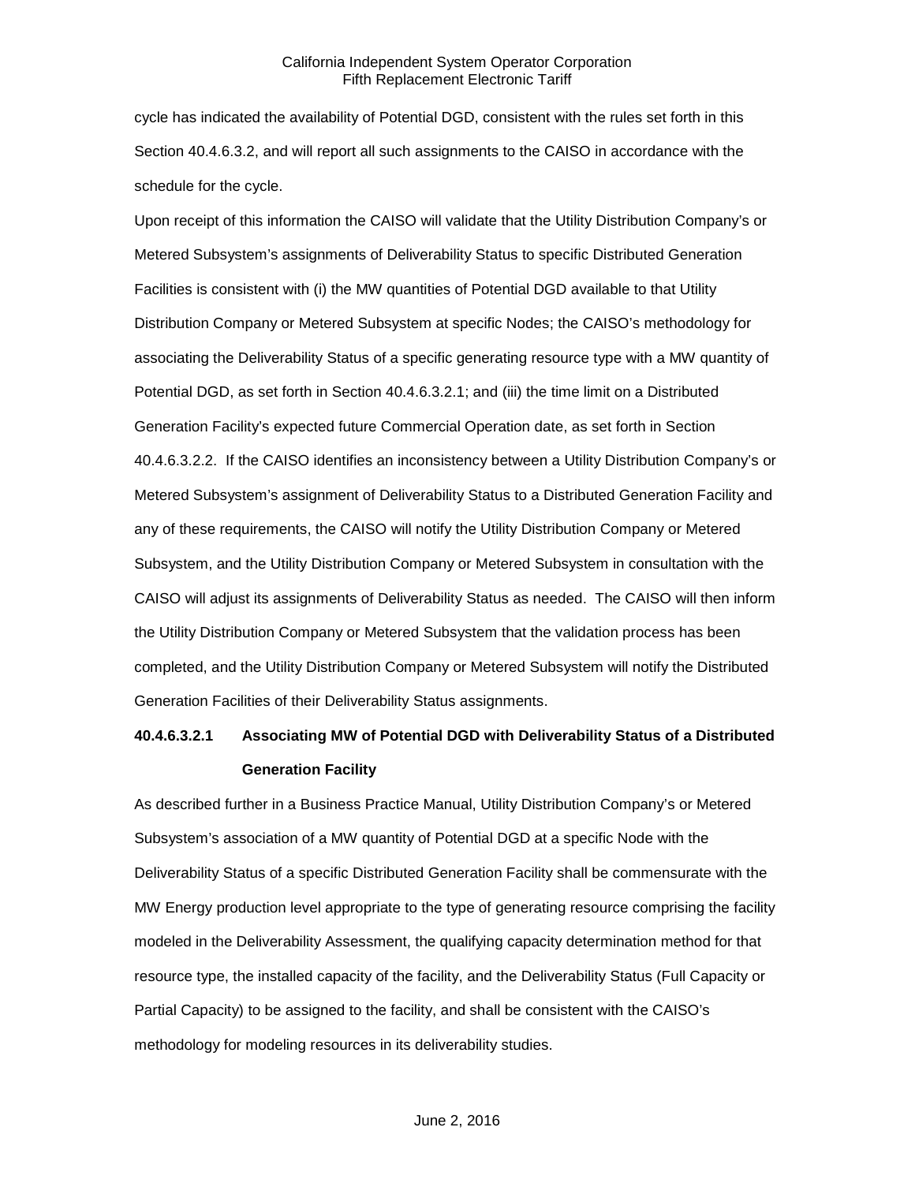cycle has indicated the availability of Potential DGD, consistent with the rules set forth in this Section 40.4.6.3.2, and will report all such assignments to the CAISO in accordance with the schedule for the cycle.

Upon receipt of this information the CAISO will validate that the Utility Distribution Company's or Metered Subsystem's assignments of Deliverability Status to specific Distributed Generation Facilities is consistent with (i) the MW quantities of Potential DGD available to that Utility Distribution Company or Metered Subsystem at specific Nodes; the CAISO's methodology for associating the Deliverability Status of a specific generating resource type with a MW quantity of Potential DGD, as set forth in Section 40.4.6.3.2.1; and (iii) the time limit on a Distributed Generation Facility's expected future Commercial Operation date, as set forth in Section 40.4.6.3.2.2. If the CAISO identifies an inconsistency between a Utility Distribution Company's or Metered Subsystem's assignment of Deliverability Status to a Distributed Generation Facility and any of these requirements, the CAISO will notify the Utility Distribution Company or Metered Subsystem, and the Utility Distribution Company or Metered Subsystem in consultation with the CAISO will adjust its assignments of Deliverability Status as needed. The CAISO will then inform the Utility Distribution Company or Metered Subsystem that the validation process has been completed, and the Utility Distribution Company or Metered Subsystem will notify the Distributed Generation Facilities of their Deliverability Status assignments.

**40.4.6.3.2.1 Associating MW of Potential DGD with Deliverability Status of a Distributed Generation Facility**

As described further in a Business Practice Manual, Utility Distribution Company's or Metered Subsystem's association of a MW quantity of Potential DGD at a specific Node with the Deliverability Status of a specific Distributed Generation Facility shall be commensurate with the MW Energy production level appropriate to the type of generating resource comprising the facility modeled in the Deliverability Assessment, the qualifying capacity determination method for that resource type, the installed capacity of the facility, and the Deliverability Status (Full Capacity or Partial Capacity) to be assigned to the facility, and shall be consistent with the CAISO's methodology for modeling resources in its deliverability studies.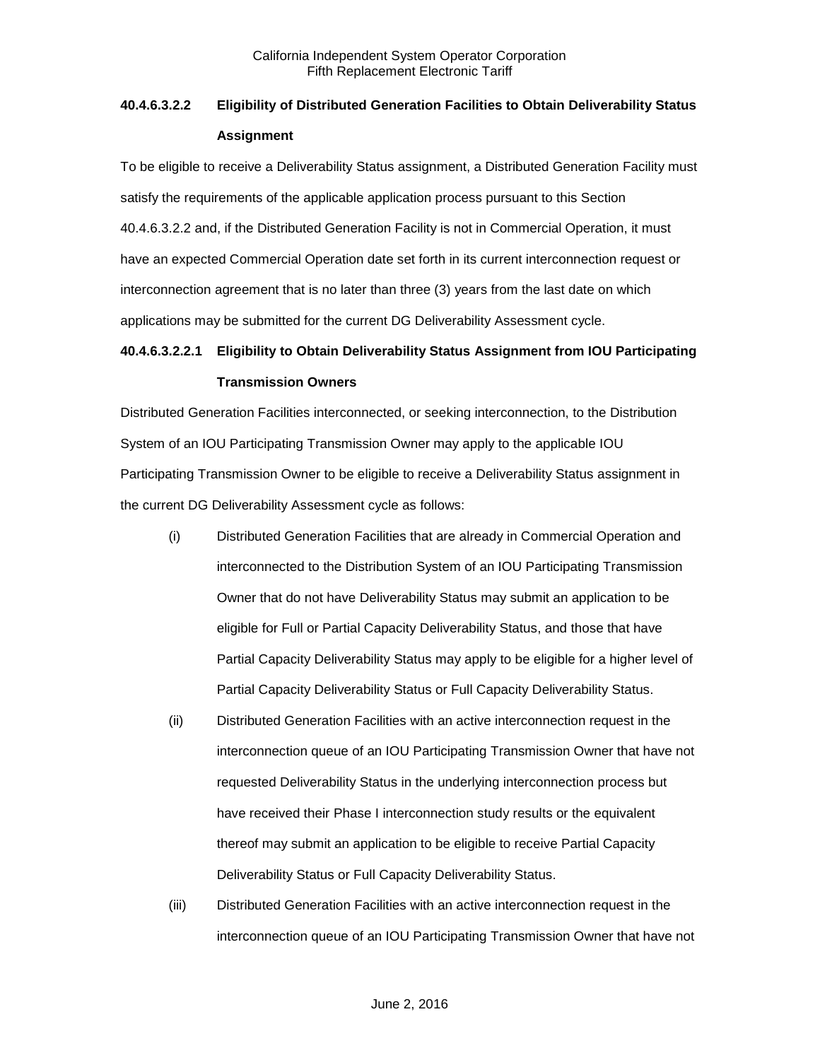### 40.4.6.3.2.2 Eligibility of Distributed Generation Facilities to Obtain Deliverability Status Assignment

To be eligible to receive a Deliverability Status assignment, a Distributed Generation Facility must satisfy the requirements of the applicable application process pursuant to this Section 40.4.6.3.2.2 and, if the Distributed Generation Facility is not in Commercial Operation, it must have an expected Commercial Operation date set forth in its current interconnection request or interconnection agreement that is no later than three (3) years from the last date on which applications may be submitted for the current DG Deliverability Assessment cycle.

### 40.4.6.3.2.2.1 Eligibility to Obtain Deliverability Status Assignment from IOU Participating Transmission Owners

Distributed Generation Facilities interconnected, or seeking interconnection, to the Distribution System of an IOU Participating Transmission Owner may apply to the applicable IOU Participating Transmission Owner to be eligible to receive a Deliverability Status assignment in the current DG Deliverability Assessment cycle as follows:

(i) Distributed Generation Facilities that are already in Commercial Operation and interconnected to the Distribution System of an IOU Participating Transmission Owner that do not have Deliverability Status may submit an application to be eligible for Full or Partial Capacity Deliverability Status, and those that have Partial Capacity Deliverability Status may apply to be eligible for a higher level of Partial Capacity Deliverability Status or Full Capacity Deliverability Status.

(ii) Distributed Generation Facilities with an active interconnection request in the interconnection queue of an IOU Participating Transmission Owner that have not requested Deliverability Status in the underlying interconnection process but have received their Phase I interconnection study results or the equivalent thereof may submit an application to be eligible to receive Partial Capacity Deliverability Status or Full Capacity Deliverability Status.

(iii) Distributed Generation Facilities with an active interconnection request in the interconnection queue of an IOU Participating Transmission Owner that have not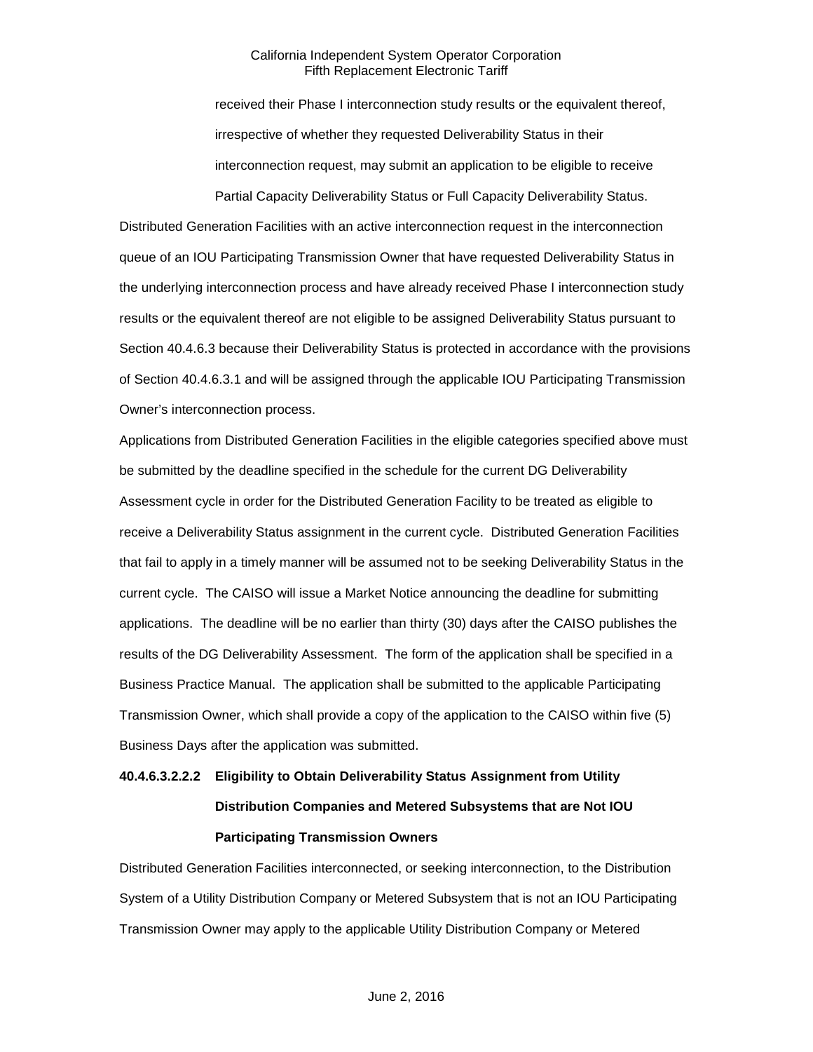received their Phase I interconnection study results or the equivalent thereof, irrespective of whether they requested Deliverability Status in their interconnection request, may submit an application to be eligible to receive Partial Capacity Deliverability Status or Full Capacity Deliverability Status.

Distributed Generation Facilities with an active interconnection request in the interconnection queue of an IOU Participating Transmission Owner that have requested Deliverability Status in the underlying interconnection process and have already received Phase I interconnection study results or the equivalent thereof are not eligible to be assigned Deliverability Status pursuant to Section 40.4.6.3 because their Deliverability Status is protected in accordance with the provisions of Section 40.4.6.3.1 and will be assigned through the applicable IOU Participating Transmission Owner's interconnection process.

Applications from Distributed Generation Facilities in the eligible categories specified above must be submitted by the deadline specified in the schedule for the current DG Deliverability Assessment cycle in order for the Distributed Generation Facility to be treated as eligible to receive a Deliverability Status assignment in the current cycle. Distributed Generation Facilities that fail to apply in a timely manner will be assumed not to be seeking Deliverability Status in the current cycle. The CAISO will issue a Market Notice announcing the deadline for submitting applications. The deadline will be no earlier than thirty (30) days after the CAISO publishes the results of the DG Deliverability Assessment. The form of the application shall be specified in a Business Practice Manual. The application shall be submitted to the applicable Participating Transmission Owner, which shall provide a copy of the application to the CAISO within five (5) Business Days after the application was submitted.

**40.4.6.3.2.2.2 Eligibility to Obtain Deliverability Status Assignment from Utility Distribution Companies and Metered Subsystems that are Not IOU Participating Transmission Owners**

Distributed Generation Facilities interconnected, or seeking interconnection, to the Distribution System of a Utility Distribution Company or Metered Subsystem that is not an IOU Participating Transmission Owner may apply to the applicable Utility Distribution Company or Metered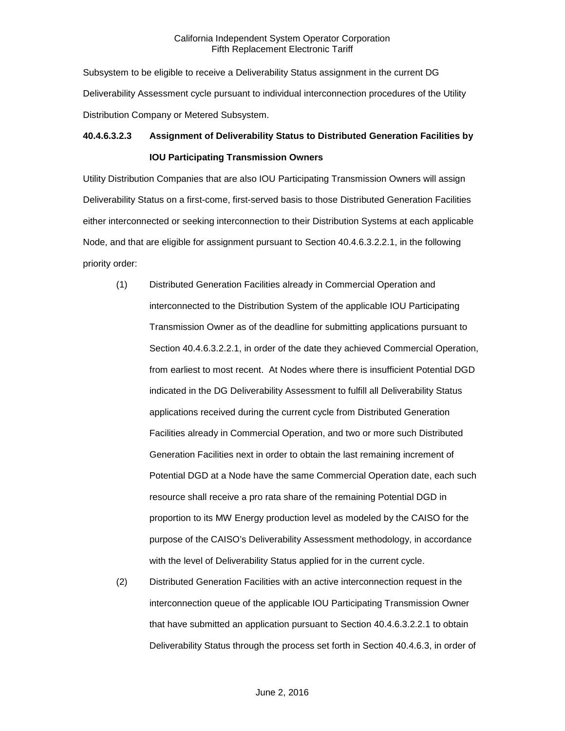Subsystem to be eligible to receive a Deliverability Status assignment in the current DG Deliverability Assessment cycle pursuant to individual interconnection procedures of the Utility Distribution Company or Metered Subsystem.

**40.4.6.3.2.3 Assignment of Deliverability Status to Distributed Generation Facilities by IOU Participating Transmission Owners**

Utility Distribution Companies that are also IOU Participating Transmission Owners will assign Deliverability Status on a first-come, first-served basis to those Distributed Generation Facilities either interconnected or seeking interconnection to their Distribution Systems at each applicable Node, and that are eligible for assignment pursuant to Section 40.4.6.3.2.2.1, in the following priority order:

(1) Distributed Generation Facilities already in Commercial Operation and interconnected to the Distribution System of the applicable IOU Participating Transmission Owner as of the deadline for submitting applications pursuant to Section 40.4.6.3.2.2.1, in order of the date they achieved Commercial Operation, from earliest to most recent. At Nodes where there is insufficient Potential DGD indicated in the DG Deliverability Assessment to fulfill all Deliverability Status applications received during the current cycle from Distributed Generation Facilities already in Commercial Operation, and two or more such Distributed Generation Facilities next in order to obtain the last remaining increment of Potential DGD at a Node have the same Commercial Operation date, each such resource shall receive a pro rata share of the remaining Potential DGD in proportion to its MW Energy production level as modeled by the CAISO for the purpose of the CAISO's Deliverability Assessment methodology, in accordance with the level of Deliverability Status applied for in the current cycle.

(2) Distributed Generation Facilities with an active interconnection request in the interconnection queue of the applicable IOU Participating Transmission Owner that have submitted an application pursuant to Section 40.4.6.3.2.2.1 to obtain Deliverability Status through the process set forth in Section 40.4.6.3, in order of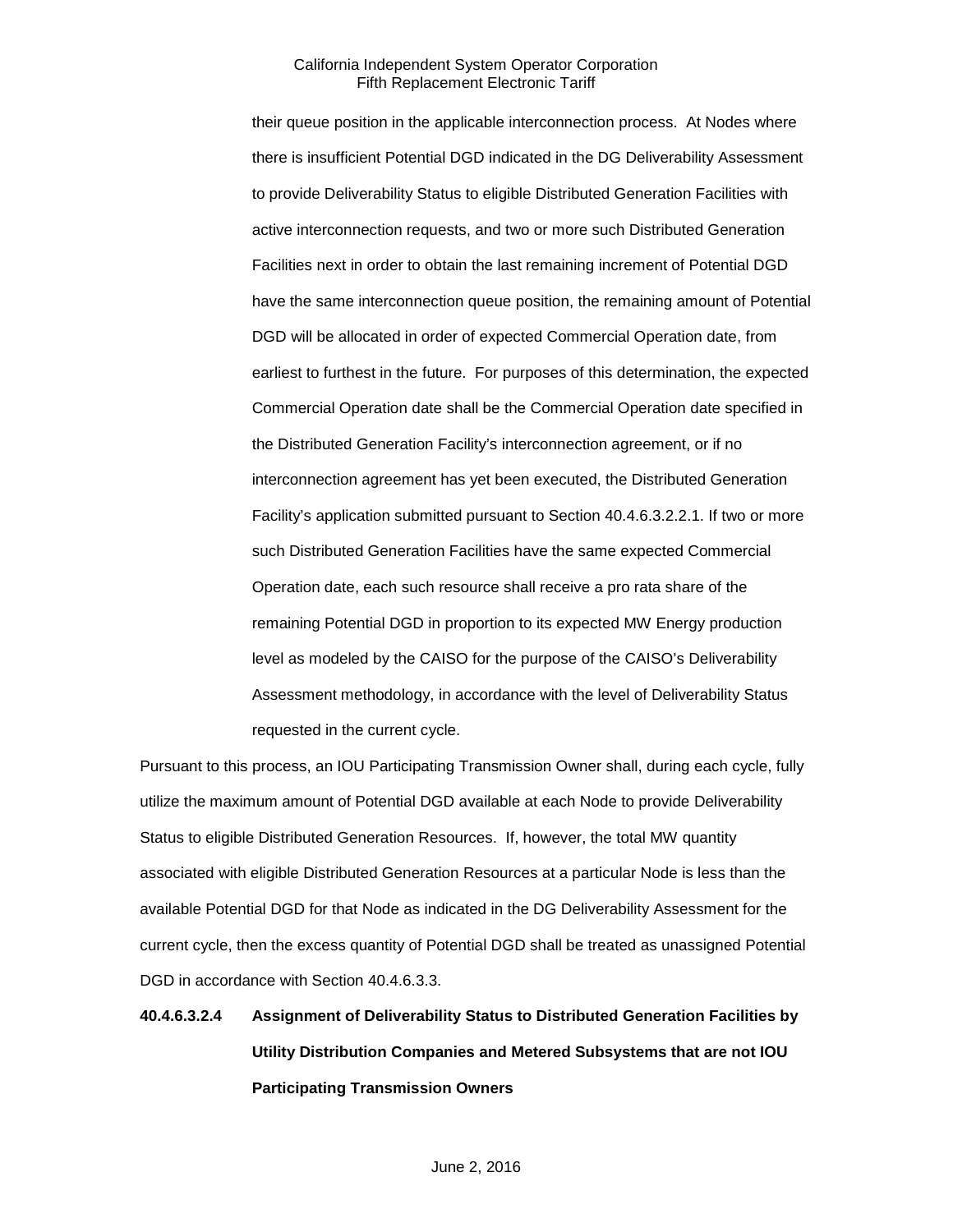their queue position in the applicable interconnection process. At Nodes where there is insufficient Potential DGD indicated in the DG Deliverability Assessment to provide Deliverability Status to eligible Distributed Generation Facilities with active interconnection requests, and two or more such Distributed Generation Facilities next in order to obtain the last remaining increment of Potential DGD have the same interconnection queue position, the remaining amount of Potential DGD will be allocated in order of expected Commercial Operation date, from earliest to furthest in the future. For purposes of this determination, the expected Commercial Operation date shall be the Commercial Operation date specified in the Distributed Generation Facility's interconnection agreement, or if no interconnection agreement has yet been executed, the Distributed Generation Facility's application submitted pursuant to Section 40.4.6.3.2.2.1. If two or more such Distributed Generation Facilities have the same expected Commercial Operation date, each such resource shall receive a pro rata share of the remaining Potential DGD in proportion to its expected MW Energy production level as modeled by the CAISO for the purpose of the CAISO's Deliverability Assessment methodology, in accordance with the level of Deliverability Status requested in the current cycle.

Pursuant to this process, an IOU Participating Transmission Owner shall, during each cycle, fully utilize the maximum amount of Potential DGD available at each Node to provide Deliverability Status to eligible Distributed Generation Resources. If, however, the total MW quantity associated with eligible Distributed Generation Resources at a particular Node is less than the available Potential DGD for that Node as indicated in the DG Deliverability Assessment for the current cycle, then the excess quantity of Potential DGD shall be treated as unassigned Potential DGD in accordance with Section 40.4.6.3.3.

**40.4.6.3.2.4 Assignment of Deliverability Status to Distributed Generation Facilities by Utility Distribution Companies and Metered Subsystems that are not IOU Participating Transmission Owners**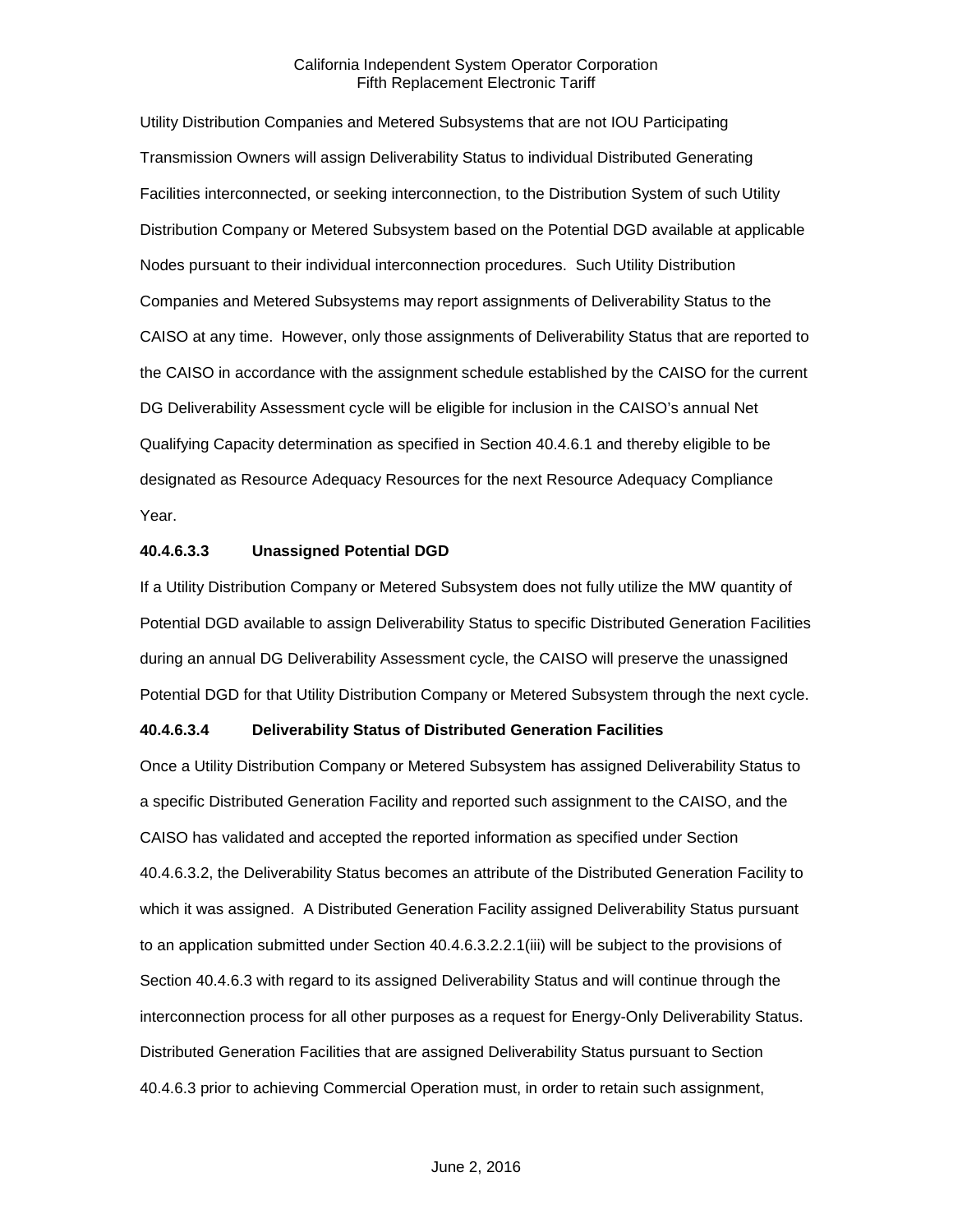Utility Distribution Companies and Metered Subsystems that are not IOU Participating Transmission Owners will assign Deliverability Status to individual Distributed Generating Facilities interconnected, or seeking interconnection, to the Distribution System of such Utility Distribution Company or Metered Subsystem based on the Potential DGD available at applicable Nodes pursuant to their individual interconnection procedures. Such Utility Distribution Companies and Metered Subsystems may report assignments of Deliverability Status to the CAISO at any time. However, only those assignments of Deliverability Status that are reported to the CAISO in accordance with the assignment schedule established by the CAISO for the current DG Deliverability Assessment cycle will be eligible for inclusion in the CAISO's annual Net Qualifying Capacity determination as specified in Section 40.4.6.1 and thereby eligible to be designated as Resource Adequacy Resources for the next Resource Adequacy Compliance Year.

**40.4.6.3.3 Unassigned Potential DGD**

If a Utility Distribution Company or Metered Subsystem does not fully utilize the MW quantity of Potential DGD available to assign Deliverability Status to specific Distributed Generation Facilities during an annual DG Deliverability Assessment cycle, the CAISO will preserve the unassigned Potential DGD for that Utility Distribution Company or Metered Subsystem through the next cycle.

**40.4.6.3.4 Deliverability Status of Distributed Generation Facilities**

Once a Utility Distribution Company or Metered Subsystem has assigned Deliverability Status to a specific Distributed Generation Facility and reported such assignment to the CAISO, and the CAISO has validated and accepted the reported information as specified under Section 40.4.6.3.2, the Deliverability Status becomes an attribute of the Distributed Generation Facility to which it was assigned. A Distributed Generation Facility assigned Deliverability Status pursuant to an application submitted under Section 40.4.6.3.2.2.1(iii) will be subject to the provisions of Section 40.4.6.3 with regard to its assigned Deliverability Status and will continue through the interconnection process for all other purposes as a request for Energy-Only Deliverability Status. Distributed Generation Facilities that are assigned Deliverability Status pursuant to Section 40.4.6.3 prior to achieving Commercial Operation must, in order to retain such assignment,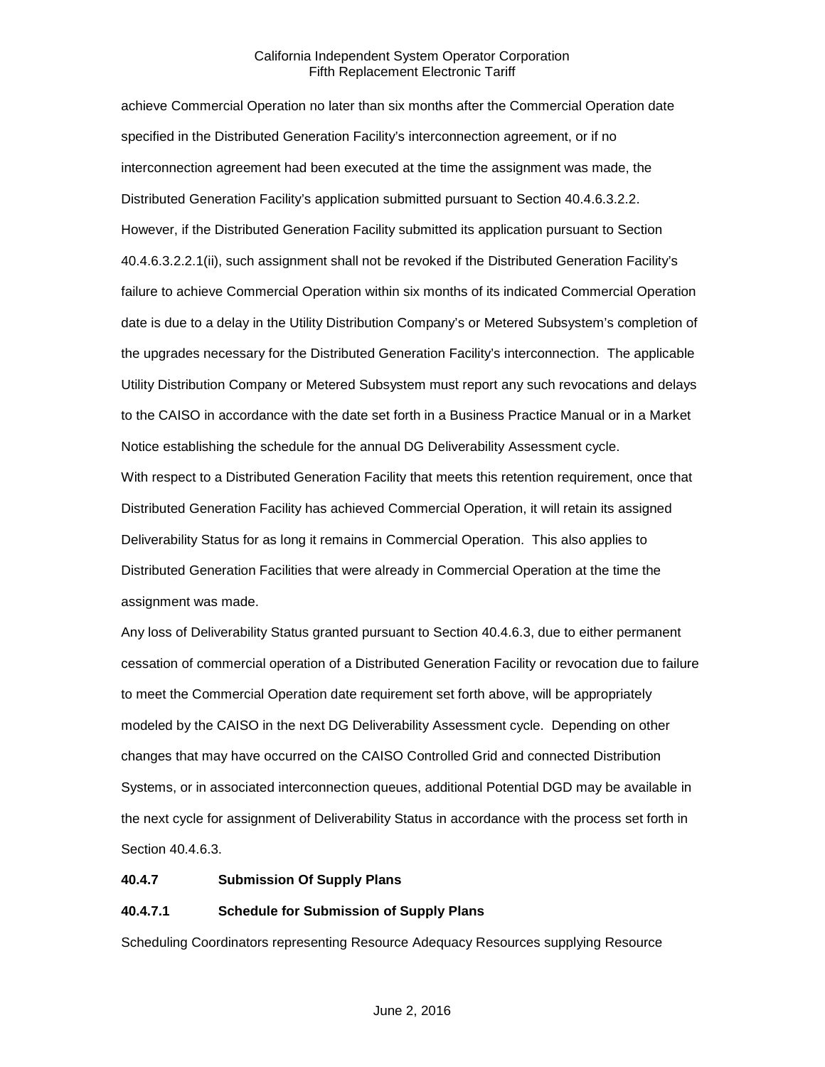achieve Commercial Operation no later than six months after the Commercial Operation date specified in the Distributed Generation Facility's interconnection agreement, or if no interconnection agreement had been executed at the time the assignment was made, the Distributed Generation Facility's application submitted pursuant to Section 40.4.6.3.2.2. However, if the Distributed Generation Facility submitted its application pursuant to Section 40.4.6.3.2.2.1(ii), such assignment shall not be revoked if the Distributed Generation Facility's failure to achieve Commercial Operation within six months of its indicated Commercial Operation date is due to a delay in the Utility Distribution Company's or Metered Subsystem's completion of the upgrades necessary for the Distributed Generation Facility's interconnection. The applicable Utility Distribution Company or Metered Subsystem must report any such revocations and delays to the CAISO in accordance with the date set forth in a Business Practice Manual or in a Market Notice establishing the schedule for the annual DG Deliverability Assessment cycle.

With respect to a Distributed Generation Facility that meets this retention requirement, once that Distributed Generation Facility has achieved Commercial Operation, it will retain its assigned Deliverability Status for as long it remains in Commercial Operation. This also applies to Distributed Generation Facilities that were already in Commercial Operation at the time the assignment was made.

Any loss of Deliverability Status granted pursuant to Section 40.4.6.3, due to either permanent cessation of commercial operation of a Distributed Generation Facility or revocation due to failure to meet the Commercial Operation date requirement set forth above, will be appropriately modeled by the CAISO in the next DG Deliverability Assessment cycle. Depending on other changes that may have occurred on the CAISO Controlled Grid and connected Distribution Systems, or in associated interconnection queues, additional Potential DGD may be available in the next cycle for assignment of Deliverability Status in accordance with the process set forth in Section 40.4.6.3.

**40.4.7 Submission Of Supply Plans**

**40.4.7.1 Schedule for Submission of Supply Plans**

Scheduling Coordinators representing Resource Adequacy Resources supplying Resource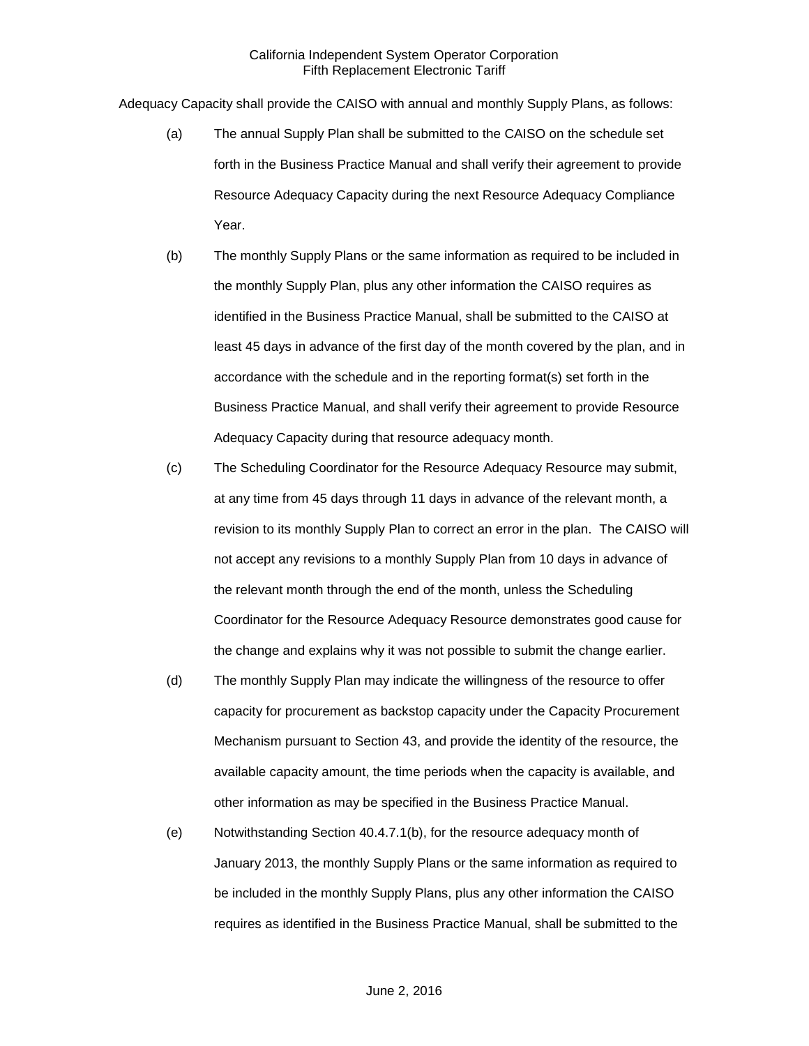Adequacy Capacity shall provide the CAISO with annual and monthly Supply Plans, as follows:

(a) The annual Supply Plan shall be submitted to the CAISO on the schedule set forth in the Business Practice Manual and shall verify their agreement to provide Resource Adequacy Capacity during the next Resource Adequacy Compliance Year.

(b) The monthly Supply Plans or the same information as required to be included in the monthly Supply Plan, plus any other information the CAISO requires as identified in the Business Practice Manual, shall be submitted to the CAISO at least 45 days in advance of the first day of the month covered by the plan, and in accordance with the schedule and in the reporting format(s) set forth in the Business Practice Manual, and shall verify their agreement to provide Resource Adequacy Capacity during that resource adequacy month.

(c) The Scheduling Coordinator for the Resource Adequacy Resource may submit, at any time from 45 days through 11 days in advance of the relevant month, a revision to its monthly Supply Plan to correct an error in the plan. The CAISO will not accept any revisions to a monthly Supply Plan from 10 days in advance of the relevant month through the end of the month, unless the Scheduling Coordinator for the Resource Adequacy Resource demonstrates good cause for the change and explains why it was not possible to submit the change earlier.

(d) The monthly Supply Plan may indicate the willingness of the resource to offer capacity for procurement as backstop capacity under the Capacity Procurement Mechanism pursuant to Section 43, and provide the identity of the resource, the available capacity amount, the time periods when the capacity is available, and other information as may be specified in the Business Practice Manual.

(e) Notwithstanding Section 40.4.7.1(b), for the resource adequacy month of January 2013, the monthly Supply Plans or the same information as required to be included in the monthly Supply Plans, plus any other information the CAISO requires as identified in the Business Practice Manual, shall be submitted to the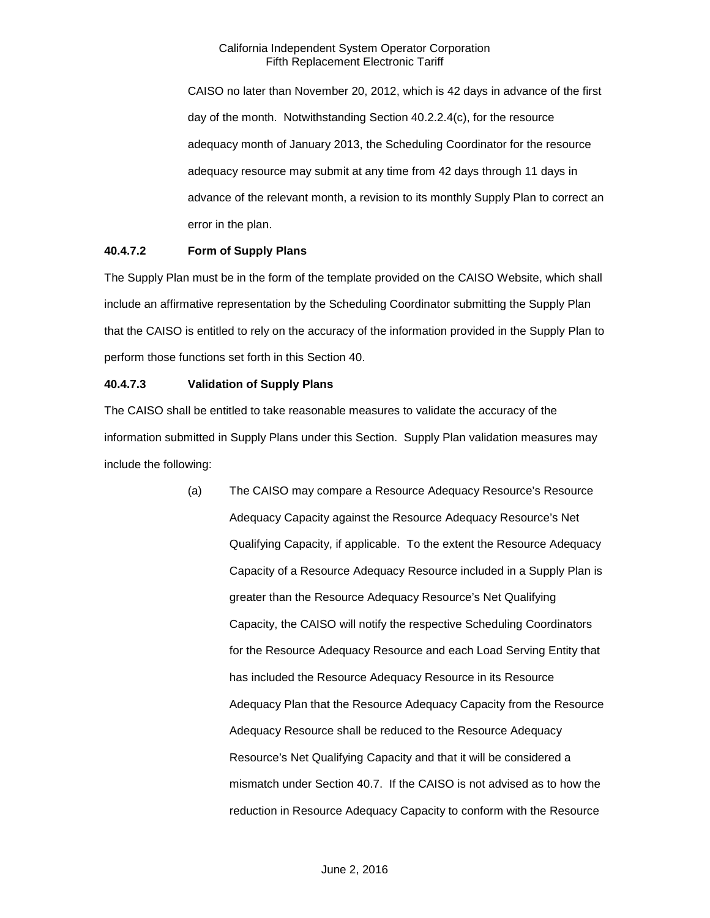CAISO no later than November 20, 2012, which is 42 days in advance of the first day of the month. Notwithstanding Section 40.2.2.4(c), for the resource adequacy month of January 2013, the Scheduling Coordinator for the resource adequacy resource may submit at any time from 42 days through 11 days in advance of the relevant month, a revision to its monthly Supply Plan to correct an error in the plan.

**40.4.7.2 Form of Supply Plans**

The Supply Plan must be in the form of the template provided on the CAISO Website, which shall include an affirmative representation by the Scheduling Coordinator submitting the Supply Plan that the CAISO is entitled to rely on the accuracy of the information provided in the Supply Plan to perform those functions set forth in this Section 40.

**40.4.7.3 Validation of Supply Plans**

The CAISO shall be entitled to take reasonable measures to validate the accuracy of the information submitted in Supply Plans under this Section. Supply Plan validation measures may include the following:

(a) The CAISO may compare a Resource Adequacy Resource's Resource Adequacy Capacity against the Resource Adequacy Resource's Net Qualifying Capacity, if applicable. To the extent the Resource Adequacy Capacity of a Resource Adequacy Resource included in a Supply Plan is greater than the Resource Adequacy Resource's Net Qualifying Capacity, the CAISO will notify the respective Scheduling Coordinators for the Resource Adequacy Resource and each Load Serving Entity that has included the Resource Adequacy Resource in its Resource Adequacy Plan that the Resource Adequacy Capacity from the Resource Adequacy Resource shall be reduced to the Resource Adequacy Resource's Net Qualifying Capacity and that it will be considered a mismatch under Section 40.7. If the CAISO is not advised as to how the reduction in Resource Adequacy Capacity to conform with the Resource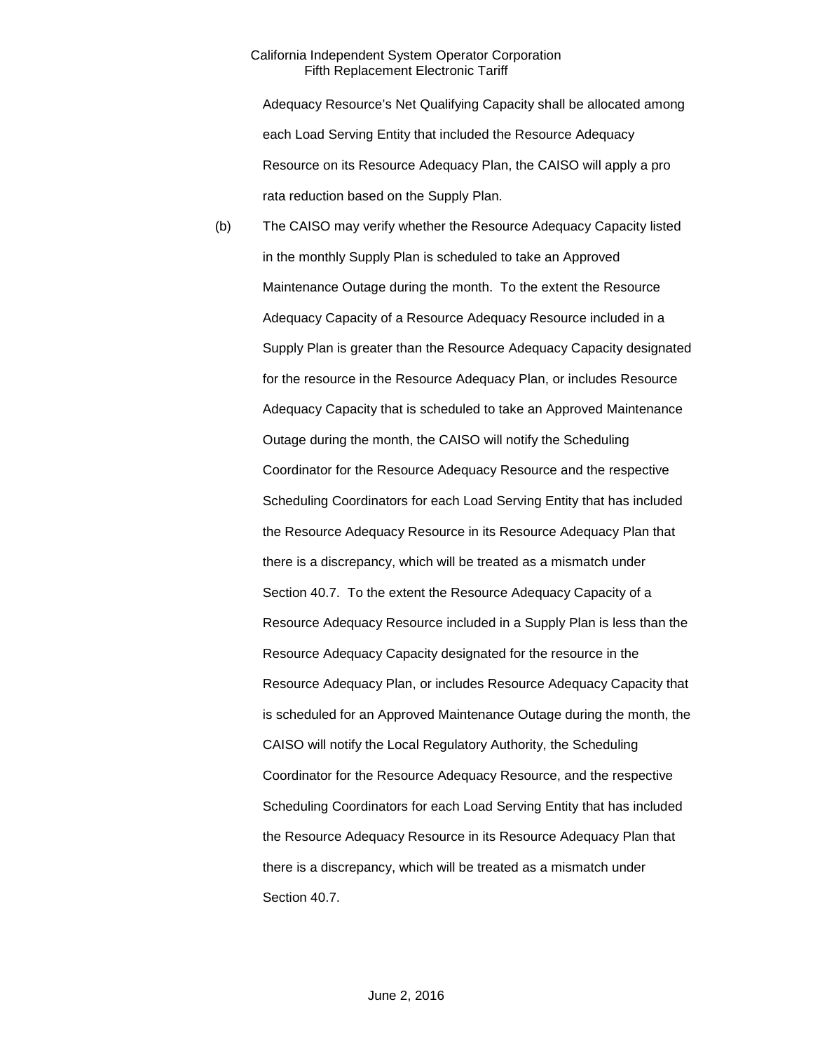Adequacy Resource's Net Qualifying Capacity shall be allocated among each Load Serving Entity that included the Resource Adequacy Resource on its Resource Adequacy Plan, the CAISO will apply a pro rata reduction based on the Supply Plan.

(b) The CAISO may verify whether the Resource Adequacy Capacity listed in the monthly Supply Plan is scheduled to take an Approved Maintenance Outage during the month. To the extent the Resource Adequacy Capacity of a Resource Adequacy Resource included in a Supply Plan is greater than the Resource Adequacy Capacity designated for the resource in the Resource Adequacy Plan, or includes Resource Adequacy Capacity that is scheduled to take an Approved Maintenance Outage during the month, the CAISO will notify the Scheduling Coordinator for the Resource Adequacy Resource and the respective Scheduling Coordinators for each Load Serving Entity that has included the Resource Adequacy Resource in its Resource Adequacy Plan that there is a discrepancy, which will be treated as a mismatch under Section 40.7. To the extent the Resource Adequacy Capacity of a Resource Adequacy Resource included in a Supply Plan is less than the Resource Adequacy Capacity designated for the resource in the Resource Adequacy Plan, or includes Resource Adequacy Capacity that is scheduled for an Approved Maintenance Outage during the month, the CAISO will notify the Local Regulatory Authority, the Scheduling Coordinator for the Resource Adequacy Resource, and the respective Scheduling Coordinators for each Load Serving Entity that has included the Resource Adequacy Resource in its Resource Adequacy Plan that there is a discrepancy, which will be treated as a mismatch under Section 40.7.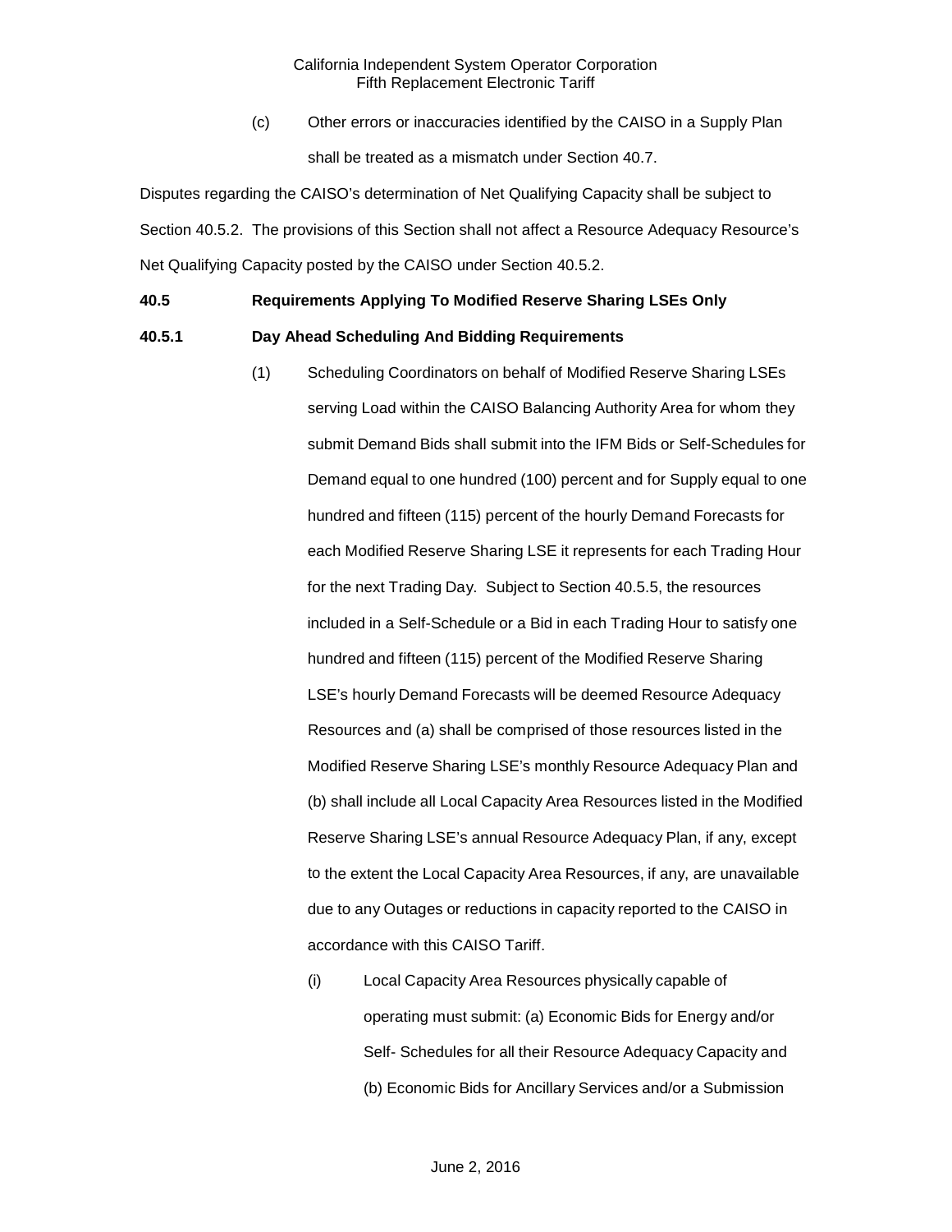(c) Other errors or inaccuracies identified by the CAISO in a Supply Plan shall be treated as a mismatch under Section 40.7.

Disputes regarding the CAISO's determination of Net Qualifying Capacity shall be subject to Section 40.5.2. The provisions of this Section shall not affect a Resource Adequacy Resource's Net Qualifying Capacity posted by the CAISO under Section 40.5.2.

**40.5 Requirements Applying To Modified Reserve Sharing LSEs Only**

**40.5.1 Day Ahead Scheduling And Bidding Requirements**

(1) Scheduling Coordinators on behalf of Modified Reserve Sharing LSEs serving Load within the CAISO Balancing Authority Area for whom they submit Demand Bids shall submit into the IFM Bids or Self-Schedules for Demand equal to one hundred (100) percent and for Supply equal to one hundred and fifteen (115) percent of the hourly Demand Forecasts for each Modified Reserve Sharing LSE it represents for each Trading Hour for the next Trading Day. Subject to Section 40.5.5, the resources included in a Self-Schedule or a Bid in each Trading Hour to satisfy one hundred and fifteen (115) percent of the Modified Reserve Sharing LSE's hourly Demand Forecasts will be deemed Resource Adequacy Resources and (a) shall be comprised of those resources listed in the Modified Reserve Sharing LSE's monthly Resource Adequacy Plan and (b) shall include all Local Capacity Area Resources listed in the Modified Reserve Sharing LSE's annual Resource Adequacy Plan, if any, except to the extent the Local Capacity Area Resources, if any, are unavailable due to any Outages or reductions in capacity reported to the CAISO in accordance with this CAISO Tariff.

(i) Local Capacity Area Resources physically capable of operating must submit: (a) Economic Bids for Energy and/or Self- Schedules for all their Resource Adequacy Capacity and (b) Economic Bids for Ancillary Services and/or a Submission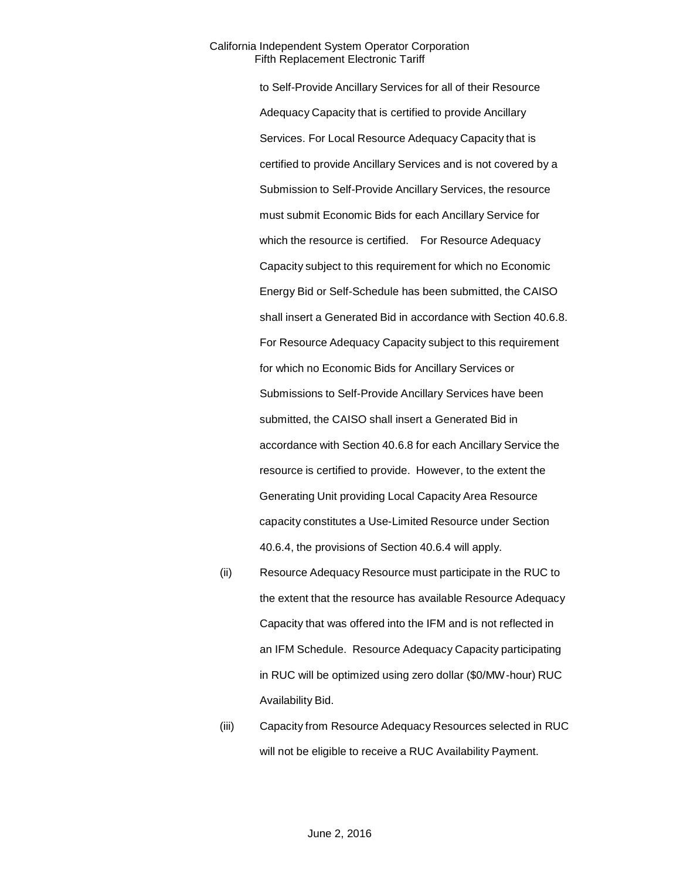to Self-Provide Ancillary Services for all of their Resource Adequacy Capacity that is certified to provide Ancillary Services. For Local Resource Adequacy Capacity that is certified to provide Ancillary Services and is not covered by a Submission to Self-Provide Ancillary Services, the resource must submit Economic Bids for each Ancillary Service for which the resource is certified. For Resource Adequacy Capacity subject to this requirement for which no Economic Energy Bid or Self-Schedule has been submitted, the CAISO shall insert a Generated Bid in accordance with Section 40.6.8. For Resource Adequacy Capacity subject to this requirement for which no Economic Bids for Ancillary Services or Submissions to Self-Provide Ancillary Services have been submitted, the CAISO shall insert a Generated Bid in accordance with Section 40.6.8 for each Ancillary Service the resource is certified to provide. However, to the extent the Generating Unit providing Local Capacity Area Resource capacity constitutes a Use-Limited Resource under Section 40.6.4, the provisions of Section 40.6.4 will apply.

(ii) Resource Adequacy Resource must participate in the RUC to the extent that the resource has available Resource Adequacy Capacity that was offered into the IFM and is not reflected in an IFM Schedule. Resource Adequacy Capacity participating in RUC will be optimized using zero dollar ($0/MW-hour) RUC Availability Bid.

(iii) Capacity from Resource Adequacy Resources selected in RUC will not be eligible to receive a RUC Availability Payment.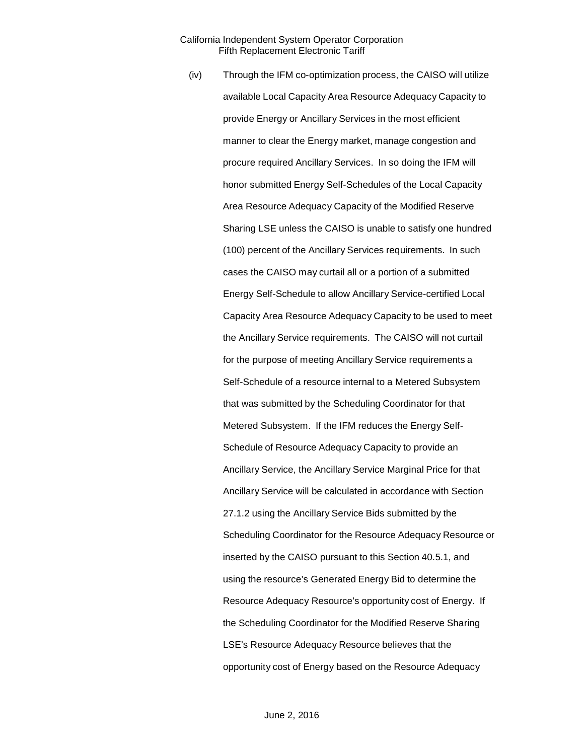(iv) Through the IFM co-optimization process, the CAISO will utilize available Local Capacity Area Resource Adequacy Capacity to provide Energy or Ancillary Services in the most efficient manner to clear the Energy market, manage congestion and procure required Ancillary Services. In so doing the IFM will honor submitted Energy Self-Schedules of the Local Capacity Area Resource Adequacy Capacity of the Modified Reserve Sharing LSE unless the CAISO is unable to satisfy one hundred (100) percent of the Ancillary Services requirements. In such cases the CAISO may curtail all or a portion of a submitted Energy Self-Schedule to allow Ancillary Service-certified Local Capacity Area Resource Adequacy Capacity to be used to meet the Ancillary Service requirements. The CAISO will not curtail for the purpose of meeting Ancillary Service requirements a Self-Schedule of a resource internal to a Metered Subsystem that was submitted by the Scheduling Coordinator for that Metered Subsystem. If the IFM reduces the Energy Self-Schedule of Resource Adequacy Capacity to provide an Ancillary Service, the Ancillary Service Marginal Price for that Ancillary Service will be calculated in accordance with Section 27.1.2 using the Ancillary Service Bids submitted by the Scheduling Coordinator for the Resource Adequacy Resource or inserted by the CAISO pursuant to this Section 40.5.1, and using the resource's Generated Energy Bid to determine the Resource Adequacy Resource's opportunity cost of Energy. If the Scheduling Coordinator for the Modified Reserve Sharing LSE's Resource Adequacy Resource believes that the opportunity cost of Energy based on the Resource Adequacy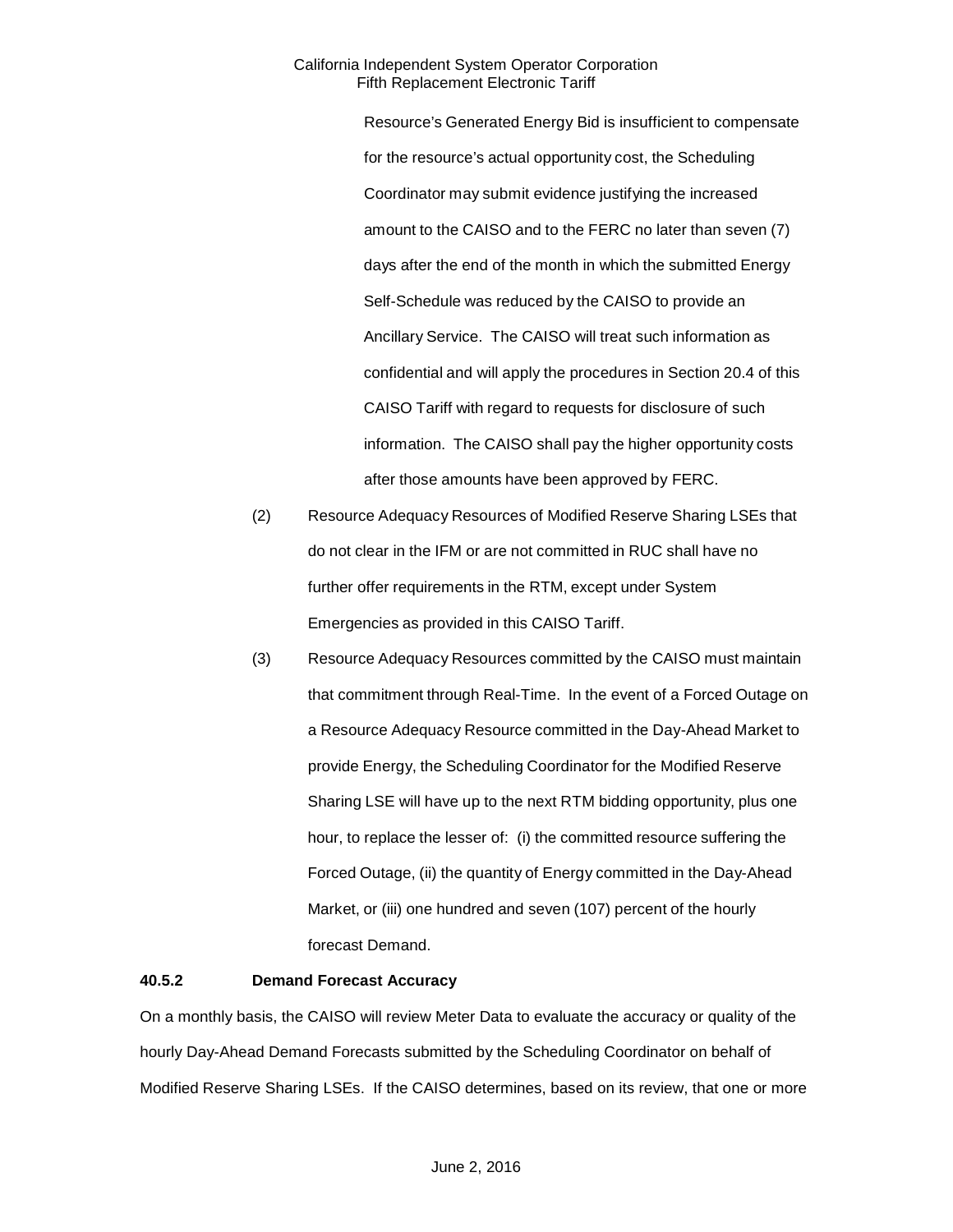Resource's Generated Energy Bid is insufficient to compensate for the resource's actual opportunity cost, the Scheduling Coordinator may submit evidence justifying the increased amount to the CAISO and to the FERC no later than seven (7) days after the end of the month in which the submitted Energy Self-Schedule was reduced by the CAISO to provide an Ancillary Service. The CAISO will treat such information as confidential and will apply the procedures in Section 20.4 of this CAISO Tariff with regard to requests for disclosure of such information. The CAISO shall pay the higher opportunity costs after those amounts have been approved by FERC.

(2) Resource Adequacy Resources of Modified Reserve Sharing LSEs that do not clear in the IFM or are not committed in RUC shall have no further offer requirements in the RTM, except under System Emergencies as provided in this CAISO Tariff.

(3) Resource Adequacy Resources committed by the CAISO must maintain that commitment through Real-Time. In the event of a Forced Outage on a Resource Adequacy Resource committed in the Day-Ahead Market to provide Energy, the Scheduling Coordinator for the Modified Reserve Sharing LSE will have up to the next RTM bidding opportunity, plus one hour, to replace the lesser of: (i) the committed resource suffering the Forced Outage, (ii) the quantity of Energy committed in the Day-Ahead Market, or (iii) one hundred and seven (107) percent of the hourly forecast Demand.

**40.5.2 Demand Forecast Accuracy**

On a monthly basis, the CAISO will review Meter Data to evaluate the accuracy or quality of the hourly Day-Ahead Demand Forecasts submitted by the Scheduling Coordinator on behalf of Modified Reserve Sharing LSEs. If the CAISO determines, based on its review, that one or more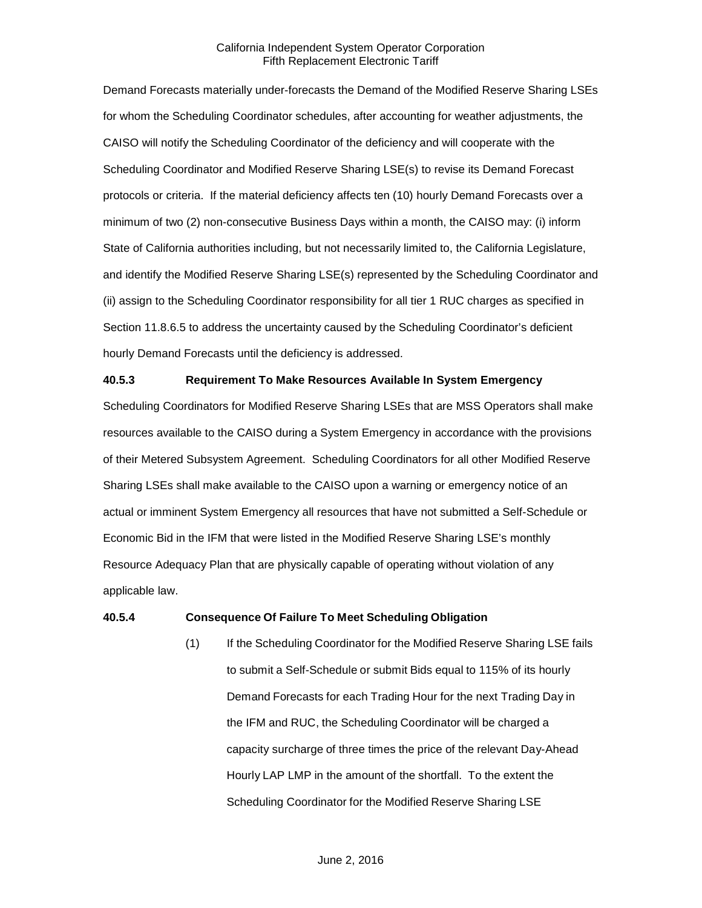Demand Forecasts materially under-forecasts the Demand of the Modified Reserve Sharing LSEs for whom the Scheduling Coordinator schedules, after accounting for weather adjustments, the CAISO will notify the Scheduling Coordinator of the deficiency and will cooperate with the Scheduling Coordinator and Modified Reserve Sharing LSE(s) to revise its Demand Forecast protocols or criteria. If the material deficiency affects ten (10) hourly Demand Forecasts over a minimum of two (2) non-consecutive Business Days within a month, the CAISO may: (i) inform State of California authorities including, but not necessarily limited to, the California Legislature, and identify the Modified Reserve Sharing LSE(s) represented by the Scheduling Coordinator and (ii) assign to the Scheduling Coordinator responsibility for all tier 1 RUC charges as specified in Section 11.8.6.5 to address the uncertainty caused by the Scheduling Coordinator's deficient hourly Demand Forecasts until the deficiency is addressed.

**40.5.3 Requirement To Make Resources Available In System Emergency**

Scheduling Coordinators for Modified Reserve Sharing LSEs that are MSS Operators shall make resources available to the CAISO during a System Emergency in accordance with the provisions of their Metered Subsystem Agreement. Scheduling Coordinators for all other Modified Reserve Sharing LSEs shall make available to the CAISO upon a warning or emergency notice of an actual or imminent System Emergency all resources that have not submitted a Self-Schedule or Economic Bid in the IFM that were listed in the Modified Reserve Sharing LSE's monthly Resource Adequacy Plan that are physically capable of operating without violation of any applicable law.

**40.5.4 Consequence Of Failure To Meet Scheduling Obligation**

(1) If the Scheduling Coordinator for the Modified Reserve Sharing LSE fails to submit a Self-Schedule or submit Bids equal to 115% of its hourly Demand Forecasts for each Trading Hour for the next Trading Day in the IFM and RUC, the Scheduling Coordinator will be charged a capacity surcharge of three times the price of the relevant Day-Ahead Hourly LAP LMP in the amount of the shortfall. To the extent the Scheduling Coordinator for the Modified Reserve Sharing LSE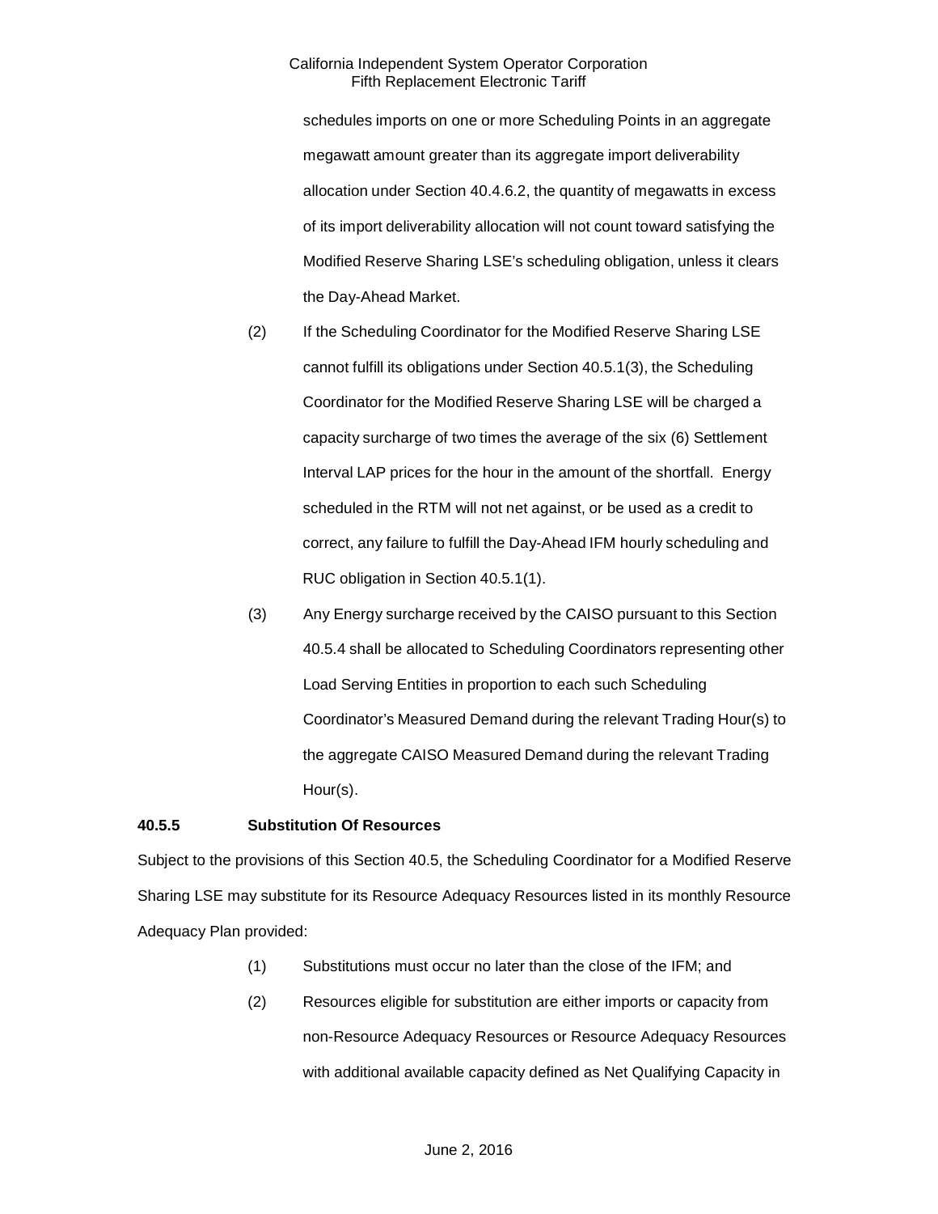schedules imports on one or more Scheduling Points in an aggregate megawatt amount greater than its aggregate import deliverability allocation under Section 40.4.6.2, the quantity of megawatts in excess of its import deliverability allocation will not count toward satisfying the Modified Reserve Sharing LSE's scheduling obligation, unless it clears the Day-Ahead Market.

(2) If the Scheduling Coordinator for the Modified Reserve Sharing LSE cannot fulfill its obligations under Section 40.5.1(3), the Scheduling Coordinator for the Modified Reserve Sharing LSE will be charged a capacity surcharge of two times the average of the six (6) Settlement Interval LAP prices for the hour in the amount of the shortfall. Energy scheduled in the RTM will not net against, or be used as a credit to correct, any failure to fulfill the Day-Ahead IFM hourly scheduling and RUC obligation in Section 40.5.1(1).

(3) Any Energy surcharge received by the CAISO pursuant to this Section 40.5.4 shall be allocated to Scheduling Coordinators representing other Load Serving Entities in proportion to each such Scheduling Coordinator's Measured Demand during the relevant Trading Hour(s) to the aggregate CAISO Measured Demand during the relevant Trading Hour(s).

**40.5.5 Substitution Of Resources**

Subject to the provisions of this Section 40.5, the Scheduling Coordinator for a Modified Reserve Sharing LSE may substitute for its Resource Adequacy Resources listed in its monthly Resource Adequacy Plan provided:

(1) Substitutions must occur no later than the close of the IFM; and

(2) Resources eligible for substitution are either imports or capacity from non-Resource Adequacy Resources or Resource Adequacy Resources with additional available capacity defined as Net Qualifying Capacity in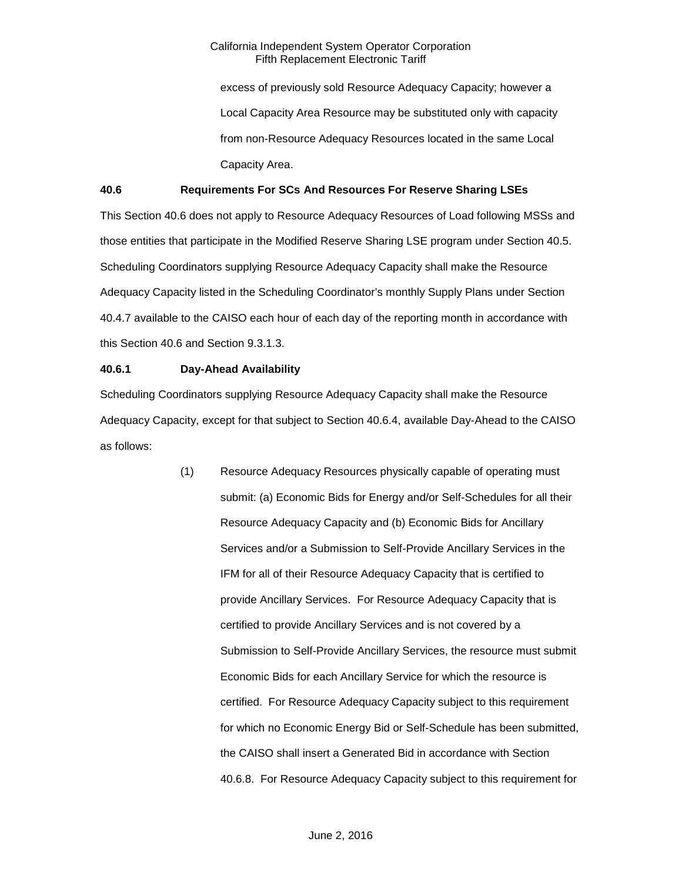excess of previously sold Resource Adequacy Capacity; however a Local Capacity Area Resource may be substituted only with capacity from non-Resource Adequacy Resources located in the same Local Capacity Area.

### 40.6 Requirements For SCs And Resources For Reserve Sharing LSEs

This Section 40.6 does not apply to Resource Adequacy Resources of Load following MSSs and those entities that participate in the Modified Reserve Sharing LSE program under Section 40.5. Scheduling Coordinators supplying Resource Adequacy Capacity shall make the Resource Adequacy Capacity listed in the Scheduling Coordinator's monthly Supply Plans under Section 40.4.7 available to the CAISO each hour of each day of the reporting month in accordance with this Section 40.6 and Section 9.3.1.3.

### 40.6.1 Day-Ahead Availability

Scheduling Coordinators supplying Resource Adequacy Capacity shall make the Resource Adequacy Capacity, except for that subject to Section 40.6.4, available Day-Ahead to the CAISO as follows:

(1) Resource Adequacy Resources physically capable of operating must submit: (a) Economic Bids for Energy and/or Self-Schedules for all their Resource Adequacy Capacity and (b) Economic Bids for Ancillary Services and/or a Submission to Self-Provide Ancillary Services in the IFM for all of their Resource Adequacy Capacity that is certified to provide Ancillary Services. For Resource Adequacy Capacity that is certified to provide Ancillary Services and is not covered by a Submission to Self-Provide Ancillary Services, the resource must submit Economic Bids for each Ancillary Service for which the resource is certified. For Resource Adequacy Capacity subject to this requirement for which no Economic Energy Bid or Self-Schedule has been submitted, the CAISO shall insert a Generated Bid in accordance with Section 40.6.8. For Resource Adequacy Capacity subject to this requirement for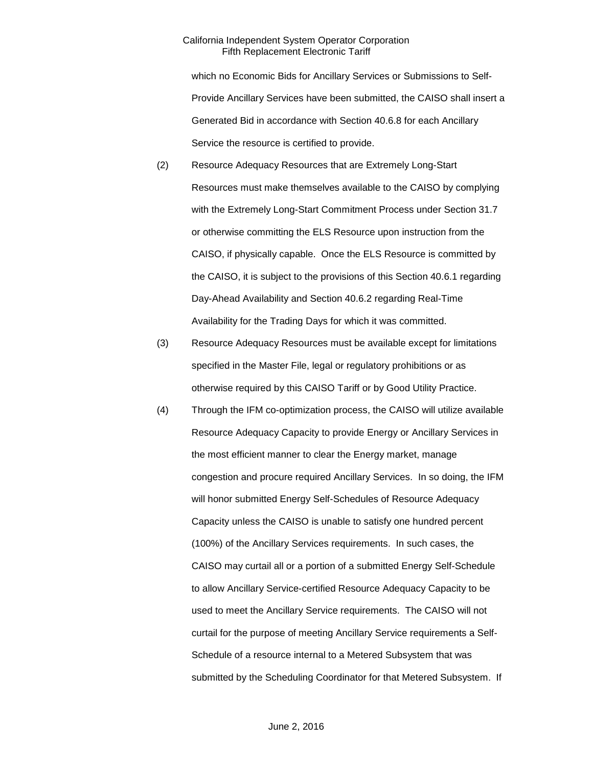which no Economic Bids for Ancillary Services or Submissions to Self-Provide Ancillary Services have been submitted, the CAISO shall insert a Generated Bid in accordance with Section 40.6.8 for each Ancillary Service the resource is certified to provide.

(2) Resource Adequacy Resources that are Extremely Long-Start Resources must make themselves available to the CAISO by complying with the Extremely Long-Start Commitment Process under Section 31.7 or otherwise committing the ELS Resource upon instruction from the CAISO, if physically capable. Once the ELS Resource is committed by the CAISO, it is subject to the provisions of this Section 40.6.1 regarding Day-Ahead Availability and Section 40.6.2 regarding Real-Time Availability for the Trading Days for which it was committed.

(3) Resource Adequacy Resources must be available except for limitations specified in the Master File, legal or regulatory prohibitions or as otherwise required by this CAISO Tariff or by Good Utility Practice.

(4) Through the IFM co-optimization process, the CAISO will utilize available Resource Adequacy Capacity to provide Energy or Ancillary Services in the most efficient manner to clear the Energy market, manage congestion and procure required Ancillary Services. In so doing, the IFM will honor submitted Energy Self-Schedules of Resource Adequacy Capacity unless the CAISO is unable to satisfy one hundred percent (100%) of the Ancillary Services requirements. In such cases, the CAISO may curtail all or a portion of a submitted Energy Self-Schedule to allow Ancillary Service-certified Resource Adequacy Capacity to be used to meet the Ancillary Service requirements. The CAISO will not curtail for the purpose of meeting Ancillary Service requirements a Self-Schedule of a resource internal to a Metered Subsystem that was submitted by the Scheduling Coordinator for that Metered Subsystem. If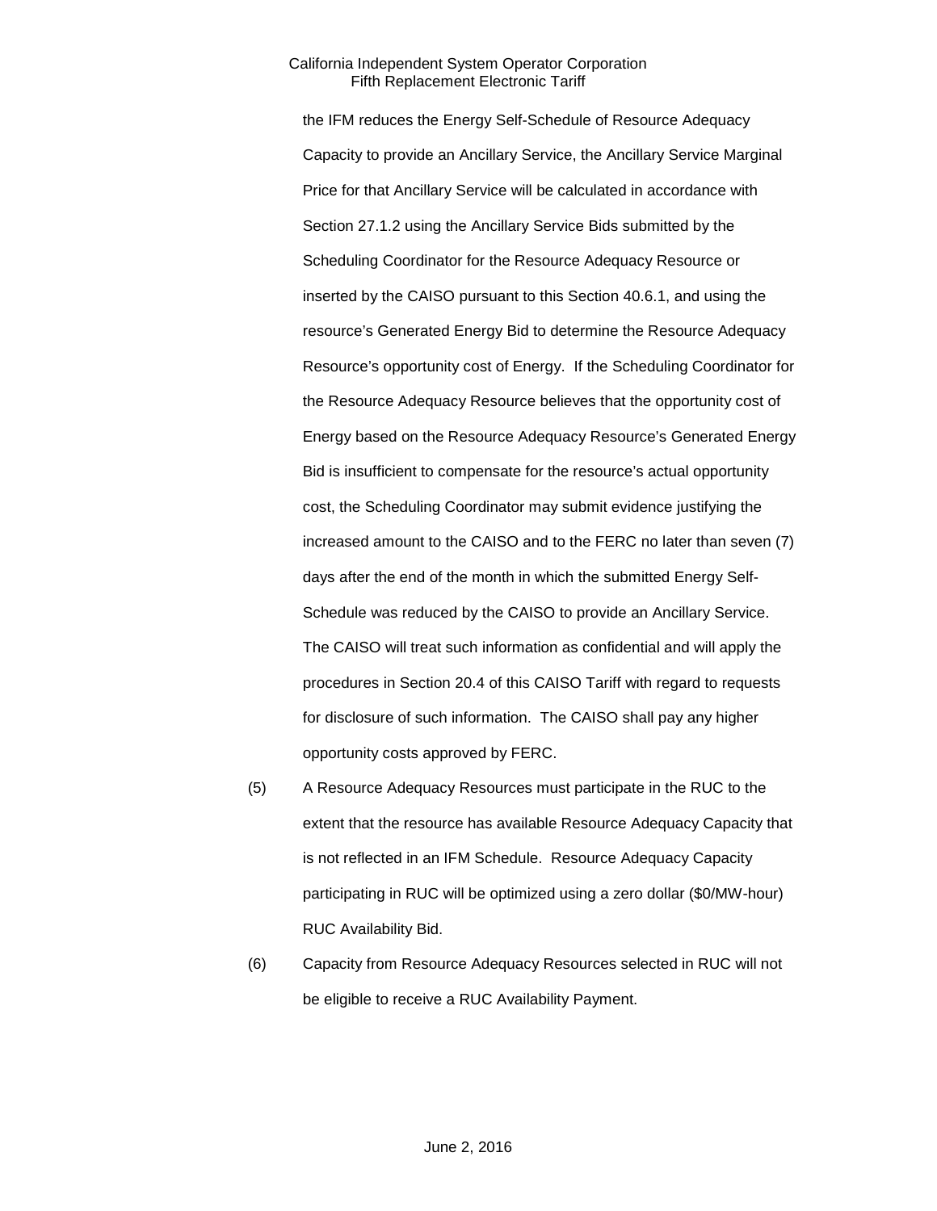the IFM reduces the Energy Self-Schedule of Resource Adequacy Capacity to provide an Ancillary Service, the Ancillary Service Marginal Price for that Ancillary Service will be calculated in accordance with Section 27.1.2 using the Ancillary Service Bids submitted by the Scheduling Coordinator for the Resource Adequacy Resource or inserted by the CAISO pursuant to this Section 40.6.1, and using the resource's Generated Energy Bid to determine the Resource Adequacy Resource's opportunity cost of Energy. If the Scheduling Coordinator for the Resource Adequacy Resource believes that the opportunity cost of Energy based on the Resource Adequacy Resource's Generated Energy Bid is insufficient to compensate for the resource's actual opportunity cost, the Scheduling Coordinator may submit evidence justifying the increased amount to the CAISO and to the FERC no later than seven (7) days after the end of the month in which the submitted Energy Self-Schedule was reduced by the CAISO to provide an Ancillary Service. The CAISO will treat such information as confidential and will apply the procedures in Section 20.4 of this CAISO Tariff with regard to requests for disclosure of such information. The CAISO shall pay any higher opportunity costs approved by FERC.

(5) A Resource Adequacy Resources must participate in the RUC to the extent that the resource has available Resource Adequacy Capacity that is not reflected in an IFM Schedule. Resource Adequacy Capacity participating in RUC will be optimized using a zero dollar ($0/MW-hour) RUC Availability Bid.

(6) Capacity from Resource Adequacy Resources selected in RUC will not be eligible to receive a RUC Availability Payment.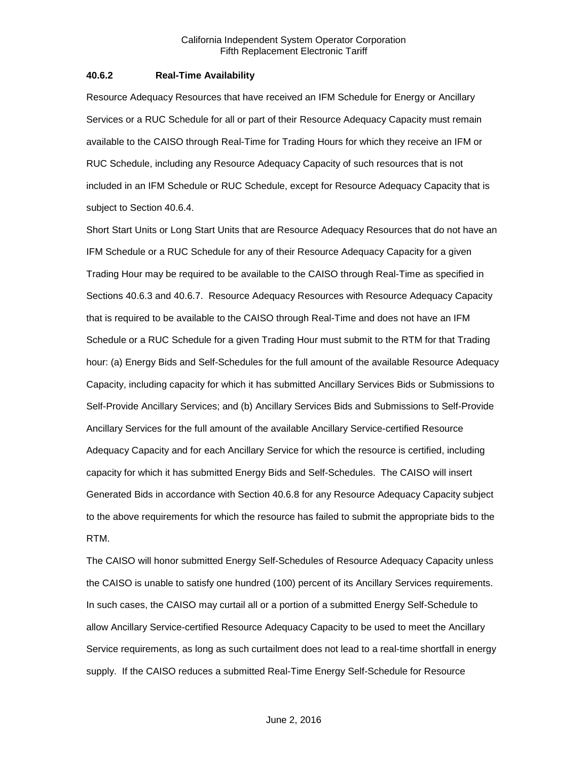### 40.6.2 Real-Time Availability

Resource Adequacy Resources that have received an IFM Schedule for Energy or Ancillary Services or a RUC Schedule for all or part of their Resource Adequacy Capacity must remain available to the CAISO through Real-Time for Trading Hours for which they receive an IFM or RUC Schedule, including any Resource Adequacy Capacity of such resources that is not included in an IFM Schedule or RUC Schedule, except for Resource Adequacy Capacity that is subject to Section 40.6.4.

Short Start Units or Long Start Units that are Resource Adequacy Resources that do not have an IFM Schedule or a RUC Schedule for any of their Resource Adequacy Capacity for a given Trading Hour may be required to be available to the CAISO through Real-Time as specified in Sections 40.6.3 and 40.6.7. Resource Adequacy Resources with Resource Adequacy Capacity that is required to be available to the CAISO through Real-Time and does not have an IFM Schedule or a RUC Schedule for a given Trading Hour must submit to the RTM for that Trading hour: (a) Energy Bids and Self-Schedules for the full amount of the available Resource Adequacy Capacity, including capacity for which it has submitted Ancillary Services Bids or Submissions to Self-Provide Ancillary Services; and (b) Ancillary Services Bids and Submissions to Self-Provide Ancillary Services for the full amount of the available Ancillary Service-certified Resource Adequacy Capacity and for each Ancillary Service for which the resource is certified, including capacity for which it has submitted Energy Bids and Self-Schedules. The CAISO will insert Generated Bids in accordance with Section 40.6.8 for any Resource Adequacy Capacity subject to the above requirements for which the resource has failed to submit the appropriate bids to the RTM.

The CAISO will honor submitted Energy Self-Schedules of Resource Adequacy Capacity unless the CAISO is unable to satisfy one hundred (100) percent of its Ancillary Services requirements. In such cases, the CAISO may curtail all or a portion of a submitted Energy Self-Schedule to allow Ancillary Service-certified Resource Adequacy Capacity to be used to meet the Ancillary Service requirements, as long as such curtailment does not lead to a real-time shortfall in energy supply. If the CAISO reduces a submitted Real-Time Energy Self-Schedule for Resource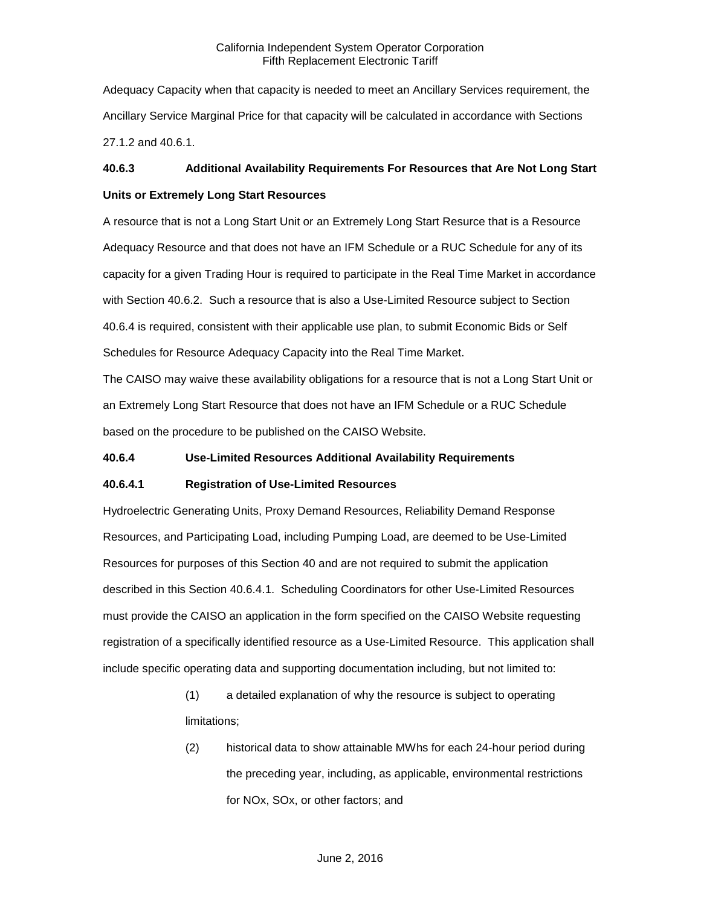Adequacy Capacity when that capacity is needed to meet an Ancillary Services requirement, the Ancillary Service Marginal Price for that capacity will be calculated in accordance with Sections 27.1.2 and 40.6.1.

**40.6.3 Additional Availability Requirements For Resources that Are Not Long Start Units or Extremely Long Start Resources**

A resource that is not a Long Start Unit or an Extremely Long Start Resurce that is a Resource Adequacy Resource and that does not have an IFM Schedule or a RUC Schedule for any of its capacity for a given Trading Hour is required to participate in the Real Time Market in accordance with Section 40.6.2. Such a resource that is also a Use-Limited Resource subject to Section 40.6.4 is required, consistent with their applicable use plan, to submit Economic Bids or Self Schedules for Resource Adequacy Capacity into the Real Time Market.

The CAISO may waive these availability obligations for a resource that is not a Long Start Unit or an Extremely Long Start Resource that does not have an IFM Schedule or a RUC Schedule based on the procedure to be published on the CAISO Website.

**40.6.4 Use-Limited Resources Additional Availability Requirements**

**40.6.4.1 Registration of Use-Limited Resources**

Hydroelectric Generating Units, Proxy Demand Resources, Reliability Demand Response Resources, and Participating Load, including Pumping Load, are deemed to be Use-Limited Resources for purposes of this Section 40 and are not required to submit the application described in this Section 40.6.4.1. Scheduling Coordinators for other Use-Limited Resources must provide the CAISO an application in the form specified on the CAISO Website requesting registration of a specifically identified resource as a Use-Limited Resource. This application shall include specific operating data and supporting documentation including, but not limited to:

(1) a detailed explanation of why the resource is subject to operating limitations;

(2) historical data to show attainable MWhs for each 24-hour period during the preceding year, including, as applicable, environmental restrictions for NOx, SOx, or other factors; and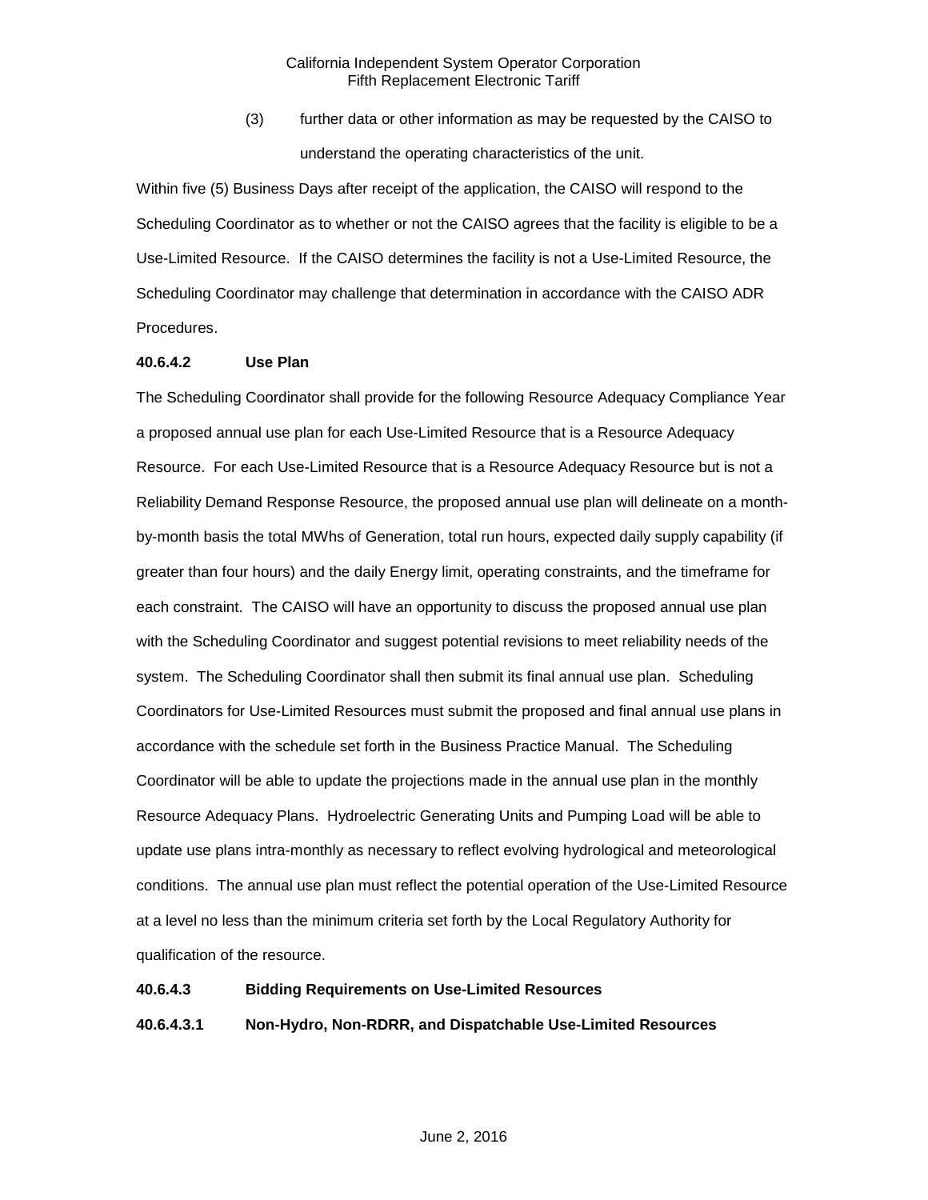(3) further data or other information as may be requested by the CAISO to understand the operating characteristics of the unit.

Within five (5) Business Days after receipt of the application, the CAISO will respond to the Scheduling Coordinator as to whether or not the CAISO agrees that the facility is eligible to be a Use-Limited Resource. If the CAISO determines the facility is not a Use-Limited Resource, the Scheduling Coordinator may challenge that determination in accordance with the CAISO ADR Procedures.

**40.6.4.2 Use Plan**

The Scheduling Coordinator shall provide for the following Resource Adequacy Compliance Year a proposed annual use plan for each Use-Limited Resource that is a Resource Adequacy Resource. For each Use-Limited Resource that is a Resource Adequacy Resource but is not a Reliability Demand Response Resource, the proposed annual use plan will delineate on a month-by-month basis the total MWhs of Generation, total run hours, expected daily supply capability (if greater than four hours) and the daily Energy limit, operating constraints, and the timeframe for each constraint. The CAISO will have an opportunity to discuss the proposed annual use plan with the Scheduling Coordinator and suggest potential revisions to meet reliability needs of the system. The Scheduling Coordinator shall then submit its final annual use plan. Scheduling Coordinators for Use-Limited Resources must submit the proposed and final annual use plans in accordance with the schedule set forth in the Business Practice Manual. The Scheduling Coordinator will be able to update the projections made in the annual use plan in the monthly Resource Adequacy Plans. Hydroelectric Generating Units and Pumping Load will be able to update use plans intra-monthly as necessary to reflect evolving hydrological and meteorological conditions. The annual use plan must reflect the potential operation of the Use-Limited Resource at a level no less than the minimum criteria set forth by the Local Regulatory Authority for qualification of the resource.

**40.6.4.3 Bidding Requirements on Use-Limited Resources**

**40.6.4.3.1 Non-Hydro, Non-RDRR, and Dispatchable Use-Limited Resources**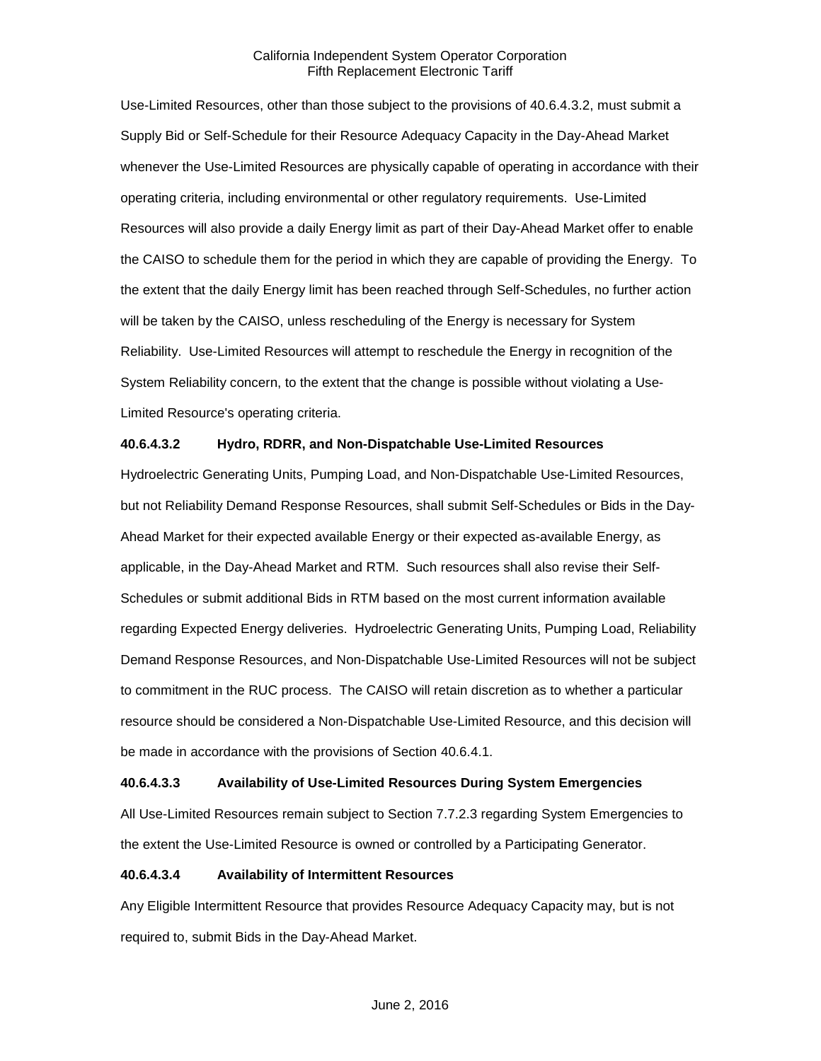Use-Limited Resources, other than those subject to the provisions of 40.6.4.3.2, must submit a Supply Bid or Self-Schedule for their Resource Adequacy Capacity in the Day-Ahead Market whenever the Use-Limited Resources are physically capable of operating in accordance with their operating criteria, including environmental or other regulatory requirements. Use-Limited Resources will also provide a daily Energy limit as part of their Day-Ahead Market offer to enable the CAISO to schedule them for the period in which they are capable of providing the Energy. To the extent that the daily Energy limit has been reached through Self-Schedules, no further action will be taken by the CAISO, unless rescheduling of the Energy is necessary for System Reliability. Use-Limited Resources will attempt to reschedule the Energy in recognition of the System Reliability concern, to the extent that the change is possible without violating a Use-Limited Resource's operating criteria.

**40.6.4.3.2 Hydro, RDRR, and Non-Dispatchable Use-Limited Resources**

Hydroelectric Generating Units, Pumping Load, and Non-Dispatchable Use-Limited Resources, but not Reliability Demand Response Resources, shall submit Self-Schedules or Bids in the Day-Ahead Market for their expected available Energy or their expected as-available Energy, as applicable, in the Day-Ahead Market and RTM. Such resources shall also revise their Self-Schedules or submit additional Bids in RTM based on the most current information available regarding Expected Energy deliveries. Hydroelectric Generating Units, Pumping Load, Reliability Demand Response Resources, and Non-Dispatchable Use-Limited Resources will not be subject to commitment in the RUC process. The CAISO will retain discretion as to whether a particular resource should be considered a Non-Dispatchable Use-Limited Resource, and this decision will be made in accordance with the provisions of Section 40.6.4.1.

**40.6.4.3.3 Availability of Use-Limited Resources During System Emergencies**

All Use-Limited Resources remain subject to Section 7.7.2.3 regarding System Emergencies to the extent the Use-Limited Resource is owned or controlled by a Participating Generator.

**40.6.4.3.4 Availability of Intermittent Resources**

Any Eligible Intermittent Resource that provides Resource Adequacy Capacity may, but is not required to, submit Bids in the Day-Ahead Market.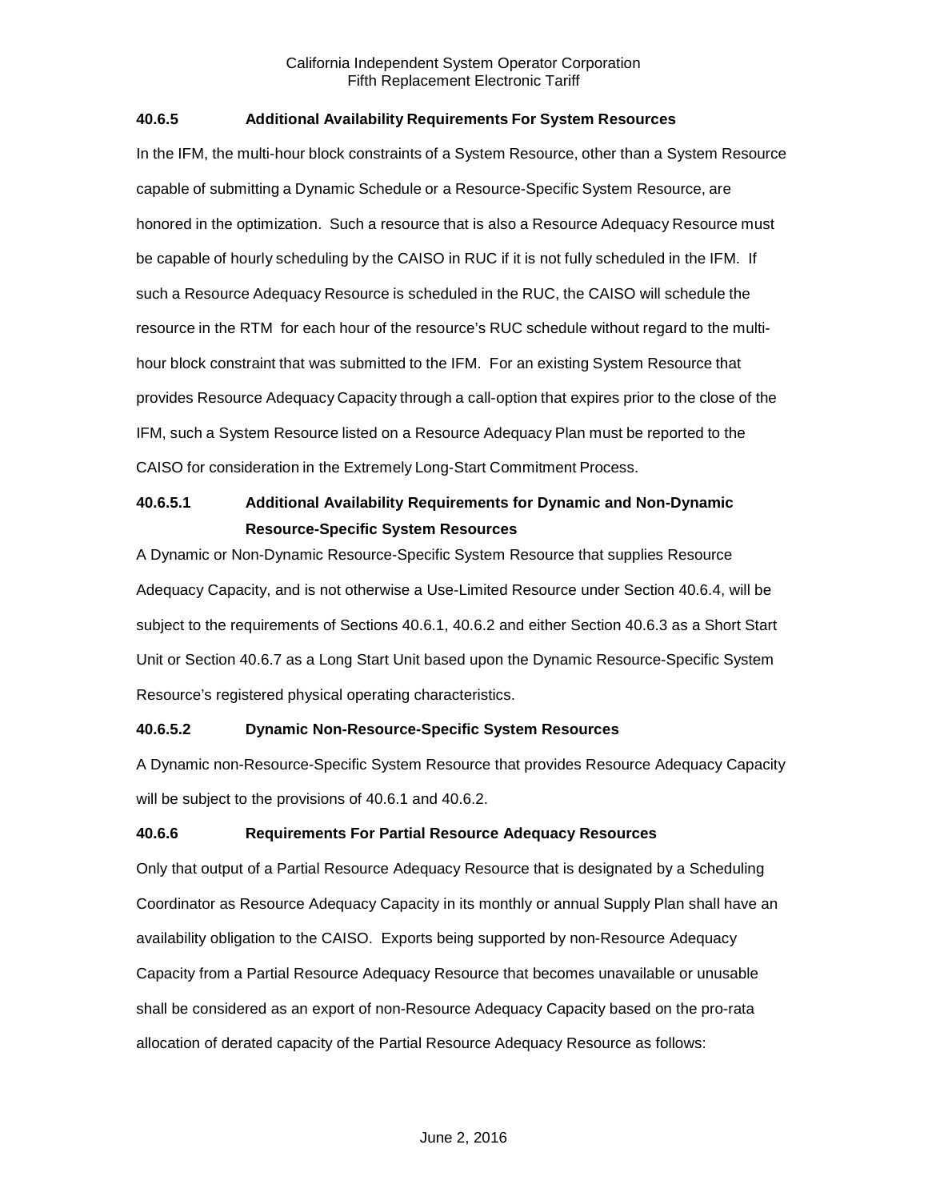### 40.6.5 Additional Availability Requirements For System Resources

In the IFM, the multi-hour block constraints of a System Resource, other than a System Resource capable of submitting a Dynamic Schedule or a Resource-Specific System Resource, are honored in the optimization. Such a resource that is also a Resource Adequacy Resource must be capable of hourly scheduling by the CAISO in RUC if it is not fully scheduled in the IFM. If such a Resource Adequacy Resource is scheduled in the RUC, the CAISO will schedule the resource in the RTM for each hour of the resource's RUC schedule without regard to the multi-hour block constraint that was submitted to the IFM. For an existing System Resource that provides Resource Adequacy Capacity through a call-option that expires prior to the close of the IFM, such a System Resource listed on a Resource Adequacy Plan must be reported to the CAISO for consideration in the Extremely Long-Start Commitment Process.

#### 40.6.5.1 Additional Availability Requirements for Dynamic and Non-Dynamic Resource-Specific System Resources

A Dynamic or Non-Dynamic Resource-Specific System Resource that supplies Resource Adequacy Capacity, and is not otherwise a Use-Limited Resource under Section 40.6.4, will be subject to the requirements of Sections 40.6.1, 40.6.2 and either Section 40.6.3 as a Short Start Unit or Section 40.6.7 as a Long Start Unit based upon the Dynamic Resource-Specific System Resource's registered physical operating characteristics.

#### 40.6.5.2 Dynamic Non-Resource-Specific System Resources

A Dynamic non-Resource-Specific System Resource that provides Resource Adequacy Capacity will be subject to the provisions of 40.6.1 and 40.6.2.

### 40.6.6 Requirements For Partial Resource Adequacy Resources

Only that output of a Partial Resource Adequacy Resource that is designated by a Scheduling Coordinator as Resource Adequacy Capacity in its monthly or annual Supply Plan shall have an availability obligation to the CAISO. Exports being supported by non-Resource Adequacy Capacity from a Partial Resource Adequacy Resource that becomes unavailable or unusable shall be considered as an export of non-Resource Adequacy Capacity based on the pro-rata allocation of derated capacity of the Partial Resource Adequacy Resource as follows: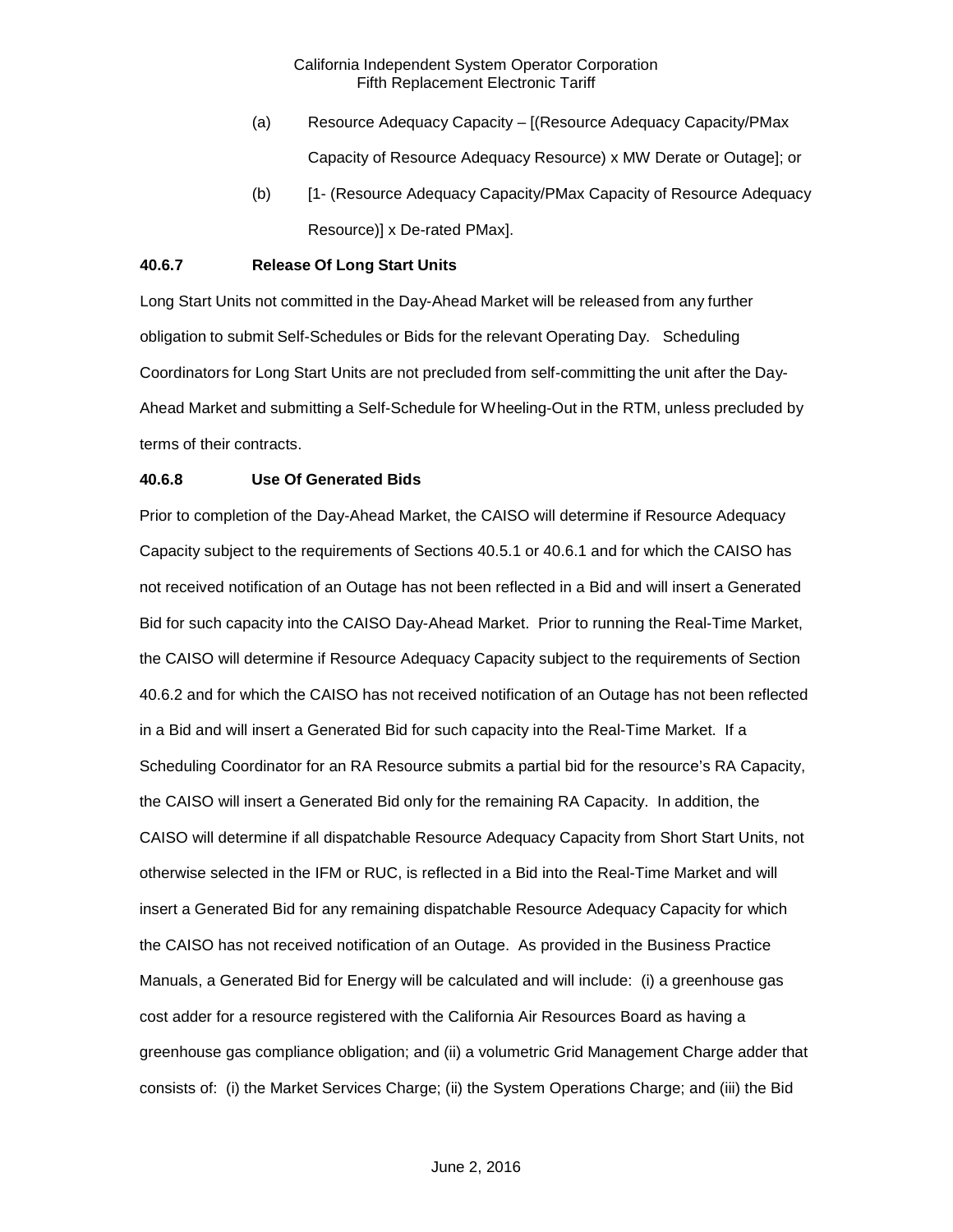(a) Resource Adequacy Capacity – [(Resource Adequacy Capacity/PMax Capacity of Resource Adequacy Resource) x MW Derate or Outage]; or

(b) [1- (Resource Adequacy Capacity/PMax Capacity of Resource Adequacy Resource)] x De-rated PMax].

**40.6.7 Release Of Long Start Units**

Long Start Units not committed in the Day-Ahead Market will be released from any further obligation to submit Self-Schedules or Bids for the relevant Operating Day. Scheduling Coordinators for Long Start Units are not precluded from self-committing the unit after the Day-Ahead Market and submitting a Self-Schedule for Wheeling-Out in the RTM, unless precluded by terms of their contracts.

**40.6.8 Use Of Generated Bids**

Prior to completion of the Day-Ahead Market, the CAISO will determine if Resource Adequacy Capacity subject to the requirements of Sections 40.5.1 or 40.6.1 and for which the CAISO has not received notification of an Outage has not been reflected in a Bid and will insert a Generated Bid for such capacity into the CAISO Day-Ahead Market. Prior to running the Real-Time Market, the CAISO will determine if Resource Adequacy Capacity subject to the requirements of Section 40.6.2 and for which the CAISO has not received notification of an Outage has not been reflected in a Bid and will insert a Generated Bid for such capacity into the Real-Time Market. If a Scheduling Coordinator for an RA Resource submits a partial bid for the resource's RA Capacity, the CAISO will insert a Generated Bid only for the remaining RA Capacity. In addition, the CAISO will determine if all dispatchable Resource Adequacy Capacity from Short Start Units, not otherwise selected in the IFM or RUC, is reflected in a Bid into the Real-Time Market and will insert a Generated Bid for any remaining dispatchable Resource Adequacy Capacity for which the CAISO has not received notification of an Outage. As provided in the Business Practice Manuals, a Generated Bid for Energy will be calculated and will include: (i) a greenhouse gas cost adder for a resource registered with the California Air Resources Board as having a greenhouse gas compliance obligation; and (ii) a volumetric Grid Management Charge adder that consists of: (i) the Market Services Charge; (ii) the System Operations Charge; and (iii) the Bid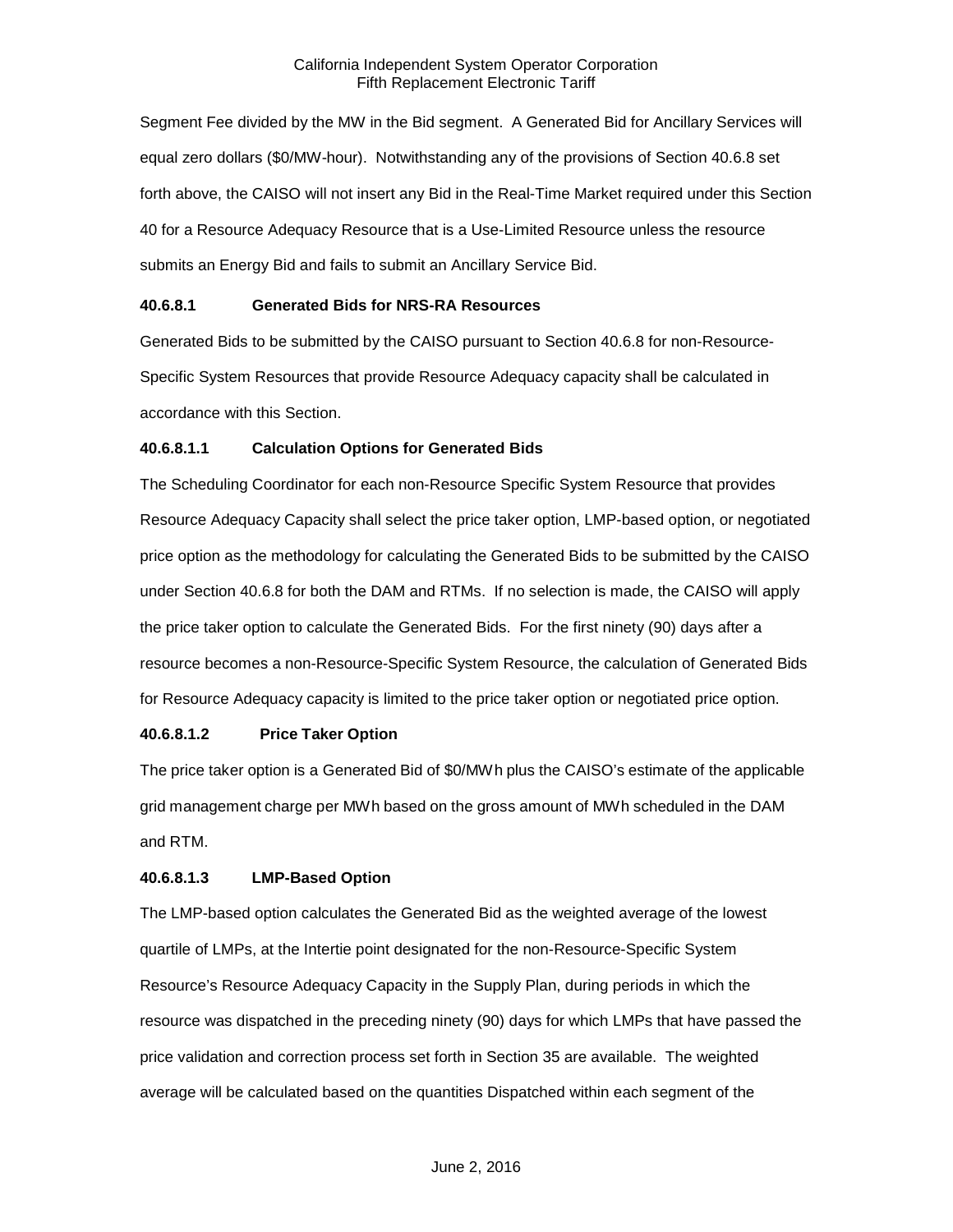Segment Fee divided by the MW in the Bid segment. A Generated Bid for Ancillary Services will equal zero dollars ($0/MW-hour). Notwithstanding any of the provisions of Section 40.6.8 set forth above, the CAISO will not insert any Bid in the Real-Time Market required under this Section 40 for a Resource Adequacy Resource that is a Use-Limited Resource unless the resource submits an Energy Bid and fails to submit an Ancillary Service Bid.

### 40.6.8.1 Generated Bids for NRS-RA Resources

Generated Bids to be submitted by the CAISO pursuant to Section 40.6.8 for non-Resource-Specific System Resources that provide Resource Adequacy capacity shall be calculated in accordance with this Section.

#### 40.6.8.1.1 Calculation Options for Generated Bids

The Scheduling Coordinator for each non-Resource Specific System Resource that provides Resource Adequacy Capacity shall select the price taker option, LMP-based option, or negotiated price option as the methodology for calculating the Generated Bids to be submitted by the CAISO under Section 40.6.8 for both the DAM and RTMs. If no selection is made, the CAISO will apply the price taker option to calculate the Generated Bids. For the first ninety (90) days after a resource becomes a non-Resource-Specific System Resource, the calculation of Generated Bids for Resource Adequacy capacity is limited to the price taker option or negotiated price option.

#### 40.6.8.1.2 Price Taker Option

The price taker option is a Generated Bid of $0/MWh plus the CAISO's estimate of the applicable grid management charge per MWh based on the gross amount of MWh scheduled in the DAM and RTM.

#### 40.6.8.1.3 LMP-Based Option

The LMP-based option calculates the Generated Bid as the weighted average of the lowest quartile of LMPs, at the Intertie point designated for the non-Resource-Specific System Resource's Resource Adequacy Capacity in the Supply Plan, during periods in which the resource was dispatched in the preceding ninety (90) days for which LMPs that have passed the price validation and correction process set forth in Section 35 are available. The weighted average will be calculated based on the quantities Dispatched within each segment of the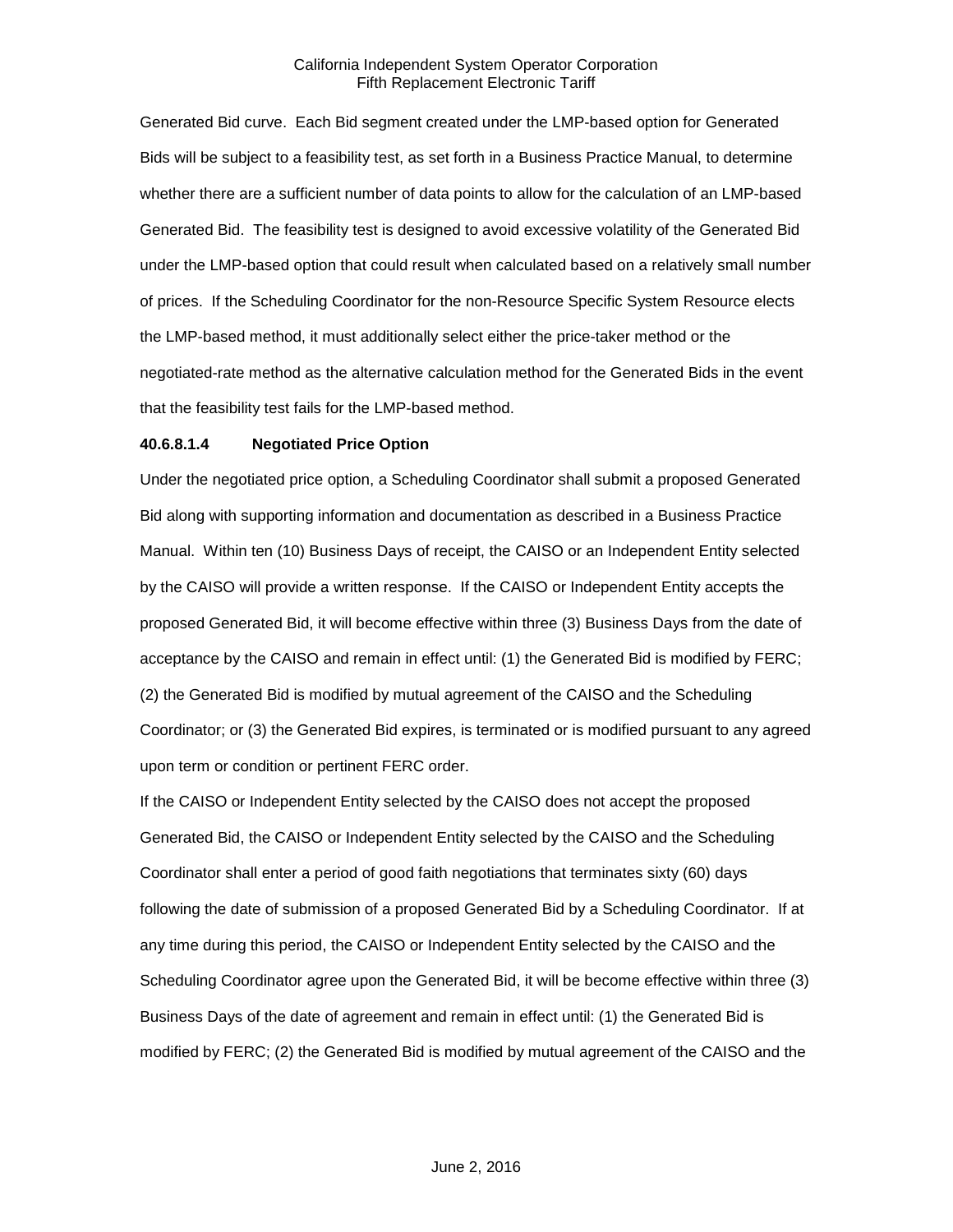Generated Bid curve. Each Bid segment created under the LMP-based option for Generated Bids will be subject to a feasibility test, as set forth in a Business Practice Manual, to determine whether there are a sufficient number of data points to allow for the calculation of an LMP-based Generated Bid. The feasibility test is designed to avoid excessive volatility of the Generated Bid under the LMP-based option that could result when calculated based on a relatively small number of prices. If the Scheduling Coordinator for the non-Resource Specific System Resource elects the LMP-based method, it must additionally select either the price-taker method or the negotiated-rate method as the alternative calculation method for the Generated Bids in the event that the feasibility test fails for the LMP-based method.

**40.6.8.1.4 Negotiated Price Option**

Under the negotiated price option, a Scheduling Coordinator shall submit a proposed Generated Bid along with supporting information and documentation as described in a Business Practice Manual. Within ten (10) Business Days of receipt, the CAISO or an Independent Entity selected by the CAISO will provide a written response. If the CAISO or Independent Entity accepts the proposed Generated Bid, it will become effective within three (3) Business Days from the date of acceptance by the CAISO and remain in effect until: (1) the Generated Bid is modified by FERC; (2) the Generated Bid is modified by mutual agreement of the CAISO and the Scheduling Coordinator; or (3) the Generated Bid expires, is terminated or is modified pursuant to any agreed upon term or condition or pertinent FERC order.

If the CAISO or Independent Entity selected by the CAISO does not accept the proposed Generated Bid, the CAISO or Independent Entity selected by the CAISO and the Scheduling Coordinator shall enter a period of good faith negotiations that terminates sixty (60) days following the date of submission of a proposed Generated Bid by a Scheduling Coordinator. If at any time during this period, the CAISO or Independent Entity selected by the CAISO and the Scheduling Coordinator agree upon the Generated Bid, it will be become effective within three (3) Business Days of the date of agreement and remain in effect until: (1) the Generated Bid is modified by FERC; (2) the Generated Bid is modified by mutual agreement of the CAISO and the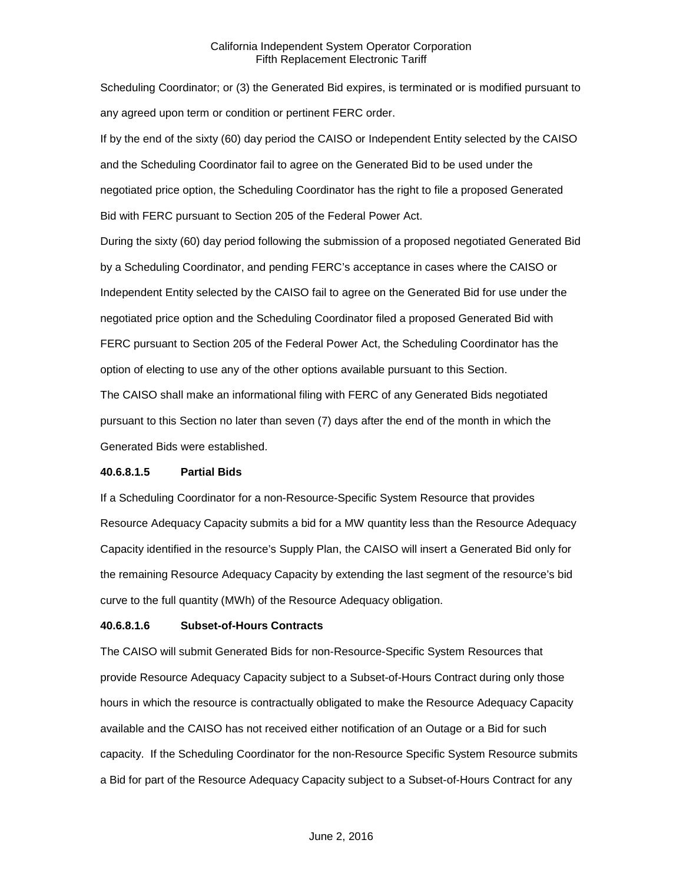Scheduling Coordinator; or (3) the Generated Bid expires, is terminated or is modified pursuant to any agreed upon term or condition or pertinent FERC order.

If by the end of the sixty (60) day period the CAISO or Independent Entity selected by the CAISO and the Scheduling Coordinator fail to agree on the Generated Bid to be used under the negotiated price option, the Scheduling Coordinator has the right to file a proposed Generated Bid with FERC pursuant to Section 205 of the Federal Power Act.

During the sixty (60) day period following the submission of a proposed negotiated Generated Bid by a Scheduling Coordinator, and pending FERC's acceptance in cases where the CAISO or Independent Entity selected by the CAISO fail to agree on the Generated Bid for use under the negotiated price option and the Scheduling Coordinator filed a proposed Generated Bid with FERC pursuant to Section 205 of the Federal Power Act, the Scheduling Coordinator has the option of electing to use any of the other options available pursuant to this Section.

The CAISO shall make an informational filing with FERC of any Generated Bids negotiated pursuant to this Section no later than seven (7) days after the end of the month in which the Generated Bids were established.

**40.6.8.1.5 Partial Bids**

If a Scheduling Coordinator for a non-Resource-Specific System Resource that provides Resource Adequacy Capacity submits a bid for a MW quantity less than the Resource Adequacy Capacity identified in the resource's Supply Plan, the CAISO will insert a Generated Bid only for the remaining Resource Adequacy Capacity by extending the last segment of the resource's bid curve to the full quantity (MWh) of the Resource Adequacy obligation.

**40.6.8.1.6 Subset-of-Hours Contracts**

The CAISO will submit Generated Bids for non-Resource-Specific System Resources that provide Resource Adequacy Capacity subject to a Subset-of-Hours Contract during only those hours in which the resource is contractually obligated to make the Resource Adequacy Capacity available and the CAISO has not received either notification of an Outage or a Bid for such capacity. If the Scheduling Coordinator for the non-Resource Specific System Resource submits a Bid for part of the Resource Adequacy Capacity subject to a Subset-of-Hours Contract for any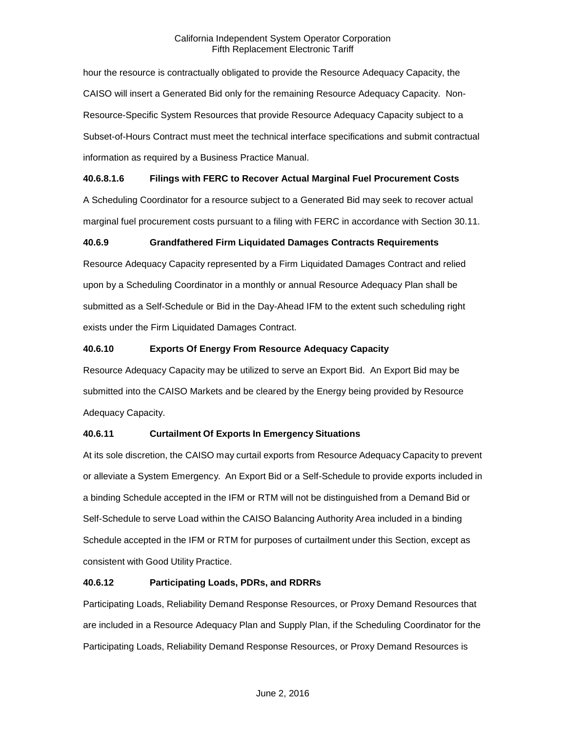hour the resource is contractually obligated to provide the Resource Adequacy Capacity, the CAISO will insert a Generated Bid only for the remaining Resource Adequacy Capacity. Non-Resource-Specific System Resources that provide Resource Adequacy Capacity subject to a Subset-of-Hours Contract must meet the technical interface specifications and submit contractual information as required by a Business Practice Manual.

**40.6.8.1.6 Filings with FERC to Recover Actual Marginal Fuel Procurement Costs**

A Scheduling Coordinator for a resource subject to a Generated Bid may seek to recover actual marginal fuel procurement costs pursuant to a filing with FERC in accordance with Section 30.11.

**40.6.9 Grandfathered Firm Liquidated Damages Contracts Requirements**

Resource Adequacy Capacity represented by a Firm Liquidated Damages Contract and relied upon by a Scheduling Coordinator in a monthly or annual Resource Adequacy Plan shall be submitted as a Self-Schedule or Bid in the Day-Ahead IFM to the extent such scheduling right exists under the Firm Liquidated Damages Contract.

**40.6.10 Exports Of Energy From Resource Adequacy Capacity**

Resource Adequacy Capacity may be utilized to serve an Export Bid. An Export Bid may be submitted into the CAISO Markets and be cleared by the Energy being provided by Resource Adequacy Capacity.

**40.6.11 Curtailment Of Exports In Emergency Situations**

At its sole discretion, the CAISO may curtail exports from Resource Adequacy Capacity to prevent or alleviate a System Emergency. An Export Bid or a Self-Schedule to provide exports included in a binding Schedule accepted in the IFM or RTM will not be distinguished from a Demand Bid or Self-Schedule to serve Load within the CAISO Balancing Authority Area included in a binding Schedule accepted in the IFM or RTM for purposes of curtailment under this Section, except as consistent with Good Utility Practice.

**40.6.12 Participating Loads, PDRs, and RDRRs**

Participating Loads, Reliability Demand Response Resources, or Proxy Demand Resources that are included in a Resource Adequacy Plan and Supply Plan, if the Scheduling Coordinator for the Participating Loads, Reliability Demand Response Resources, or Proxy Demand Resources is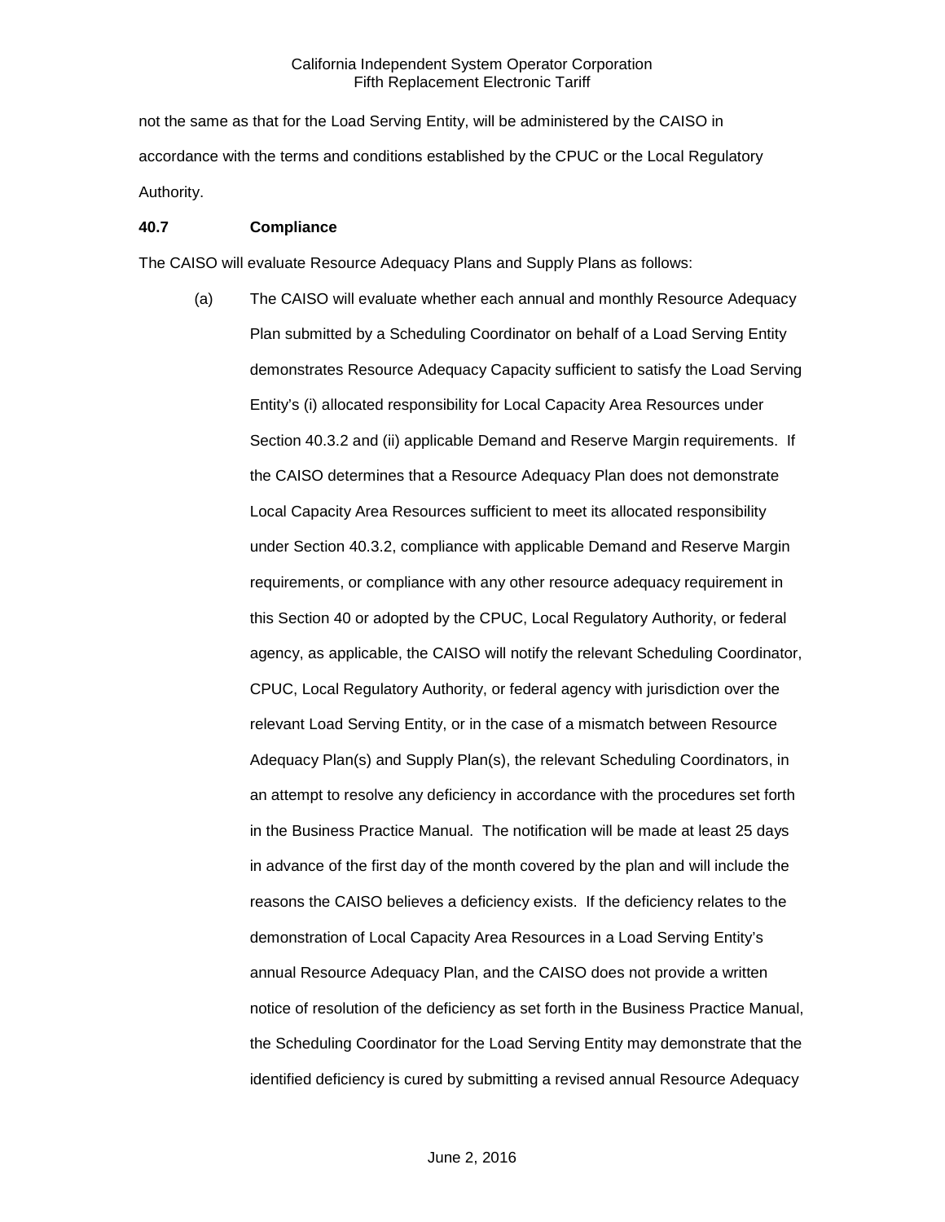not the same as that for the Load Serving Entity, will be administered by the CAISO in accordance with the terms and conditions established by the CPUC or the Local Regulatory Authority.

**40.7 Compliance**

The CAISO will evaluate Resource Adequacy Plans and Supply Plans as follows:

(a) The CAISO will evaluate whether each annual and monthly Resource Adequacy Plan submitted by a Scheduling Coordinator on behalf of a Load Serving Entity demonstrates Resource Adequacy Capacity sufficient to satisfy the Load Serving Entity's (i) allocated responsibility for Local Capacity Area Resources under Section 40.3.2 and (ii) applicable Demand and Reserve Margin requirements. If the CAISO determines that a Resource Adequacy Plan does not demonstrate Local Capacity Area Resources sufficient to meet its allocated responsibility under Section 40.3.2, compliance with applicable Demand and Reserve Margin requirements, or compliance with any other resource adequacy requirement in this Section 40 or adopted by the CPUC, Local Regulatory Authority, or federal agency, as applicable, the CAISO will notify the relevant Scheduling Coordinator, CPUC, Local Regulatory Authority, or federal agency with jurisdiction over the relevant Load Serving Entity, or in the case of a mismatch between Resource Adequacy Plan(s) and Supply Plan(s), the relevant Scheduling Coordinators, in an attempt to resolve any deficiency in accordance with the procedures set forth in the Business Practice Manual. The notification will be made at least 25 days in advance of the first day of the month covered by the plan and will include the reasons the CAISO believes a deficiency exists. If the deficiency relates to the demonstration of Local Capacity Area Resources in a Load Serving Entity's annual Resource Adequacy Plan, and the CAISO does not provide a written notice of resolution of the deficiency as set forth in the Business Practice Manual, the Scheduling Coordinator for the Load Serving Entity may demonstrate that the identified deficiency is cured by submitting a revised annual Resource Adequacy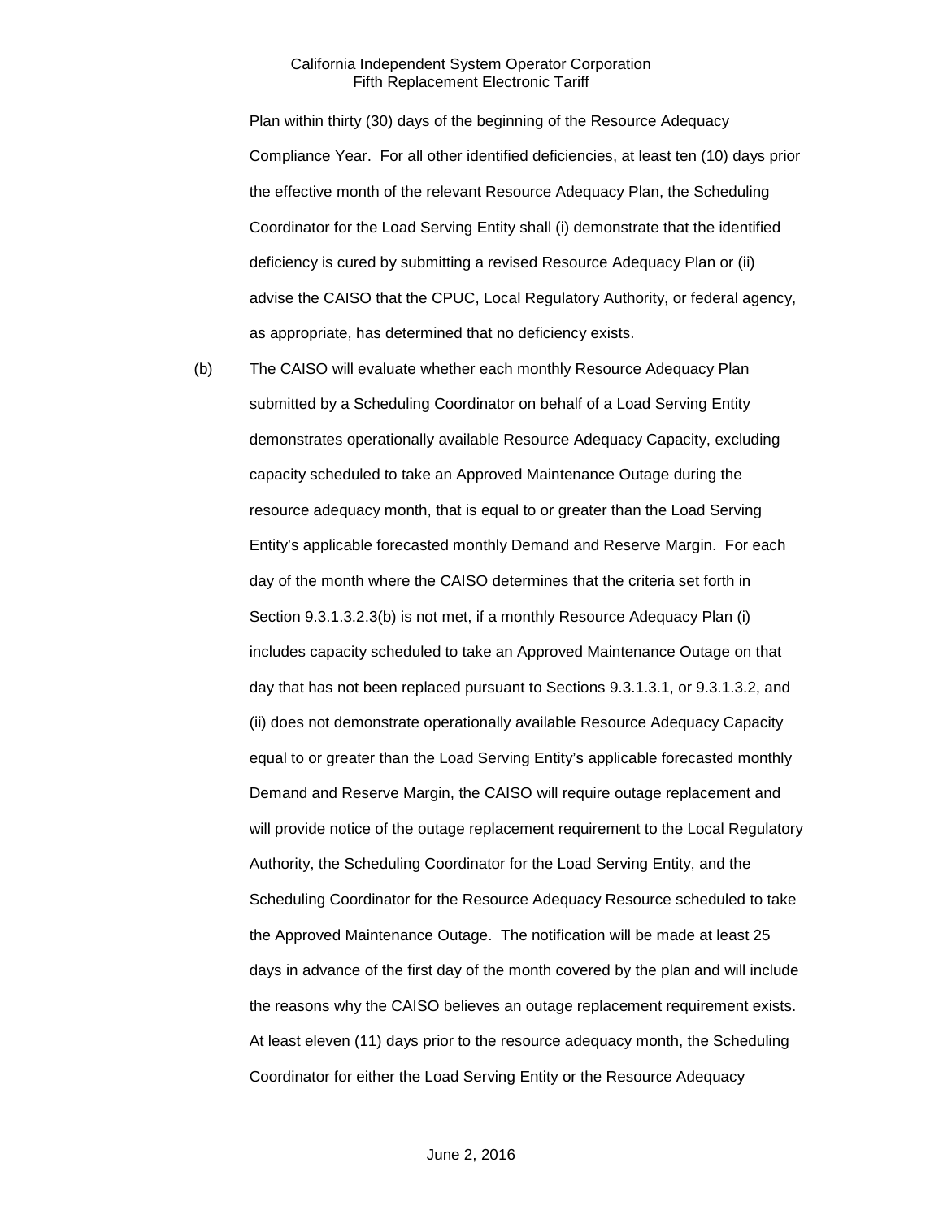Plan within thirty (30) days of the beginning of the Resource Adequacy Compliance Year. For all other identified deficiencies, at least ten (10) days prior the effective month of the relevant Resource Adequacy Plan, the Scheduling Coordinator for the Load Serving Entity shall (i) demonstrate that the identified deficiency is cured by submitting a revised Resource Adequacy Plan or (ii) advise the CAISO that the CPUC, Local Regulatory Authority, or federal agency, as appropriate, has determined that no deficiency exists.

(b) The CAISO will evaluate whether each monthly Resource Adequacy Plan submitted by a Scheduling Coordinator on behalf of a Load Serving Entity demonstrates operationally available Resource Adequacy Capacity, excluding capacity scheduled to take an Approved Maintenance Outage during the resource adequacy month, that is equal to or greater than the Load Serving Entity's applicable forecasted monthly Demand and Reserve Margin. For each day of the month where the CAISO determines that the criteria set forth in Section 9.3.1.3.2.3(b) is not met, if a monthly Resource Adequacy Plan (i) includes capacity scheduled to take an Approved Maintenance Outage on that day that has not been replaced pursuant to Sections 9.3.1.3.1, or 9.3.1.3.2, and (ii) does not demonstrate operationally available Resource Adequacy Capacity equal to or greater than the Load Serving Entity's applicable forecasted monthly Demand and Reserve Margin, the CAISO will require outage replacement and will provide notice of the outage replacement requirement to the Local Regulatory Authority, the Scheduling Coordinator for the Load Serving Entity, and the Scheduling Coordinator for the Resource Adequacy Resource scheduled to take the Approved Maintenance Outage. The notification will be made at least 25 days in advance of the first day of the month covered by the plan and will include the reasons why the CAISO believes an outage replacement requirement exists. At least eleven (11) days prior to the resource adequacy month, the Scheduling Coordinator for either the Load Serving Entity or the Resource Adequacy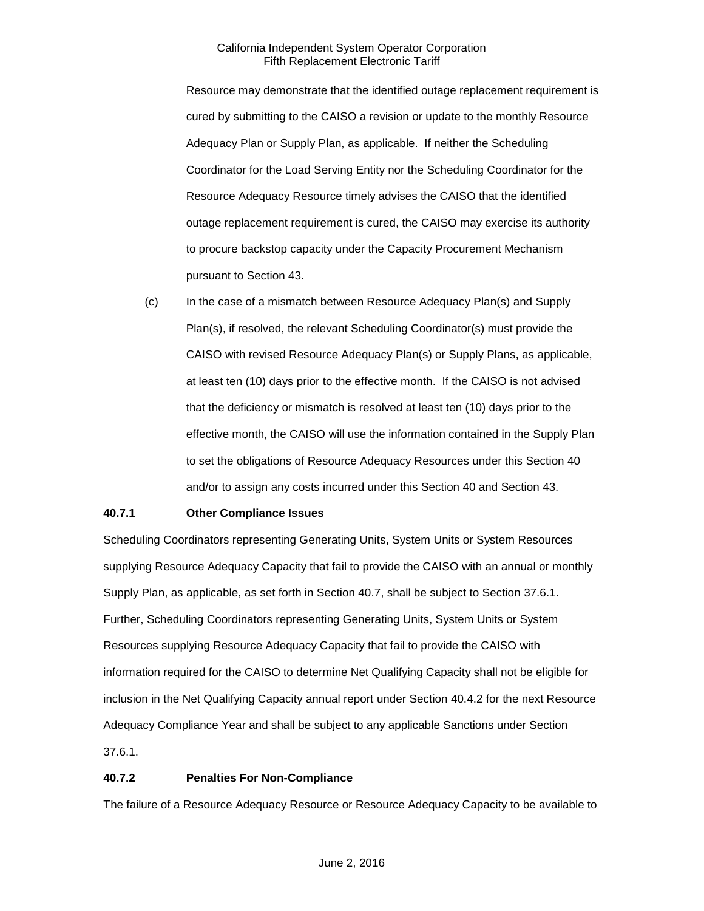Resource may demonstrate that the identified outage replacement requirement is cured by submitting to the CAISO a revision or update to the monthly Resource Adequacy Plan or Supply Plan, as applicable. If neither the Scheduling Coordinator for the Load Serving Entity nor the Scheduling Coordinator for the Resource Adequacy Resource timely advises the CAISO that the identified outage replacement requirement is cured, the CAISO may exercise its authority to procure backstop capacity under the Capacity Procurement Mechanism pursuant to Section 43.

(c) In the case of a mismatch between Resource Adequacy Plan(s) and Supply Plan(s), if resolved, the relevant Scheduling Coordinator(s) must provide the CAISO with revised Resource Adequacy Plan(s) or Supply Plans, as applicable, at least ten (10) days prior to the effective month. If the CAISO is not advised that the deficiency or mismatch is resolved at least ten (10) days prior to the effective month, the CAISO will use the information contained in the Supply Plan to set the obligations of Resource Adequacy Resources under this Section 40 and/or to assign any costs incurred under this Section 40 and Section 43.

**40.7.1 Other Compliance Issues**

Scheduling Coordinators representing Generating Units, System Units or System Resources supplying Resource Adequacy Capacity that fail to provide the CAISO with an annual or monthly Supply Plan, as applicable, as set forth in Section 40.7, shall be subject to Section 37.6.1. Further, Scheduling Coordinators representing Generating Units, System Units or System Resources supplying Resource Adequacy Capacity that fail to provide the CAISO with information required for the CAISO to determine Net Qualifying Capacity shall not be eligible for inclusion in the Net Qualifying Capacity annual report under Section 40.4.2 for the next Resource Adequacy Compliance Year and shall be subject to any applicable Sanctions under Section 37.6.1.

**40.7.2 Penalties For Non-Compliance**

The failure of a Resource Adequacy Resource or Resource Adequacy Capacity to be available to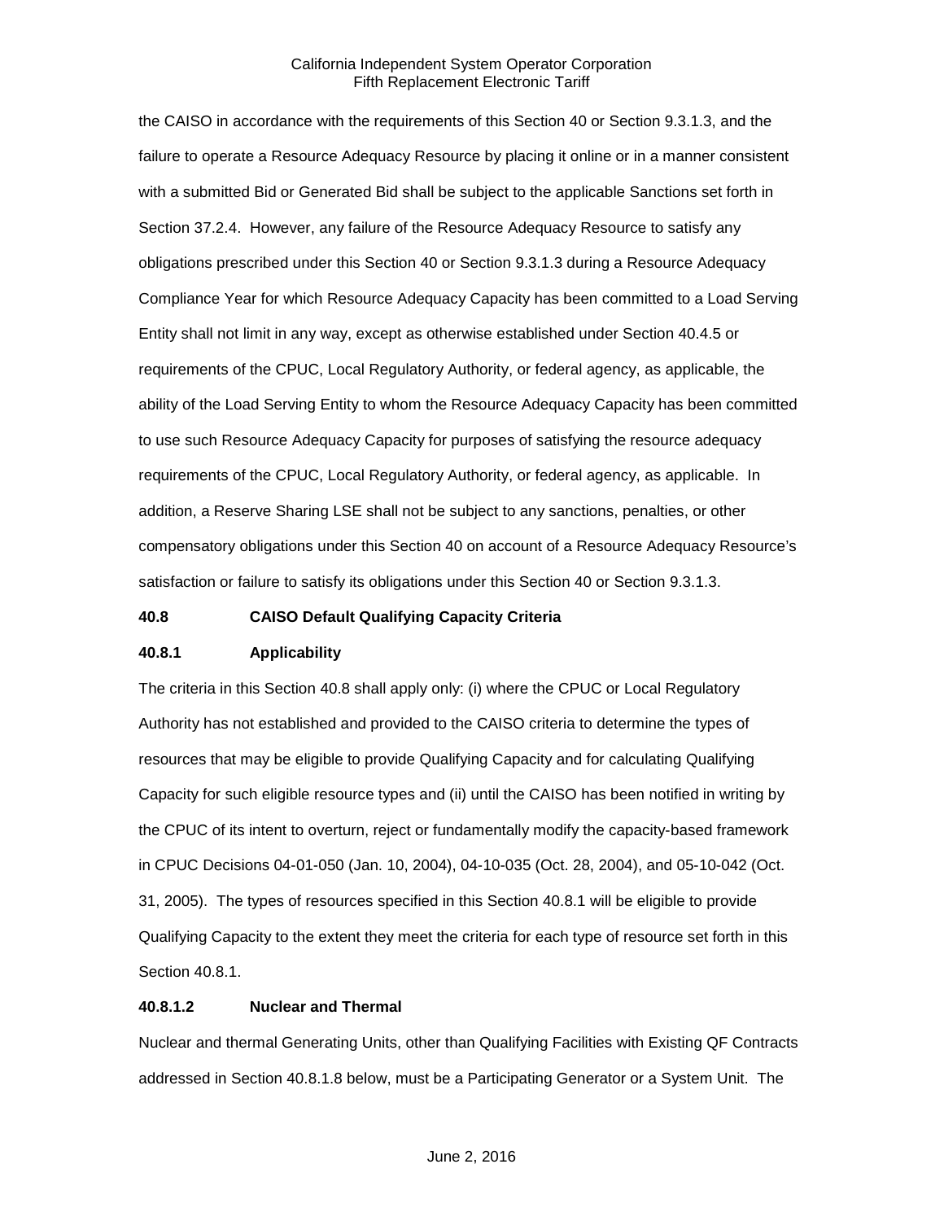the CAISO in accordance with the requirements of this Section 40 or Section 9.3.1.3, and the failure to operate a Resource Adequacy Resource by placing it online or in a manner consistent with a submitted Bid or Generated Bid shall be subject to the applicable Sanctions set forth in Section 37.2.4. However, any failure of the Resource Adequacy Resource to satisfy any obligations prescribed under this Section 40 or Section 9.3.1.3 during a Resource Adequacy Compliance Year for which Resource Adequacy Capacity has been committed to a Load Serving Entity shall not limit in any way, except as otherwise established under Section 40.4.5 or requirements of the CPUC, Local Regulatory Authority, or federal agency, as applicable, the ability of the Load Serving Entity to whom the Resource Adequacy Capacity has been committed to use such Resource Adequacy Capacity for purposes of satisfying the resource adequacy requirements of the CPUC, Local Regulatory Authority, or federal agency, as applicable. In addition, a Reserve Sharing LSE shall not be subject to any sanctions, penalties, or other compensatory obligations under this Section 40 on account of a Resource Adequacy Resource's satisfaction or failure to satisfy its obligations under this Section 40 or Section 9.3.1.3.

**40.8 CAISO Default Qualifying Capacity Criteria**

**40.8.1 Applicability**

The criteria in this Section 40.8 shall apply only: (i) where the CPUC or Local Regulatory Authority has not established and provided to the CAISO criteria to determine the types of resources that may be eligible to provide Qualifying Capacity and for calculating Qualifying Capacity for such eligible resource types and (ii) until the CAISO has been notified in writing by the CPUC of its intent to overturn, reject or fundamentally modify the capacity-based framework in CPUC Decisions 04-01-050 (Jan. 10, 2004), 04-10-035 (Oct. 28, 2004), and 05-10-042 (Oct. 31, 2005). The types of resources specified in this Section 40.8.1 will be eligible to provide Qualifying Capacity to the extent they meet the criteria for each type of resource set forth in this Section 40.8.1.

**40.8.1.2 Nuclear and Thermal**

Nuclear and thermal Generating Units, other than Qualifying Facilities with Existing QF Contracts addressed in Section 40.8.1.8 below, must be a Participating Generator or a System Unit. The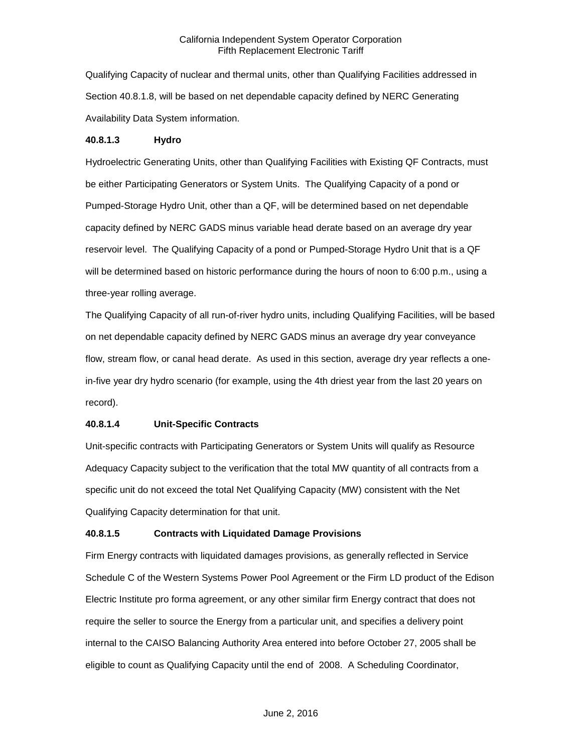Qualifying Capacity of nuclear and thermal units, other than Qualifying Facilities addressed in Section 40.8.1.8, will be based on net dependable capacity defined by NERC Generating Availability Data System information.

#### 40.8.1.3 Hydro

Hydroelectric Generating Units, other than Qualifying Facilities with Existing QF Contracts, must be either Participating Generators or System Units. The Qualifying Capacity of a pond or Pumped-Storage Hydro Unit, other than a QF, will be determined based on net dependable capacity defined by NERC GADS minus variable head derate based on an average dry year reservoir level. The Qualifying Capacity of a pond or Pumped-Storage Hydro Unit that is a QF will be determined based on historic performance during the hours of noon to 6:00 p.m., using a three-year rolling average.

The Qualifying Capacity of all run-of-river hydro units, including Qualifying Facilities, will be based on net dependable capacity defined by NERC GADS minus an average dry year conveyance flow, stream flow, or canal head derate. As used in this section, average dry year reflects a one-in-five year dry hydro scenario (for example, using the 4th driest year from the last 20 years on record).

#### 40.8.1.4 Unit-Specific Contracts

Unit-specific contracts with Participating Generators or System Units will qualify as Resource Adequacy Capacity subject to the verification that the total MW quantity of all contracts from a specific unit do not exceed the total Net Qualifying Capacity (MW) consistent with the Net Qualifying Capacity determination for that unit.

#### 40.8.1.5 Contracts with Liquidated Damage Provisions

Firm Energy contracts with liquidated damages provisions, as generally reflected in Service Schedule C of the Western Systems Power Pool Agreement or the Firm LD product of the Edison Electric Institute pro forma agreement, or any other similar firm Energy contract that does not require the seller to source the Energy from a particular unit, and specifies a delivery point internal to the CAISO Balancing Authority Area entered into before October 27, 2005 shall be eligible to count as Qualifying Capacity until the end of 2008. A Scheduling Coordinator,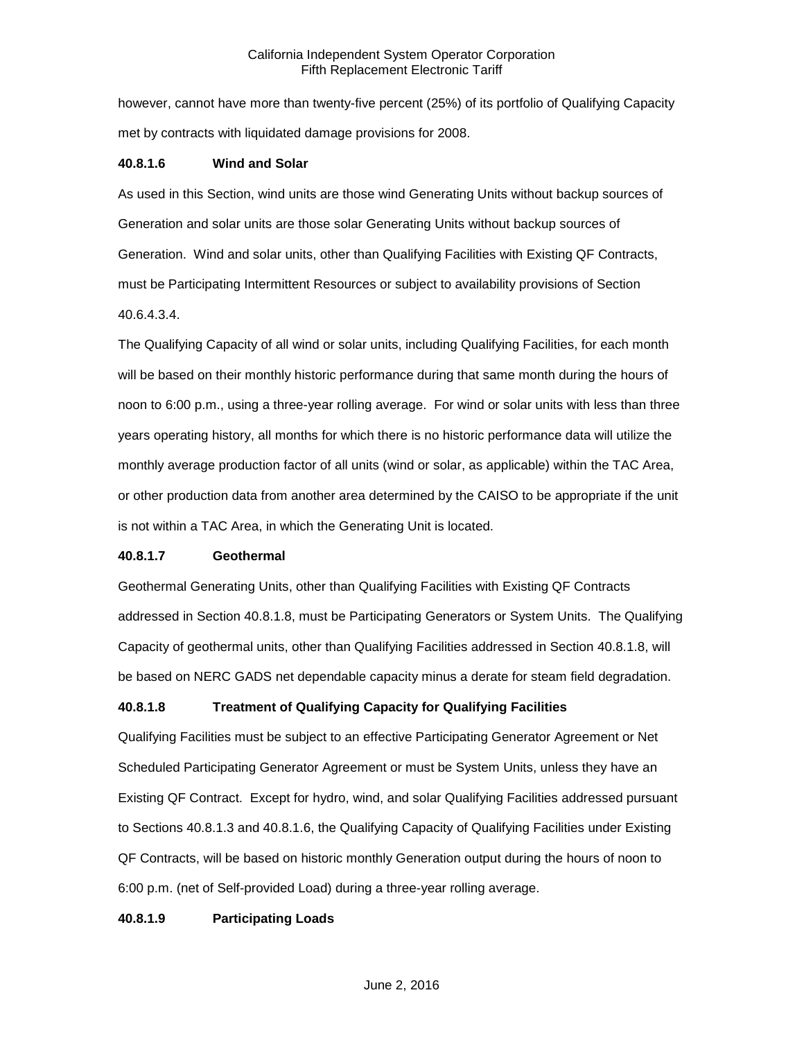however, cannot have more than twenty-five percent (25%) of its portfolio of Qualifying Capacity met by contracts with liquidated damage provisions for 2008.

**40.8.1.6 Wind and Solar**

As used in this Section, wind units are those wind Generating Units without backup sources of Generation and solar units are those solar Generating Units without backup sources of Generation. Wind and solar units, other than Qualifying Facilities with Existing QF Contracts, must be Participating Intermittent Resources or subject to availability provisions of Section 40.6.4.3.4.

The Qualifying Capacity of all wind or solar units, including Qualifying Facilities, for each month will be based on their monthly historic performance during that same month during the hours of noon to 6:00 p.m., using a three-year rolling average. For wind or solar units with less than three years operating history, all months for which there is no historic performance data will utilize the monthly average production factor of all units (wind or solar, as applicable) within the TAC Area, or other production data from another area determined by the CAISO to be appropriate if the unit is not within a TAC Area, in which the Generating Unit is located.

**40.8.1.7 Geothermal**

Geothermal Generating Units, other than Qualifying Facilities with Existing QF Contracts addressed in Section 40.8.1.8, must be Participating Generators or System Units. The Qualifying Capacity of geothermal units, other than Qualifying Facilities addressed in Section 40.8.1.8, will be based on NERC GADS net dependable capacity minus a derate for steam field degradation.

**40.8.1.8 Treatment of Qualifying Capacity for Qualifying Facilities**

Qualifying Facilities must be subject to an effective Participating Generator Agreement or Net Scheduled Participating Generator Agreement or must be System Units, unless they have an Existing QF Contract. Except for hydro, wind, and solar Qualifying Facilities addressed pursuant to Sections 40.8.1.3 and 40.8.1.6, the Qualifying Capacity of Qualifying Facilities under Existing QF Contracts, will be based on historic monthly Generation output during the hours of noon to 6:00 p.m. (net of Self-provided Load) during a three-year rolling average.

**40.8.1.9 Participating Loads**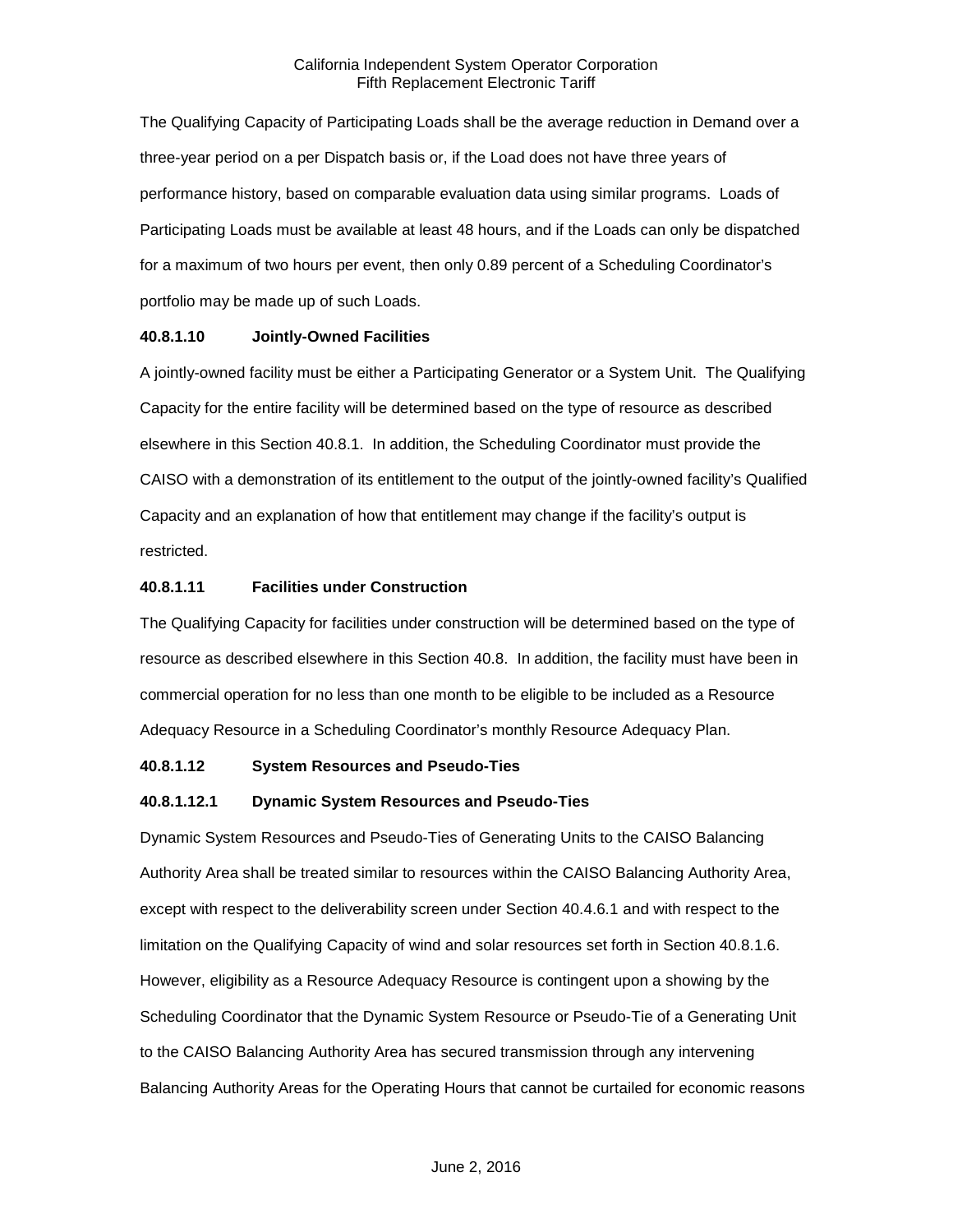The Qualifying Capacity of Participating Loads shall be the average reduction in Demand over a three-year period on a per Dispatch basis or, if the Load does not have three years of performance history, based on comparable evaluation data using similar programs. Loads of Participating Loads must be available at least 48 hours, and if the Loads can only be dispatched for a maximum of two hours per event, then only 0.89 percent of a Scheduling Coordinator's portfolio may be made up of such Loads.

**40.8.1.10 Jointly-Owned Facilities**

A jointly-owned facility must be either a Participating Generator or a System Unit. The Qualifying Capacity for the entire facility will be determined based on the type of resource as described elsewhere in this Section 40.8.1. In addition, the Scheduling Coordinator must provide the CAISO with a demonstration of its entitlement to the output of the jointly-owned facility's Qualified Capacity and an explanation of how that entitlement may change if the facility's output is restricted.

**40.8.1.11 Facilities under Construction**

The Qualifying Capacity for facilities under construction will be determined based on the type of resource as described elsewhere in this Section 40.8. In addition, the facility must have been in commercial operation for no less than one month to be eligible to be included as a Resource Adequacy Resource in a Scheduling Coordinator's monthly Resource Adequacy Plan.

**40.8.1.12 System Resources and Pseudo-Ties**

**40.8.1.12.1 Dynamic System Resources and Pseudo-Ties**

Dynamic System Resources and Pseudo-Ties of Generating Units to the CAISO Balancing Authority Area shall be treated similar to resources within the CAISO Balancing Authority Area, except with respect to the deliverability screen under Section 40.4.6.1 and with respect to the limitation on the Qualifying Capacity of wind and solar resources set forth in Section 40.8.1.6. However, eligibility as a Resource Adequacy Resource is contingent upon a showing by the Scheduling Coordinator that the Dynamic System Resource or Pseudo-Tie of a Generating Unit to the CAISO Balancing Authority Area has secured transmission through any intervening Balancing Authority Areas for the Operating Hours that cannot be curtailed for economic reasons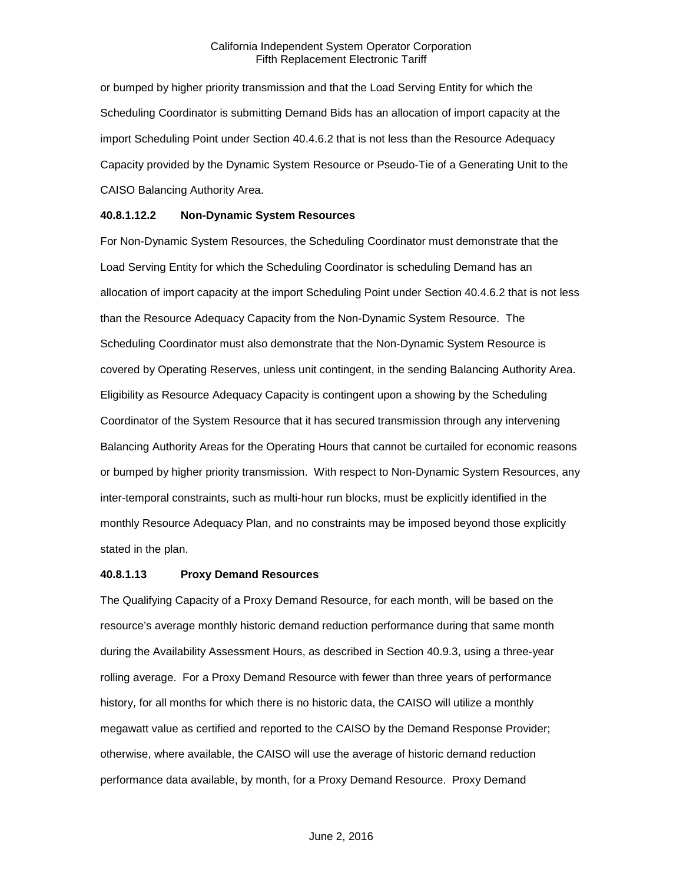or bumped by higher priority transmission and that the Load Serving Entity for which the Scheduling Coordinator is submitting Demand Bids has an allocation of import capacity at the import Scheduling Point under Section 40.4.6.2 that is not less than the Resource Adequacy Capacity provided by the Dynamic System Resource or Pseudo-Tie of a Generating Unit to the CAISO Balancing Authority Area.

**40.8.1.12.2 Non-Dynamic System Resources**

For Non-Dynamic System Resources, the Scheduling Coordinator must demonstrate that the Load Serving Entity for which the Scheduling Coordinator is scheduling Demand has an allocation of import capacity at the import Scheduling Point under Section 40.4.6.2 that is not less than the Resource Adequacy Capacity from the Non-Dynamic System Resource. The Scheduling Coordinator must also demonstrate that the Non-Dynamic System Resource is covered by Operating Reserves, unless unit contingent, in the sending Balancing Authority Area. Eligibility as Resource Adequacy Capacity is contingent upon a showing by the Scheduling Coordinator of the System Resource that it has secured transmission through any intervening Balancing Authority Areas for the Operating Hours that cannot be curtailed for economic reasons or bumped by higher priority transmission. With respect to Non-Dynamic System Resources, any inter-temporal constraints, such as multi-hour run blocks, must be explicitly identified in the monthly Resource Adequacy Plan, and no constraints may be imposed beyond those explicitly stated in the plan.

**40.8.1.13 Proxy Demand Resources**

The Qualifying Capacity of a Proxy Demand Resource, for each month, will be based on the resource's average monthly historic demand reduction performance during that same month during the Availability Assessment Hours, as described in Section 40.9.3, using a three-year rolling average. For a Proxy Demand Resource with fewer than three years of performance history, for all months for which there is no historic data, the CAISO will utilize a monthly megawatt value as certified and reported to the CAISO by the Demand Response Provider; otherwise, where available, the CAISO will use the average of historic demand reduction performance data available, by month, for a Proxy Demand Resource. Proxy Demand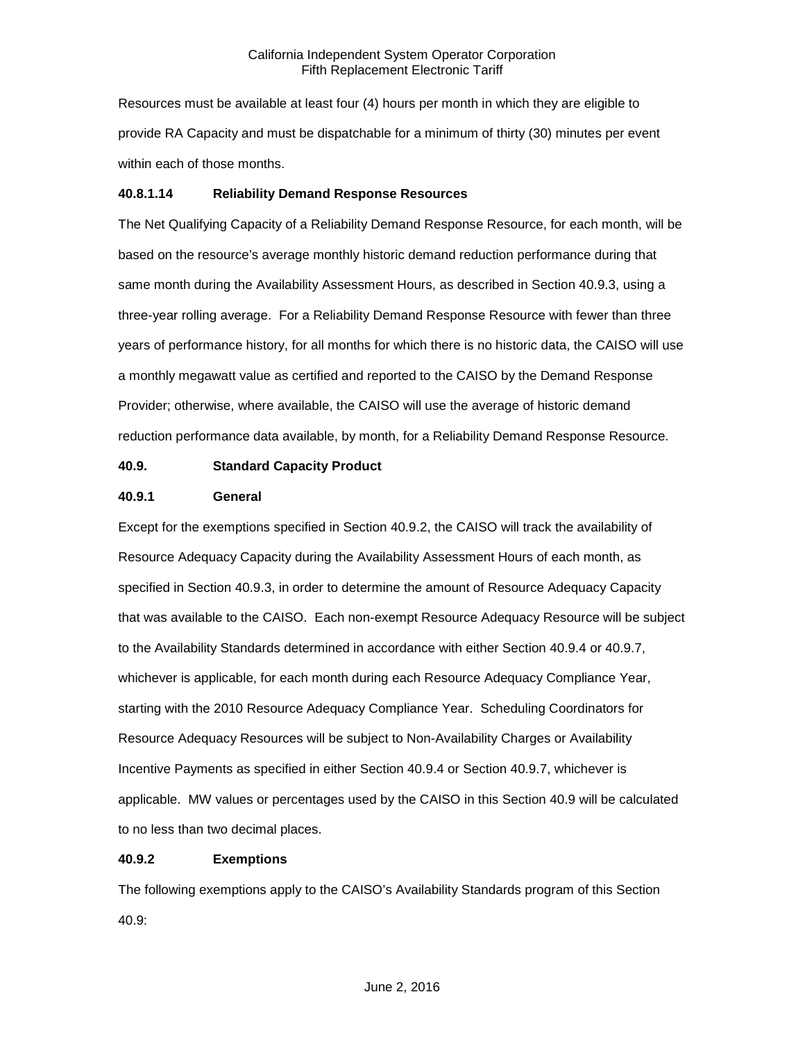Resources must be available at least four (4) hours per month in which they are eligible to provide RA Capacity and must be dispatchable for a minimum of thirty (30) minutes per event within each of those months.

**40.8.1.14 Reliability Demand Response Resources**

The Net Qualifying Capacity of a Reliability Demand Response Resource, for each month, will be based on the resource's average monthly historic demand reduction performance during that same month during the Availability Assessment Hours, as described in Section 40.9.3, using a three-year rolling average. For a Reliability Demand Response Resource with fewer than three years of performance history, for all months for which there is no historic data, the CAISO will use a monthly megawatt value as certified and reported to the CAISO by the Demand Response Provider; otherwise, where available, the CAISO will use the average of historic demand reduction performance data available, by month, for a Reliability Demand Response Resource.

**40.9. Standard Capacity Product**

**40.9.1 General**

Except for the exemptions specified in Section 40.9.2, the CAISO will track the availability of Resource Adequacy Capacity during the Availability Assessment Hours of each month, as specified in Section 40.9.3, in order to determine the amount of Resource Adequacy Capacity that was available to the CAISO. Each non-exempt Resource Adequacy Resource will be subject to the Availability Standards determined in accordance with either Section 40.9.4 or 40.9.7, whichever is applicable, for each month during each Resource Adequacy Compliance Year, starting with the 2010 Resource Adequacy Compliance Year. Scheduling Coordinators for Resource Adequacy Resources will be subject to Non-Availability Charges or Availability Incentive Payments as specified in either Section 40.9.4 or Section 40.9.7, whichever is applicable. MW values or percentages used by the CAISO in this Section 40.9 will be calculated to no less than two decimal places.

**40.9.2 Exemptions**

The following exemptions apply to the CAISO's Availability Standards program of this Section 40.9: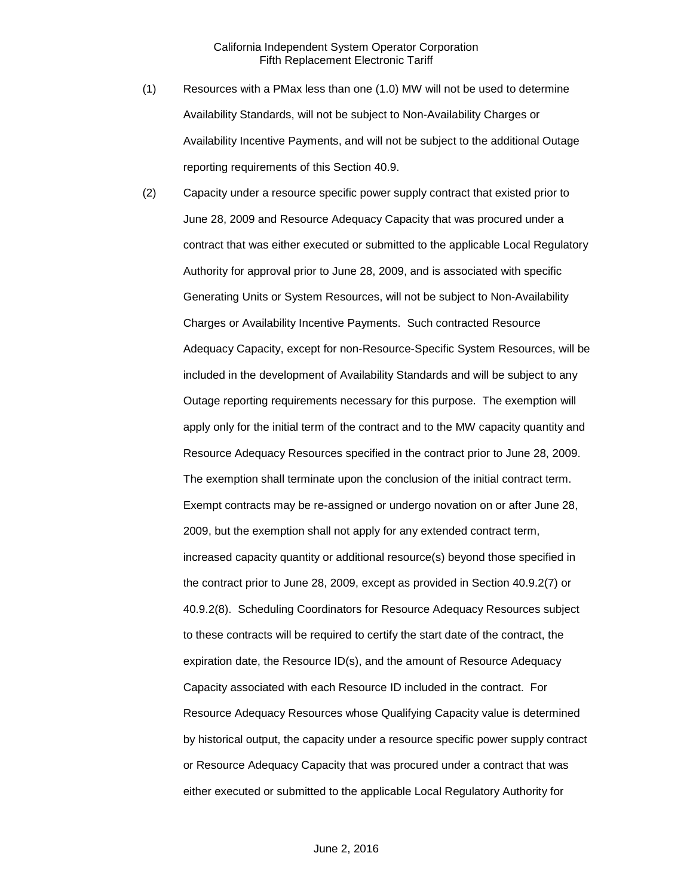(1) Resources with a PMax less than one (1.0) MW will not be used to determine Availability Standards, will not be subject to Non-Availability Charges or Availability Incentive Payments, and will not be subject to the additional Outage reporting requirements of this Section 40.9.

(2) Capacity under a resource specific power supply contract that existed prior to June 28, 2009 and Resource Adequacy Capacity that was procured under a contract that was either executed or submitted to the applicable Local Regulatory Authority for approval prior to June 28, 2009, and is associated with specific Generating Units or System Resources, will not be subject to Non-Availability Charges or Availability Incentive Payments. Such contracted Resource Adequacy Capacity, except for non-Resource-Specific System Resources, will be included in the development of Availability Standards and will be subject to any Outage reporting requirements necessary for this purpose. The exemption will apply only for the initial term of the contract and to the MW capacity quantity and Resource Adequacy Resources specified in the contract prior to June 28, 2009. The exemption shall terminate upon the conclusion of the initial contract term. Exempt contracts may be re-assigned or undergo novation on or after June 28, 2009, but the exemption shall not apply for any extended contract term, increased capacity quantity or additional resource(s) beyond those specified in the contract prior to June 28, 2009, except as provided in Section 40.9.2(7) or 40.9.2(8). Scheduling Coordinators for Resource Adequacy Resources subject to these contracts will be required to certify the start date of the contract, the expiration date, the Resource ID(s), and the amount of Resource Adequacy Capacity associated with each Resource ID included in the contract. For Resource Adequacy Resources whose Qualifying Capacity value is determined by historical output, the capacity under a resource specific power supply contract or Resource Adequacy Capacity that was procured under a contract that was either executed or submitted to the applicable Local Regulatory Authority for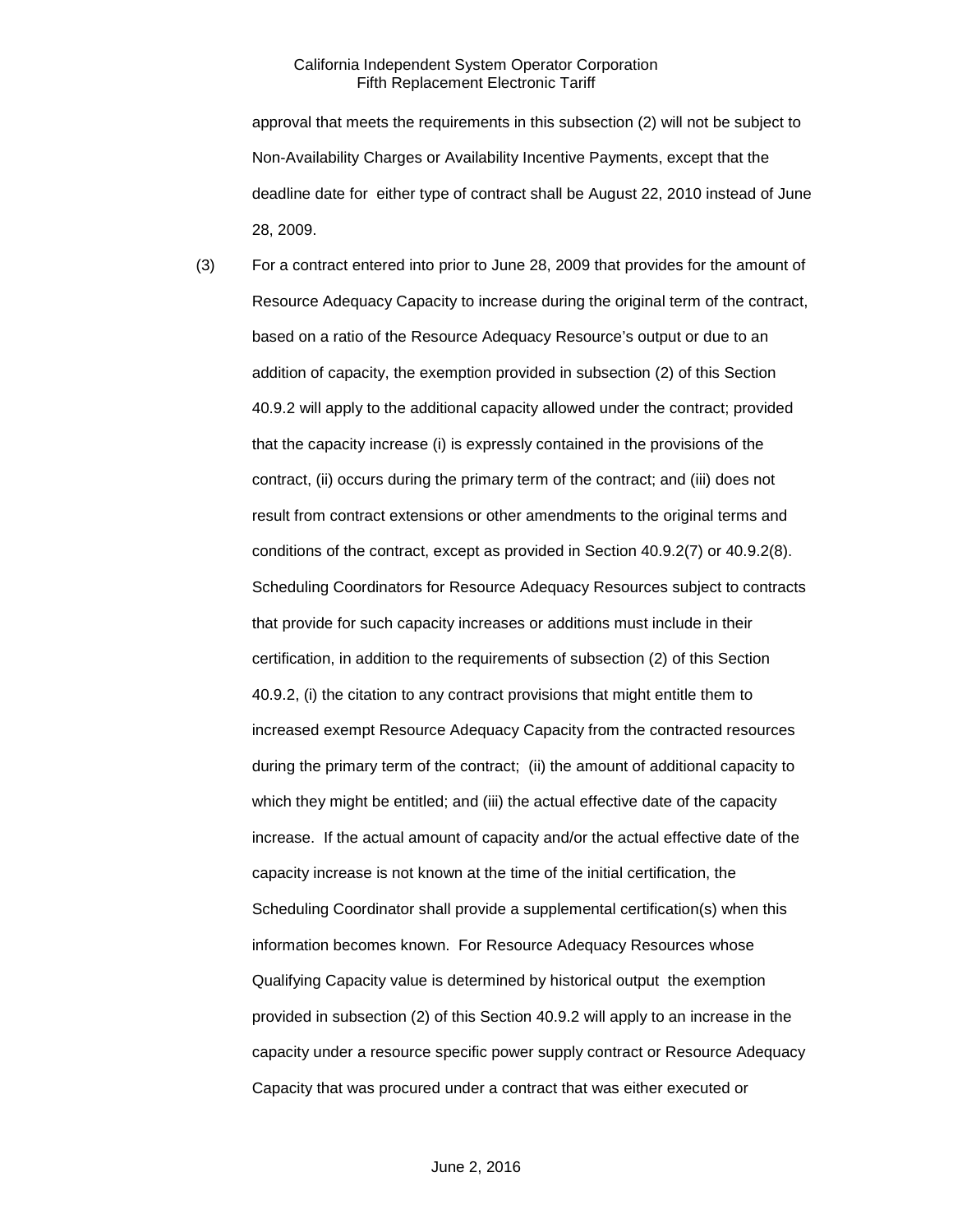approval that meets the requirements in this subsection (2) will not be subject to Non-Availability Charges or Availability Incentive Payments, except that the deadline date for either type of contract shall be August 22, 2010 instead of June 28, 2009.

(3) For a contract entered into prior to June 28, 2009 that provides for the amount of Resource Adequacy Capacity to increase during the original term of the contract, based on a ratio of the Resource Adequacy Resource's output or due to an addition of capacity, the exemption provided in subsection (2) of this Section 40.9.2 will apply to the additional capacity allowed under the contract; provided that the capacity increase (i) is expressly contained in the provisions of the contract, (ii) occurs during the primary term of the contract; and (iii) does not result from contract extensions or other amendments to the original terms and conditions of the contract, except as provided in Section 40.9.2(7) or 40.9.2(8). Scheduling Coordinators for Resource Adequacy Resources subject to contracts that provide for such capacity increases or additions must include in their certification, in addition to the requirements of subsection (2) of this Section 40.9.2, (i) the citation to any contract provisions that might entitle them to increased exempt Resource Adequacy Capacity from the contracted resources during the primary term of the contract; (ii) the amount of additional capacity to which they might be entitled; and (iii) the actual effective date of the capacity increase. If the actual amount of capacity and/or the actual effective date of the capacity increase is not known at the time of the initial certification, the Scheduling Coordinator shall provide a supplemental certification(s) when this information becomes known. For Resource Adequacy Resources whose Qualifying Capacity value is determined by historical output the exemption provided in subsection (2) of this Section 40.9.2 will apply to an increase in the capacity under a resource specific power supply contract or Resource Adequacy Capacity that was procured under a contract that was either executed or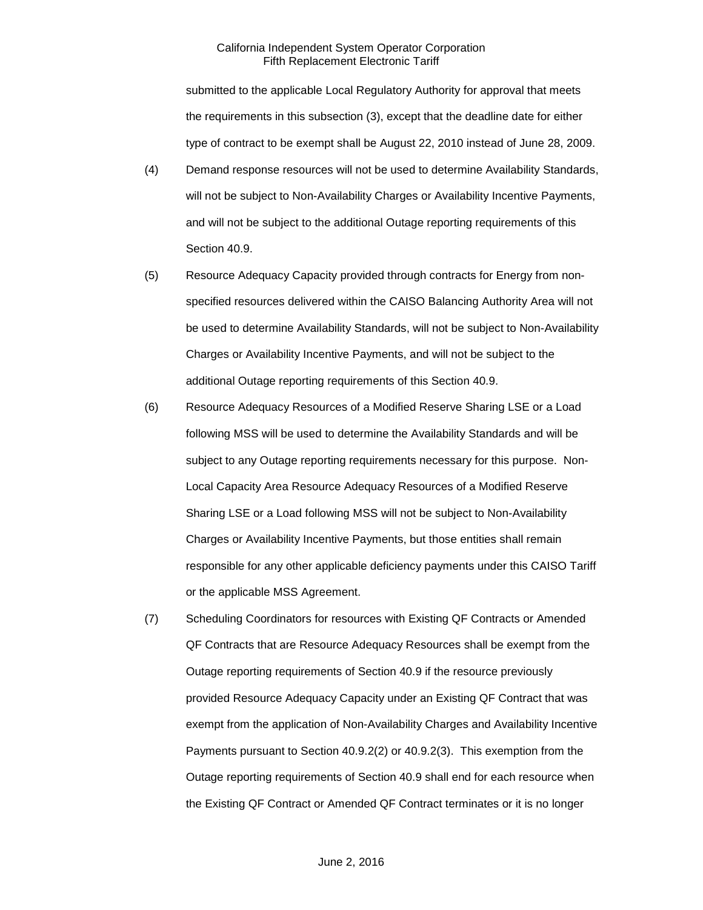submitted to the applicable Local Regulatory Authority for approval that meets the requirements in this subsection (3), except that the deadline date for either type of contract to be exempt shall be August 22, 2010 instead of June 28, 2009.

(4) Demand response resources will not be used to determine Availability Standards, will not be subject to Non-Availability Charges or Availability Incentive Payments, and will not be subject to the additional Outage reporting requirements of this Section 40.9.

(5) Resource Adequacy Capacity provided through contracts for Energy from non-specified resources delivered within the CAISO Balancing Authority Area will not be used to determine Availability Standards, will not be subject to Non-Availability Charges or Availability Incentive Payments, and will not be subject to the additional Outage reporting requirements of this Section 40.9.

(6) Resource Adequacy Resources of a Modified Reserve Sharing LSE or a Load following MSS will be used to determine the Availability Standards and will be subject to any Outage reporting requirements necessary for this purpose. Non-Local Capacity Area Resource Adequacy Resources of a Modified Reserve Sharing LSE or a Load following MSS will not be subject to Non-Availability Charges or Availability Incentive Payments, but those entities shall remain responsible for any other applicable deficiency payments under this CAISO Tariff or the applicable MSS Agreement.

(7) Scheduling Coordinators for resources with Existing QF Contracts or Amended QF Contracts that are Resource Adequacy Resources shall be exempt from the Outage reporting requirements of Section 40.9 if the resource previously provided Resource Adequacy Capacity under an Existing QF Contract that was exempt from the application of Non-Availability Charges and Availability Incentive Payments pursuant to Section 40.9.2(2) or 40.9.2(3). This exemption from the Outage reporting requirements of Section 40.9 shall end for each resource when the Existing QF Contract or Amended QF Contract terminates or it is no longer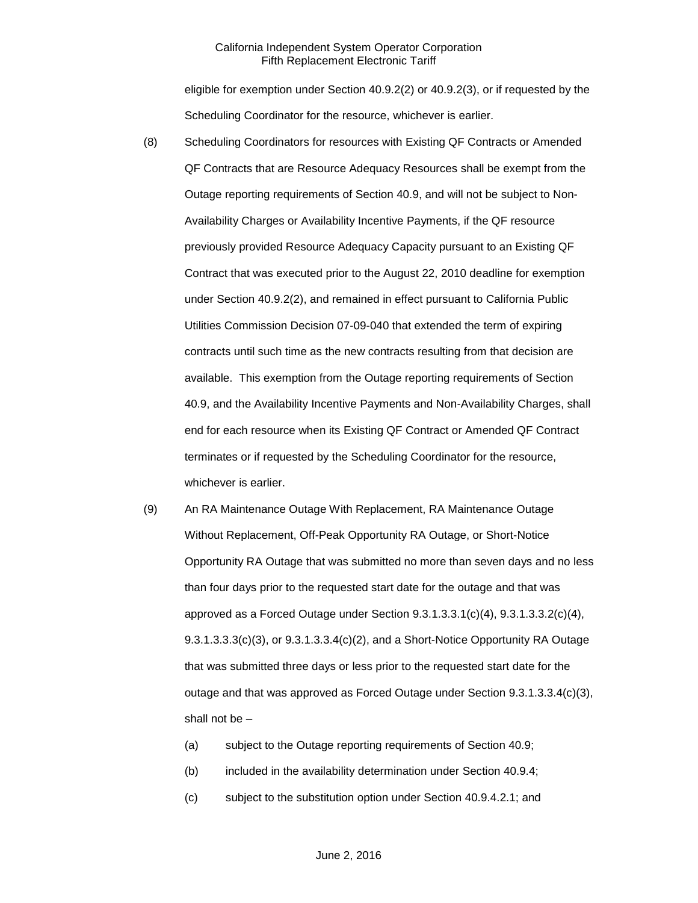eligible for exemption under Section 40.9.2(2) or 40.9.2(3), or if requested by the Scheduling Coordinator for the resource, whichever is earlier.

(8) Scheduling Coordinators for resources with Existing QF Contracts or Amended QF Contracts that are Resource Adequacy Resources shall be exempt from the Outage reporting requirements of Section 40.9, and will not be subject to Non-Availability Charges or Availability Incentive Payments, if the QF resource previously provided Resource Adequacy Capacity pursuant to an Existing QF Contract that was executed prior to the August 22, 2010 deadline for exemption under Section 40.9.2(2), and remained in effect pursuant to California Public Utilities Commission Decision 07-09-040 that extended the term of expiring contracts until such time as the new contracts resulting from that decision are available. This exemption from the Outage reporting requirements of Section 40.9, and the Availability Incentive Payments and Non-Availability Charges, shall end for each resource when its Existing QF Contract or Amended QF Contract terminates or if requested by the Scheduling Coordinator for the resource, whichever is earlier.

(9) An RA Maintenance Outage With Replacement, RA Maintenance Outage Without Replacement, Off-Peak Opportunity RA Outage, or Short-Notice Opportunity RA Outage that was submitted no more than seven days and no less than four days prior to the requested start date for the outage and that was approved as a Forced Outage under Section 9.3.1.3.3.1(c)(4), 9.3.1.3.3.2(c)(4), 9.3.1.3.3.3(c)(3), or 9.3.1.3.3.4(c)(2), and a Short-Notice Opportunity RA Outage that was submitted three days or less prior to the requested start date for the outage and that was approved as Forced Outage under Section 9.3.1.3.3.4(c)(3), shall not be –

 (a) subject to the Outage reporting requirements of Section 40.9;

 (b) included in the availability determination under Section 40.9.4;

 (c) subject to the substitution option under Section 40.9.4.2.1; and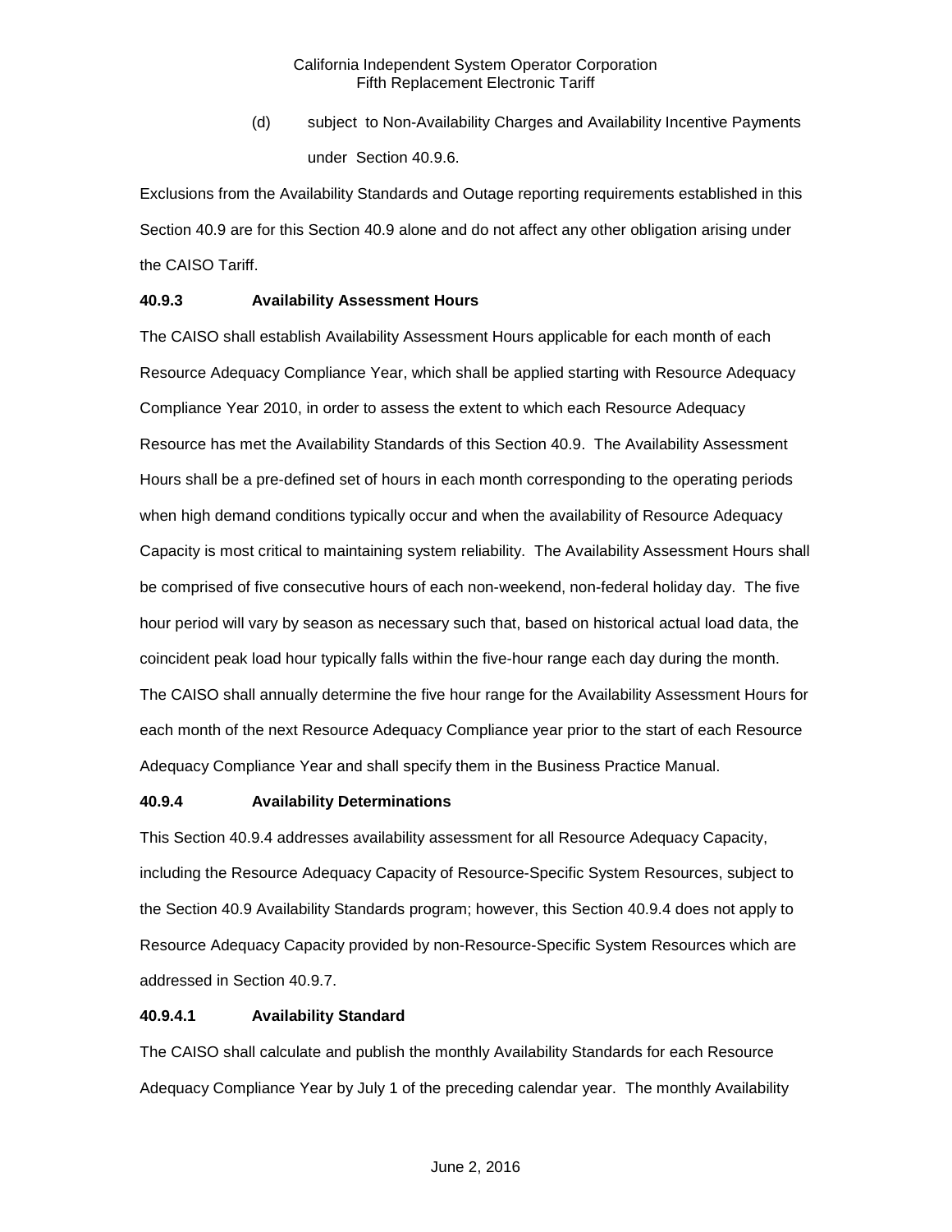(d) subject to Non-Availability Charges and Availability Incentive Payments under Section 40.9.6.

Exclusions from the Availability Standards and Outage reporting requirements established in this Section 40.9 are for this Section 40.9 alone and do not affect any other obligation arising under the CAISO Tariff.

**40.9.3 Availability Assessment Hours**

The CAISO shall establish Availability Assessment Hours applicable for each month of each Resource Adequacy Compliance Year, which shall be applied starting with Resource Adequacy Compliance Year 2010, in order to assess the extent to which each Resource Adequacy Resource has met the Availability Standards of this Section 40.9. The Availability Assessment Hours shall be a pre-defined set of hours in each month corresponding to the operating periods when high demand conditions typically occur and when the availability of Resource Adequacy Capacity is most critical to maintaining system reliability. The Availability Assessment Hours shall be comprised of five consecutive hours of each non-weekend, non-federal holiday day. The five hour period will vary by season as necessary such that, based on historical actual load data, the coincident peak load hour typically falls within the five-hour range each day during the month. The CAISO shall annually determine the five hour range for the Availability Assessment Hours for each month of the next Resource Adequacy Compliance year prior to the start of each Resource Adequacy Compliance Year and shall specify them in the Business Practice Manual.

**40.9.4 Availability Determinations**

This Section 40.9.4 addresses availability assessment for all Resource Adequacy Capacity, including the Resource Adequacy Capacity of Resource-Specific System Resources, subject to the Section 40.9 Availability Standards program; however, this Section 40.9.4 does not apply to Resource Adequacy Capacity provided by non-Resource-Specific System Resources which are addressed in Section 40.9.7.

**40.9.4.1 Availability Standard**

The CAISO shall calculate and publish the monthly Availability Standards for each Resource Adequacy Compliance Year by July 1 of the preceding calendar year. The monthly Availability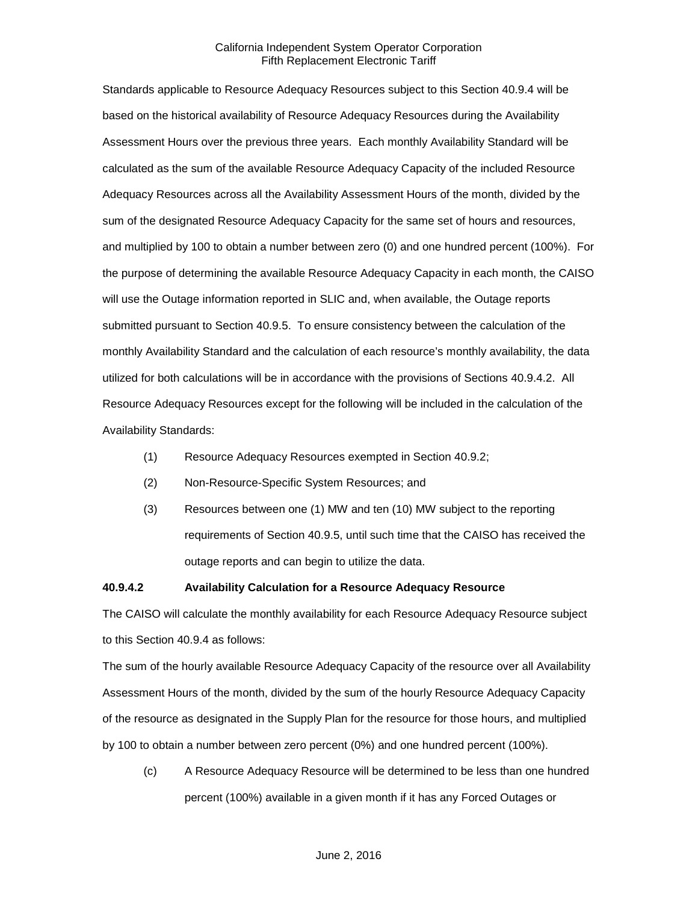Standards applicable to Resource Adequacy Resources subject to this Section 40.9.4 will be based on the historical availability of Resource Adequacy Resources during the Availability Assessment Hours over the previous three years. Each monthly Availability Standard will be calculated as the sum of the available Resource Adequacy Capacity of the included Resource Adequacy Resources across all the Availability Assessment Hours of the month, divided by the sum of the designated Resource Adequacy Capacity for the same set of hours and resources, and multiplied by 100 to obtain a number between zero (0) and one hundred percent (100%). For the purpose of determining the available Resource Adequacy Capacity in each month, the CAISO will use the Outage information reported in SLIC and, when available, the Outage reports submitted pursuant to Section 40.9.5. To ensure consistency between the calculation of the monthly Availability Standard and the calculation of each resource's monthly availability, the data utilized for both calculations will be in accordance with the provisions of Sections 40.9.4.2. All Resource Adequacy Resources except for the following will be included in the calculation of the Availability Standards:

(1) Resource Adequacy Resources exempted in Section 40.9.2;

(2) Non-Resource-Specific System Resources; and

(3) Resources between one (1) MW and ten (10) MW subject to the reporting requirements of Section 40.9.5, until such time that the CAISO has received the outage reports and can begin to utilize the data.

**40.9.4.2 Availability Calculation for a Resource Adequacy Resource**

The CAISO will calculate the monthly availability for each Resource Adequacy Resource subject to this Section 40.9.4 as follows:

The sum of the hourly available Resource Adequacy Capacity of the resource over all Availability Assessment Hours of the month, divided by the sum of the hourly Resource Adequacy Capacity of the resource as designated in the Supply Plan for the resource for those hours, and multiplied by 100 to obtain a number between zero percent (0%) and one hundred percent (100%).

(c) A Resource Adequacy Resource will be determined to be less than one hundred percent (100%) available in a given month if it has any Forced Outages or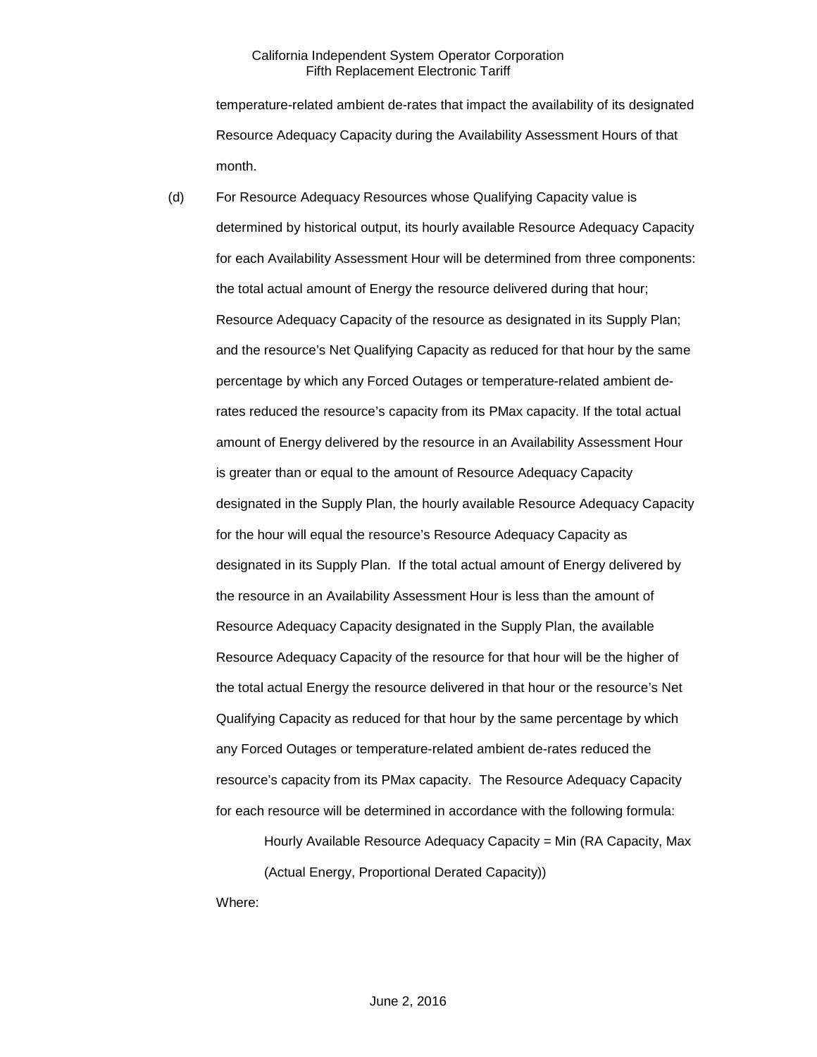temperature-related ambient de-rates that impact the availability of its designated Resource Adequacy Capacity during the Availability Assessment Hours of that month.

(d) For Resource Adequacy Resources whose Qualifying Capacity value is determined by historical output, its hourly available Resource Adequacy Capacity for each Availability Assessment Hour will be determined from three components: the total actual amount of Energy the resource delivered during that hour; Resource Adequacy Capacity of the resource as designated in its Supply Plan; and the resource's Net Qualifying Capacity as reduced for that hour by the same percentage by which any Forced Outages or temperature-related ambient de-rates reduced the resource's capacity from its PMax capacity. If the total actual amount of Energy delivered by the resource in an Availability Assessment Hour is greater than or equal to the amount of Resource Adequacy Capacity designated in the Supply Plan, the hourly available Resource Adequacy Capacity for the hour will equal the resource's Resource Adequacy Capacity as designated in its Supply Plan. If the total actual amount of Energy delivered by the resource in an Availability Assessment Hour is less than the amount of Resource Adequacy Capacity designated in the Supply Plan, the available Resource Adequacy Capacity of the resource for that hour will be the higher of the total actual Energy the resource delivered in that hour or the resource's Net Qualifying Capacity as reduced for that hour by the same percentage by which any Forced Outages or temperature-related ambient de-rates reduced the resource's capacity from its PMax capacity. The Resource Adequacy Capacity for each resource will be determined in accordance with the following formula:

Hourly Available Resource Adequacy Capacity = Min (RA Capacity, Max (Actual Energy, Proportional Derated Capacity))

Where: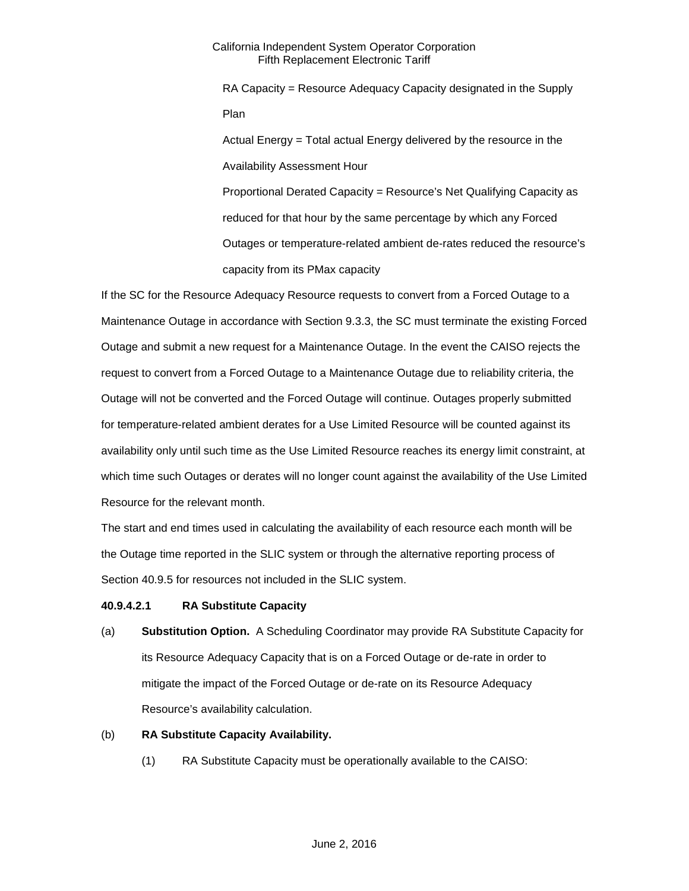RA Capacity = Resource Adequacy Capacity designated in the Supply Plan

Actual Energy = Total actual Energy delivered by the resource in the Availability Assessment Hour

Proportional Derated Capacity = Resource's Net Qualifying Capacity as reduced for that hour by the same percentage by which any Forced Outages or temperature-related ambient de-rates reduced the resource's capacity from its PMax capacity

If the SC for the Resource Adequacy Resource requests to convert from a Forced Outage to a Maintenance Outage in accordance with Section 9.3.3, the SC must terminate the existing Forced Outage and submit a new request for a Maintenance Outage. In the event the CAISO rejects the request to convert from a Forced Outage to a Maintenance Outage due to reliability criteria, the Outage will not be converted and the Forced Outage will continue. Outages properly submitted for temperature-related ambient derates for a Use Limited Resource will be counted against its availability only until such time as the Use Limited Resource reaches its energy limit constraint, at which time such Outages or derates will no longer count against the availability of the Use Limited Resource for the relevant month.

The start and end times used in calculating the availability of each resource each month will be the Outage time reported in the SLIC system or through the alternative reporting process of Section 40.9.5 for resources not included in the SLIC system.

**40.9.4.2.1 RA Substitute Capacity**

(a) **Substitution Option.** A Scheduling Coordinator may provide RA Substitute Capacity for its Resource Adequacy Capacity that is on a Forced Outage or de-rate in order to mitigate the impact of the Forced Outage or de-rate on its Resource Adequacy Resource's availability calculation.

(b) **RA Substitute Capacity Availability.**

(1) RA Substitute Capacity must be operationally available to the CAISO: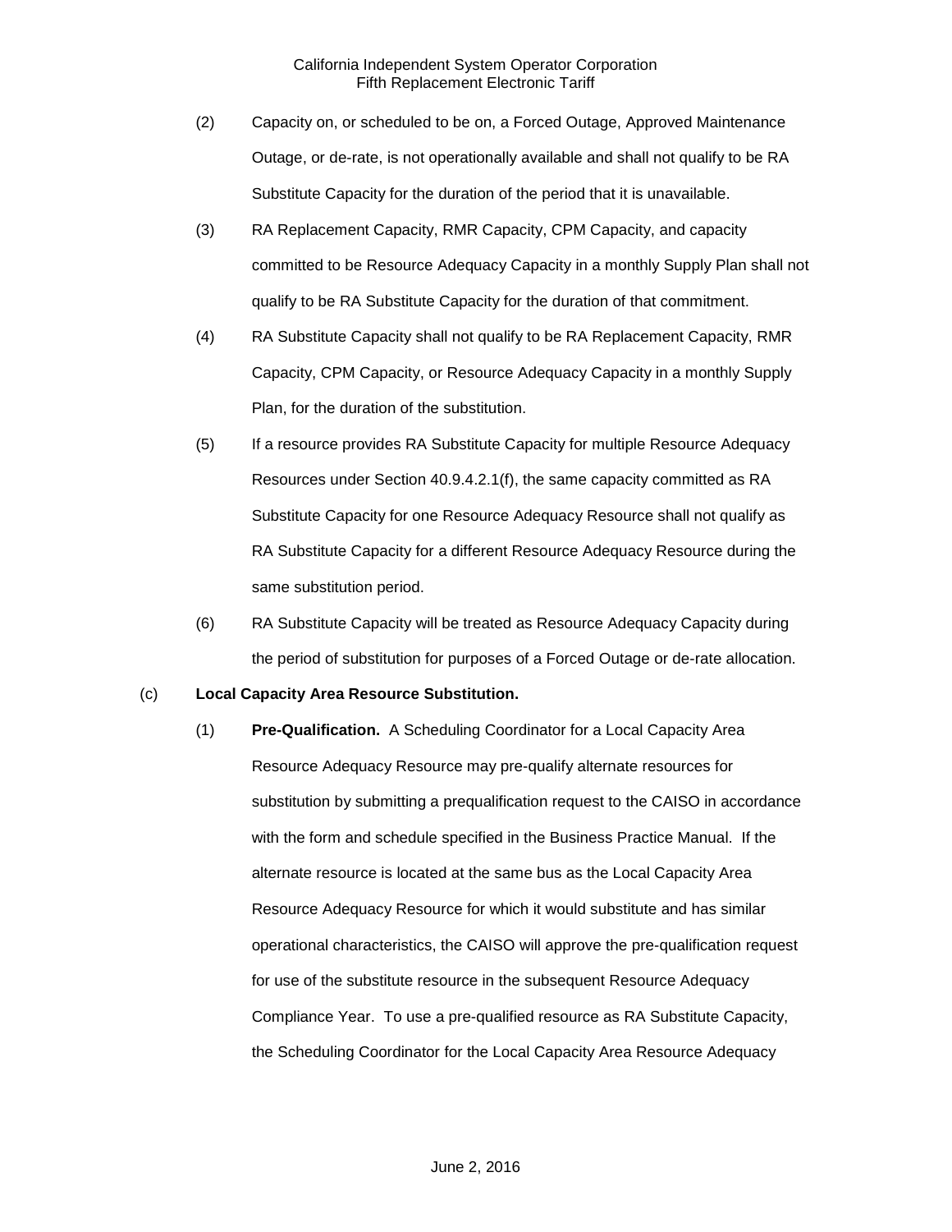(2) Capacity on, or scheduled to be on, a Forced Outage, Approved Maintenance Outage, or de-rate, is not operationally available and shall not qualify to be RA Substitute Capacity for the duration of the period that it is unavailable.

(3) RA Replacement Capacity, RMR Capacity, CPM Capacity, and capacity committed to be Resource Adequacy Capacity in a monthly Supply Plan shall not qualify to be RA Substitute Capacity for the duration of that commitment.

(4) RA Substitute Capacity shall not qualify to be RA Replacement Capacity, RMR Capacity, CPM Capacity, or Resource Adequacy Capacity in a monthly Supply Plan, for the duration of the substitution.

(5) If a resource provides RA Substitute Capacity for multiple Resource Adequacy Resources under Section 40.9.4.2.1(f), the same capacity committed as RA Substitute Capacity for one Resource Adequacy Resource shall not qualify as RA Substitute Capacity for a different Resource Adequacy Resource during the same substitution period.

(6) RA Substitute Capacity will be treated as Resource Adequacy Capacity during the period of substitution for purposes of a Forced Outage or de-rate allocation.

(c) **Local Capacity Area Resource Substitution.**

(1) **Pre-Qualification.** A Scheduling Coordinator for a Local Capacity Area Resource Adequacy Resource may pre-qualify alternate resources for substitution by submitting a prequalification request to the CAISO in accordance with the form and schedule specified in the Business Practice Manual. If the alternate resource is located at the same bus as the Local Capacity Area Resource Adequacy Resource for which it would substitute and has similar operational characteristics, the CAISO will approve the pre-qualification request for use of the substitute resource in the subsequent Resource Adequacy Compliance Year. To use a pre-qualified resource as RA Substitute Capacity, the Scheduling Coordinator for the Local Capacity Area Resource Adequacy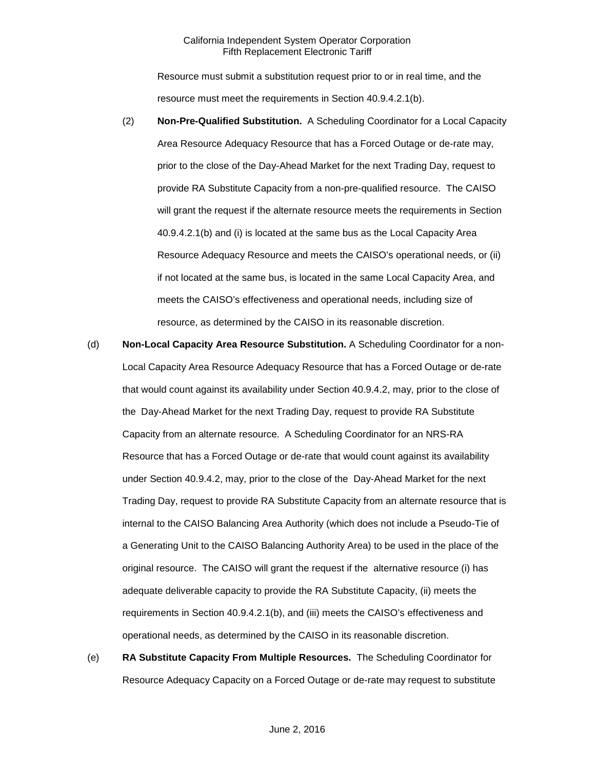Resource must submit a substitution request prior to or in real time, and the resource must meet the requirements in Section 40.9.4.2.1(b).

(2) **Non-Pre-Qualified Substitution.** A Scheduling Coordinator for a Local Capacity Area Resource Adequacy Resource that has a Forced Outage or de-rate may, prior to the close of the Day-Ahead Market for the next Trading Day, request to provide RA Substitute Capacity from a non-pre-qualified resource. The CAISO will grant the request if the alternate resource meets the requirements in Section 40.9.4.2.1(b) and (i) is located at the same bus as the Local Capacity Area Resource Adequacy Resource and meets the CAISO's operational needs, or (ii) if not located at the same bus, is located in the same Local Capacity Area, and meets the CAISO's effectiveness and operational needs, including size of resource, as determined by the CAISO in its reasonable discretion.

(d) **Non-Local Capacity Area Resource Substitution.** A Scheduling Coordinator for a non-Local Capacity Area Resource Adequacy Resource that has a Forced Outage or de-rate that would count against its availability under Section 40.9.4.2, may, prior to the close of the Day-Ahead Market for the next Trading Day, request to provide RA Substitute Capacity from an alternate resource. A Scheduling Coordinator for an NRS-RA Resource that has a Forced Outage or de-rate that would count against its availability under Section 40.9.4.2, may, prior to the close of the Day-Ahead Market for the next Trading Day, request to provide RA Substitute Capacity from an alternate resource that is internal to the CAISO Balancing Area Authority (which does not include a Pseudo-Tie of a Generating Unit to the CAISO Balancing Authority Area) to be used in the place of the original resource. The CAISO will grant the request if the alternative resource (i) has adequate deliverable capacity to provide the RA Substitute Capacity, (ii) meets the requirements in Section 40.9.4.2.1(b), and (iii) meets the CAISO's effectiveness and operational needs, as determined by the CAISO in its reasonable discretion.

(e) **RA Substitute Capacity From Multiple Resources.** The Scheduling Coordinator for Resource Adequacy Capacity on a Forced Outage or de-rate may request to substitute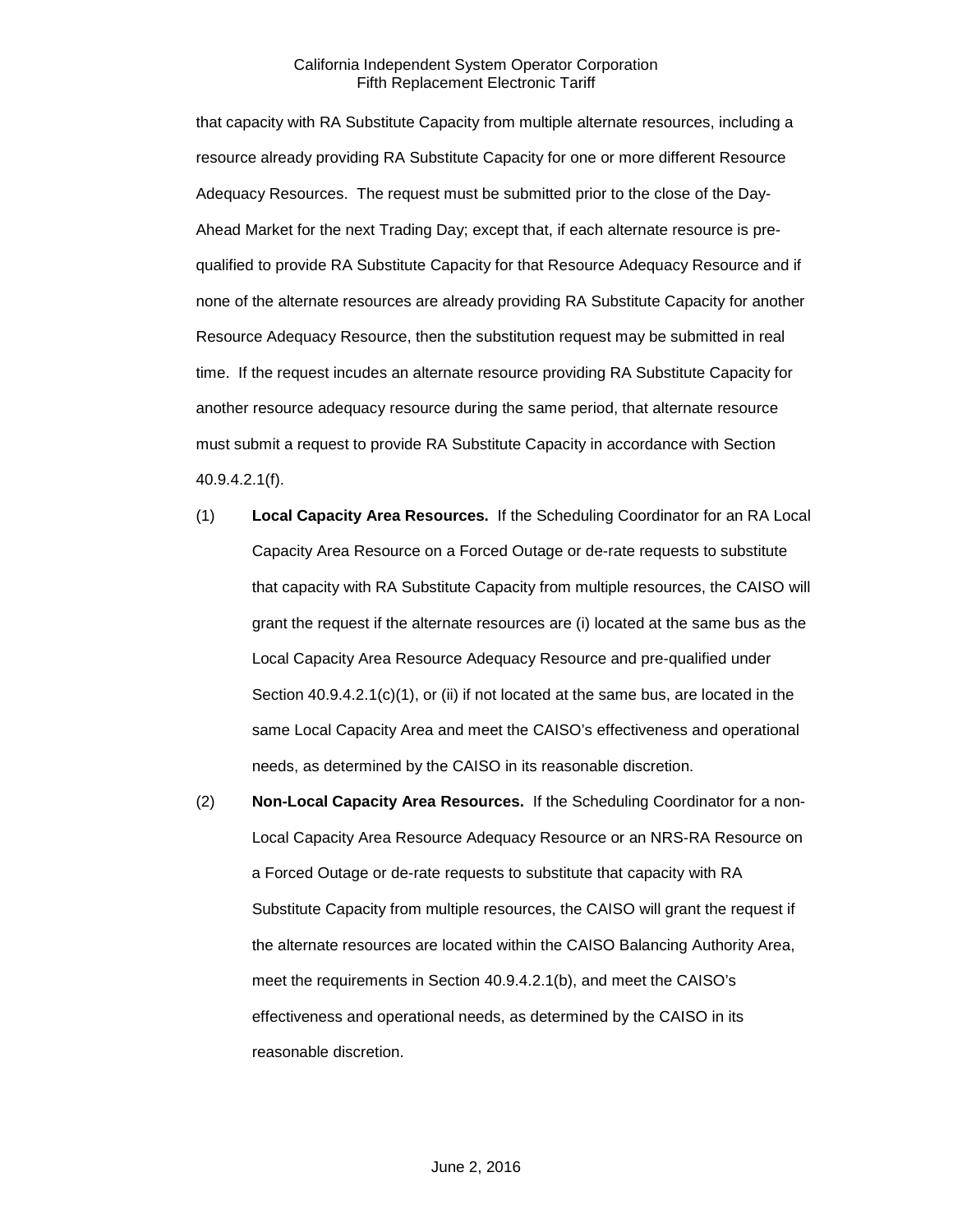that capacity with RA Substitute Capacity from multiple alternate resources, including a resource already providing RA Substitute Capacity for one or more different Resource Adequacy Resources. The request must be submitted prior to the close of the Day-Ahead Market for the next Trading Day; except that, if each alternate resource is pre-qualified to provide RA Substitute Capacity for that Resource Adequacy Resource and if none of the alternate resources are already providing RA Substitute Capacity for another Resource Adequacy Resource, then the substitution request may be submitted in real time. If the request incudes an alternate resource providing RA Substitute Capacity for another resource adequacy resource during the same period, that alternate resource must submit a request to provide RA Substitute Capacity in accordance with Section 40.9.4.2.1(f).

(1) **Local Capacity Area Resources.** If the Scheduling Coordinator for an RA Local Capacity Area Resource on a Forced Outage or de-rate requests to substitute that capacity with RA Substitute Capacity from multiple resources, the CAISO will grant the request if the alternate resources are (i) located at the same bus as the Local Capacity Area Resource Adequacy Resource and pre-qualified under Section 40.9.4.2.1(c)(1), or (ii) if not located at the same bus, are located in the same Local Capacity Area and meet the CAISO's effectiveness and operational needs, as determined by the CAISO in its reasonable discretion.

(2) **Non-Local Capacity Area Resources.** If the Scheduling Coordinator for a non-Local Capacity Area Resource Adequacy Resource or an NRS-RA Resource on a Forced Outage or de-rate requests to substitute that capacity with RA Substitute Capacity from multiple resources, the CAISO will grant the request if the alternate resources are located within the CAISO Balancing Authority Area, meet the requirements in Section 40.9.4.2.1(b), and meet the CAISO's effectiveness and operational needs, as determined by the CAISO in its reasonable discretion.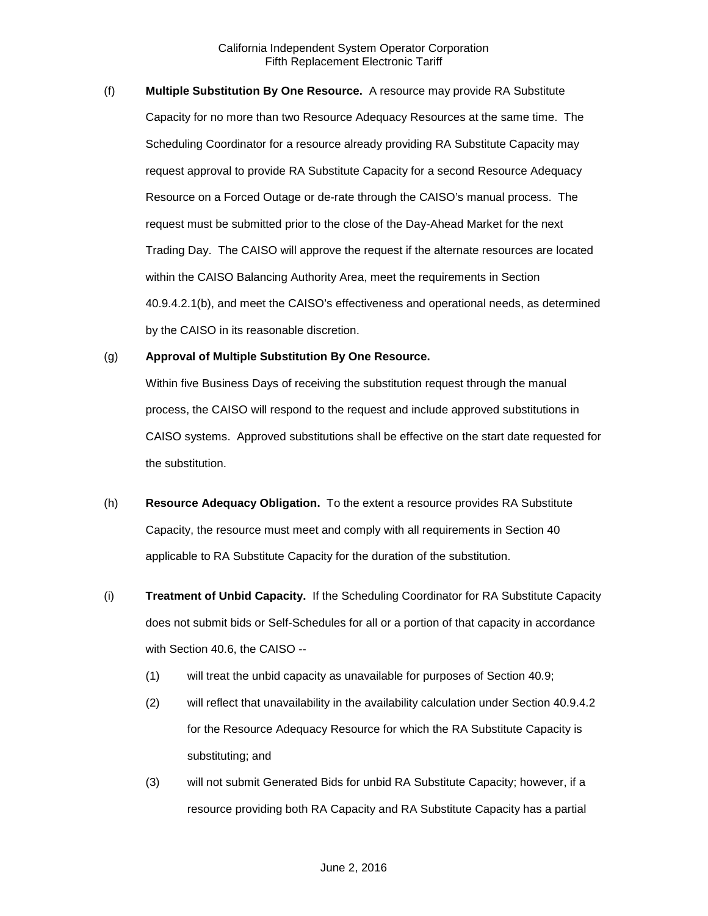(f) **Multiple Substitution By One Resource.** A resource may provide RA Substitute Capacity for no more than two Resource Adequacy Resources at the same time. The Scheduling Coordinator for a resource already providing RA Substitute Capacity may request approval to provide RA Substitute Capacity for a second Resource Adequacy Resource on a Forced Outage or de-rate through the CAISO's manual process. The request must be submitted prior to the close of the Day-Ahead Market for the next Trading Day. The CAISO will approve the request if the alternate resources are located within the CAISO Balancing Authority Area, meet the requirements in Section 40.9.4.2.1(b), and meet the CAISO's effectiveness and operational needs, as determined by the CAISO in its reasonable discretion.

(g) **Approval of Multiple Substitution By One Resource.**

Within five Business Days of receiving the substitution request through the manual process, the CAISO will respond to the request and include approved substitutions in CAISO systems. Approved substitutions shall be effective on the start date requested for the substitution.

(h) **Resource Adequacy Obligation.** To the extent a resource provides RA Substitute Capacity, the resource must meet and comply with all requirements in Section 40 applicable to RA Substitute Capacity for the duration of the substitution.

(i) **Treatment of Unbid Capacity.** If the Scheduling Coordinator for RA Substitute Capacity does not submit bids or Self-Schedules for all or a portion of that capacity in accordance with Section 40.6, the CAISO --

(1) will treat the unbid capacity as unavailable for purposes of Section 40.9;

(2) will reflect that unavailability in the availability calculation under Section 40.9.4.2 for the Resource Adequacy Resource for which the RA Substitute Capacity is substituting; and

(3) will not submit Generated Bids for unbid RA Substitute Capacity; however, if a resource providing both RA Capacity and RA Substitute Capacity has a partial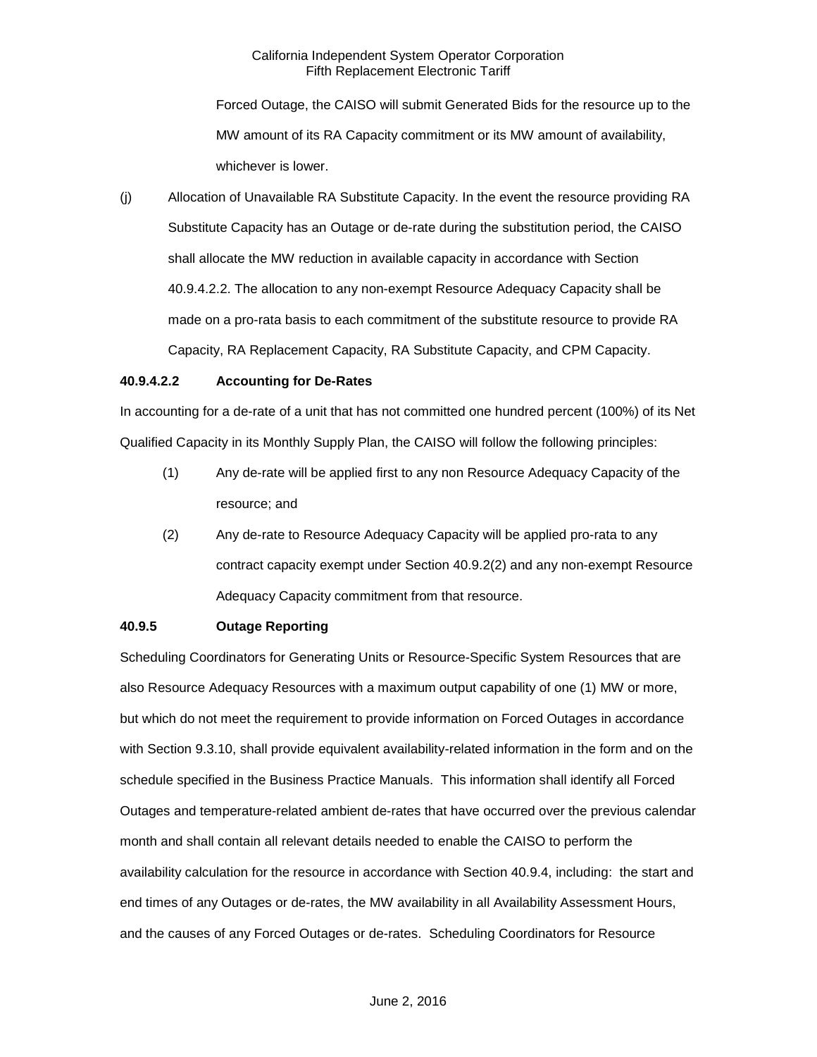Forced Outage, the CAISO will submit Generated Bids for the resource up to the MW amount of its RA Capacity commitment or its MW amount of availability, whichever is lower.

(j) Allocation of Unavailable RA Substitute Capacity. In the event the resource providing RA Substitute Capacity has an Outage or de-rate during the substitution period, the CAISO shall allocate the MW reduction in available capacity in accordance with Section 40.9.4.2.2. The allocation to any non-exempt Resource Adequacy Capacity shall be made on a pro-rata basis to each commitment of the substitute resource to provide RA Capacity, RA Replacement Capacity, RA Substitute Capacity, and CPM Capacity.

**40.9.4.2.2 Accounting for De-Rates**

In accounting for a de-rate of a unit that has not committed one hundred percent (100%) of its Net Qualified Capacity in its Monthly Supply Plan, the CAISO will follow the following principles:

(1) Any de-rate will be applied first to any non Resource Adequacy Capacity of the resource; and

(2) Any de-rate to Resource Adequacy Capacity will be applied pro-rata to any contract capacity exempt under Section 40.9.2(2) and any non-exempt Resource Adequacy Capacity commitment from that resource.

**40.9.5 Outage Reporting**

Scheduling Coordinators for Generating Units or Resource-Specific System Resources that are also Resource Adequacy Resources with a maximum output capability of one (1) MW or more, but which do not meet the requirement to provide information on Forced Outages in accordance with Section 9.3.10, shall provide equivalent availability-related information in the form and on the schedule specified in the Business Practice Manuals. This information shall identify all Forced Outages and temperature-related ambient de-rates that have occurred over the previous calendar month and shall contain all relevant details needed to enable the CAISO to perform the availability calculation for the resource in accordance with Section 40.9.4, including: the start and end times of any Outages or de-rates, the MW availability in all Availability Assessment Hours, and the causes of any Forced Outages or de-rates. Scheduling Coordinators for Resource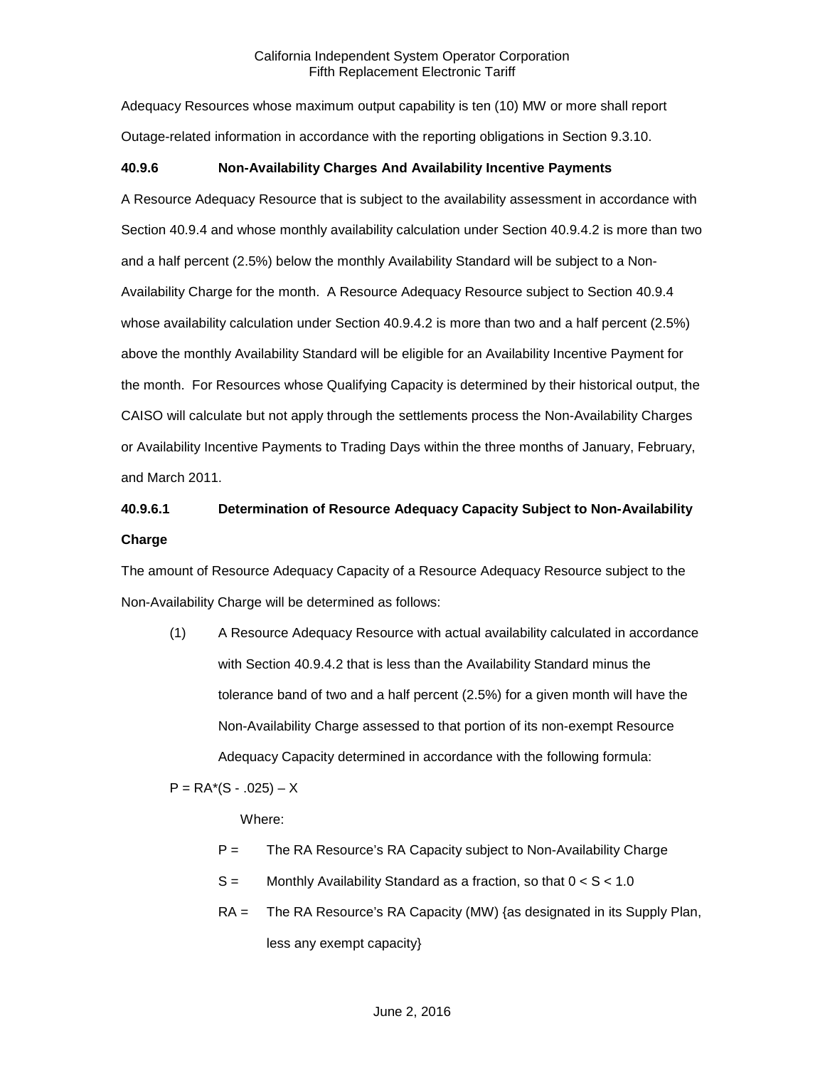Adequacy Resources whose maximum output capability is ten (10) MW or more shall report Outage-related information in accordance with the reporting obligations in Section 9.3.10.

### 40.9.6 Non-Availability Charges And Availability Incentive Payments

A Resource Adequacy Resource that is subject to the availability assessment in accordance with Section 40.9.4 and whose monthly availability calculation under Section 40.9.4.2 is more than two and a half percent (2.5%) below the monthly Availability Standard will be subject to a Non-Availability Charge for the month. A Resource Adequacy Resource subject to Section 40.9.4 whose availability calculation under Section 40.9.4.2 is more than two and a half percent (2.5%) above the monthly Availability Standard will be eligible for an Availability Incentive Payment for the month. For Resources whose Qualifying Capacity is determined by their historical output, the CAISO will calculate but not apply through the settlements process the Non-Availability Charges or Availability Incentive Payments to Trading Days within the three months of January, February, and March 2011.

#### 40.9.6.1 Determination of Resource Adequacy Capacity Subject to Non-Availability Charge

The amount of Resource Adequacy Capacity of a Resource Adequacy Resource subject to the Non-Availability Charge will be determined as follows:

(1) A Resource Adequacy Resource with actual availability calculated in accordance with Section 40.9.4.2 that is less than the Availability Standard minus the tolerance band of two and a half percent (2.5%) for a given month will have the Non-Availability Charge assessed to that portion of its non-exempt Resource Adequacy Capacity determined in accordance with the following formula:

$$P = RA*(S - .025) – X$$

Where:

P = The RA Resource's RA Capacity subject to Non-Availability Charge

S = Monthly Availability Standard as a fraction, so that $0 < S < 1.0$

RA = The RA Resource's RA Capacity (MW) {as designated in its Supply Plan, less any exempt capacity}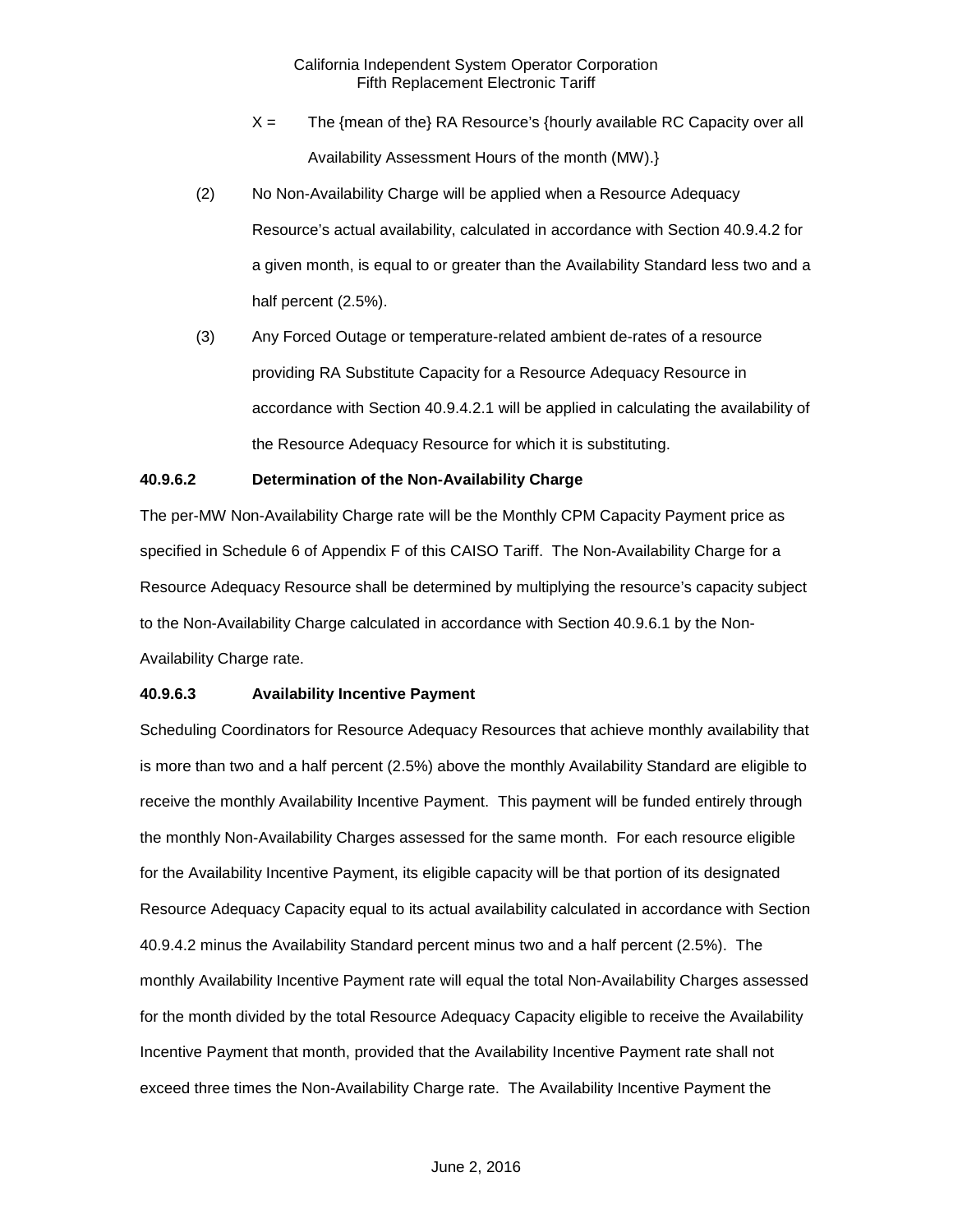X = The {mean of the} RA Resource's {hourly available RC Capacity over all Availability Assessment Hours of the month (MW).}

(2) No Non-Availability Charge will be applied when a Resource Adequacy Resource's actual availability, calculated in accordance with Section 40.9.4.2 for a given month, is equal to or greater than the Availability Standard less two and a half percent (2.5%).

(3) Any Forced Outage or temperature-related ambient de-rates of a resource providing RA Substitute Capacity for a Resource Adequacy Resource in accordance with Section 40.9.4.2.1 will be applied in calculating the availability of the Resource Adequacy Resource for which it is substituting.

**40.9.6.2 Determination of the Non-Availability Charge**

The per-MW Non-Availability Charge rate will be the Monthly CPM Capacity Payment price as specified in Schedule 6 of Appendix F of this CAISO Tariff. The Non-Availability Charge for a Resource Adequacy Resource shall be determined by multiplying the resource's capacity subject to the Non-Availability Charge calculated in accordance with Section 40.9.6.1 by the Non-Availability Charge rate.

**40.9.6.3 Availability Incentive Payment**

Scheduling Coordinators for Resource Adequacy Resources that achieve monthly availability that is more than two and a half percent (2.5%) above the monthly Availability Standard are eligible to receive the monthly Availability Incentive Payment. This payment will be funded entirely through the monthly Non-Availability Charges assessed for the same month. For each resource eligible for the Availability Incentive Payment, its eligible capacity will be that portion of its designated Resource Adequacy Capacity equal to its actual availability calculated in accordance with Section 40.9.4.2 minus the Availability Standard percent minus two and a half percent (2.5%). The monthly Availability Incentive Payment rate will equal the total Non-Availability Charges assessed for the month divided by the total Resource Adequacy Capacity eligible to receive the Availability Incentive Payment that month, provided that the Availability Incentive Payment rate shall not exceed three times the Non-Availability Charge rate. The Availability Incentive Payment the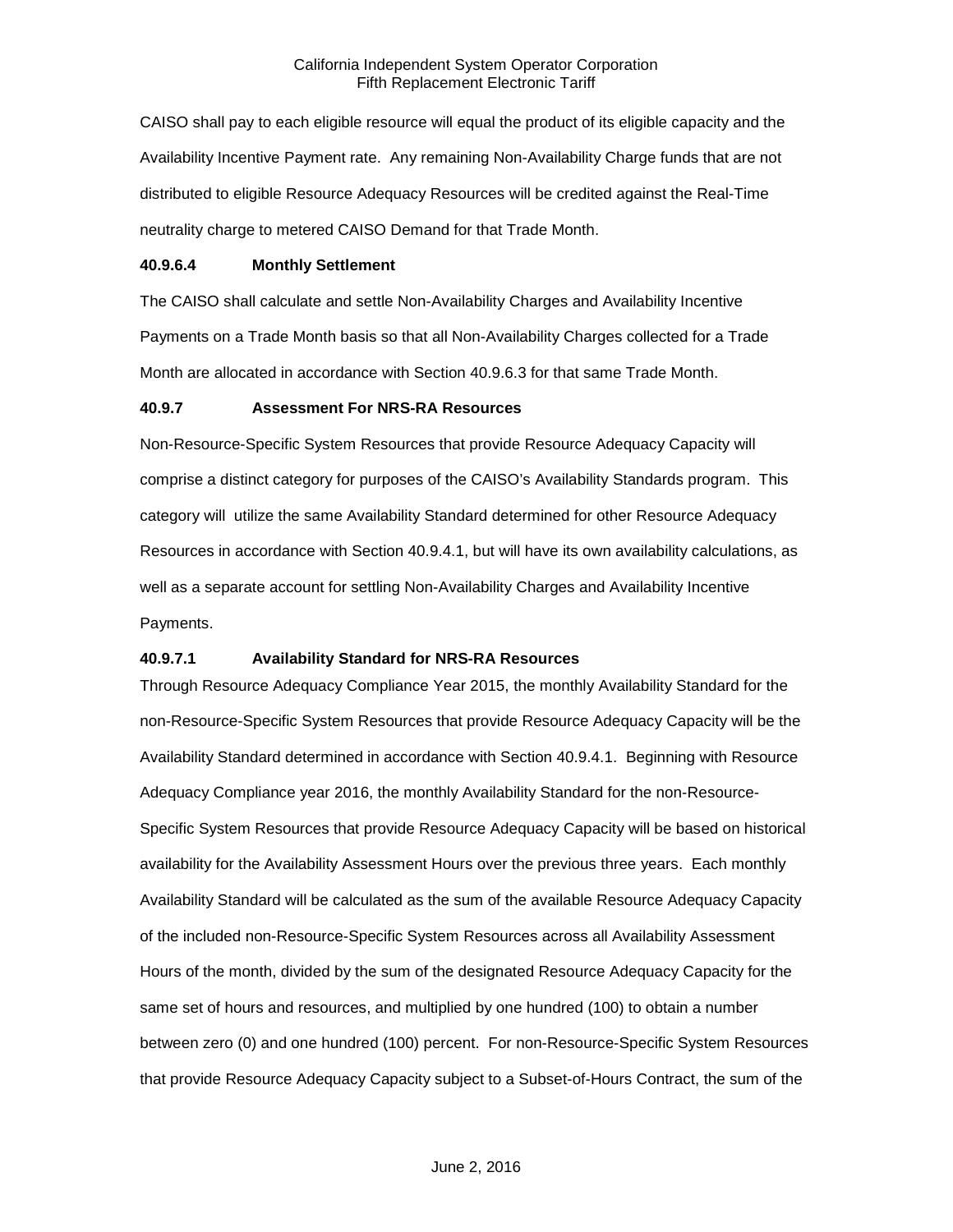CAISO shall pay to each eligible resource will equal the product of its eligible capacity and the Availability Incentive Payment rate. Any remaining Non-Availability Charge funds that are not distributed to eligible Resource Adequacy Resources will be credited against the Real-Time neutrality charge to metered CAISO Demand for that Trade Month.

#### 40.9.6.4 Monthly Settlement

The CAISO shall calculate and settle Non-Availability Charges and Availability Incentive Payments on a Trade Month basis so that all Non-Availability Charges collected for a Trade Month are allocated in accordance with Section 40.9.6.3 for that same Trade Month.

### 40.9.7 Assessment For NRS-RA Resources

Non-Resource-Specific System Resources that provide Resource Adequacy Capacity will comprise a distinct category for purposes of the CAISO's Availability Standards program. This category will utilize the same Availability Standard determined for other Resource Adequacy Resources in accordance with Section 40.9.4.1, but will have its own availability calculations, as well as a separate account for settling Non-Availability Charges and Availability Incentive Payments.

#### 40.9.7.1 Availability Standard for NRS-RA Resources

Through Resource Adequacy Compliance Year 2015, the monthly Availability Standard for the non-Resource-Specific System Resources that provide Resource Adequacy Capacity will be the Availability Standard determined in accordance with Section 40.9.4.1. Beginning with Resource Adequacy Compliance year 2016, the monthly Availability Standard for the non-Resource-Specific System Resources that provide Resource Adequacy Capacity will be based on historical availability for the Availability Assessment Hours over the previous three years. Each monthly Availability Standard will be calculated as the sum of the available Resource Adequacy Capacity of the included non-Resource-Specific System Resources across all Availability Assessment Hours of the month, divided by the sum of the designated Resource Adequacy Capacity for the same set of hours and resources, and multiplied by one hundred (100) to obtain a number between zero (0) and one hundred (100) percent. For non-Resource-Specific System Resources that provide Resource Adequacy Capacity subject to a Subset-of-Hours Contract, the sum of the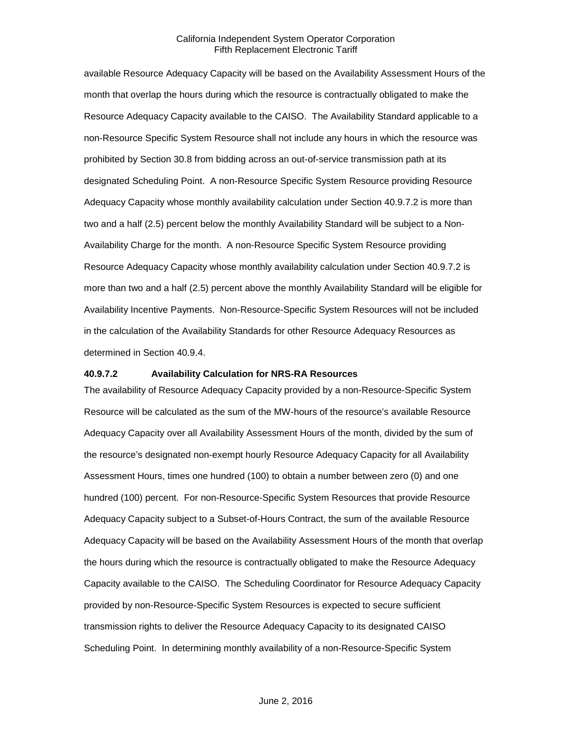available Resource Adequacy Capacity will be based on the Availability Assessment Hours of the month that overlap the hours during which the resource is contractually obligated to make the Resource Adequacy Capacity available to the CAISO. The Availability Standard applicable to a non-Resource Specific System Resource shall not include any hours in which the resource was prohibited by Section 30.8 from bidding across an out-of-service transmission path at its designated Scheduling Point. A non-Resource Specific System Resource providing Resource Adequacy Capacity whose monthly availability calculation under Section 40.9.7.2 is more than two and a half (2.5) percent below the monthly Availability Standard will be subject to a Non-Availability Charge for the month. A non-Resource Specific System Resource providing Resource Adequacy Capacity whose monthly availability calculation under Section 40.9.7.2 is more than two and a half (2.5) percent above the monthly Availability Standard will be eligible for Availability Incentive Payments. Non-Resource-Specific System Resources will not be included in the calculation of the Availability Standards for other Resource Adequacy Resources as determined in Section 40.9.4.

**40.9.7.2 Availability Calculation for NRS-RA Resources**

The availability of Resource Adequacy Capacity provided by a non-Resource-Specific System Resource will be calculated as the sum of the MW-hours of the resource's available Resource Adequacy Capacity over all Availability Assessment Hours of the month, divided by the sum of the resource's designated non-exempt hourly Resource Adequacy Capacity for all Availability Assessment Hours, times one hundred (100) to obtain a number between zero (0) and one hundred (100) percent. For non-Resource-Specific System Resources that provide Resource Adequacy Capacity subject to a Subset-of-Hours Contract, the sum of the available Resource Adequacy Capacity will be based on the Availability Assessment Hours of the month that overlap the hours during which the resource is contractually obligated to make the Resource Adequacy Capacity available to the CAISO. The Scheduling Coordinator for Resource Adequacy Capacity provided by non-Resource-Specific System Resources is expected to secure sufficient transmission rights to deliver the Resource Adequacy Capacity to its designated CAISO Scheduling Point. In determining monthly availability of a non-Resource-Specific System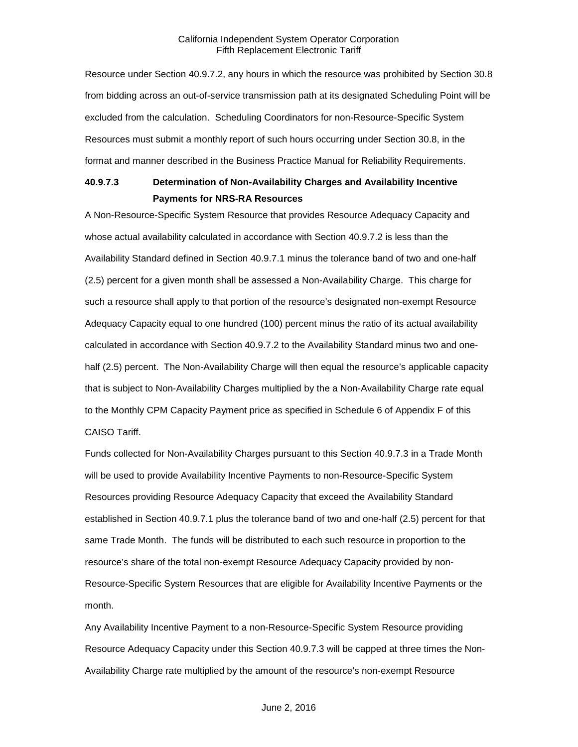Resource under Section 40.9.7.2, any hours in which the resource was prohibited by Section 30.8 from bidding across an out-of-service transmission path at its designated Scheduling Point will be excluded from the calculation. Scheduling Coordinators for non-Resource-Specific System Resources must submit a monthly report of such hours occurring under Section 30.8, in the format and manner described in the Business Practice Manual for Reliability Requirements.

### 40.9.7.3 Determination of Non-Availability Charges and Availability Incentive Payments for NRS-RA Resources

A Non-Resource-Specific System Resource that provides Resource Adequacy Capacity and whose actual availability calculated in accordance with Section 40.9.7.2 is less than the Availability Standard defined in Section 40.9.7.1 minus the tolerance band of two and one-half (2.5) percent for a given month shall be assessed a Non-Availability Charge. This charge for such a resource shall apply to that portion of the resource's designated non-exempt Resource Adequacy Capacity equal to one hundred (100) percent minus the ratio of its actual availability calculated in accordance with Section 40.9.7.2 to the Availability Standard minus two and one-half (2.5) percent. The Non-Availability Charge will then equal the resource's applicable capacity that is subject to Non-Availability Charges multiplied by the a Non-Availability Charge rate equal to the Monthly CPM Capacity Payment price as specified in Schedule 6 of Appendix F of this CAISO Tariff.

Funds collected for Non-Availability Charges pursuant to this Section 40.9.7.3 in a Trade Month will be used to provide Availability Incentive Payments to non-Resource-Specific System Resources providing Resource Adequacy Capacity that exceed the Availability Standard established in Section 40.9.7.1 plus the tolerance band of two and one-half (2.5) percent for that same Trade Month. The funds will be distributed to each such resource in proportion to the resource's share of the total non-exempt Resource Adequacy Capacity provided by non-Resource-Specific System Resources that are eligible for Availability Incentive Payments or the month.

Any Availability Incentive Payment to a non-Resource-Specific System Resource providing Resource Adequacy Capacity under this Section 40.9.7.3 will be capped at three times the Non-Availability Charge rate multiplied by the amount of the resource's non-exempt Resource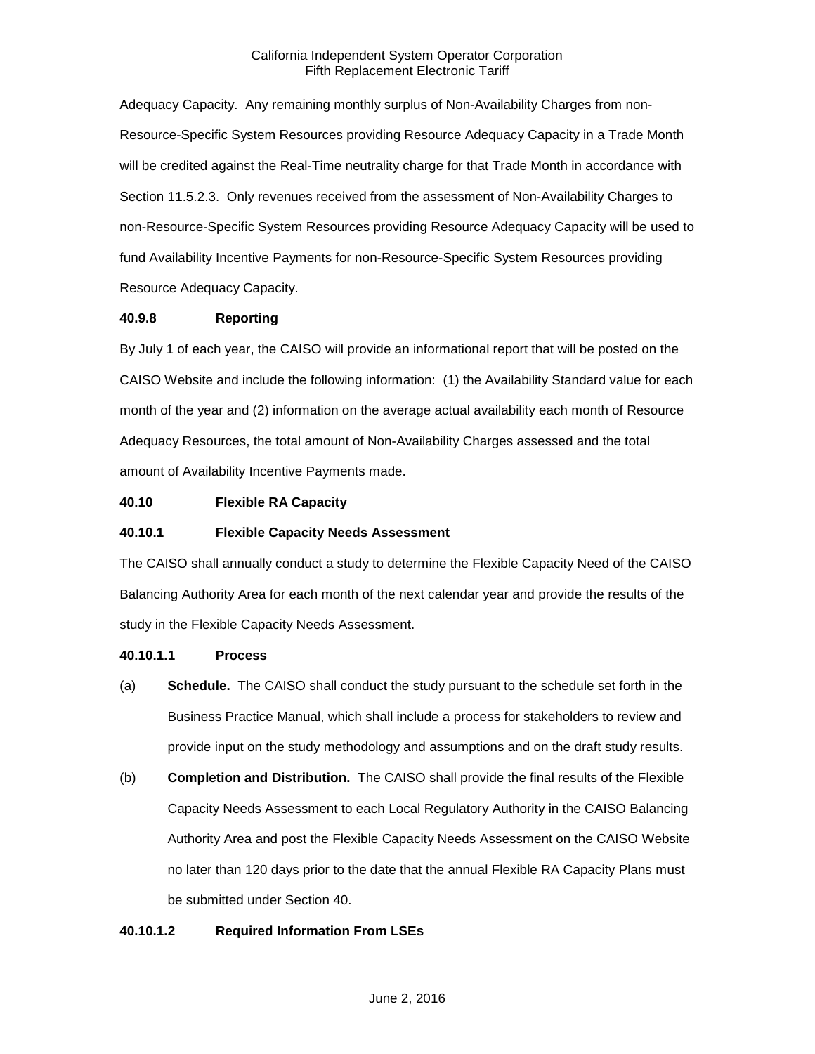Adequacy Capacity. Any remaining monthly surplus of Non-Availability Charges from non-Resource-Specific System Resources providing Resource Adequacy Capacity in a Trade Month will be credited against the Real-Time neutrality charge for that Trade Month in accordance with Section 11.5.2.3. Only revenues received from the assessment of Non-Availability Charges to non-Resource-Specific System Resources providing Resource Adequacy Capacity will be used to fund Availability Incentive Payments for non-Resource-Specific System Resources providing Resource Adequacy Capacity.

**40.9.8 Reporting**

By July 1 of each year, the CAISO will provide an informational report that will be posted on the CAISO Website and include the following information: (1) the Availability Standard value for each month of the year and (2) information on the average actual availability each month of Resource Adequacy Resources, the total amount of Non-Availability Charges assessed and the total amount of Availability Incentive Payments made.

**40.10 Flexible RA Capacity**

**40.10.1 Flexible Capacity Needs Assessment**

The CAISO shall annually conduct a study to determine the Flexible Capacity Need of the CAISO Balancing Authority Area for each month of the next calendar year and provide the results of the study in the Flexible Capacity Needs Assessment.

**40.10.1.1 Process**

(a) **Schedule.** The CAISO shall conduct the study pursuant to the schedule set forth in the Business Practice Manual, which shall include a process for stakeholders to review and provide input on the study methodology and assumptions and on the draft study results.

(b) **Completion and Distribution.** The CAISO shall provide the final results of the Flexible Capacity Needs Assessment to each Local Regulatory Authority in the CAISO Balancing Authority Area and post the Flexible Capacity Needs Assessment on the CAISO Website no later than 120 days prior to the date that the annual Flexible RA Capacity Plans must be submitted under Section 40.

**40.10.1.2 Required Information From LSEs**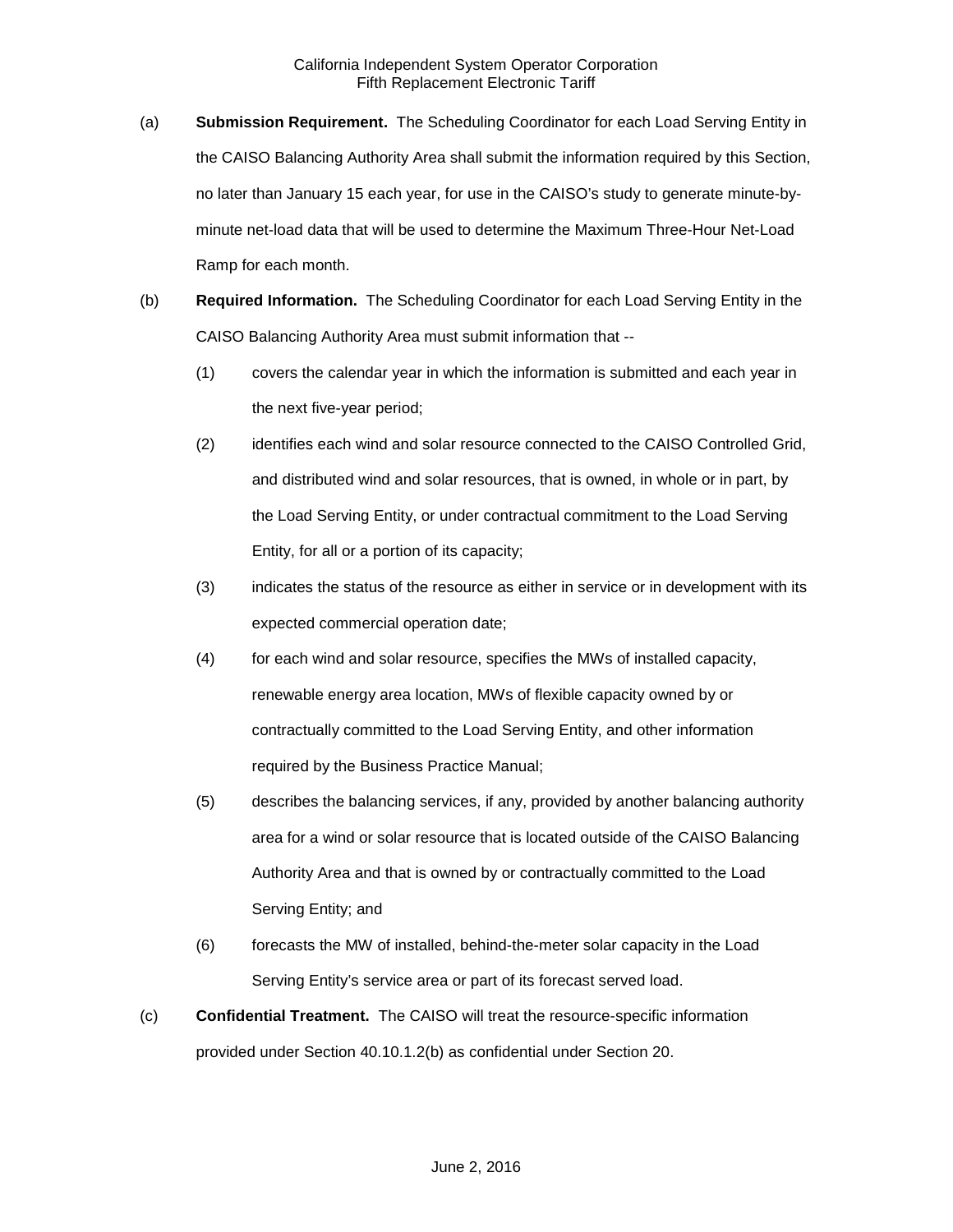(a) **Submission Requirement.** The Scheduling Coordinator for each Load Serving Entity in the CAISO Balancing Authority Area shall submit the information required by this Section, no later than January 15 each year, for use in the CAISO's study to generate minute-by-minute net-load data that will be used to determine the Maximum Three-Hour Net-Load Ramp for each month.

(b) **Required Information.** The Scheduling Coordinator for each Load Serving Entity in the CAISO Balancing Authority Area must submit information that --

(1) covers the calendar year in which the information is submitted and each year in the next five-year period;

(2) identifies each wind and solar resource connected to the CAISO Controlled Grid, and distributed wind and solar resources, that is owned, in whole or in part, by the Load Serving Entity, or under contractual commitment to the Load Serving Entity, for all or a portion of its capacity;

(3) indicates the status of the resource as either in service or in development with its expected commercial operation date;

(4) for each wind and solar resource, specifies the MWs of installed capacity, renewable energy area location, MWs of flexible capacity owned by or contractually committed to the Load Serving Entity, and other information required by the Business Practice Manual;

(5) describes the balancing services, if any, provided by another balancing authority area for a wind or solar resource that is located outside of the CAISO Balancing Authority Area and that is owned by or contractually committed to the Load Serving Entity; and

(6) forecasts the MW of installed, behind-the-meter solar capacity in the Load Serving Entity's service area or part of its forecast served load.

(c) **Confidential Treatment.** The CAISO will treat the resource-specific information provided under Section 40.10.1.2(b) as confidential under Section 20.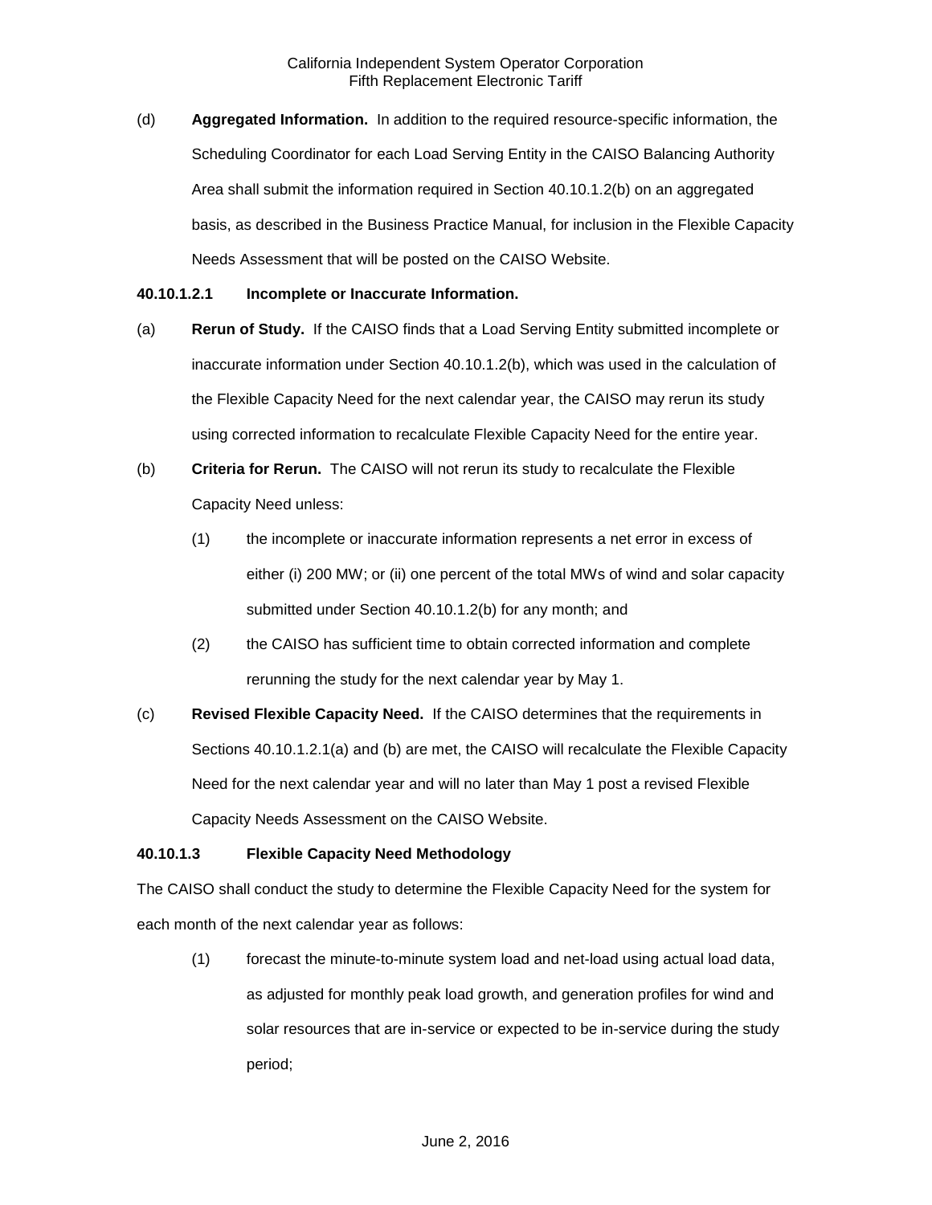(d) **Aggregated Information.** In addition to the required resource-specific information, the Scheduling Coordinator for each Load Serving Entity in the CAISO Balancing Authority Area shall submit the information required in Section 40.10.1.2(b) on an aggregated basis, as described in the Business Practice Manual, for inclusion in the Flexible Capacity Needs Assessment that will be posted on the CAISO Website.

**40.10.1.2.1 Incomplete or Inaccurate Information.**

(a) **Rerun of Study.** If the CAISO finds that a Load Serving Entity submitted incomplete or inaccurate information under Section 40.10.1.2(b), which was used in the calculation of the Flexible Capacity Need for the next calendar year, the CAISO may rerun its study using corrected information to recalculate Flexible Capacity Need for the entire year.

(b) **Criteria for Rerun.** The CAISO will not rerun its study to recalculate the Flexible Capacity Need unless:

(1) the incomplete or inaccurate information represents a net error in excess of either (i) 200 MW; or (ii) one percent of the total MWs of wind and solar capacity submitted under Section 40.10.1.2(b) for any month; and

(2) the CAISO has sufficient time to obtain corrected information and complete rerunning the study for the next calendar year by May 1.

(c) **Revised Flexible Capacity Need.** If the CAISO determines that the requirements in Sections 40.10.1.2.1(a) and (b) are met, the CAISO will recalculate the Flexible Capacity Need for the next calendar year and will no later than May 1 post a revised Flexible Capacity Needs Assessment on the CAISO Website.

**40.10.1.3 Flexible Capacity Need Methodology**

The CAISO shall conduct the study to determine the Flexible Capacity Need for the system for each month of the next calendar year as follows:

(1) forecast the minute-to-minute system load and net-load using actual load data, as adjusted for monthly peak load growth, and generation profiles for wind and solar resources that are in-service or expected to be in-service during the study period;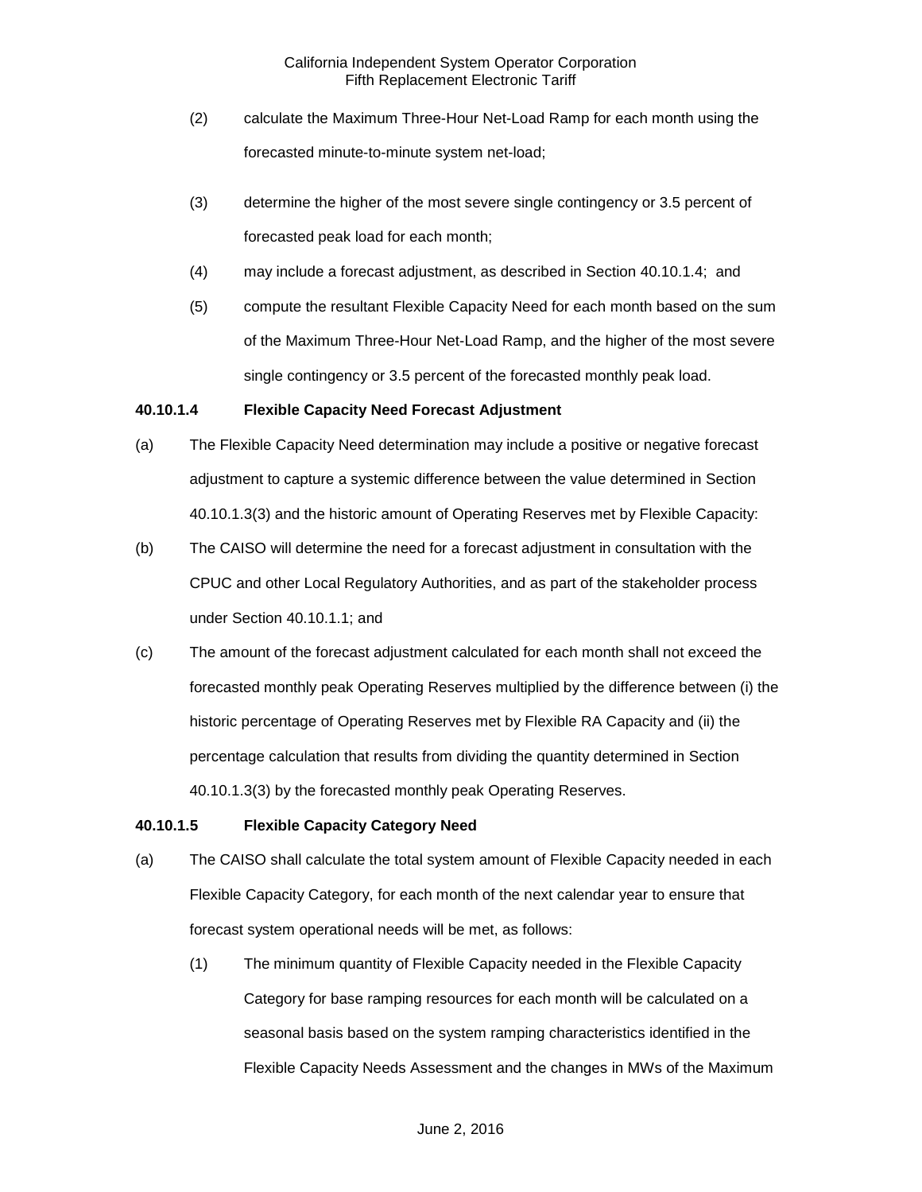(2) calculate the Maximum Three-Hour Net-Load Ramp for each month using the forecasted minute-to-minute system net-load;

(3) determine the higher of the most severe single contingency or 3.5 percent of forecasted peak load for each month;

(4) may include a forecast adjustment, as described in Section 40.10.1.4; and

(5) compute the resultant Flexible Capacity Need for each month based on the sum of the Maximum Three-Hour Net-Load Ramp, and the higher of the most severe single contingency or 3.5 percent of the forecasted monthly peak load.

**40.10.1.4 Flexible Capacity Need Forecast Adjustment**

(a) The Flexible Capacity Need determination may include a positive or negative forecast adjustment to capture a systemic difference between the value determined in Section 40.10.1.3(3) and the historic amount of Operating Reserves met by Flexible Capacity:

(b) The CAISO will determine the need for a forecast adjustment in consultation with the CPUC and other Local Regulatory Authorities, and as part of the stakeholder process under Section 40.10.1.1; and

(c) The amount of the forecast adjustment calculated for each month shall not exceed the forecasted monthly peak Operating Reserves multiplied by the difference between (i) the historic percentage of Operating Reserves met by Flexible RA Capacity and (ii) the percentage calculation that results from dividing the quantity determined in Section 40.10.1.3(3) by the forecasted monthly peak Operating Reserves.

**40.10.1.5 Flexible Capacity Category Need**

(a) The CAISO shall calculate the total system amount of Flexible Capacity needed in each Flexible Capacity Category, for each month of the next calendar year to ensure that forecast system operational needs will be met, as follows:

(1) The minimum quantity of Flexible Capacity needed in the Flexible Capacity Category for base ramping resources for each month will be calculated on a seasonal basis based on the system ramping characteristics identified in the Flexible Capacity Needs Assessment and the changes in MWs of the Maximum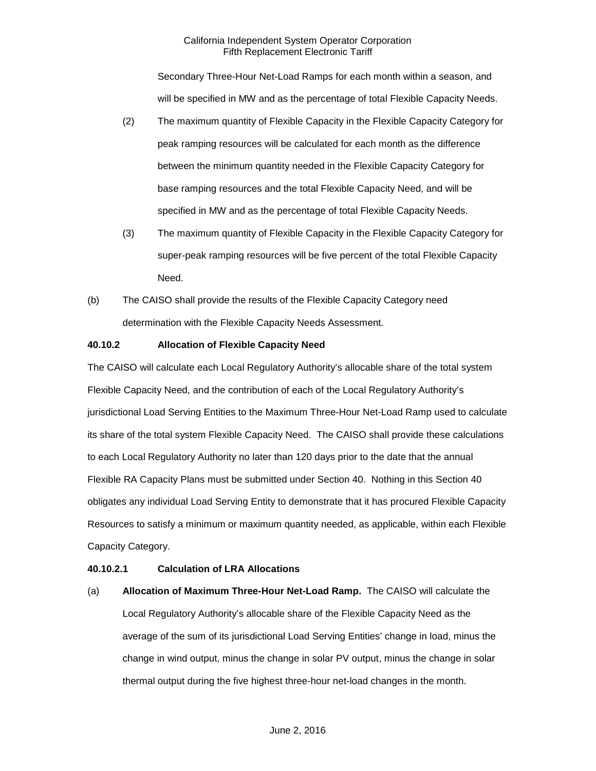Secondary Three-Hour Net-Load Ramps for each month within a season, and will be specified in MW and as the percentage of total Flexible Capacity Needs.

(2) The maximum quantity of Flexible Capacity in the Flexible Capacity Category for peak ramping resources will be calculated for each month as the difference between the minimum quantity needed in the Flexible Capacity Category for base ramping resources and the total Flexible Capacity Need, and will be specified in MW and as the percentage of total Flexible Capacity Needs.

(3) The maximum quantity of Flexible Capacity in the Flexible Capacity Category for super-peak ramping resources will be five percent of the total Flexible Capacity Need.

(b) The CAISO shall provide the results of the Flexible Capacity Category need determination with the Flexible Capacity Needs Assessment.

**40.10.2 Allocation of Flexible Capacity Need**

The CAISO will calculate each Local Regulatory Authority's allocable share of the total system Flexible Capacity Need, and the contribution of each of the Local Regulatory Authority's jurisdictional Load Serving Entities to the Maximum Three-Hour Net-Load Ramp used to calculate its share of the total system Flexible Capacity Need. The CAISO shall provide these calculations to each Local Regulatory Authority no later than 120 days prior to the date that the annual Flexible RA Capacity Plans must be submitted under Section 40. Nothing in this Section 40 obligates any individual Load Serving Entity to demonstrate that it has procured Flexible Capacity Resources to satisfy a minimum or maximum quantity needed, as applicable, within each Flexible Capacity Category.

**40.10.2.1 Calculation of LRA Allocations**

(a) **Allocation of Maximum Three-Hour Net-Load Ramp.** The CAISO will calculate the Local Regulatory Authority's allocable share of the Flexible Capacity Need as the average of the sum of its jurisdictional Load Serving Entities' change in load, minus the change in wind output, minus the change in solar PV output, minus the change in solar thermal output during the five highest three-hour net-load changes in the month.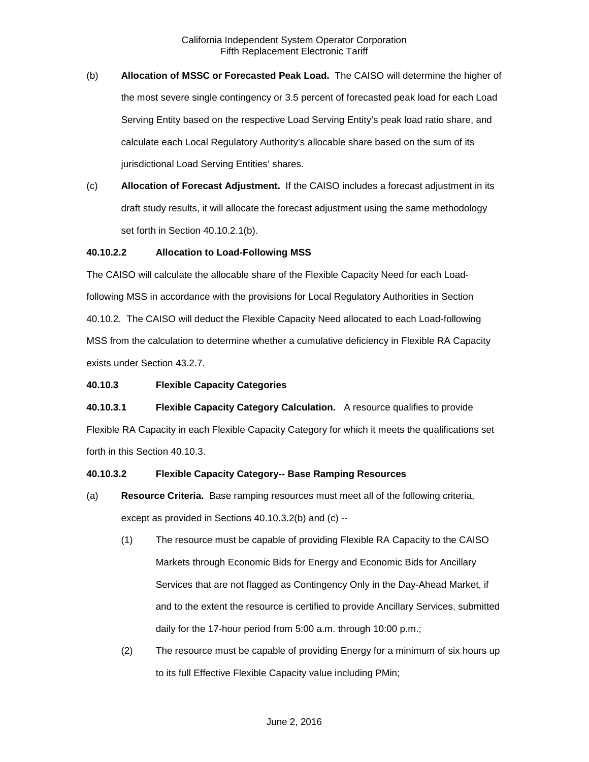(b) **Allocation of MSSC or Forecasted Peak Load.** The CAISO will determine the higher of the most severe single contingency or 3.5 percent of forecasted peak load for each Load Serving Entity based on the respective Load Serving Entity's peak load ratio share, and calculate each Local Regulatory Authority's allocable share based on the sum of its jurisdictional Load Serving Entities' shares.

(c) **Allocation of Forecast Adjustment.** If the CAISO includes a forecast adjustment in its draft study results, it will allocate the forecast adjustment using the same methodology set forth in Section 40.10.2.1(b).

**40.10.2.2 Allocation to Load-Following MSS**

The CAISO will calculate the allocable share of the Flexible Capacity Need for each Load-following MSS in accordance with the provisions for Local Regulatory Authorities in Section 40.10.2. The CAISO will deduct the Flexible Capacity Need allocated to each Load-following MSS from the calculation to determine whether a cumulative deficiency in Flexible RA Capacity exists under Section 43.2.7.

**40.10.3 Flexible Capacity Categories**

**40.10.3.1 Flexible Capacity Category Calculation.** A resource qualifies to provide Flexible RA Capacity in each Flexible Capacity Category for which it meets the qualifications set forth in this Section 40.10.3.

**40.10.3.2 Flexible Capacity Category-- Base Ramping Resources**

(a) **Resource Criteria.** Base ramping resources must meet all of the following criteria, except as provided in Sections 40.10.3.2(b) and (c) --

(1) The resource must be capable of providing Flexible RA Capacity to the CAISO Markets through Economic Bids for Energy and Economic Bids for Ancillary Services that are not flagged as Contingency Only in the Day-Ahead Market, if and to the extent the resource is certified to provide Ancillary Services, submitted daily for the 17-hour period from 5:00 a.m. through 10:00 p.m.;

(2) The resource must be capable of providing Energy for a minimum of six hours up to its full Effective Flexible Capacity value including PMin;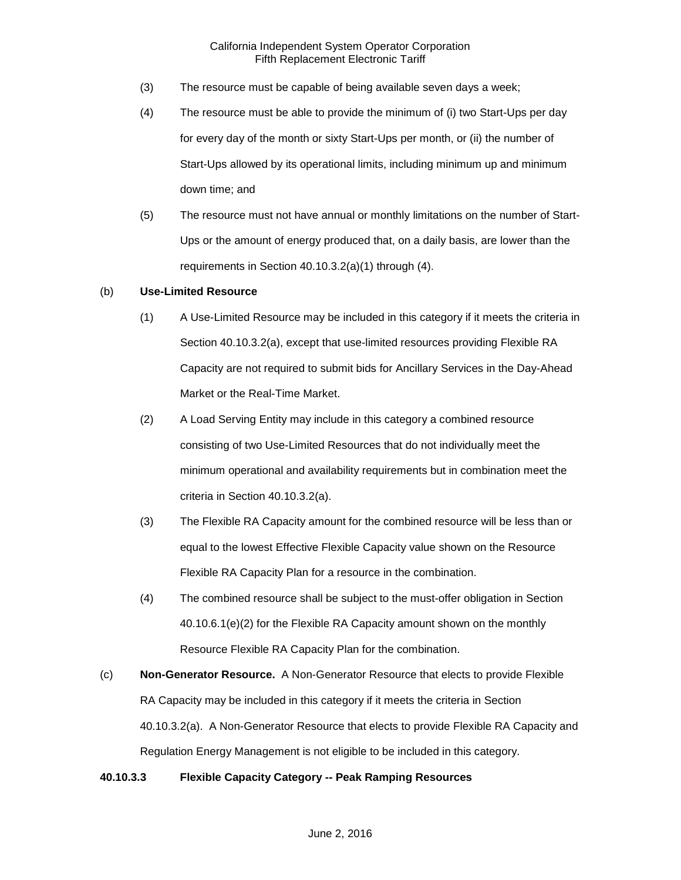(3) The resource must be capable of being available seven days a week;

(4) The resource must be able to provide the minimum of (i) two Start-Ups per day for every day of the month or sixty Start-Ups per month, or (ii) the number of Start-Ups allowed by its operational limits, including minimum up and minimum down time; and

(5) The resource must not have annual or monthly limitations on the number of Start-Ups or the amount of energy produced that, on a daily basis, are lower than the requirements in Section 40.10.3.2(a)(1) through (4).

(b) **Use-Limited Resource**

(1) A Use-Limited Resource may be included in this category if it meets the criteria in Section 40.10.3.2(a), except that use-limited resources providing Flexible RA Capacity are not required to submit bids for Ancillary Services in the Day-Ahead Market or the Real-Time Market.

(2) A Load Serving Entity may include in this category a combined resource consisting of two Use-Limited Resources that do not individually meet the minimum operational and availability requirements but in combination meet the criteria in Section 40.10.3.2(a).

(3) The Flexible RA Capacity amount for the combined resource will be less than or equal to the lowest Effective Flexible Capacity value shown on the Resource Flexible RA Capacity Plan for a resource in the combination.

(4) The combined resource shall be subject to the must-offer obligation in Section 40.10.6.1(e)(2) for the Flexible RA Capacity amount shown on the monthly Resource Flexible RA Capacity Plan for the combination.

(c) **Non-Generator Resource.** A Non-Generator Resource that elects to provide Flexible RA Capacity may be included in this category if it meets the criteria in Section 40.10.3.2(a). A Non-Generator Resource that elects to provide Flexible RA Capacity and Regulation Energy Management is not eligible to be included in this category.

**40.10.3.3 Flexible Capacity Category -- Peak Ramping Resources**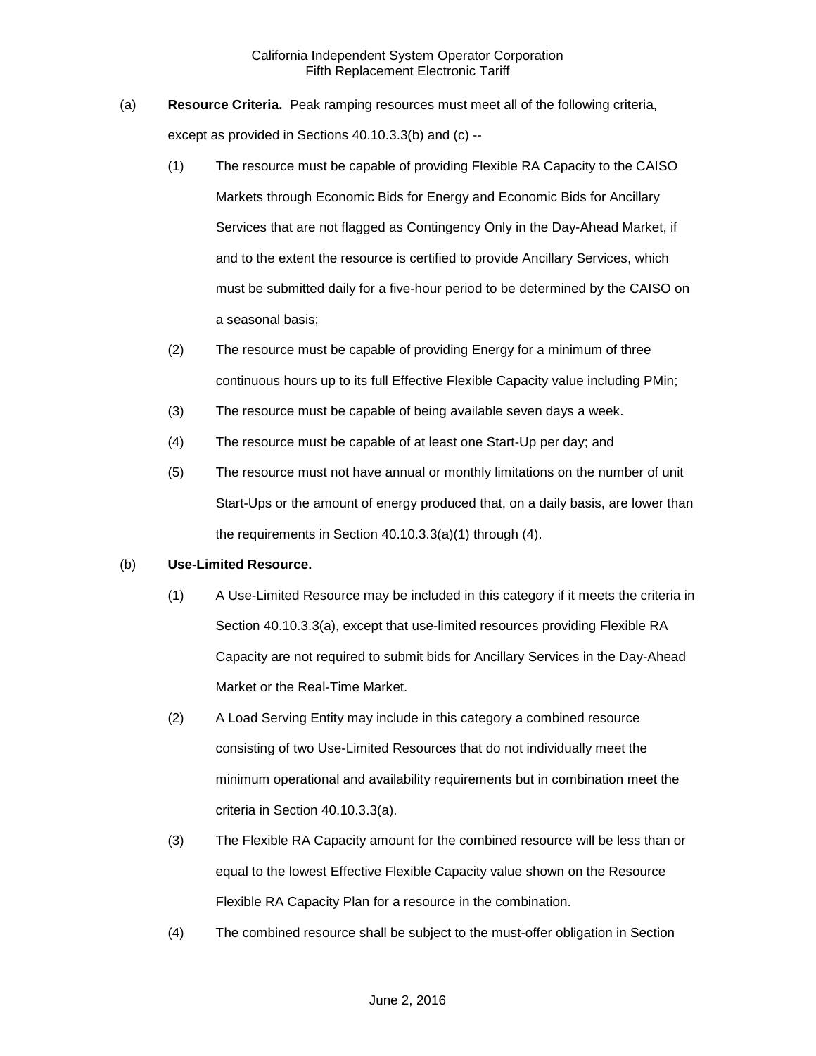(a) **Resource Criteria.** Peak ramping resources must meet all of the following criteria, except as provided in Sections 40.10.3.3(b) and (c) --

(1) The resource must be capable of providing Flexible RA Capacity to the CAISO Markets through Economic Bids for Energy and Economic Bids for Ancillary Services that are not flagged as Contingency Only in the Day-Ahead Market, if and to the extent the resource is certified to provide Ancillary Services, which must be submitted daily for a five-hour period to be determined by the CAISO on a seasonal basis;

(2) The resource must be capable of providing Energy for a minimum of three continuous hours up to its full Effective Flexible Capacity value including PMin;

(3) The resource must be capable of being available seven days a week.

(4) The resource must be capable of at least one Start-Up per day; and

(5) The resource must not have annual or monthly limitations on the number of unit Start-Ups or the amount of energy produced that, on a daily basis, are lower than the requirements in Section 40.10.3.3(a)(1) through (4).

(b) **Use-Limited Resource.**

(1) A Use-Limited Resource may be included in this category if it meets the criteria in Section 40.10.3.3(a), except that use-limited resources providing Flexible RA Capacity are not required to submit bids for Ancillary Services in the Day-Ahead Market or the Real-Time Market.

(2) A Load Serving Entity may include in this category a combined resource consisting of two Use-Limited Resources that do not individually meet the minimum operational and availability requirements but in combination meet the criteria in Section 40.10.3.3(a).

(3) The Flexible RA Capacity amount for the combined resource will be less than or equal to the lowest Effective Flexible Capacity value shown on the Resource Flexible RA Capacity Plan for a resource in the combination.

(4) The combined resource shall be subject to the must-offer obligation in Section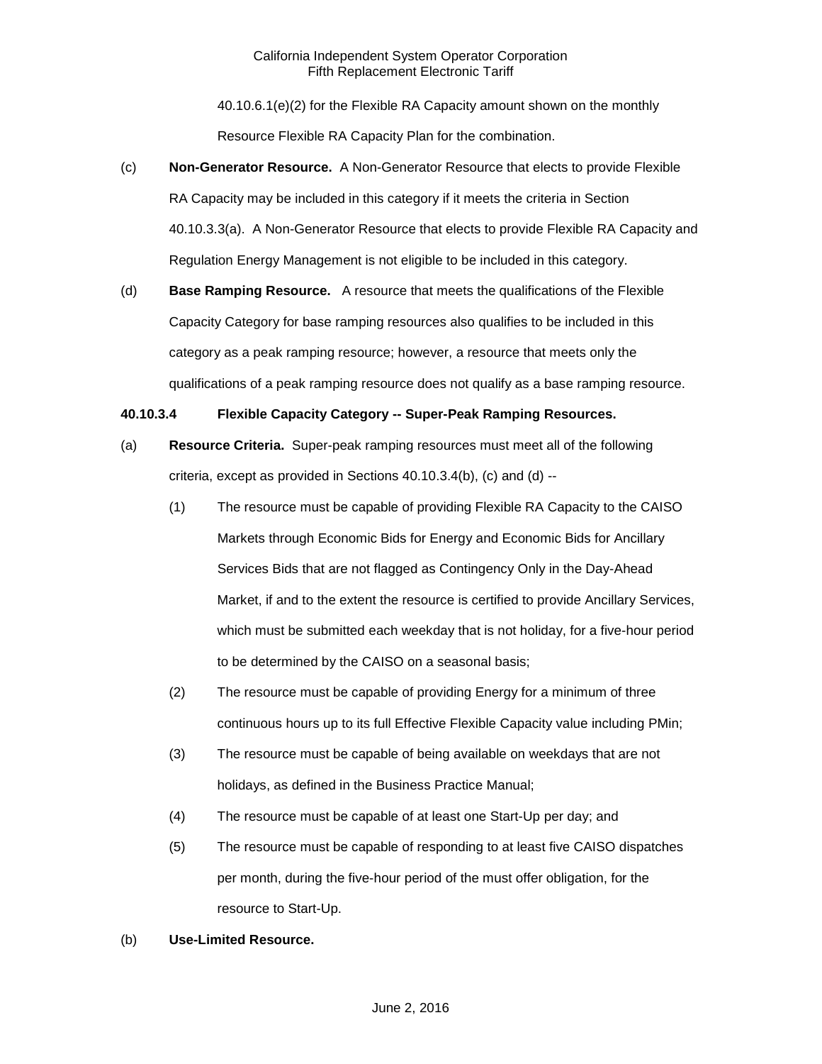40.10.6.1(e)(2) for the Flexible RA Capacity amount shown on the monthly Resource Flexible RA Capacity Plan for the combination.

(c) **Non-Generator Resource.** A Non-Generator Resource that elects to provide Flexible RA Capacity may be included in this category if it meets the criteria in Section 40.10.3.3(a). A Non-Generator Resource that elects to provide Flexible RA Capacity and Regulation Energy Management is not eligible to be included in this category.

(d) **Base Ramping Resource.** A resource that meets the qualifications of the Flexible Capacity Category for base ramping resources also qualifies to be included in this category as a peak ramping resource; however, a resource that meets only the qualifications of a peak ramping resource does not qualify as a base ramping resource.

**40.10.3.4 Flexible Capacity Category -- Super-Peak Ramping Resources.**

(a) **Resource Criteria.** Super-peak ramping resources must meet all of the following criteria, except as provided in Sections 40.10.3.4(b), (c) and (d) --

(1) The resource must be capable of providing Flexible RA Capacity to the CAISO Markets through Economic Bids for Energy and Economic Bids for Ancillary Services Bids that are not flagged as Contingency Only in the Day-Ahead Market, if and to the extent the resource is certified to provide Ancillary Services, which must be submitted each weekday that is not holiday, for a five-hour period to be determined by the CAISO on a seasonal basis;

(2) The resource must be capable of providing Energy for a minimum of three continuous hours up to its full Effective Flexible Capacity value including PMin;

(3) The resource must be capable of being available on weekdays that are not holidays, as defined in the Business Practice Manual;

(4) The resource must be capable of at least one Start-Up per day; and

(5) The resource must be capable of responding to at least five CAISO dispatches per month, during the five-hour period of the must offer obligation, for the resource to Start-Up.

(b) **Use-Limited Resource.**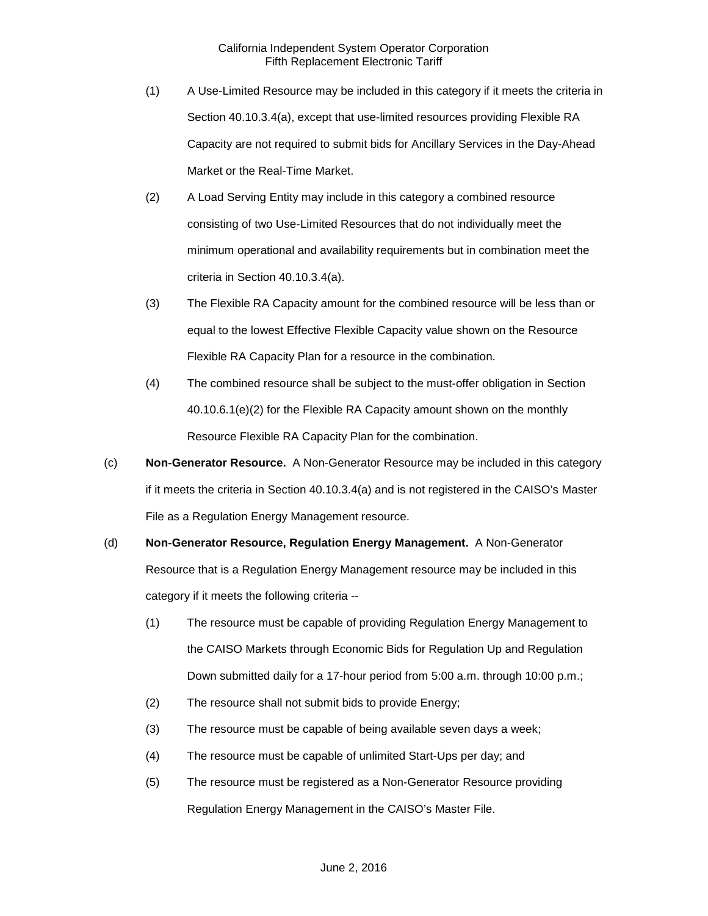(1) A Use-Limited Resource may be included in this category if it meets the criteria in Section 40.10.3.4(a), except that use-limited resources providing Flexible RA Capacity are not required to submit bids for Ancillary Services in the Day-Ahead Market or the Real-Time Market.

(2) A Load Serving Entity may include in this category a combined resource consisting of two Use-Limited Resources that do not individually meet the minimum operational and availability requirements but in combination meet the criteria in Section 40.10.3.4(a).

(3) The Flexible RA Capacity amount for the combined resource will be less than or equal to the lowest Effective Flexible Capacity value shown on the Resource Flexible RA Capacity Plan for a resource in the combination.

(4) The combined resource shall be subject to the must-offer obligation in Section 40.10.6.1(e)(2) for the Flexible RA Capacity amount shown on the monthly Resource Flexible RA Capacity Plan for the combination.

(c) **Non-Generator Resource.** A Non-Generator Resource may be included in this category if it meets the criteria in Section 40.10.3.4(a) and is not registered in the CAISO's Master File as a Regulation Energy Management resource.

(d) **Non-Generator Resource, Regulation Energy Management.** A Non-Generator Resource that is a Regulation Energy Management resource may be included in this category if it meets the following criteria --

(1) The resource must be capable of providing Regulation Energy Management to the CAISO Markets through Economic Bids for Regulation Up and Regulation Down submitted daily for a 17-hour period from 5:00 a.m. through 10:00 p.m.;

(2) The resource shall not submit bids to provide Energy;

(3) The resource must be capable of being available seven days a week;

(4) The resource must be capable of unlimited Start-Ups per day; and

(5) The resource must be registered as a Non-Generator Resource providing Regulation Energy Management in the CAISO's Master File.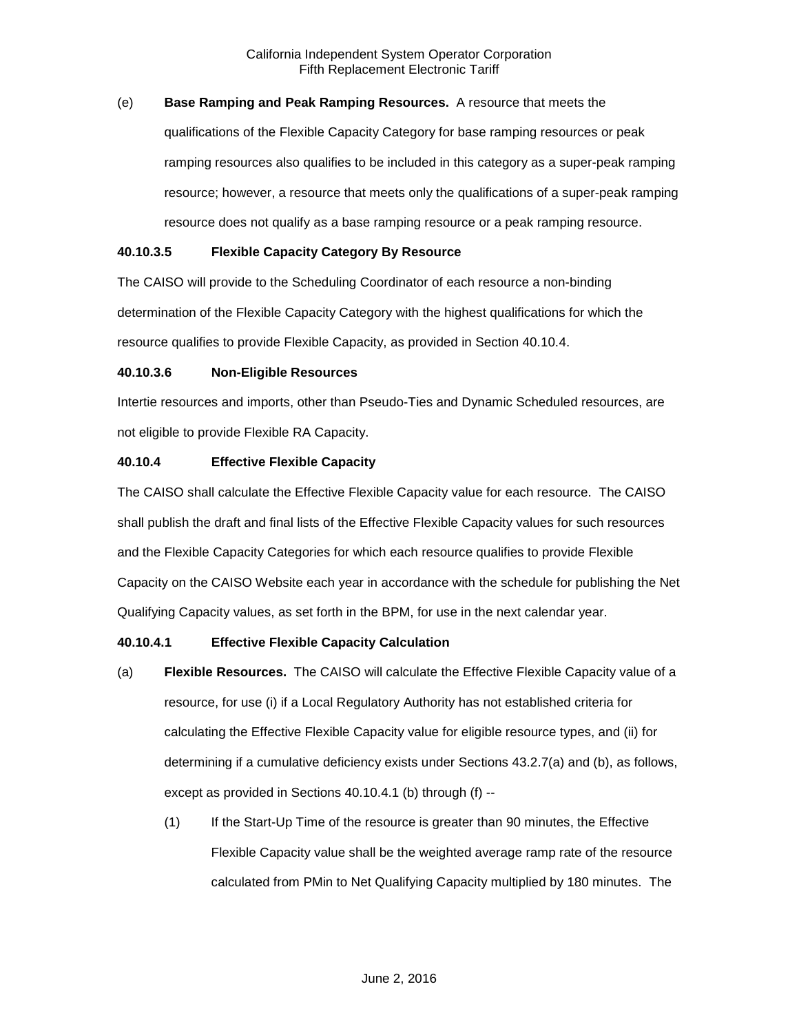(e) **Base Ramping and Peak Ramping Resources.** A resource that meets the qualifications of the Flexible Capacity Category for base ramping resources or peak ramping resources also qualifies to be included in this category as a super-peak ramping resource; however, a resource that meets only the qualifications of a super-peak ramping resource does not qualify as a base ramping resource or a peak ramping resource.

### 40.10.3.5 Flexible Capacity Category By Resource

The CAISO will provide to the Scheduling Coordinator of each resource a non-binding determination of the Flexible Capacity Category with the highest qualifications for which the resource qualifies to provide Flexible Capacity, as provided in Section 40.10.4.

### 40.10.3.6 Non-Eligible Resources

Intertie resources and imports, other than Pseudo-Ties and Dynamic Scheduled resources, are not eligible to provide Flexible RA Capacity.

### 40.10.4 Effective Flexible Capacity

The CAISO shall calculate the Effective Flexible Capacity value for each resource. The CAISO shall publish the draft and final lists of the Effective Flexible Capacity values for such resources and the Flexible Capacity Categories for which each resource qualifies to provide Flexible Capacity on the CAISO Website each year in accordance with the schedule for publishing the Net Qualifying Capacity values, as set forth in the BPM, for use in the next calendar year.

### 40.10.4.1 Effective Flexible Capacity Calculation

(a) **Flexible Resources.** The CAISO will calculate the Effective Flexible Capacity value of a resource, for use (i) if a Local Regulatory Authority has not established criteria for calculating the Effective Flexible Capacity value for eligible resource types, and (ii) for determining if a cumulative deficiency exists under Sections 43.2.7(a) and (b), as follows, except as provided in Sections 40.10.4.1 (b) through (f) --

(1) If the Start-Up Time of the resource is greater than 90 minutes, the Effective Flexible Capacity value shall be the weighted average ramp rate of the resource calculated from PMin to Net Qualifying Capacity multiplied by 180 minutes. The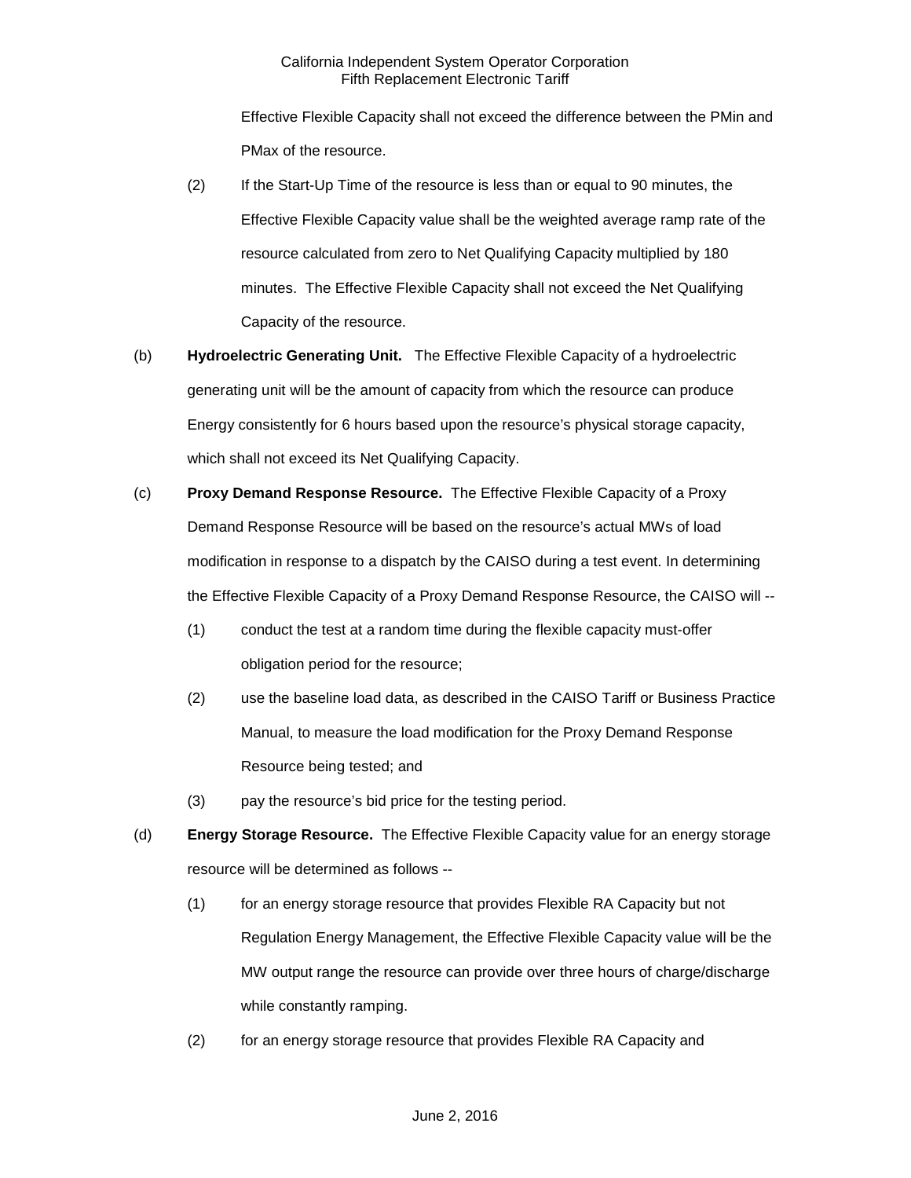Effective Flexible Capacity shall not exceed the difference between the PMin and PMax of the resource.

(2) If the Start-Up Time of the resource is less than or equal to 90 minutes, the Effective Flexible Capacity value shall be the weighted average ramp rate of the resource calculated from zero to Net Qualifying Capacity multiplied by 180 minutes. The Effective Flexible Capacity shall not exceed the Net Qualifying Capacity of the resource.

(b) **Hydroelectric Generating Unit.** The Effective Flexible Capacity of a hydroelectric generating unit will be the amount of capacity from which the resource can produce Energy consistently for 6 hours based upon the resource's physical storage capacity, which shall not exceed its Net Qualifying Capacity.

(c) **Proxy Demand Response Resource.** The Effective Flexible Capacity of a Proxy Demand Response Resource will be based on the resource's actual MWs of load modification in response to a dispatch by the CAISO during a test event. In determining the Effective Flexible Capacity of a Proxy Demand Response Resource, the CAISO will --

(1) conduct the test at a random time during the flexible capacity must-offer obligation period for the resource;

(2) use the baseline load data, as described in the CAISO Tariff or Business Practice Manual, to measure the load modification for the Proxy Demand Response Resource being tested; and

(3) pay the resource's bid price for the testing period.

(d) **Energy Storage Resource.** The Effective Flexible Capacity value for an energy storage resource will be determined as follows --

(1) for an energy storage resource that provides Flexible RA Capacity but not Regulation Energy Management, the Effective Flexible Capacity value will be the MW output range the resource can provide over three hours of charge/discharge while constantly ramping.

(2) for an energy storage resource that provides Flexible RA Capacity and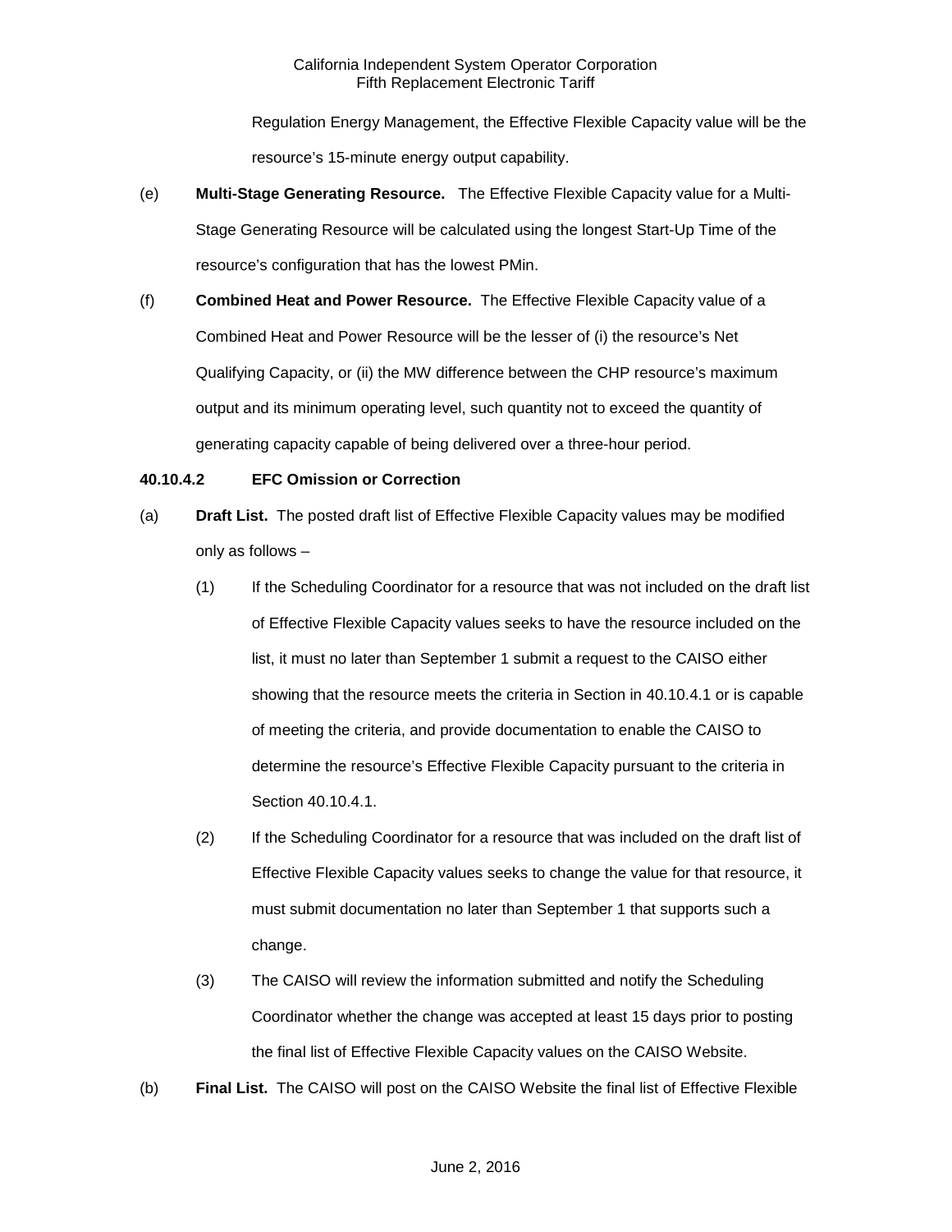Regulation Energy Management, the Effective Flexible Capacity value will be the resource's 15-minute energy output capability.

(e) **Multi-Stage Generating Resource.** The Effective Flexible Capacity value for a Multi-Stage Generating Resource will be calculated using the longest Start-Up Time of the resource's configuration that has the lowest PMin.

(f) **Combined Heat and Power Resource.** The Effective Flexible Capacity value of a Combined Heat and Power Resource will be the lesser of (i) the resource's Net Qualifying Capacity, or (ii) the MW difference between the CHP resource's maximum output and its minimum operating level, such quantity not to exceed the quantity of generating capacity capable of being delivered over a three-hour period.

**40.10.4.2 EFC Omission or Correction**

(a) **Draft List.** The posted draft list of Effective Flexible Capacity values may be modified only as follows –

(1) If the Scheduling Coordinator for a resource that was not included on the draft list of Effective Flexible Capacity values seeks to have the resource included on the list, it must no later than September 1 submit a request to the CAISO either showing that the resource meets the criteria in Section in 40.10.4.1 or is capable of meeting the criteria, and provide documentation to enable the CAISO to determine the resource's Effective Flexible Capacity pursuant to the criteria in Section 40.10.4.1.

(2) If the Scheduling Coordinator for a resource that was included on the draft list of Effective Flexible Capacity values seeks to change the value for that resource, it must submit documentation no later than September 1 that supports such a change.

(3) The CAISO will review the information submitted and notify the Scheduling Coordinator whether the change was accepted at least 15 days prior to posting the final list of Effective Flexible Capacity values on the CAISO Website.

(b) **Final List.** The CAISO will post on the CAISO Website the final list of Effective Flexible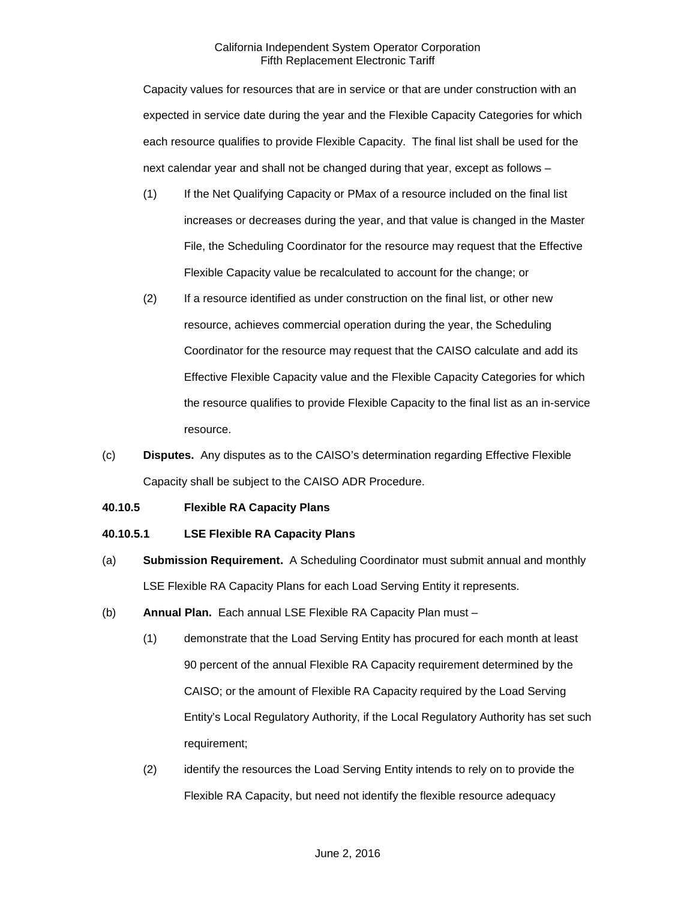Capacity values for resources that are in service or that are under construction with an expected in service date during the year and the Flexible Capacity Categories for which each resource qualifies to provide Flexible Capacity. The final list shall be used for the next calendar year and shall not be changed during that year, except as follows –

(1) If the Net Qualifying Capacity or PMax of a resource included on the final list increases or decreases during the year, and that value is changed in the Master File, the Scheduling Coordinator for the resource may request that the Effective Flexible Capacity value be recalculated to account for the change; or

(2) If a resource identified as under construction on the final list, or other new resource, achieves commercial operation during the year, the Scheduling Coordinator for the resource may request that the CAISO calculate and add its Effective Flexible Capacity value and the Flexible Capacity Categories for which the resource qualifies to provide Flexible Capacity to the final list as an in-service resource.

(c) **Disputes.** Any disputes as to the CAISO's determination regarding Effective Flexible Capacity shall be subject to the CAISO ADR Procedure.

**40.10.5 Flexible RA Capacity Plans**

**40.10.5.1 LSE Flexible RA Capacity Plans**

(a) **Submission Requirement.** A Scheduling Coordinator must submit annual and monthly LSE Flexible RA Capacity Plans for each Load Serving Entity it represents.

(b) **Annual Plan.** Each annual LSE Flexible RA Capacity Plan must –

(1) demonstrate that the Load Serving Entity has procured for each month at least 90 percent of the annual Flexible RA Capacity requirement determined by the CAISO; or the amount of Flexible RA Capacity required by the Load Serving Entity's Local Regulatory Authority, if the Local Regulatory Authority has set such requirement;

(2) identify the resources the Load Serving Entity intends to rely on to provide the Flexible RA Capacity, but need not identify the flexible resource adequacy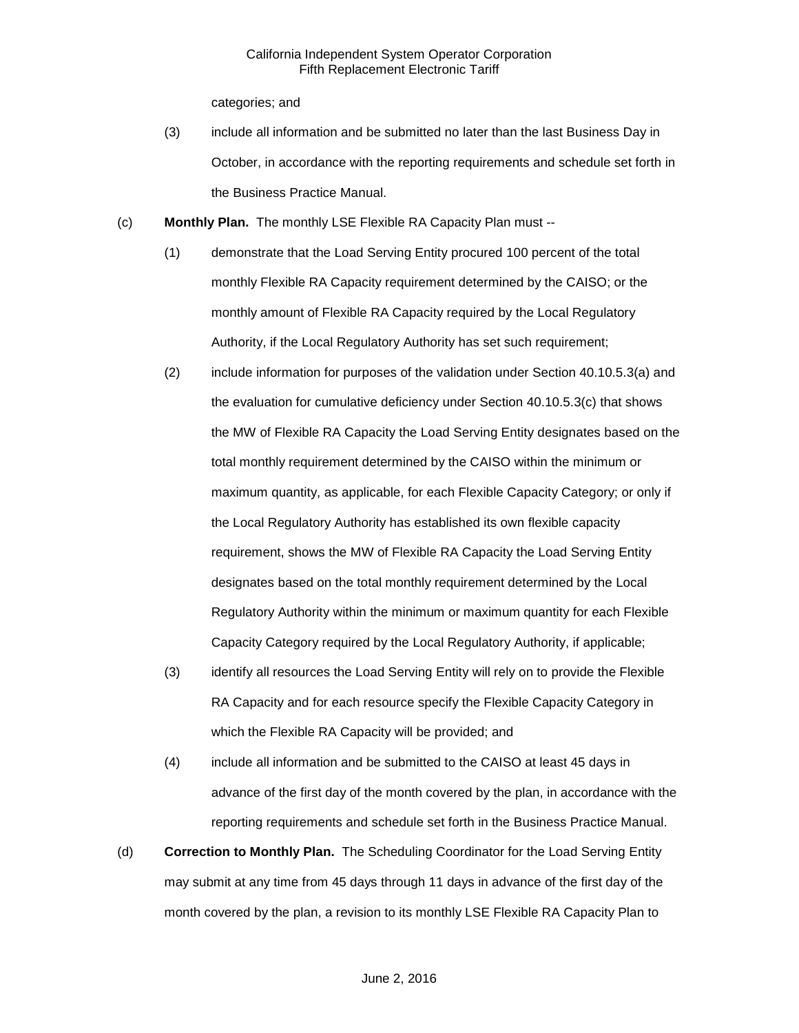categories; and

(3) include all information and be submitted no later than the last Business Day in October, in accordance with the reporting requirements and schedule set forth in the Business Practice Manual.

(c) **Monthly Plan.** The monthly LSE Flexible RA Capacity Plan must --

(1) demonstrate that the Load Serving Entity procured 100 percent of the total monthly Flexible RA Capacity requirement determined by the CAISO; or the monthly amount of Flexible RA Capacity required by the Local Regulatory Authority, if the Local Regulatory Authority has set such requirement;

(2) include information for purposes of the validation under Section 40.10.5.3(a) and the evaluation for cumulative deficiency under Section 40.10.5.3(c) that shows the MW of Flexible RA Capacity the Load Serving Entity designates based on the total monthly requirement determined by the CAISO within the minimum or maximum quantity, as applicable, for each Flexible Capacity Category; or only if the Local Regulatory Authority has established its own flexible capacity requirement, shows the MW of Flexible RA Capacity the Load Serving Entity designates based on the total monthly requirement determined by the Local Regulatory Authority within the minimum or maximum quantity for each Flexible Capacity Category required by the Local Regulatory Authority, if applicable;

(3) identify all resources the Load Serving Entity will rely on to provide the Flexible RA Capacity and for each resource specify the Flexible Capacity Category in which the Flexible RA Capacity will be provided; and

(4) include all information and be submitted to the CAISO at least 45 days in advance of the first day of the month covered by the plan, in accordance with the reporting requirements and schedule set forth in the Business Practice Manual.

(d) **Correction to Monthly Plan.** The Scheduling Coordinator for the Load Serving Entity may submit at any time from 45 days through 11 days in advance of the first day of the month covered by the plan, a revision to its monthly LSE Flexible RA Capacity Plan to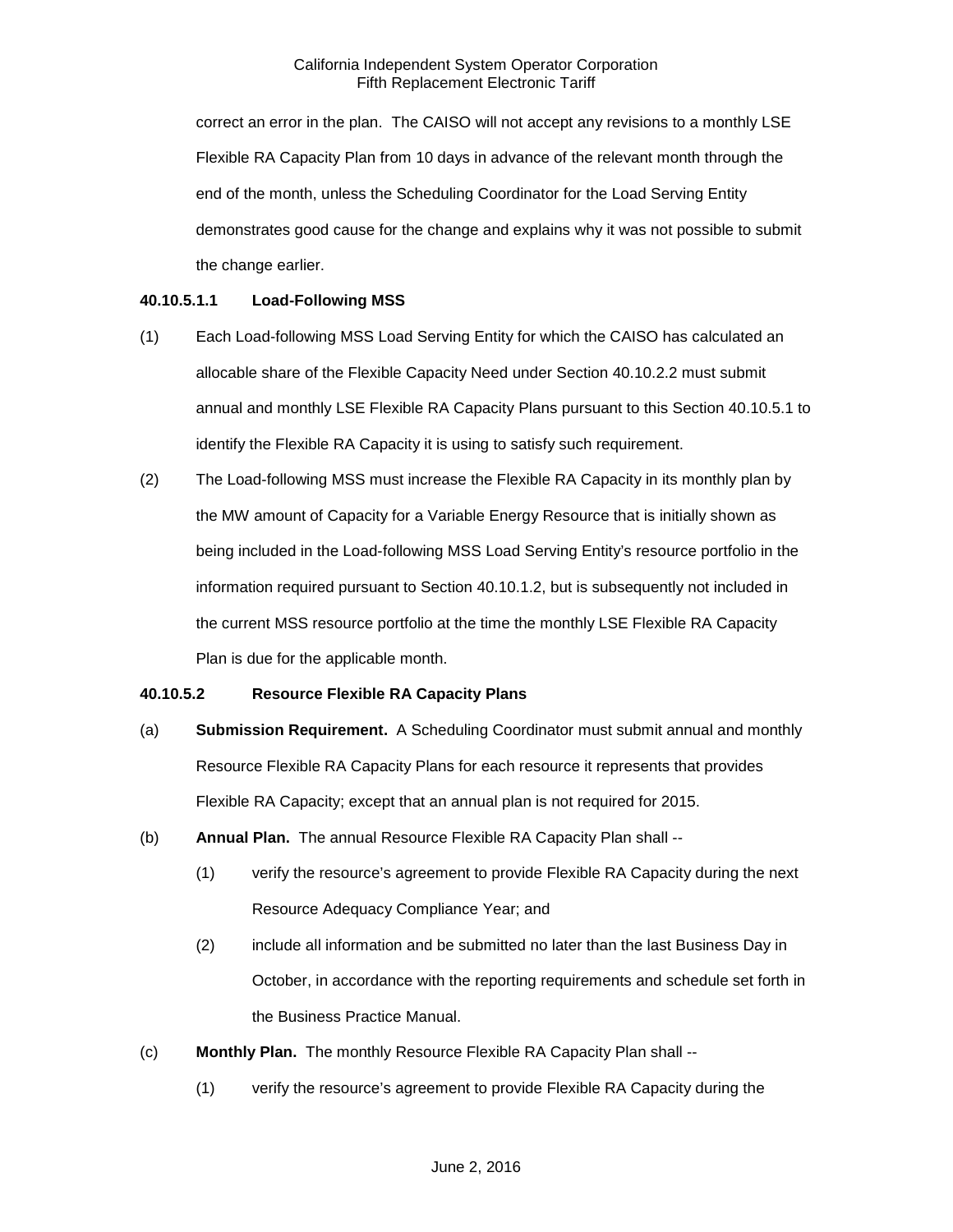correct an error in the plan. The CAISO will not accept any revisions to a monthly LSE Flexible RA Capacity Plan from 10 days in advance of the relevant month through the end of the month, unless the Scheduling Coordinator for the Load Serving Entity demonstrates good cause for the change and explains why it was not possible to submit the change earlier.

**40.10.5.1.1 Load-Following MSS**

(1) Each Load-following MSS Load Serving Entity for which the CAISO has calculated an allocable share of the Flexible Capacity Need under Section 40.10.2.2 must submit annual and monthly LSE Flexible RA Capacity Plans pursuant to this Section 40.10.5.1 to identify the Flexible RA Capacity it is using to satisfy such requirement.

(2) The Load-following MSS must increase the Flexible RA Capacity in its monthly plan by the MW amount of Capacity for a Variable Energy Resource that is initially shown as being included in the Load-following MSS Load Serving Entity's resource portfolio in the information required pursuant to Section 40.10.1.2, but is subsequently not included in the current MSS resource portfolio at the time the monthly LSE Flexible RA Capacity Plan is due for the applicable month.

**40.10.5.2 Resource Flexible RA Capacity Plans**

(a) **Submission Requirement.** A Scheduling Coordinator must submit annual and monthly Resource Flexible RA Capacity Plans for each resource it represents that provides Flexible RA Capacity; except that an annual plan is not required for 2015.

(b) **Annual Plan.** The annual Resource Flexible RA Capacity Plan shall --

  (1) verify the resource's agreement to provide Flexible RA Capacity during the next Resource Adequacy Compliance Year; and

  (2) include all information and be submitted no later than the last Business Day in October, in accordance with the reporting requirements and schedule set forth in the Business Practice Manual.

(c) **Monthly Plan.** The monthly Resource Flexible RA Capacity Plan shall --

  (1) verify the resource's agreement to provide Flexible RA Capacity during the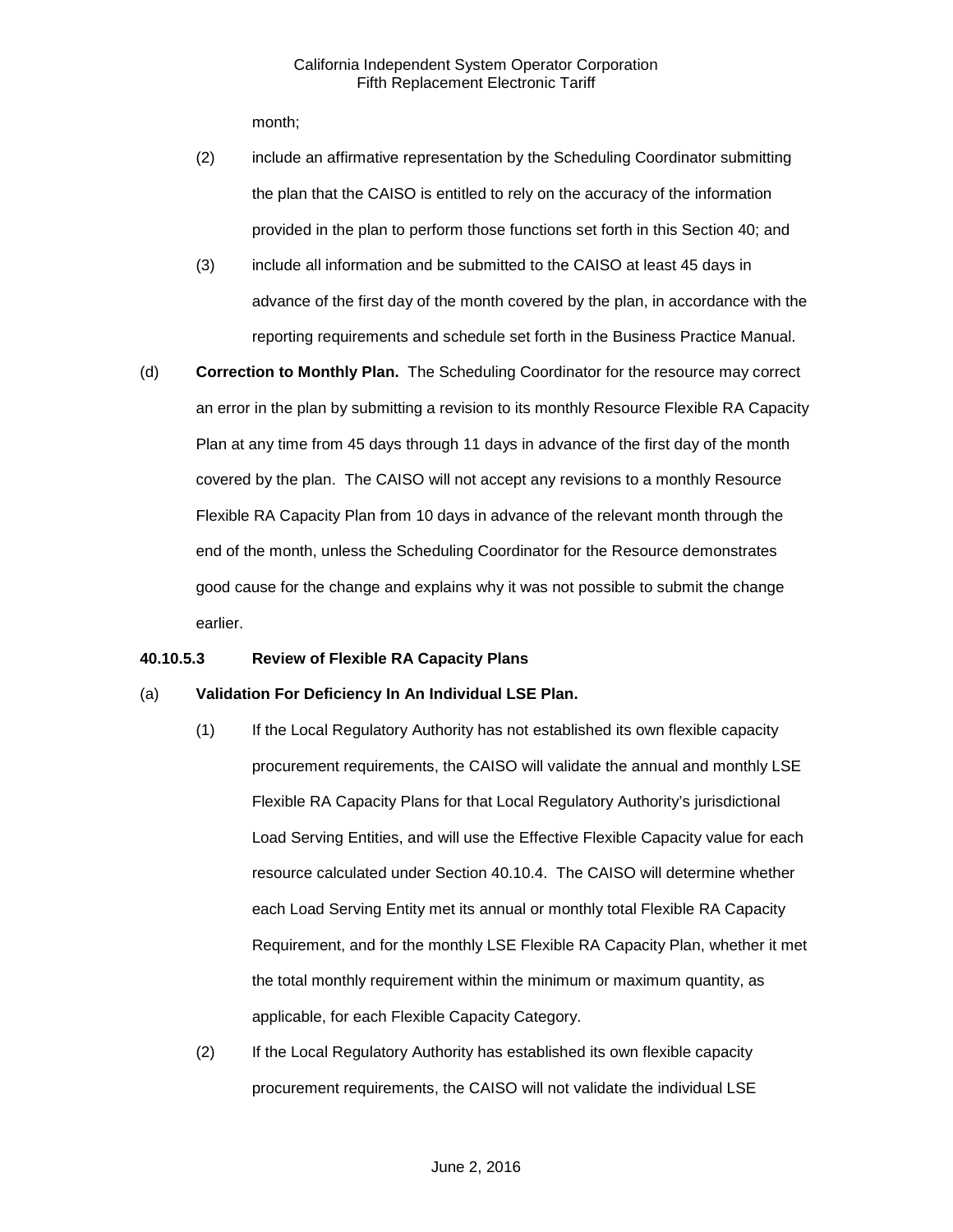month;

(2) include an affirmative representation by the Scheduling Coordinator submitting the plan that the CAISO is entitled to rely on the accuracy of the information provided in the plan to perform those functions set forth in this Section 40; and

(3) include all information and be submitted to the CAISO at least 45 days in advance of the first day of the month covered by the plan, in accordance with the reporting requirements and schedule set forth in the Business Practice Manual.

(d) **Correction to Monthly Plan.** The Scheduling Coordinator for the resource may correct an error in the plan by submitting a revision to its monthly Resource Flexible RA Capacity Plan at any time from 45 days through 11 days in advance of the first day of the month covered by the plan. The CAISO will not accept any revisions to a monthly Resource Flexible RA Capacity Plan from 10 days in advance of the relevant month through the end of the month, unless the Scheduling Coordinator for the Resource demonstrates good cause for the change and explains why it was not possible to submit the change earlier.

**40.10.5.3 Review of Flexible RA Capacity Plans**

(a) **Validation For Deficiency In An Individual LSE Plan.**

(1) If the Local Regulatory Authority has not established its own flexible capacity procurement requirements, the CAISO will validate the annual and monthly LSE Flexible RA Capacity Plans for that Local Regulatory Authority's jurisdictional Load Serving Entities, and will use the Effective Flexible Capacity value for each resource calculated under Section 40.10.4. The CAISO will determine whether each Load Serving Entity met its annual or monthly total Flexible RA Capacity Requirement, and for the monthly LSE Flexible RA Capacity Plan, whether it met the total monthly requirement within the minimum or maximum quantity, as applicable, for each Flexible Capacity Category.

(2) If the Local Regulatory Authority has established its own flexible capacity procurement requirements, the CAISO will not validate the individual LSE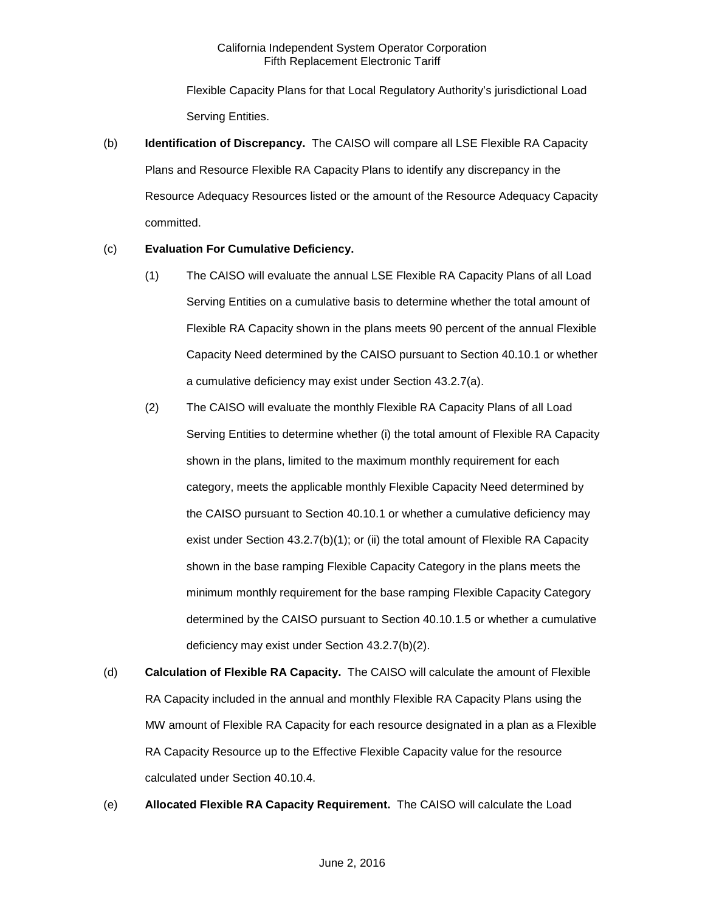Flexible Capacity Plans for that Local Regulatory Authority's jurisdictional Load Serving Entities.

(b) **Identification of Discrepancy.** The CAISO will compare all LSE Flexible RA Capacity Plans and Resource Flexible RA Capacity Plans to identify any discrepancy in the Resource Adequacy Resources listed or the amount of the Resource Adequacy Capacity committed.

(c) **Evaluation For Cumulative Deficiency.**

(1) The CAISO will evaluate the annual LSE Flexible RA Capacity Plans of all Load Serving Entities on a cumulative basis to determine whether the total amount of Flexible RA Capacity shown in the plans meets 90 percent of the annual Flexible Capacity Need determined by the CAISO pursuant to Section 40.10.1 or whether a cumulative deficiency may exist under Section 43.2.7(a).

(2) The CAISO will evaluate the monthly Flexible RA Capacity Plans of all Load Serving Entities to determine whether (i) the total amount of Flexible RA Capacity shown in the plans, limited to the maximum monthly requirement for each category, meets the applicable monthly Flexible Capacity Need determined by the CAISO pursuant to Section 40.10.1 or whether a cumulative deficiency may exist under Section 43.2.7(b)(1); or (ii) the total amount of Flexible RA Capacity shown in the base ramping Flexible Capacity Category in the plans meets the minimum monthly requirement for the base ramping Flexible Capacity Category determined by the CAISO pursuant to Section 40.10.1.5 or whether a cumulative deficiency may exist under Section 43.2.7(b)(2).

(d) **Calculation of Flexible RA Capacity.** The CAISO will calculate the amount of Flexible RA Capacity included in the annual and monthly Flexible RA Capacity Plans using the MW amount of Flexible RA Capacity for each resource designated in a plan as a Flexible RA Capacity Resource up to the Effective Flexible Capacity value for the resource calculated under Section 40.10.4.

(e) **Allocated Flexible RA Capacity Requirement.** The CAISO will calculate the Load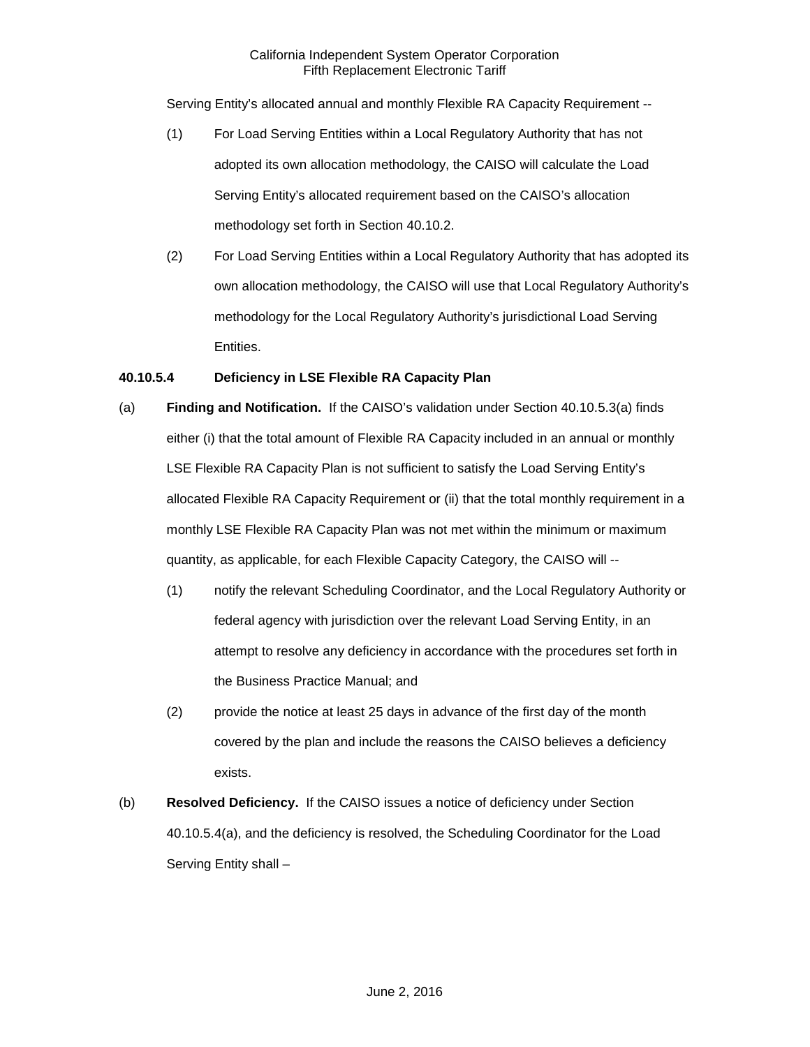Serving Entity's allocated annual and monthly Flexible RA Capacity Requirement --

(1) For Load Serving Entities within a Local Regulatory Authority that has not adopted its own allocation methodology, the CAISO will calculate the Load Serving Entity's allocated requirement based on the CAISO's allocation methodology set forth in Section 40.10.2.

(2) For Load Serving Entities within a Local Regulatory Authority that has adopted its own allocation methodology, the CAISO will use that Local Regulatory Authority's methodology for the Local Regulatory Authority's jurisdictional Load Serving Entities.

**40.10.5.4 Deficiency in LSE Flexible RA Capacity Plan**

(a) **Finding and Notification.** If the CAISO's validation under Section 40.10.5.3(a) finds either (i) that the total amount of Flexible RA Capacity included in an annual or monthly LSE Flexible RA Capacity Plan is not sufficient to satisfy the Load Serving Entity's allocated Flexible RA Capacity Requirement or (ii) that the total monthly requirement in a monthly LSE Flexible RA Capacity Plan was not met within the minimum or maximum quantity, as applicable, for each Flexible Capacity Category, the CAISO will --

(1) notify the relevant Scheduling Coordinator, and the Local Regulatory Authority or federal agency with jurisdiction over the relevant Load Serving Entity, in an attempt to resolve any deficiency in accordance with the procedures set forth in the Business Practice Manual; and

(2) provide the notice at least 25 days in advance of the first day of the month covered by the plan and include the reasons the CAISO believes a deficiency exists.

(b) **Resolved Deficiency.** If the CAISO issues a notice of deficiency under Section 40.10.5.4(a), and the deficiency is resolved, the Scheduling Coordinator for the Load Serving Entity shall –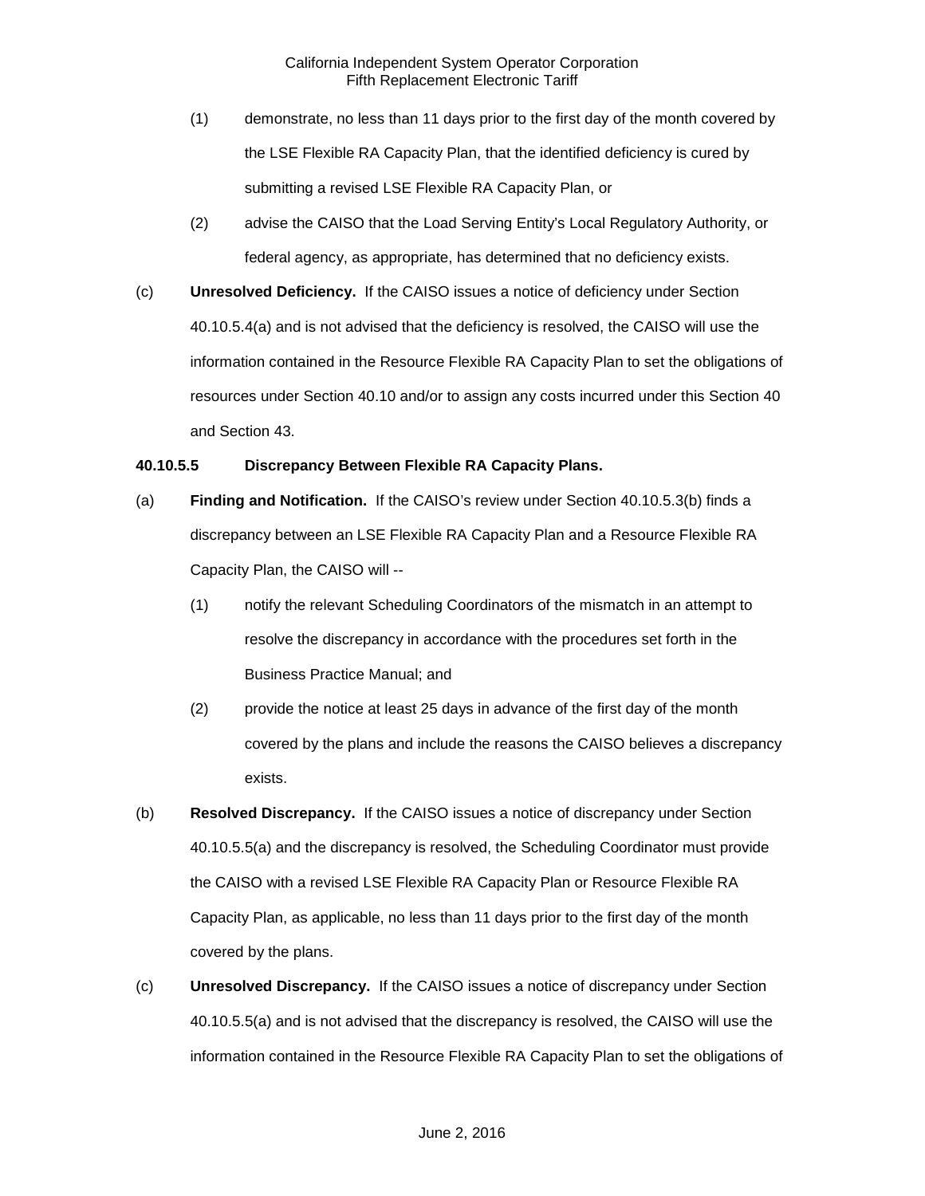(1) demonstrate, no less than 11 days prior to the first day of the month covered by the LSE Flexible RA Capacity Plan, that the identified deficiency is cured by submitting a revised LSE Flexible RA Capacity Plan, or

(2) advise the CAISO that the Load Serving Entity's Local Regulatory Authority, or federal agency, as appropriate, has determined that no deficiency exists.

(c) **Unresolved Deficiency.** If the CAISO issues a notice of deficiency under Section 40.10.5.4(a) and is not advised that the deficiency is resolved, the CAISO will use the information contained in the Resource Flexible RA Capacity Plan to set the obligations of resources under Section 40.10 and/or to assign any costs incurred under this Section 40 and Section 43.

**40.10.5.5 Discrepancy Between Flexible RA Capacity Plans.**

(a) **Finding and Notification.** If the CAISO's review under Section 40.10.5.3(b) finds a discrepancy between an LSE Flexible RA Capacity Plan and a Resource Flexible RA Capacity Plan, the CAISO will --

(1) notify the relevant Scheduling Coordinators of the mismatch in an attempt to resolve the discrepancy in accordance with the procedures set forth in the Business Practice Manual; and

(2) provide the notice at least 25 days in advance of the first day of the month covered by the plans and include the reasons the CAISO believes a discrepancy exists.

(b) **Resolved Discrepancy.** If the CAISO issues a notice of discrepancy under Section 40.10.5.5(a) and the discrepancy is resolved, the Scheduling Coordinator must provide the CAISO with a revised LSE Flexible RA Capacity Plan or Resource Flexible RA Capacity Plan, as applicable, no less than 11 days prior to the first day of the month covered by the plans.

(c) **Unresolved Discrepancy.** If the CAISO issues a notice of discrepancy under Section 40.10.5.5(a) and is not advised that the discrepancy is resolved, the CAISO will use the information contained in the Resource Flexible RA Capacity Plan to set the obligations of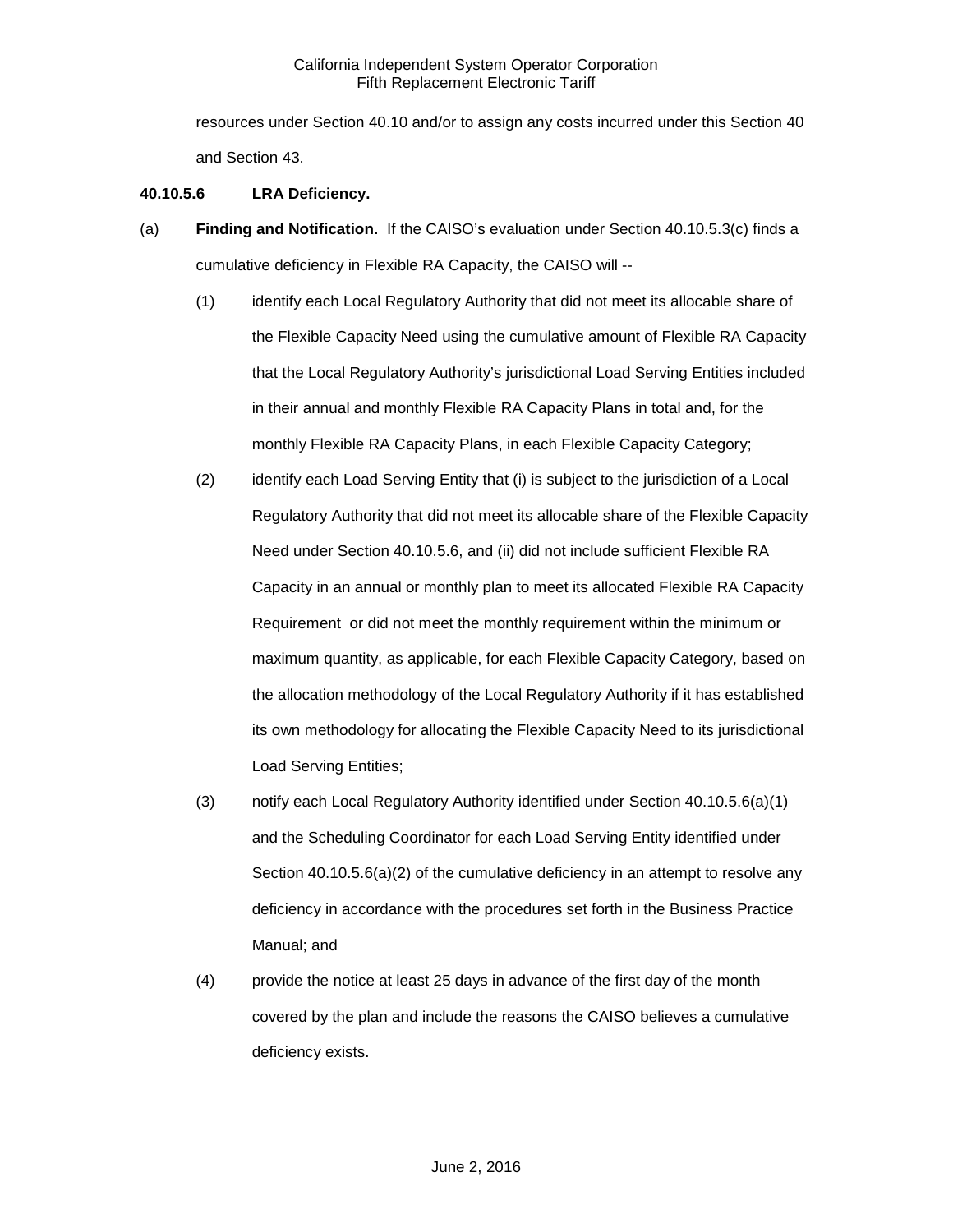resources under Section 40.10 and/or to assign any costs incurred under this Section 40 and Section 43.

**40.10.5.6 LRA Deficiency.**

(a) **Finding and Notification.** If the CAISO's evaluation under Section 40.10.5.3(c) finds a cumulative deficiency in Flexible RA Capacity, the CAISO will --

(1) identify each Local Regulatory Authority that did not meet its allocable share of the Flexible Capacity Need using the cumulative amount of Flexible RA Capacity that the Local Regulatory Authority's jurisdictional Load Serving Entities included in their annual and monthly Flexible RA Capacity Plans in total and, for the monthly Flexible RA Capacity Plans, in each Flexible Capacity Category;

(2) identify each Load Serving Entity that (i) is subject to the jurisdiction of a Local Regulatory Authority that did not meet its allocable share of the Flexible Capacity Need under Section 40.10.5.6, and (ii) did not include sufficient Flexible RA Capacity in an annual or monthly plan to meet its allocated Flexible RA Capacity Requirement or did not meet the monthly requirement within the minimum or maximum quantity, as applicable, for each Flexible Capacity Category, based on the allocation methodology of the Local Regulatory Authority if it has established its own methodology for allocating the Flexible Capacity Need to its jurisdictional Load Serving Entities;

(3) notify each Local Regulatory Authority identified under Section 40.10.5.6(a)(1) and the Scheduling Coordinator for each Load Serving Entity identified under Section 40.10.5.6(a)(2) of the cumulative deficiency in an attempt to resolve any deficiency in accordance with the procedures set forth in the Business Practice Manual; and

(4) provide the notice at least 25 days in advance of the first day of the month covered by the plan and include the reasons the CAISO believes a cumulative deficiency exists.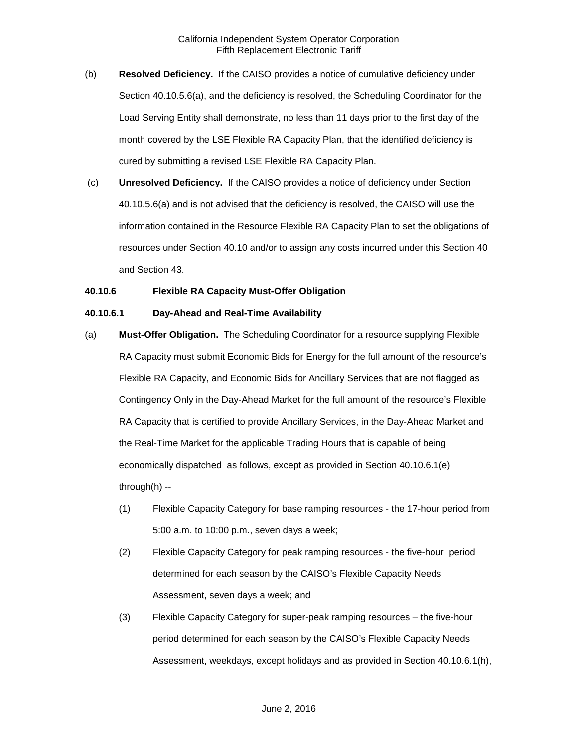(b) **Resolved Deficiency.** If the CAISO provides a notice of cumulative deficiency under Section 40.10.5.6(a), and the deficiency is resolved, the Scheduling Coordinator for the Load Serving Entity shall demonstrate, no less than 11 days prior to the first day of the month covered by the LSE Flexible RA Capacity Plan, that the identified deficiency is cured by submitting a revised LSE Flexible RA Capacity Plan.

(c) **Unresolved Deficiency.** If the CAISO provides a notice of deficiency under Section 40.10.5.6(a) and is not advised that the deficiency is resolved, the CAISO will use the information contained in the Resource Flexible RA Capacity Plan to set the obligations of resources under Section 40.10 and/or to assign any costs incurred under this Section 40 and Section 43.

**40.10.6 Flexible RA Capacity Must-Offer Obligation**

**40.10.6.1 Day-Ahead and Real-Time Availability**

(a) **Must-Offer Obligation.** The Scheduling Coordinator for a resource supplying Flexible RA Capacity must submit Economic Bids for Energy for the full amount of the resource's Flexible RA Capacity, and Economic Bids for Ancillary Services that are not flagged as Contingency Only in the Day-Ahead Market for the full amount of the resource's Flexible RA Capacity that is certified to provide Ancillary Services, in the Day-Ahead Market and the Real-Time Market for the applicable Trading Hours that is capable of being economically dispatched as follows, except as provided in Section 40.10.6.1(e) through(h) --

(1) Flexible Capacity Category for base ramping resources - the 17-hour period from 5:00 a.m. to 10:00 p.m., seven days a week;

(2) Flexible Capacity Category for peak ramping resources - the five-hour period determined for each season by the CAISO's Flexible Capacity Needs Assessment, seven days a week; and

(3) Flexible Capacity Category for super-peak ramping resources – the five-hour period determined for each season by the CAISO's Flexible Capacity Needs Assessment, weekdays, except holidays and as provided in Section 40.10.6.1(h),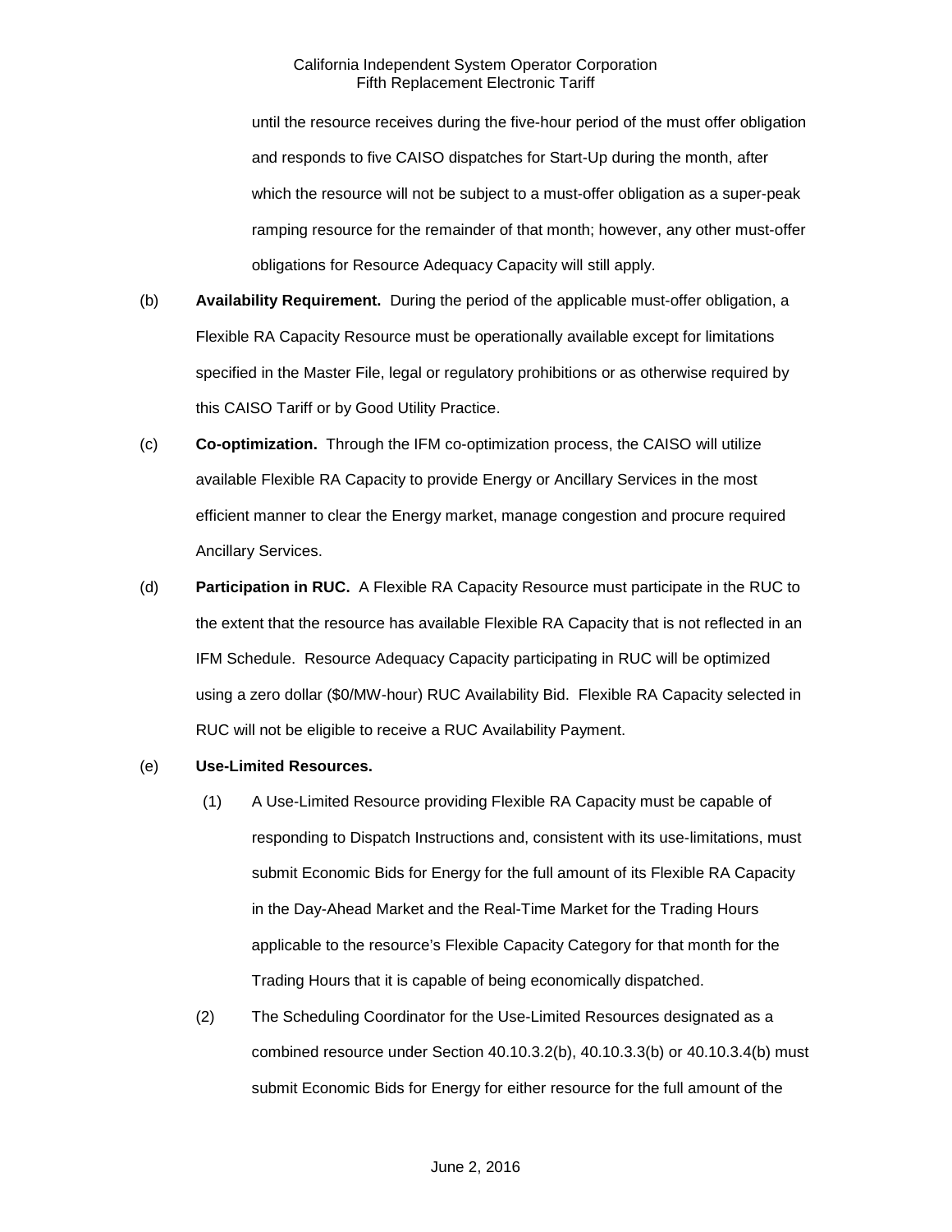until the resource receives during the five-hour period of the must offer obligation and responds to five CAISO dispatches for Start-Up during the month, after which the resource will not be subject to a must-offer obligation as a super-peak ramping resource for the remainder of that month; however, any other must-offer obligations for Resource Adequacy Capacity will still apply.

(b) **Availability Requirement.** During the period of the applicable must-offer obligation, a Flexible RA Capacity Resource must be operationally available except for limitations specified in the Master File, legal or regulatory prohibitions or as otherwise required by this CAISO Tariff or by Good Utility Practice.

(c) **Co-optimization.** Through the IFM co-optimization process, the CAISO will utilize available Flexible RA Capacity to provide Energy or Ancillary Services in the most efficient manner to clear the Energy market, manage congestion and procure required Ancillary Services.

(d) **Participation in RUC.** A Flexible RA Capacity Resource must participate in the RUC to the extent that the resource has available Flexible RA Capacity that is not reflected in an IFM Schedule. Resource Adequacy Capacity participating in RUC will be optimized using a zero dollar ($0/MW-hour) RUC Availability Bid. Flexible RA Capacity selected in RUC will not be eligible to receive a RUC Availability Payment.

(e) **Use-Limited Resources.**

(1) A Use-Limited Resource providing Flexible RA Capacity must be capable of responding to Dispatch Instructions and, consistent with its use-limitations, must submit Economic Bids for Energy for the full amount of its Flexible RA Capacity in the Day-Ahead Market and the Real-Time Market for the Trading Hours applicable to the resource's Flexible Capacity Category for that month for the Trading Hours that it is capable of being economically dispatched.

(2) The Scheduling Coordinator for the Use-Limited Resources designated as a combined resource under Section 40.10.3.2(b), 40.10.3.3(b) or 40.10.3.4(b) must submit Economic Bids for Energy for either resource for the full amount of the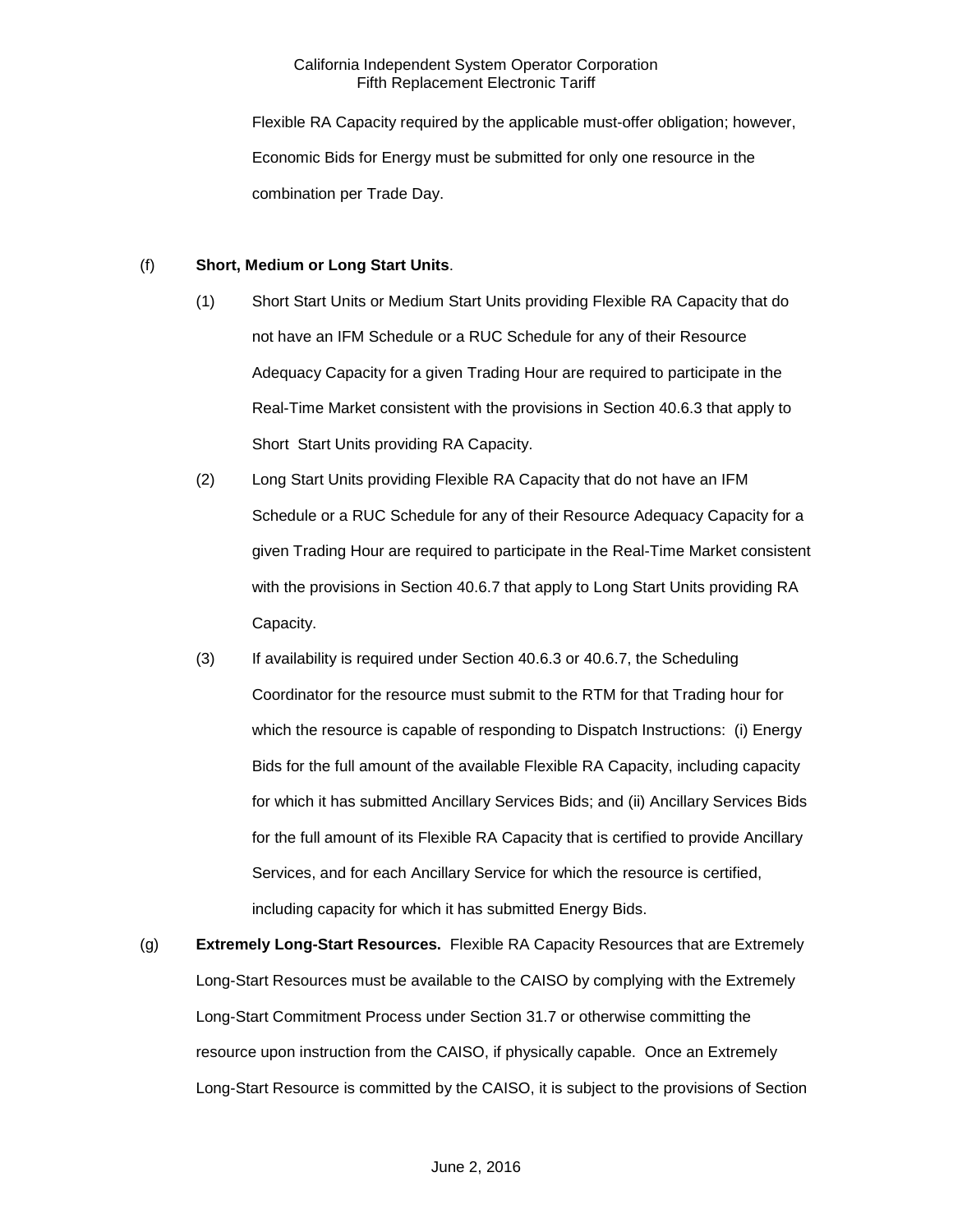Flexible RA Capacity required by the applicable must-offer obligation; however, Economic Bids for Energy must be submitted for only one resource in the combination per Trade Day.

(f) **Short, Medium or Long Start Units**.

(1) Short Start Units or Medium Start Units providing Flexible RA Capacity that do not have an IFM Schedule or a RUC Schedule for any of their Resource Adequacy Capacity for a given Trading Hour are required to participate in the Real-Time Market consistent with the provisions in Section 40.6.3 that apply to Short Start Units providing RA Capacity.

(2) Long Start Units providing Flexible RA Capacity that do not have an IFM Schedule or a RUC Schedule for any of their Resource Adequacy Capacity for a given Trading Hour are required to participate in the Real-Time Market consistent with the provisions in Section 40.6.7 that apply to Long Start Units providing RA Capacity.

(3) If availability is required under Section 40.6.3 or 40.6.7, the Scheduling Coordinator for the resource must submit to the RTM for that Trading hour for which the resource is capable of responding to Dispatch Instructions: (i) Energy Bids for the full amount of the available Flexible RA Capacity, including capacity for which it has submitted Ancillary Services Bids; and (ii) Ancillary Services Bids for the full amount of its Flexible RA Capacity that is certified to provide Ancillary Services, and for each Ancillary Service for which the resource is certified, including capacity for which it has submitted Energy Bids.

(g) **Extremely Long-Start Resources.** Flexible RA Capacity Resources that are Extremely Long-Start Resources must be available to the CAISO by complying with the Extremely Long-Start Commitment Process under Section 31.7 or otherwise committing the resource upon instruction from the CAISO, if physically capable. Once an Extremely Long-Start Resource is committed by the CAISO, it is subject to the provisions of Section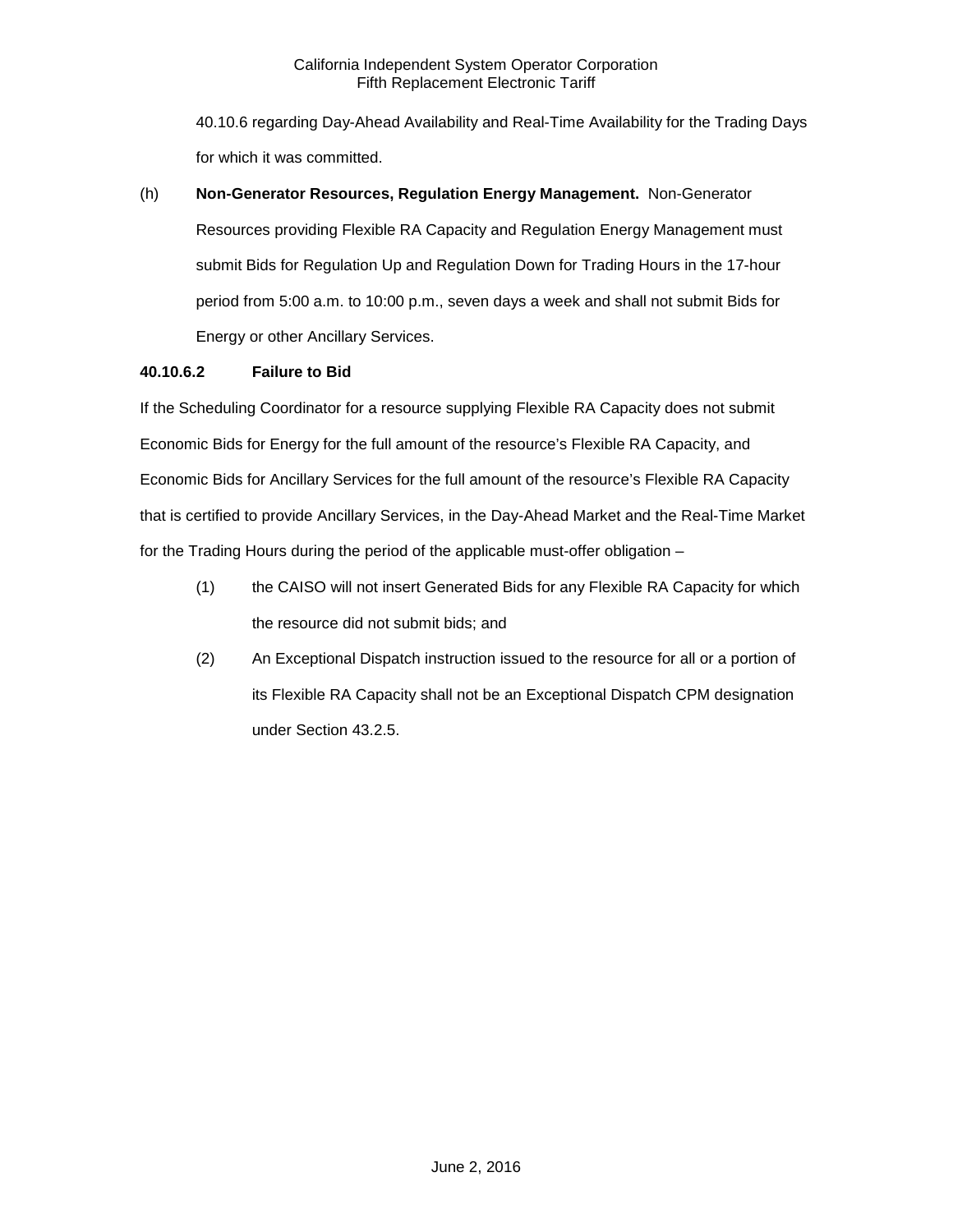40.10.6 regarding Day-Ahead Availability and Real-Time Availability for the Trading Days for which it was committed.

(h) **Non-Generator Resources, Regulation Energy Management.** Non-Generator Resources providing Flexible RA Capacity and Regulation Energy Management must submit Bids for Regulation Up and Regulation Down for Trading Hours in the 17-hour period from 5:00 a.m. to 10:00 p.m., seven days a week and shall not submit Bids for Energy or other Ancillary Services.

**40.10.6.2 Failure to Bid**

If the Scheduling Coordinator for a resource supplying Flexible RA Capacity does not submit Economic Bids for Energy for the full amount of the resource's Flexible RA Capacity, and Economic Bids for Ancillary Services for the full amount of the resource's Flexible RA Capacity that is certified to provide Ancillary Services, in the Day-Ahead Market and the Real-Time Market for the Trading Hours during the period of the applicable must-offer obligation –

(1) the CAISO will not insert Generated Bids for any Flexible RA Capacity for which the resource did not submit bids; and

(2) An Exceptional Dispatch instruction issued to the resource for all or a portion of its Flexible RA Capacity shall not be an Exceptional Dispatch CPM designation under Section 43.2.5.